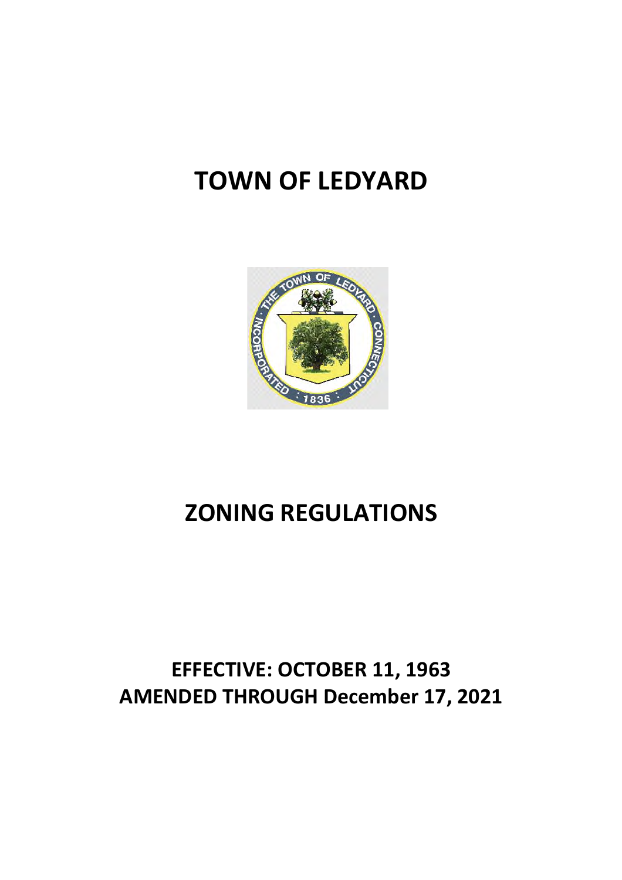# TOWN OF LEDYARD

# ZONING REGULATIONS

## EFFECTIVE: OCTOBER 11, 1963
## AMENDED THROUGH December 17, 2021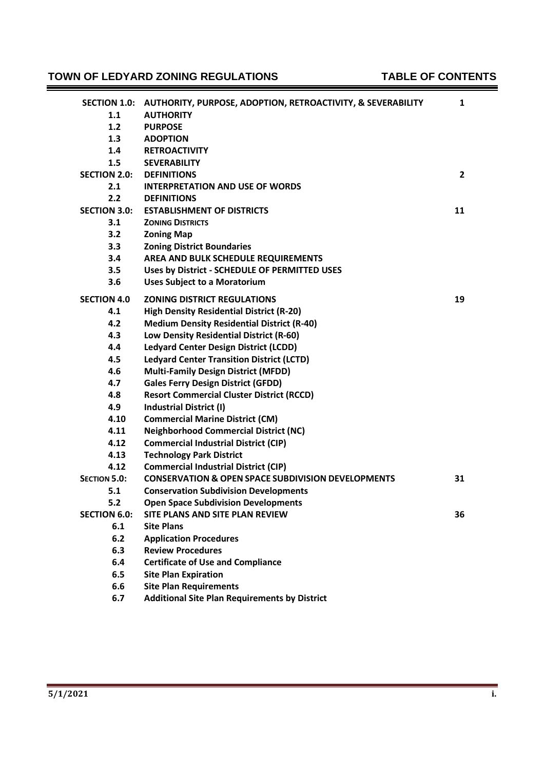# TOWN OF LEDYARD ZONING REGULATIONS — TABLE OF CONTENTS

| | | |
|---|---|---|
| **SECTION 1.0:** | **AUTHORITY, PURPOSE, ADOPTION, RETROACTIVITY, & SEVERABILITY** | **1** |
| **1.1** | **AUTHORITY** | |
| **1.2** | **PURPOSE** | |
| **1.3** | **ADOPTION** | |
| **1.4** | **RETROACTIVITY** | |
| **1.5** | **SEVERABILITY** | |
| **SECTION 2.0:** | **DEFINITIONS** | **2** |
| **2.1** | **INTERPRETATION AND USE OF WORDS** | |
| **2.2** | **DEFINITIONS** | |
| **SECTION 3.0:** | **ESTABLISHMENT OF DISTRICTS** | **11** |
| **3.1** | **ZONING DISTRICTS** | |
| **3.2** | **Zoning Map** | |
| **3.3** | **Zoning District Boundaries** | |
| **3.4** | **AREA AND BULK SCHEDULE REQUIREMENTS** | |
| **3.5** | **Uses by District - SCHEDULE OF PERMITTED USES** | |
| **3.6** | **Uses Subject to a Moratorium** | |
| **SECTION 4.0** | **ZONING DISTRICT REGULATIONS** | **19** |
| **4.1** | **High Density Residential District (R-20)** | |
| **4.2** | **Medium Density Residential District (R-40)** | |
| **4.3** | **Low Density Residential District (R-60)** | |
| **4.4** | **Ledyard Center Design District (LCDD)** | |
| **4.5** | **Ledyard Center Transition District (LCTD)** | |
| **4.6** | **Multi-Family Design District (MFDD)** | |
| **4.7** | **Gales Ferry Design District (GFDD)** | |
| **4.8** | **Resort Commercial Cluster District (RCCD)** | |
| **4.9** | **Industrial District (I)** | |
| **4.10** | **Commercial Marine District (CM)** | |
| **4.11** | **Neighborhood Commercial District (NC)** | |
| **4.12** | **Commercial Industrial District (CIP)** | |
| **4.13** | **Technology Park District** | |
| **4.12** | **Commercial Industrial District (CIP)** | |
| **SECTION 5.0:** | **CONSERVATION & OPEN SPACE SUBDIVISION DEVELOPMENTS** | **31** |
| **5.1** | **Conservation Subdivision Developments** | |
| **5.2** | **Open Space Subdivision Developments** | |
| **SECTION 6.0:** | **SITE PLANS AND SITE PLAN REVIEW** | **36** |
| **6.1** | **Site Plans** | |
| **6.2** | **Application Procedures** | |
| **6.3** | **Review Procedures** | |
| **6.4** | **Certificate of Use and Compliance** | |
| **6.5** | **Site Plan Expiration** | |
| **6.6** | **Site Plan Requirements** | |
| **6.7** | **Additional Site Plan Requirements by District** | |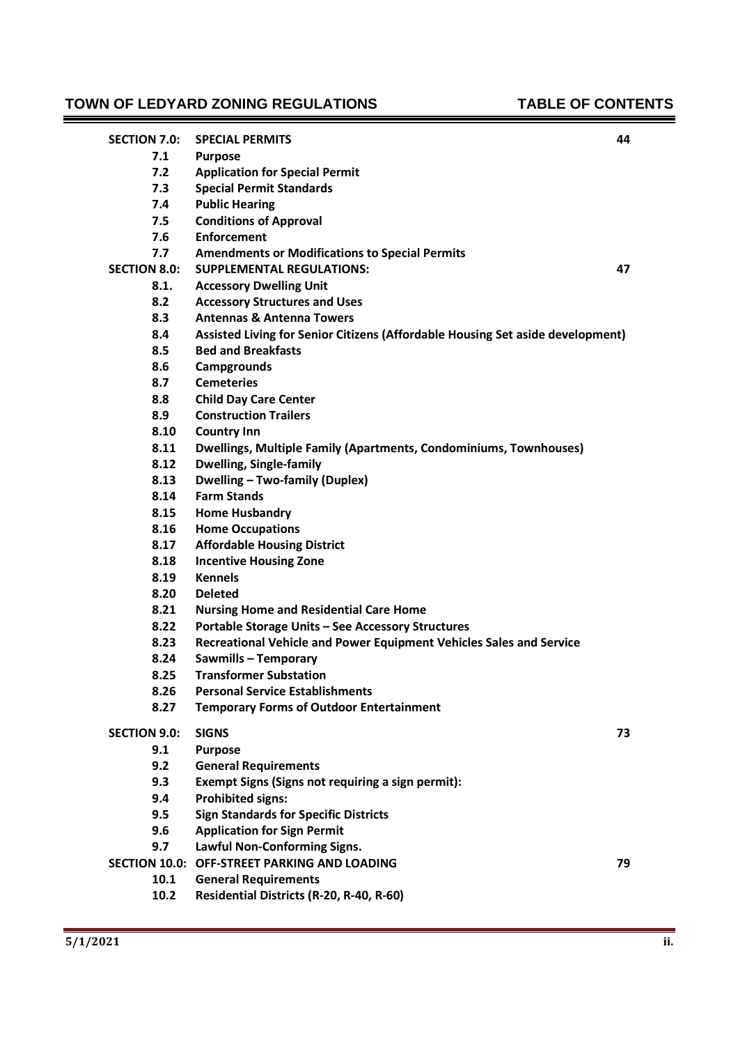| | | |
|---|---|---|
| **SECTION 7.0:** | **SPECIAL PERMITS** | **44** |
| **7.1** | **Purpose** | |
| **7.2** | **Application for Special Permit** | |
| **7.3** | **Special Permit Standards** | |
| **7.4** | **Public Hearing** | |
| **7.5** | **Conditions of Approval** | |
| **7.6** | **Enforcement** | |
| **7.7** | **Amendments or Modifications to Special Permits** | |
| **SECTION 8.0:** | **SUPPLEMENTAL REGULATIONS:** | **47** |
| **8.1.** | **Accessory Dwelling Unit** | |
| **8.2** | **Accessory Structures and Uses** | |
| **8.3** | **Antennas & Antenna Towers** | |
| **8.4** | **Assisted Living for Senior Citizens (Affordable Housing Set aside development)** | |
| **8.5** | **Bed and Breakfasts** | |
| **8.6** | **Campgrounds** | |
| **8.7** | **Cemeteries** | |
| **8.8** | **Child Day Care Center** | |
| **8.9** | **Construction Trailers** | |
| **8.10** | **Country Inn** | |
| **8.11** | **Dwellings, Multiple Family (Apartments, Condominiums, Townhouses)** | |
| **8.12** | **Dwelling, Single-family** | |
| **8.13** | **Dwelling – Two-family (Duplex)** | |
| **8.14** | **Farm Stands** | |
| **8.15** | **Home Husbandry** | |
| **8.16** | **Home Occupations** | |
| **8.17** | **Affordable Housing District** | |
| **8.18** | **Incentive Housing Zone** | |
| **8.19** | **Kennels** | |
| **8.20** | **Deleted** | |
| **8.21** | **Nursing Home and Residential Care Home** | |
| **8.22** | **Portable Storage Units – See Accessory Structures** | |
| **8.23** | **Recreational Vehicle and Power Equipment Vehicles Sales and Service** | |
| **8.24** | **Sawmills – Temporary** | |
| **8.25** | **Transformer Substation** | |
| **8.26** | **Personal Service Establishments** | |
| **8.27** | **Temporary Forms of Outdoor Entertainment** | |
| **SECTION 9.0:** | **SIGNS** | **73** |
| **9.1** | **Purpose** | |
| **9.2** | **General Requirements** | |
| **9.3** | **Exempt Signs (Signs not requiring a sign permit):** | |
| **9.4** | **Prohibited signs:** | |
| **9.5** | **Sign Standards for Specific Districts** | |
| **9.6** | **Application for Sign Permit** | |
| **9.7** | **Lawful Non-Conforming Signs.** | |
| **SECTION 10.0:** | **OFF-STREET PARKING AND LOADING** | **79** |
| **10.1** | **General Requirements** | |
| **10.2** | **Residential Districts (R-20, R-40, R-60)** | |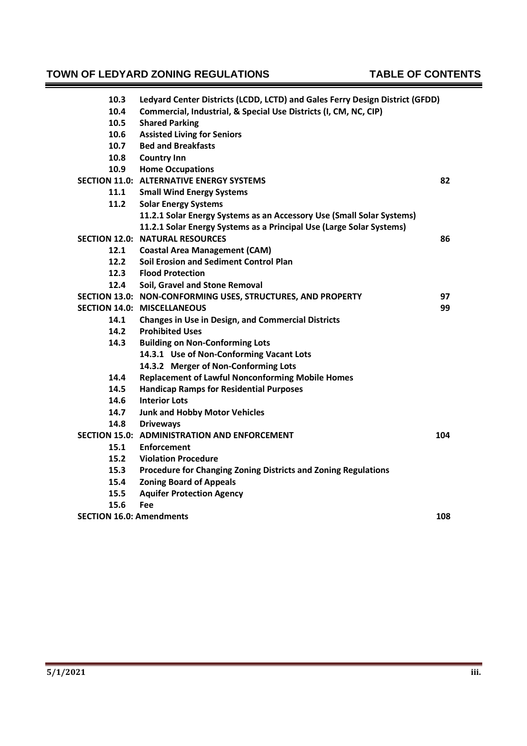| | | |
|---|---|---|
| **10.3** | **Ledyard Center Districts (LCDD, LCTD) and Gales Ferry Design District (GFDD)** | |
| **10.4** | **Commercial, Industrial, & Special Use Districts (I, CM, NC, CIP)** | |
| **10.5** | **Shared Parking** | |
| **10.6** | **Assisted Living for Seniors** | |
| **10.7** | **Bed and Breakfasts** | |
| **10.8** | **Country Inn** | |
| **10.9** | **Home Occupations** | |
| **SECTION 11.0:** | **ALTERNATIVE ENERGY SYSTEMS** | **82** |
| **11.1** | **Small Wind Energy Systems** | |
| **11.2** | **Solar Energy Systems** | |
| | **11.2.1 Solar Energy Systems as an Accessory Use (Small Solar Systems)** | |
| | **11.2.1 Solar Energy Systems as a Principal Use (Large Solar Systems)** | |
| **SECTION 12.0:** | **NATURAL RESOURCES** | **86** |
| **12.1** | **Coastal Area Management (CAM)** | |
| **12.2** | **Soil Erosion and Sediment Control Plan** | |
| **12.3** | **Flood Protection** | |
| **12.4** | **Soil, Gravel and Stone Removal** | |
| **SECTION 13.0:** | **NON-CONFORMING USES, STRUCTURES, AND PROPERTY** | **97** |
| **SECTION 14.0:** | **MISCELLANEOUS** | **99** |
| **14.1** | **Changes in Use in Design, and Commercial Districts** | |
| **14.2** | **Prohibited Uses** | |
| **14.3** | **Building on Non-Conforming Lots** | |
| | **14.3.1 Use of Non-Conforming Vacant Lots** | |
| | **14.3.2 Merger of Non-Conforming Lots** | |
| **14.4** | **Replacement of Lawful Nonconforming Mobile Homes** | |
| **14.5** | **Handicap Ramps for Residential Purposes** | |
| **14.6** | **Interior Lots** | |
| **14.7** | **Junk and Hobby Motor Vehicles** | |
| **14.8** | **Driveways** | |
| **SECTION 15.0:** | **ADMINISTRATION AND ENFORCEMENT** | **104** |
| **15.1** | **Enforcement** | |
| **15.2** | **Violation Procedure** | |
| **15.3** | **Procedure for Changing Zoning Districts and Zoning Regulations** | |
| **15.4** | **Zoning Board of Appeals** | |
| **15.5** | **Aquifer Protection Agency** | |
| **15.6** | **Fee** | |
| **SECTION 16.0: Amendments** | | **108** |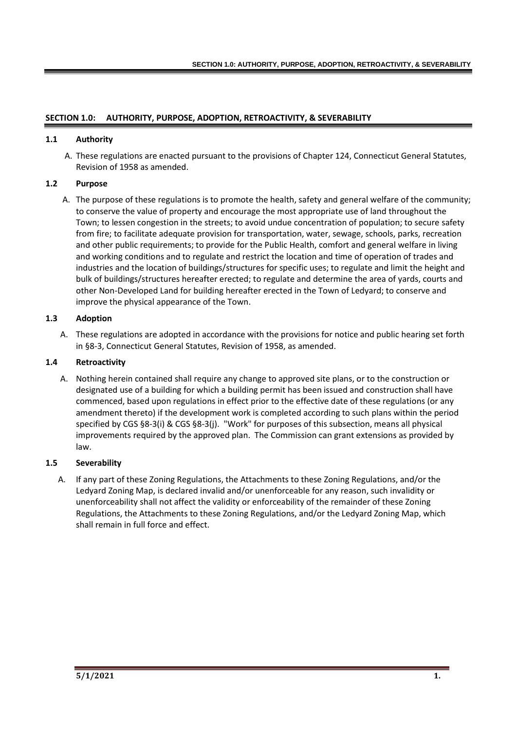## SECTION 1.0: AUTHORITY, PURPOSE, ADOPTION, RETROACTIVITY, & SEVERABILITY

### 1.1 Authority

A. These regulations are enacted pursuant to the provisions of Chapter 124, Connecticut General Statutes, Revision of 1958 as amended.

### 1.2 Purpose

A. The purpose of these regulations is to promote the health, safety and general welfare of the community; to conserve the value of property and encourage the most appropriate use of land throughout the Town; to lessen congestion in the streets; to avoid undue concentration of population; to secure safety from fire; to facilitate adequate provision for transportation, water, sewage, schools, parks, recreation and other public requirements; to provide for the Public Health, comfort and general welfare in living and working conditions and to regulate and restrict the location and time of operation of trades and industries and the location of buildings/structures for specific uses; to regulate and limit the height and bulk of buildings/structures hereafter erected; to regulate and determine the area of yards, courts and other Non-Developed Land for building hereafter erected in the Town of Ledyard; to conserve and improve the physical appearance of the Town.

### 1.3 Adoption

A. These regulations are adopted in accordance with the provisions for notice and public hearing set forth in §8-3, Connecticut General Statutes, Revision of 1958, as amended.

### 1.4 Retroactivity

A. Nothing herein contained shall require any change to approved site plans, or to the construction or designated use of a building for which a building permit has been issued and construction shall have commenced, based upon regulations in effect prior to the effective date of these regulations (or any amendment thereto) if the development work is completed according to such plans within the period specified by CGS §8-3(i) & CGS §8-3(j). "Work" for purposes of this subsection, means all physical improvements required by the approved plan. The Commission can grant extensions as provided by law.

### 1.5 Severability

A. If any part of these Zoning Regulations, the Attachments to these Zoning Regulations, and/or the Ledyard Zoning Map, is declared invalid and/or unenforceable for any reason, such invalidity or unenforceability shall not affect the validity or enforceability of the remainder of these Zoning Regulations, the Attachments to these Zoning Regulations, and/or the Ledyard Zoning Map, which shall remain in full force and effect.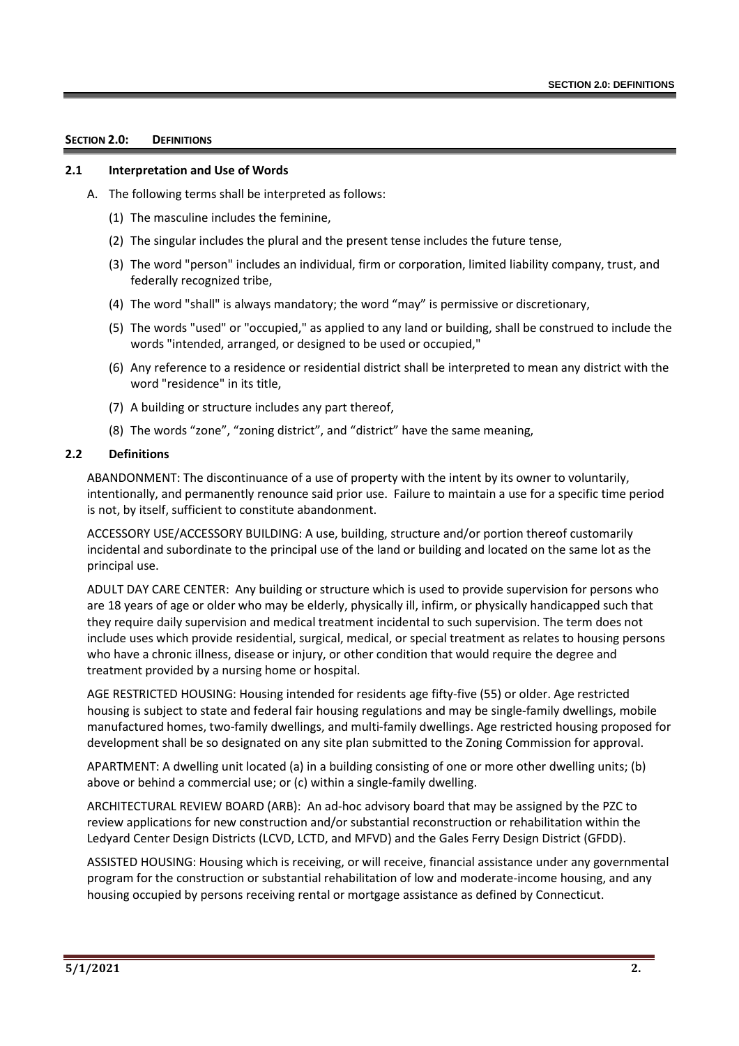## SECTION 2.0: DEFINITIONS

### 2.1 Interpretation and Use of Words

A. The following terms shall be interpreted as follows:

(1) The masculine includes the feminine,

(2) The singular includes the plural and the present tense includes the future tense,

(3) The word "person" includes an individual, firm or corporation, limited liability company, trust, and federally recognized tribe,

(4) The word "shall" is always mandatory; the word "may" is permissive or discretionary,

(5) The words "used" or "occupied," as applied to any land or building, shall be construed to include the words "intended, arranged, or designed to be used or occupied,"

(6) Any reference to a residence or residential district shall be interpreted to mean any district with the word "residence" in its title,

(7) A building or structure includes any part thereof,

(8) The words "zone", "zoning district", and "district" have the same meaning,

### 2.2 Definitions

ABANDONMENT: The discontinuance of a use of property with the intent by its owner to voluntarily, intentionally, and permanently renounce said prior use. Failure to maintain a use for a specific time period is not, by itself, sufficient to constitute abandonment.

ACCESSORY USE/ACCESSORY BUILDING: A use, building, structure and/or portion thereof customarily incidental and subordinate to the principal use of the land or building and located on the same lot as the principal use.

ADULT DAY CARE CENTER: Any building or structure which is used to provide supervision for persons who are 18 years of age or older who may be elderly, physically ill, infirm, or physically handicapped such that they require daily supervision and medical treatment incidental to such supervision. The term does not include uses which provide residential, surgical, medical, or special treatment as relates to housing persons who have a chronic illness, disease or injury, or other condition that would require the degree and treatment provided by a nursing home or hospital.

AGE RESTRICTED HOUSING: Housing intended for residents age fifty-five (55) or older. Age restricted housing is subject to state and federal fair housing regulations and may be single-family dwellings, mobile manufactured homes, two-family dwellings, and multi-family dwellings. Age restricted housing proposed for development shall be so designated on any site plan submitted to the Zoning Commission for approval.

APARTMENT: A dwelling unit located (a) in a building consisting of one or more other dwelling units; (b) above or behind a commercial use; or (c) within a single-family dwelling.

ARCHITECTURAL REVIEW BOARD (ARB): An ad-hoc advisory board that may be assigned by the PZC to review applications for new construction and/or substantial reconstruction or rehabilitation within the Ledyard Center Design Districts (LCVD, LCTD, and MFVD) and the Gales Ferry Design District (GFDD).

ASSISTED HOUSING: Housing which is receiving, or will receive, financial assistance under any governmental program for the construction or substantial rehabilitation of low and moderate-income housing, and any housing occupied by persons receiving rental or mortgage assistance as defined by Connecticut.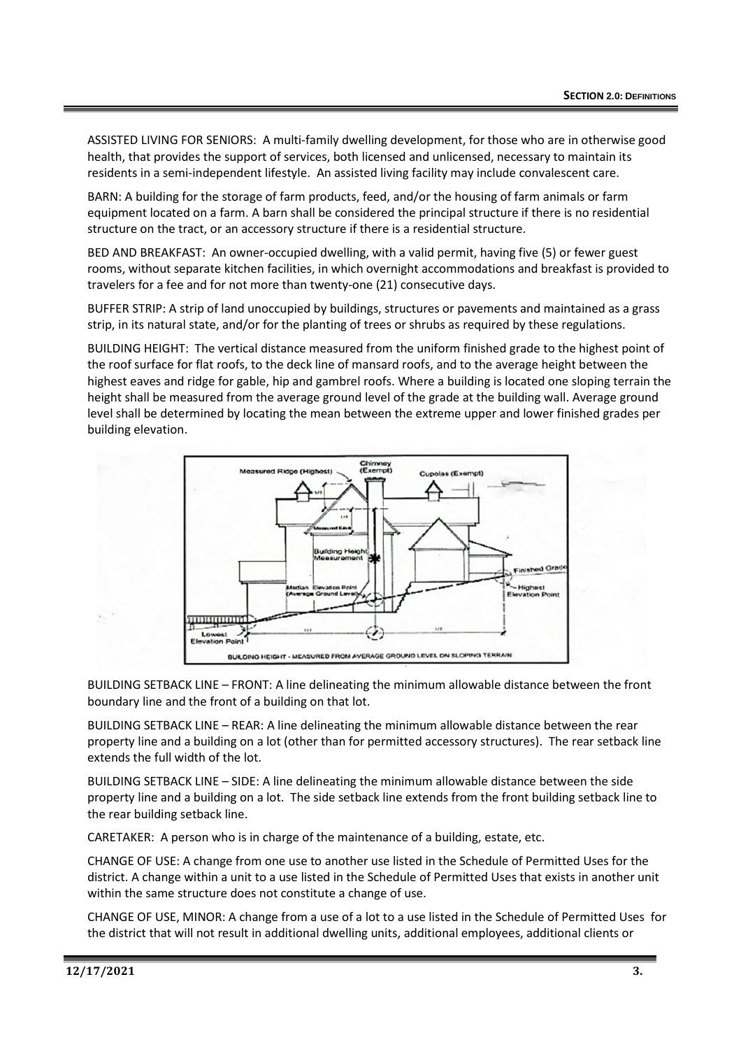ASSISTED LIVING FOR SENIORS: A multi-family dwelling development, for those who are in otherwise good health, that provides the support of services, both licensed and unlicensed, necessary to maintain its residents in a semi-independent lifestyle. An assisted living facility may include convalescent care.

BARN: A building for the storage of farm products, feed, and/or the housing of farm animals or farm equipment located on a farm. A barn shall be considered the principal structure if there is no residential structure on the tract, or an accessory structure if there is a residential structure.

BED AND BREAKFAST: An owner-occupied dwelling, with a valid permit, having five (5) or fewer guest rooms, without separate kitchen facilities, in which overnight accommodations and breakfast is provided to travelers for a fee and for not more than twenty-one (21) consecutive days.

BUFFER STRIP: A strip of land unoccupied by buildings, structures or pavements and maintained as a grass strip, in its natural state, and/or for the planting of trees or shrubs as required by these regulations.

BUILDING HEIGHT: The vertical distance measured from the uniform finished grade to the highest point of the roof surface for flat roofs, to the deck line of mansard roofs, and to the average height between the highest eaves and ridge for gable, hip and gambrel roofs. Where a building is located one sloping terrain the height shall be measured from the average ground level of the grade at the building wall. Average ground level shall be determined by locating the mean between the extreme upper and lower finished grades per building elevation.

BUILDING HEIGHT - MEASURED FROM AVERAGE GROUND LEVEL ON SLOPING TERRAIN

BUILDING SETBACK LINE – FRONT: A line delineating the minimum allowable distance between the front boundary line and the front of a building on that lot.

BUILDING SETBACK LINE – REAR: A line delineating the minimum allowable distance between the rear property line and a building on a lot (other than for permitted accessory structures). The rear setback line extends the full width of the lot.

BUILDING SETBACK LINE – SIDE: A line delineating the minimum allowable distance between the side property line and a building on a lot. The side setback line extends from the front building setback line to the rear building setback line.

CARETAKER: A person who is in charge of the maintenance of a building, estate, etc.

CHANGE OF USE: A change from one use to another use listed in the Schedule of Permitted Uses for the district. A change within a unit to a use listed in the Schedule of Permitted Uses that exists in another unit within the same structure does not constitute a change of use.

CHANGE OF USE, MINOR: A change from a use of a lot to a use listed in the Schedule of Permitted Uses for the district that will not result in additional dwelling units, additional employees, additional clients or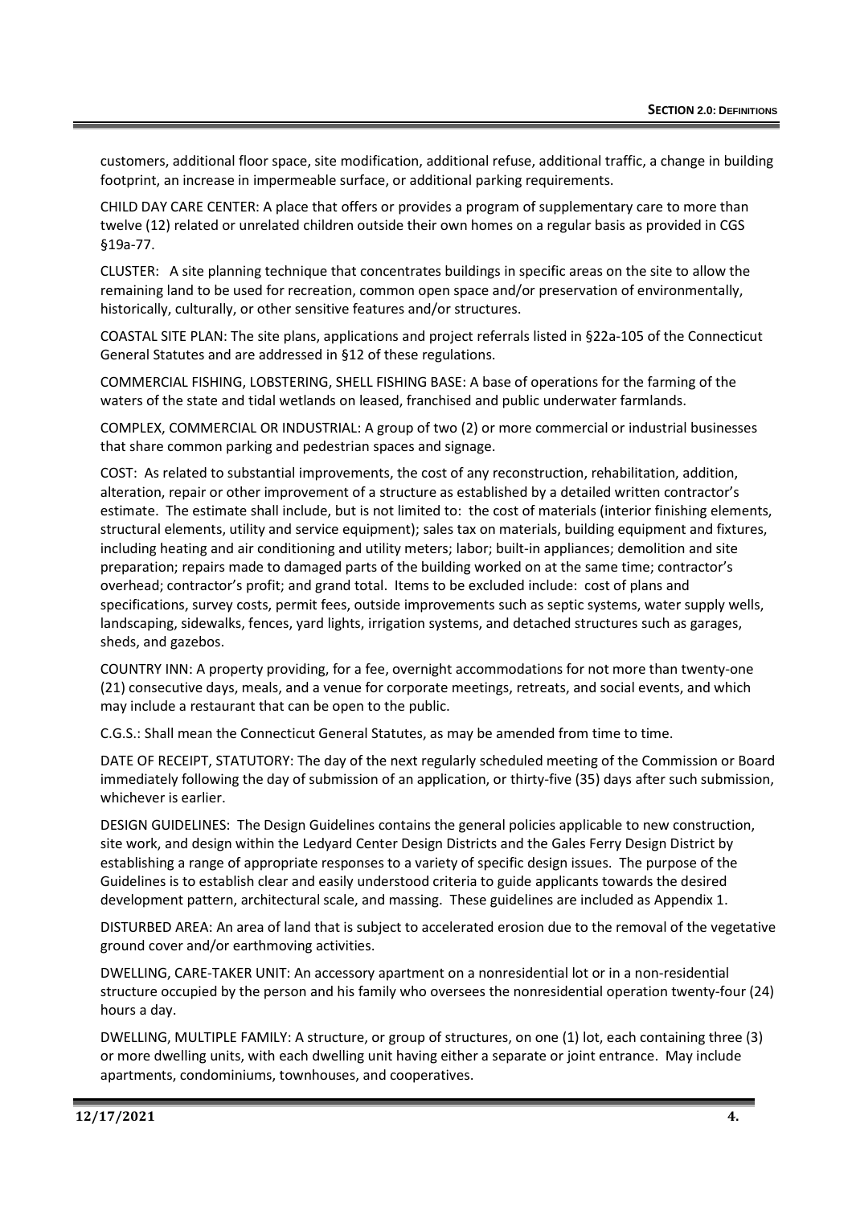customers, additional floor space, site modification, additional refuse, additional traffic, a change in building footprint, an increase in impermeable surface, or additional parking requirements.

CHILD DAY CARE CENTER: A place that offers or provides a program of supplementary care to more than twelve (12) related or unrelated children outside their own homes on a regular basis as provided in CGS §19a-77.

CLUSTER: A site planning technique that concentrates buildings in specific areas on the site to allow the remaining land to be used for recreation, common open space and/or preservation of environmentally, historically, culturally, or other sensitive features and/or structures.

COASTAL SITE PLAN: The site plans, applications and project referrals listed in §22a-105 of the Connecticut General Statutes and are addressed in §12 of these regulations.

COMMERCIAL FISHING, LOBSTERING, SHELL FISHING BASE: A base of operations for the farming of the waters of the state and tidal wetlands on leased, franchised and public underwater farmlands.

COMPLEX, COMMERCIAL OR INDUSTRIAL: A group of two (2) or more commercial or industrial businesses that share common parking and pedestrian spaces and signage.

COST: As related to substantial improvements, the cost of any reconstruction, rehabilitation, addition, alteration, repair or other improvement of a structure as established by a detailed written contractor's estimate. The estimate shall include, but is not limited to: the cost of materials (interior finishing elements, structural elements, utility and service equipment); sales tax on materials, building equipment and fixtures, including heating and air conditioning and utility meters; labor; built-in appliances; demolition and site preparation; repairs made to damaged parts of the building worked on at the same time; contractor's overhead; contractor's profit; and grand total. Items to be excluded include: cost of plans and specifications, survey costs, permit fees, outside improvements such as septic systems, water supply wells, landscaping, sidewalks, fences, yard lights, irrigation systems, and detached structures such as garages, sheds, and gazebos.

COUNTRY INN: A property providing, for a fee, overnight accommodations for not more than twenty-one (21) consecutive days, meals, and a venue for corporate meetings, retreats, and social events, and which may include a restaurant that can be open to the public.

C.G.S.: Shall mean the Connecticut General Statutes, as may be amended from time to time.

DATE OF RECEIPT, STATUTORY: The day of the next regularly scheduled meeting of the Commission or Board immediately following the day of submission of an application, or thirty-five (35) days after such submission, whichever is earlier.

DESIGN GUIDELINES: The Design Guidelines contains the general policies applicable to new construction, site work, and design within the Ledyard Center Design Districts and the Gales Ferry Design District by establishing a range of appropriate responses to a variety of specific design issues. The purpose of the Guidelines is to establish clear and easily understood criteria to guide applicants towards the desired development pattern, architectural scale, and massing. These guidelines are included as Appendix 1.

DISTURBED AREA: An area of land that is subject to accelerated erosion due to the removal of the vegetative ground cover and/or earthmoving activities.

DWELLING, CARE-TAKER UNIT: An accessory apartment on a nonresidential lot or in a non-residential structure occupied by the person and his family who oversees the nonresidential operation twenty-four (24) hours a day.

DWELLING, MULTIPLE FAMILY: A structure, or group of structures, on one (1) lot, each containing three (3) or more dwelling units, with each dwelling unit having either a separate or joint entrance. May include apartments, condominiums, townhouses, and cooperatives.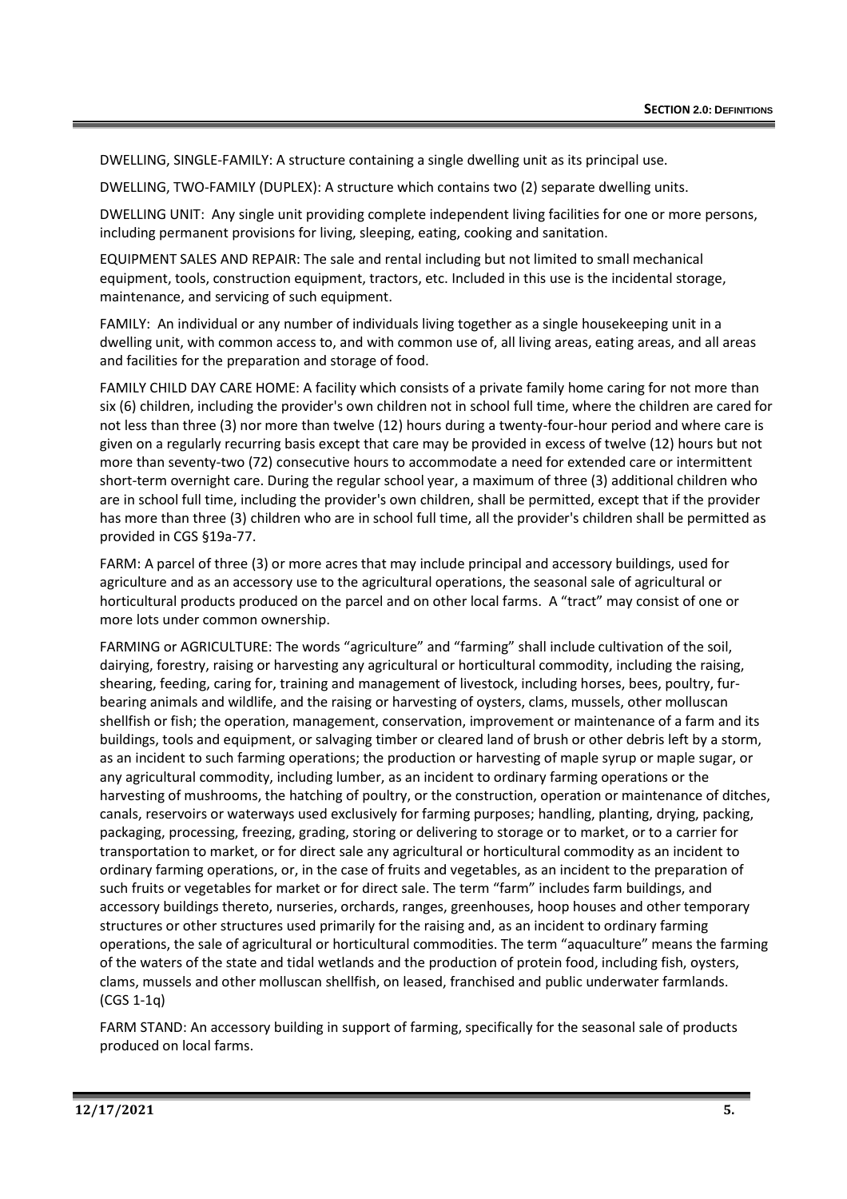DWELLING, SINGLE-FAMILY: A structure containing a single dwelling unit as its principal use.

DWELLING, TWO-FAMILY (DUPLEX): A structure which contains two (2) separate dwelling units.

DWELLING UNIT: Any single unit providing complete independent living facilities for one or more persons, including permanent provisions for living, sleeping, eating, cooking and sanitation.

EQUIPMENT SALES AND REPAIR: The sale and rental including but not limited to small mechanical equipment, tools, construction equipment, tractors, etc. Included in this use is the incidental storage, maintenance, and servicing of such equipment.

FAMILY: An individual or any number of individuals living together as a single housekeeping unit in a dwelling unit, with common access to, and with common use of, all living areas, eating areas, and all areas and facilities for the preparation and storage of food.

FAMILY CHILD DAY CARE HOME: A facility which consists of a private family home caring for not more than six (6) children, including the provider's own children not in school full time, where the children are cared for not less than three (3) nor more than twelve (12) hours during a twenty-four-hour period and where care is given on a regularly recurring basis except that care may be provided in excess of twelve (12) hours but not more than seventy-two (72) consecutive hours to accommodate a need for extended care or intermittent short-term overnight care. During the regular school year, a maximum of three (3) additional children who are in school full time, including the provider's own children, shall be permitted, except that if the provider has more than three (3) children who are in school full time, all the provider's children shall be permitted as provided in CGS §19a-77.

FARM: A parcel of three (3) or more acres that may include principal and accessory buildings, used for agriculture and as an accessory use to the agricultural operations, the seasonal sale of agricultural or horticultural products produced on the parcel and on other local farms. A "tract" may consist of one or more lots under common ownership.

FARMING or AGRICULTURE: The words "agriculture" and "farming" shall include cultivation of the soil, dairying, forestry, raising or harvesting any agricultural or horticultural commodity, including the raising, shearing, feeding, caring for, training and management of livestock, including horses, bees, poultry, fur-bearing animals and wildlife, and the raising or harvesting of oysters, clams, mussels, other molluscan shellfish or fish; the operation, management, conservation, improvement or maintenance of a farm and its buildings, tools and equipment, or salvaging timber or cleared land of brush or other debris left by a storm, as an incident to such farming operations; the production or harvesting of maple syrup or maple sugar, or any agricultural commodity, including lumber, as an incident to ordinary farming operations or the harvesting of mushrooms, the hatching of poultry, or the construction, operation or maintenance of ditches, canals, reservoirs or waterways used exclusively for farming purposes; handling, planting, drying, packing, packaging, processing, freezing, grading, storing or delivering to storage or to market, or to a carrier for transportation to market, or for direct sale any agricultural or horticultural commodity as an incident to ordinary farming operations, or, in the case of fruits and vegetables, as an incident to the preparation of such fruits or vegetables for market or for direct sale. The term "farm" includes farm buildings, and accessory buildings thereto, nurseries, orchards, ranges, greenhouses, hoop houses and other temporary structures or other structures used primarily for the raising and, as an incident to ordinary farming operations, the sale of agricultural or horticultural commodities. The term "aquaculture" means the farming of the waters of the state and tidal wetlands and the production of protein food, including fish, oysters, clams, mussels and other molluscan shellfish, on leased, franchised and public underwater farmlands. (CGS 1-1q)

FARM STAND: An accessory building in support of farming, specifically for the seasonal sale of products produced on local farms.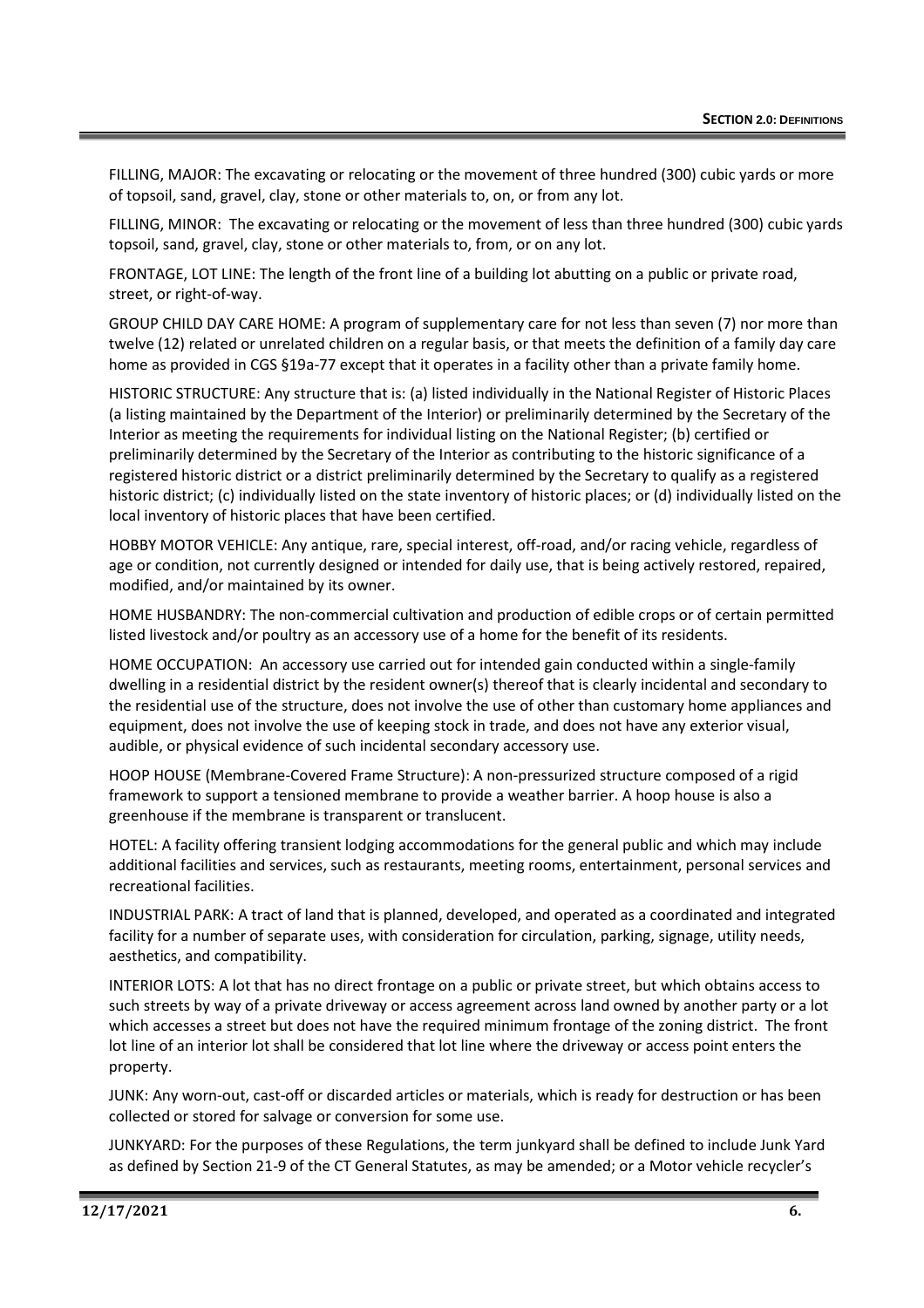FILLING, MAJOR: The excavating or relocating or the movement of three hundred (300) cubic yards or more of topsoil, sand, gravel, clay, stone or other materials to, on, or from any lot.

FILLING, MINOR: The excavating or relocating or the movement of less than three hundred (300) cubic yards topsoil, sand, gravel, clay, stone or other materials to, from, or on any lot.

FRONTAGE, LOT LINE: The length of the front line of a building lot abutting on a public or private road, street, or right-of-way.

GROUP CHILD DAY CARE HOME: A program of supplementary care for not less than seven (7) nor more than twelve (12) related or unrelated children on a regular basis, or that meets the definition of a family day care home as provided in CGS §19a-77 except that it operates in a facility other than a private family home.

HISTORIC STRUCTURE: Any structure that is: (a) listed individually in the National Register of Historic Places (a listing maintained by the Department of the Interior) or preliminarily determined by the Secretary of the Interior as meeting the requirements for individual listing on the National Register; (b) certified or preliminarily determined by the Secretary of the Interior as contributing to the historic significance of a registered historic district or a district preliminarily determined by the Secretary to qualify as a registered historic district; (c) individually listed on the state inventory of historic places; or (d) individually listed on the local inventory of historic places that have been certified.

HOBBY MOTOR VEHICLE: Any antique, rare, special interest, off-road, and/or racing vehicle, regardless of age or condition, not currently designed or intended for daily use, that is being actively restored, repaired, modified, and/or maintained by its owner.

HOME HUSBANDRY: The non-commercial cultivation and production of edible crops or of certain permitted listed livestock and/or poultry as an accessory use of a home for the benefit of its residents.

HOME OCCUPATION: An accessory use carried out for intended gain conducted within a single-family dwelling in a residential district by the resident owner(s) thereof that is clearly incidental and secondary to the residential use of the structure, does not involve the use of other than customary home appliances and equipment, does not involve the use of keeping stock in trade, and does not have any exterior visual, audible, or physical evidence of such incidental secondary accessory use.

HOOP HOUSE (Membrane-Covered Frame Structure): A non-pressurized structure composed of a rigid framework to support a tensioned membrane to provide a weather barrier. A hoop house is also a greenhouse if the membrane is transparent or translucent.

HOTEL: A facility offering transient lodging accommodations for the general public and which may include additional facilities and services, such as restaurants, meeting rooms, entertainment, personal services and recreational facilities.

INDUSTRIAL PARK: A tract of land that is planned, developed, and operated as a coordinated and integrated facility for a number of separate uses, with consideration for circulation, parking, signage, utility needs, aesthetics, and compatibility.

INTERIOR LOTS: A lot that has no direct frontage on a public or private street, but which obtains access to such streets by way of a private driveway or access agreement across land owned by another party or a lot which accesses a street but does not have the required minimum frontage of the zoning district. The front lot line of an interior lot shall be considered that lot line where the driveway or access point enters the property.

JUNK: Any worn-out, cast-off or discarded articles or materials, which is ready for destruction or has been collected or stored for salvage or conversion for some use.

JUNKYARD: For the purposes of these Regulations, the term junkyard shall be defined to include Junk Yard as defined by Section 21-9 of the CT General Statutes, as may be amended; or a Motor vehicle recycler's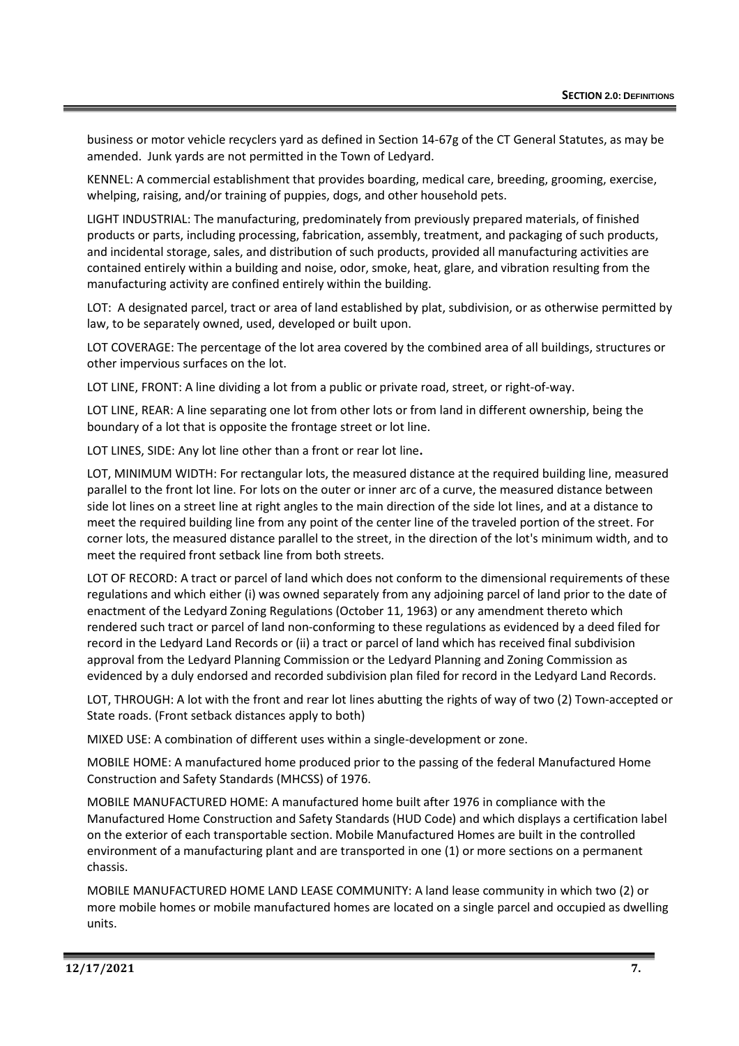business or motor vehicle recyclers yard as defined in Section 14-67g of the CT General Statutes, as may be amended. Junk yards are not permitted in the Town of Ledyard.

KENNEL: A commercial establishment that provides boarding, medical care, breeding, grooming, exercise, whelping, raising, and/or training of puppies, dogs, and other household pets.

LIGHT INDUSTRIAL: The manufacturing, predominately from previously prepared materials, of finished products or parts, including processing, fabrication, assembly, treatment, and packaging of such products, and incidental storage, sales, and distribution of such products, provided all manufacturing activities are contained entirely within a building and noise, odor, smoke, heat, glare, and vibration resulting from the manufacturing activity are confined entirely within the building.

LOT: A designated parcel, tract or area of land established by plat, subdivision, or as otherwise permitted by law, to be separately owned, used, developed or built upon.

LOT COVERAGE: The percentage of the lot area covered by the combined area of all buildings, structures or other impervious surfaces on the lot.

LOT LINE, FRONT: A line dividing a lot from a public or private road, street, or right-of-way.

LOT LINE, REAR: A line separating one lot from other lots or from land in different ownership, being the boundary of a lot that is opposite the frontage street or lot line.

LOT LINES, SIDE: Any lot line other than a front or rear lot line**.**

LOT, MINIMUM WIDTH: For rectangular lots, the measured distance at the required building line, measured parallel to the front lot line. For lots on the outer or inner arc of a curve, the measured distance between side lot lines on a street line at right angles to the main direction of the side lot lines, and at a distance to meet the required building line from any point of the center line of the traveled portion of the street. For corner lots, the measured distance parallel to the street, in the direction of the lot's minimum width, and to meet the required front setback line from both streets.

LOT OF RECORD: A tract or parcel of land which does not conform to the dimensional requirements of these regulations and which either (i) was owned separately from any adjoining parcel of land prior to the date of enactment of the Ledyard Zoning Regulations (October 11, 1963) or any amendment thereto which rendered such tract or parcel of land non-conforming to these regulations as evidenced by a deed filed for record in the Ledyard Land Records or (ii) a tract or parcel of land which has received final subdivision approval from the Ledyard Planning Commission or the Ledyard Planning and Zoning Commission as evidenced by a duly endorsed and recorded subdivision plan filed for record in the Ledyard Land Records.

LOT, THROUGH: A lot with the front and rear lot lines abutting the rights of way of two (2) Town-accepted or State roads. (Front setback distances apply to both)

MIXED USE: A combination of different uses within a single-development or zone.

MOBILE HOME: A manufactured home produced prior to the passing of the federal Manufactured Home Construction and Safety Standards (MHCSS) of 1976.

MOBILE MANUFACTURED HOME: A manufactured home built after 1976 in compliance with the Manufactured Home Construction and Safety Standards (HUD Code) and which displays a certification label on the exterior of each transportable section. Mobile Manufactured Homes are built in the controlled environment of a manufacturing plant and are transported in one (1) or more sections on a permanent chassis.

MOBILE MANUFACTURED HOME LAND LEASE COMMUNITY: A land lease community in which two (2) or more mobile homes or mobile manufactured homes are located on a single parcel and occupied as dwelling units.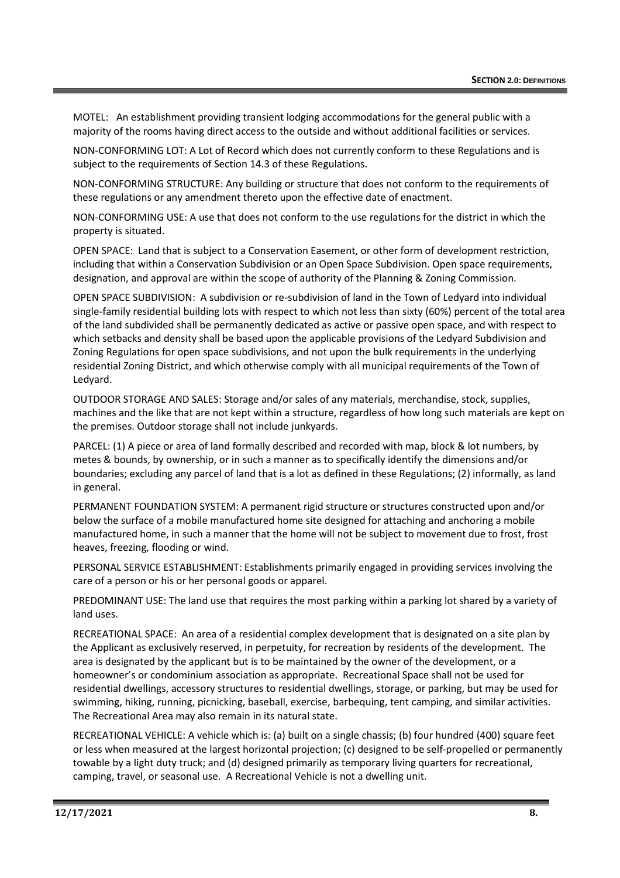MOTEL: An establishment providing transient lodging accommodations for the general public with a majority of the rooms having direct access to the outside and without additional facilities or services.

NON-CONFORMING LOT: A Lot of Record which does not currently conform to these Regulations and is subject to the requirements of Section 14.3 of these Regulations.

NON-CONFORMING STRUCTURE: Any building or structure that does not conform to the requirements of these regulations or any amendment thereto upon the effective date of enactment.

NON-CONFORMING USE: A use that does not conform to the use regulations for the district in which the property is situated.

OPEN SPACE: Land that is subject to a Conservation Easement, or other form of development restriction, including that within a Conservation Subdivision or an Open Space Subdivision. Open space requirements, designation, and approval are within the scope of authority of the Planning & Zoning Commission.

OPEN SPACE SUBDIVISION: A subdivision or re-subdivision of land in the Town of Ledyard into individual single-family residential building lots with respect to which not less than sixty (60%) percent of the total area of the land subdivided shall be permanently dedicated as active or passive open space, and with respect to which setbacks and density shall be based upon the applicable provisions of the Ledyard Subdivision and Zoning Regulations for open space subdivisions, and not upon the bulk requirements in the underlying residential Zoning District, and which otherwise comply with all municipal requirements of the Town of Ledyard.

OUTDOOR STORAGE AND SALES: Storage and/or sales of any materials, merchandise, stock, supplies, machines and the like that are not kept within a structure, regardless of how long such materials are kept on the premises. Outdoor storage shall not include junkyards.

PARCEL: (1) A piece or area of land formally described and recorded with map, block & lot numbers, by metes & bounds, by ownership, or in such a manner as to specifically identify the dimensions and/or boundaries; excluding any parcel of land that is a lot as defined in these Regulations; (2) informally, as land in general.

PERMANENT FOUNDATION SYSTEM: A permanent rigid structure or structures constructed upon and/or below the surface of a mobile manufactured home site designed for attaching and anchoring a mobile manufactured home, in such a manner that the home will not be subject to movement due to frost, frost heaves, freezing, flooding or wind.

PERSONAL SERVICE ESTABLISHMENT: Establishments primarily engaged in providing services involving the care of a person or his or her personal goods or apparel.

PREDOMINANT USE: The land use that requires the most parking within a parking lot shared by a variety of land uses.

RECREATIONAL SPACE: An area of a residential complex development that is designated on a site plan by the Applicant as exclusively reserved, in perpetuity, for recreation by residents of the development. The area is designated by the applicant but is to be maintained by the owner of the development, or a homeowner's or condominium association as appropriate. Recreational Space shall not be used for residential dwellings, accessory structures to residential dwellings, storage, or parking, but may be used for swimming, hiking, running, picnicking, baseball, exercise, barbequing, tent camping, and similar activities. The Recreational Area may also remain in its natural state.

RECREATIONAL VEHICLE: A vehicle which is: (a) built on a single chassis; (b) four hundred (400) square feet or less when measured at the largest horizontal projection; (c) designed to be self-propelled or permanently towable by a light duty truck; and (d) designed primarily as temporary living quarters for recreational, camping, travel, or seasonal use. A Recreational Vehicle is not a dwelling unit.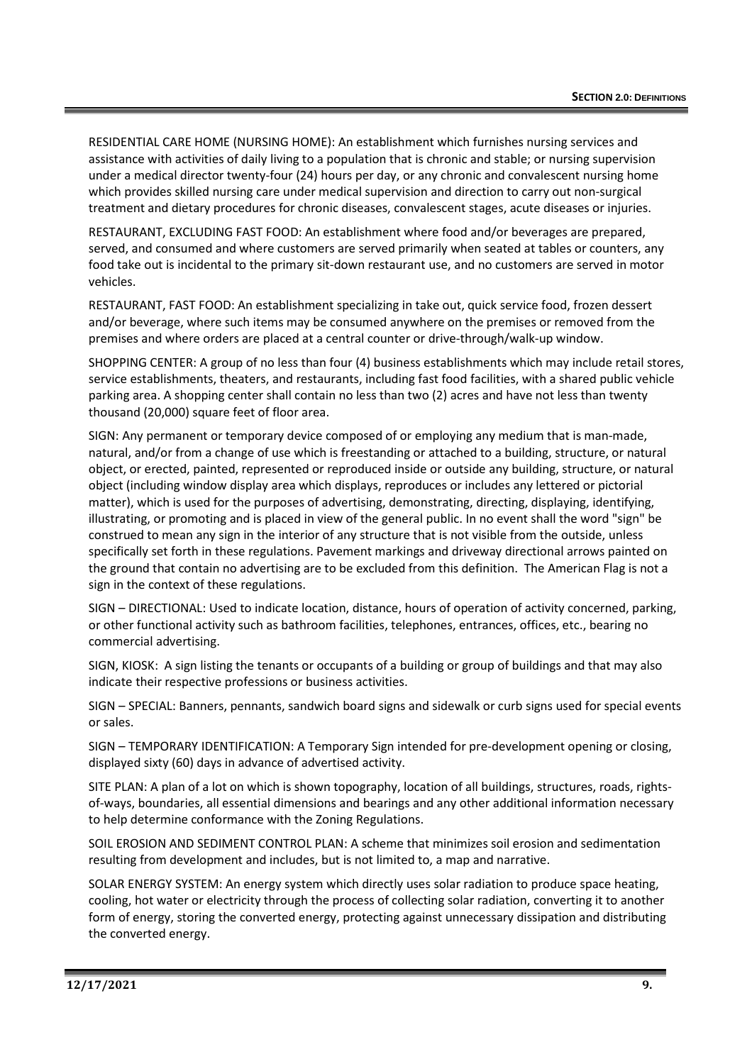RESIDENTIAL CARE HOME (NURSING HOME): An establishment which furnishes nursing services and assistance with activities of daily living to a population that is chronic and stable; or nursing supervision under a medical director twenty-four (24) hours per day, or any chronic and convalescent nursing home which provides skilled nursing care under medical supervision and direction to carry out non-surgical treatment and dietary procedures for chronic diseases, convalescent stages, acute diseases or injuries.

RESTAURANT, EXCLUDING FAST FOOD: An establishment where food and/or beverages are prepared, served, and consumed and where customers are served primarily when seated at tables or counters, any food take out is incidental to the primary sit-down restaurant use, and no customers are served in motor vehicles.

RESTAURANT, FAST FOOD: An establishment specializing in take out, quick service food, frozen dessert and/or beverage, where such items may be consumed anywhere on the premises or removed from the premises and where orders are placed at a central counter or drive-through/walk-up window.

SHOPPING CENTER: A group of no less than four (4) business establishments which may include retail stores, service establishments, theaters, and restaurants, including fast food facilities, with a shared public vehicle parking area. A shopping center shall contain no less than two (2) acres and have not less than twenty thousand (20,000) square feet of floor area.

SIGN: Any permanent or temporary device composed of or employing any medium that is man-made, natural, and/or from a change of use which is freestanding or attached to a building, structure, or natural object, or erected, painted, represented or reproduced inside or outside any building, structure, or natural object (including window display area which displays, reproduces or includes any lettered or pictorial matter), which is used for the purposes of advertising, demonstrating, directing, displaying, identifying, illustrating, or promoting and is placed in view of the general public. In no event shall the word "sign" be construed to mean any sign in the interior of any structure that is not visible from the outside, unless specifically set forth in these regulations. Pavement markings and driveway directional arrows painted on the ground that contain no advertising are to be excluded from this definition. The American Flag is not a sign in the context of these regulations.

SIGN – DIRECTIONAL: Used to indicate location, distance, hours of operation of activity concerned, parking, or other functional activity such as bathroom facilities, telephones, entrances, offices, etc., bearing no commercial advertising.

SIGN, KIOSK: A sign listing the tenants or occupants of a building or group of buildings and that may also indicate their respective professions or business activities.

SIGN – SPECIAL: Banners, pennants, sandwich board signs and sidewalk or curb signs used for special events or sales.

SIGN – TEMPORARY IDENTIFICATION: A Temporary Sign intended for pre-development opening or closing, displayed sixty (60) days in advance of advertised activity.

SITE PLAN: A plan of a lot on which is shown topography, location of all buildings, structures, roads, rights-of-ways, boundaries, all essential dimensions and bearings and any other additional information necessary to help determine conformance with the Zoning Regulations.

SOIL EROSION AND SEDIMENT CONTROL PLAN: A scheme that minimizes soil erosion and sedimentation resulting from development and includes, but is not limited to, a map and narrative.

SOLAR ENERGY SYSTEM: An energy system which directly uses solar radiation to produce space heating, cooling, hot water or electricity through the process of collecting solar radiation, converting it to another form of energy, storing the converted energy, protecting against unnecessary dissipation and distributing the converted energy.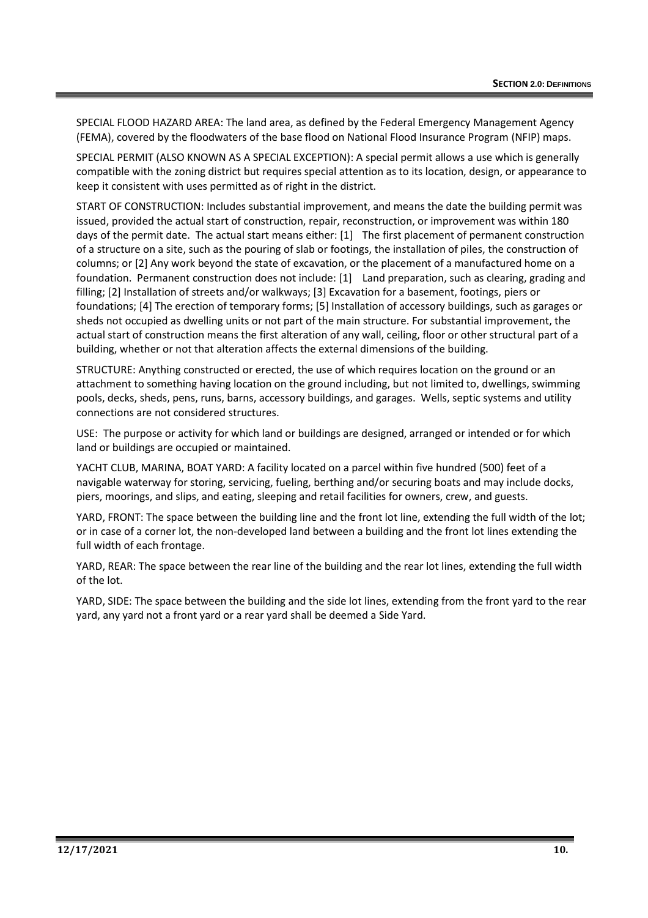SPECIAL FLOOD HAZARD AREA: The land area, as defined by the Federal Emergency Management Agency (FEMA), covered by the floodwaters of the base flood on National Flood Insurance Program (NFIP) maps.

SPECIAL PERMIT (ALSO KNOWN AS A SPECIAL EXCEPTION): A special permit allows a use which is generally compatible with the zoning district but requires special attention as to its location, design, or appearance to keep it consistent with uses permitted as of right in the district.

START OF CONSTRUCTION: Includes substantial improvement, and means the date the building permit was issued, provided the actual start of construction, repair, reconstruction, or improvement was within 180 days of the permit date. The actual start means either: [1] The first placement of permanent construction of a structure on a site, such as the pouring of slab or footings, the installation of piles, the construction of columns; or [2] Any work beyond the state of excavation, or the placement of a manufactured home on a foundation. Permanent construction does not include: [1] Land preparation, such as clearing, grading and filling; [2] Installation of streets and/or walkways; [3] Excavation for a basement, footings, piers or foundations; [4] The erection of temporary forms; [5] Installation of accessory buildings, such as garages or sheds not occupied as dwelling units or not part of the main structure. For substantial improvement, the actual start of construction means the first alteration of any wall, ceiling, floor or other structural part of a building, whether or not that alteration affects the external dimensions of the building.

STRUCTURE: Anything constructed or erected, the use of which requires location on the ground or an attachment to something having location on the ground including, but not limited to, dwellings, swimming pools, decks, sheds, pens, runs, barns, accessory buildings, and garages. Wells, septic systems and utility connections are not considered structures.

USE: The purpose or activity for which land or buildings are designed, arranged or intended or for which land or buildings are occupied or maintained.

YACHT CLUB, MARINA, BOAT YARD: A facility located on a parcel within five hundred (500) feet of a navigable waterway for storing, servicing, fueling, berthing and/or securing boats and may include docks, piers, moorings, and slips, and eating, sleeping and retail facilities for owners, crew, and guests.

YARD, FRONT: The space between the building line and the front lot line, extending the full width of the lot; or in case of a corner lot, the non-developed land between a building and the front lot lines extending the full width of each frontage.

YARD, REAR: The space between the rear line of the building and the rear lot lines, extending the full width of the lot.

YARD, SIDE: The space between the building and the side lot lines, extending from the front yard to the rear yard, any yard not a front yard or a rear yard shall be deemed a Side Yard.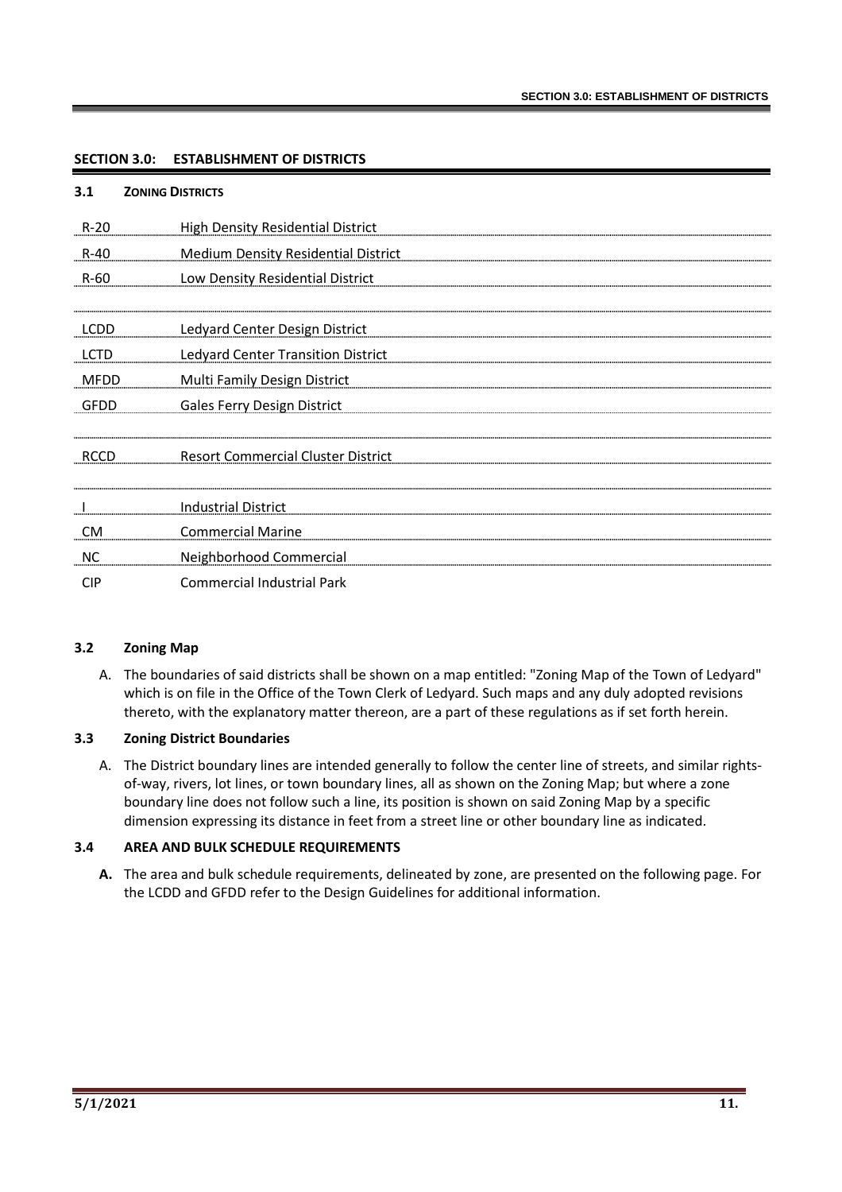## SECTION 3.0: ESTABLISHMENT OF DISTRICTS

### 3.1 ZONING DISTRICTS

| | |
|---|---|
| R-20 | High Density Residential District |
| R-40 | Medium Density Residential District |
| R-60 | Low Density Residential District |
| | |
| LCDD | Ledyard Center Design District |
| LCTD | Ledyard Center Transition District |
| MFDD | Multi Family Design District |
| GFDD | Gales Ferry Design District |
| | |
| RCCD | Resort Commercial Cluster District |
| | |
| I | Industrial District |
| CM | Commercial Marine |
| NC | Neighborhood Commercial |
| CIP | Commercial Industrial Park |

### 3.2 Zoning Map

A. The boundaries of said districts shall be shown on a map entitled: "Zoning Map of the Town of Ledyard" which is on file in the Office of the Town Clerk of Ledyard. Such maps and any duly adopted revisions thereto, with the explanatory matter thereon, are a part of these regulations as if set forth herein.

### 3.3 Zoning District Boundaries

A. The District boundary lines are intended generally to follow the center line of streets, and similar rights-of-way, rivers, lot lines, or town boundary lines, all as shown on the Zoning Map; but where a zone boundary line does not follow such a line, its position is shown on said Zoning Map by a specific dimension expressing its distance in feet from a street line or other boundary line as indicated.

### 3.4 AREA AND BULK SCHEDULE REQUIREMENTS

**A.** The area and bulk schedule requirements, delineated by zone, are presented on the following page. For the LCDD and GFDD refer to the Design Guidelines for additional information.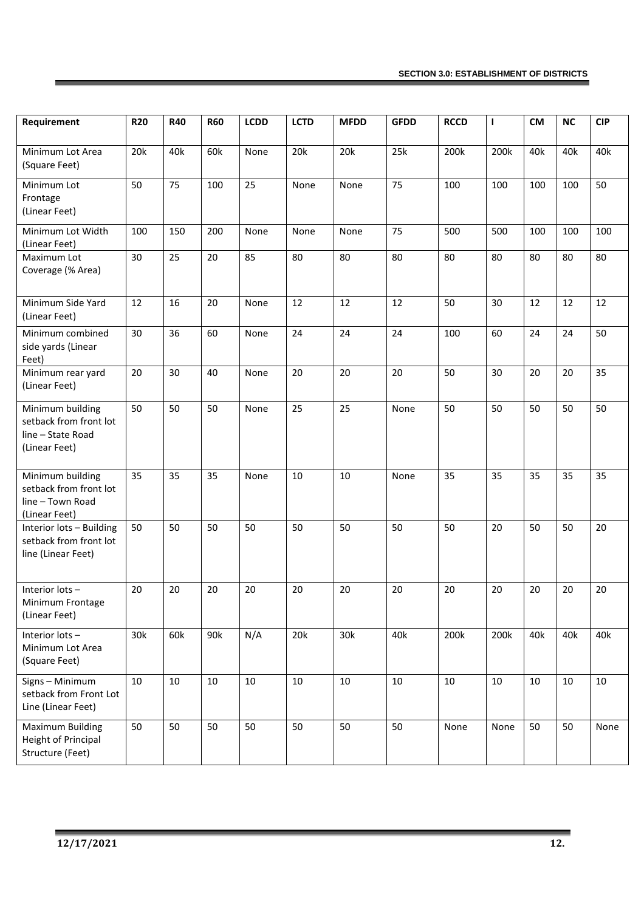| Requirement | R20 | R40 | R60 | LCDD | LCTD | MFDD | GFDD | RCCD | I | CM | NC | CIP |
|---|---|---|---|---|---|---|---|---|---|---|---|---|
| Minimum Lot Area (Square Feet) | 20k | 40k | 60k | None | 20k | 20k | 25k | 200k | 200k | 40k | 40k | 40k |
| Minimum Lot Frontage (Linear Feet) | 50 | 75 | 100 | 25 | None | None | 75 | 100 | 100 | 100 | 100 | 50 |
| Minimum Lot Width (Linear Feet) | 100 | 150 | 200 | None | None | None | 75 | 500 | 500 | 100 | 100 | 100 |
| Maximum Lot Coverage (% Area) | 30 | 25 | 20 | 85 | 80 | 80 | 80 | 80 | 80 | 80 | 80 | 80 |
| Minimum Side Yard (Linear Feet) | 12 | 16 | 20 | None | 12 | 12 | 12 | 50 | 30 | 12 | 12 | 12 |
| Minimum combined side yards (Linear Feet) | 30 | 36 | 60 | None | 24 | 24 | 24 | 100 | 60 | 24 | 24 | 50 |
| Minimum rear yard (Linear Feet) | 20 | 30 | 40 | None | 20 | 20 | 20 | 50 | 30 | 20 | 20 | 35 |
| Minimum building setback from front lot line – State Road (Linear Feet) | 50 | 50 | 50 | None | 25 | 25 | None | 50 | 50 | 50 | 50 | 50 |
| Minimum building setback from front lot line – Town Road (Linear Feet) | 35 | 35 | 35 | None | 10 | 10 | None | 35 | 35 | 35 | 35 | 35 |
| Interior lots – Building setback from front lot line (Linear Feet) | 50 | 50 | 50 | 50 | 50 | 50 | 50 | 50 | 20 | 50 | 50 | 20 |
| Interior lots – Minimum Frontage (Linear Feet) | 20 | 20 | 20 | 20 | 20 | 20 | 20 | 20 | 20 | 20 | 20 | 20 |
| Interior lots – Minimum Lot Area (Square Feet) | 30k | 60k | 90k | N/A | 20k | 30k | 40k | 200k | 200k | 40k | 40k | 40k |
| Signs – Minimum setback from Front Lot Line (Linear Feet) | 10 | 10 | 10 | 10 | 10 | 10 | 10 | 10 | 10 | 10 | 10 | 10 |
| Maximum Building Height of Principal Structure (Feet) | 50 | 50 | 50 | 50 | 50 | 50 | 50 | None | None | 50 | 50 | None |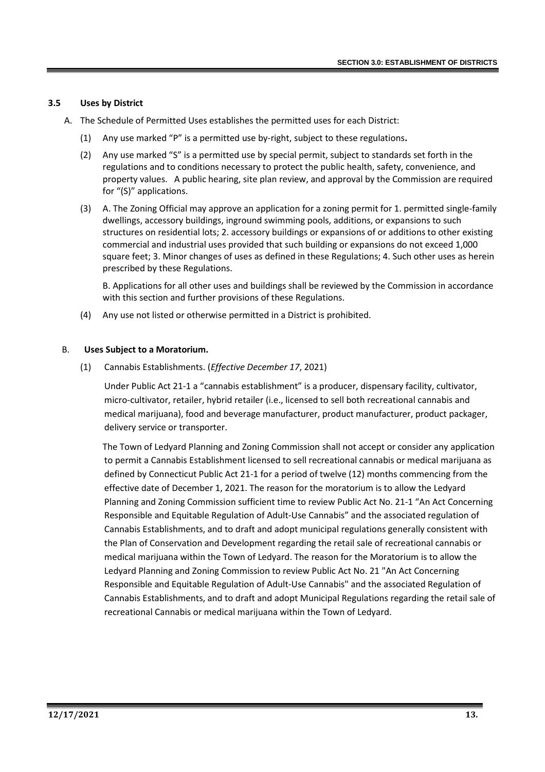### 3.5 Uses by District

A. The Schedule of Permitted Uses establishes the permitted uses for each District:

(1) Any use marked "P" is a permitted use by-right, subject to these regulations**.**

(2) Any use marked "S" is a permitted use by special permit, subject to standards set forth in the regulations and to conditions necessary to protect the public health, safety, convenience, and property values. A public hearing, site plan review, and approval by the Commission are required for "(S)" applications.

(3) A. The Zoning Official may approve an application for a zoning permit for 1. permitted single-family dwellings, accessory buildings, inground swimming pools, additions, or expansions to such structures on residential lots; 2. accessory buildings or expansions of or additions to other existing commercial and industrial uses provided that such building or expansions do not exceed 1,000 square feet; 3. Minor changes of uses as defined in these Regulations; 4. Such other uses as herein prescribed by these Regulations.

B. Applications for all other uses and buildings shall be reviewed by the Commission in accordance with this section and further provisions of these Regulations.

(4) Any use not listed or otherwise permitted in a District is prohibited.

B. **Uses Subject to a Moratorium.**

(1) Cannabis Establishments. (*Effective December 17*, 2021)

Under Public Act 21-1 a "cannabis establishment" is a producer, dispensary facility, cultivator, micro-cultivator, retailer, hybrid retailer (i.e., licensed to sell both recreational cannabis and medical marijuana), food and beverage manufacturer, product manufacturer, product packager, delivery service or transporter.

The Town of Ledyard Planning and Zoning Commission shall not accept or consider any application to permit a Cannabis Establishment licensed to sell recreational cannabis or medical marijuana as defined by Connecticut Public Act 21-1 for a period of twelve (12) months commencing from the effective date of December 1, 2021. The reason for the moratorium is to allow the Ledyard Planning and Zoning Commission sufficient time to review Public Act No. 21-1 "An Act Concerning Responsible and Equitable Regulation of Adult-Use Cannabis" and the associated regulation of Cannabis Establishments, and to draft and adopt municipal regulations generally consistent with the Plan of Conservation and Development regarding the retail sale of recreational cannabis or medical marijuana within the Town of Ledyard. The reason for the Moratorium is to allow the Ledyard Planning and Zoning Commission to review Public Act No. 21 "An Act Concerning Responsible and Equitable Regulation of Adult-Use Cannabis" and the associated Regulation of Cannabis Establishments, and to draft and adopt Municipal Regulations regarding the retail sale of recreational Cannabis or medical marijuana within the Town of Ledyard.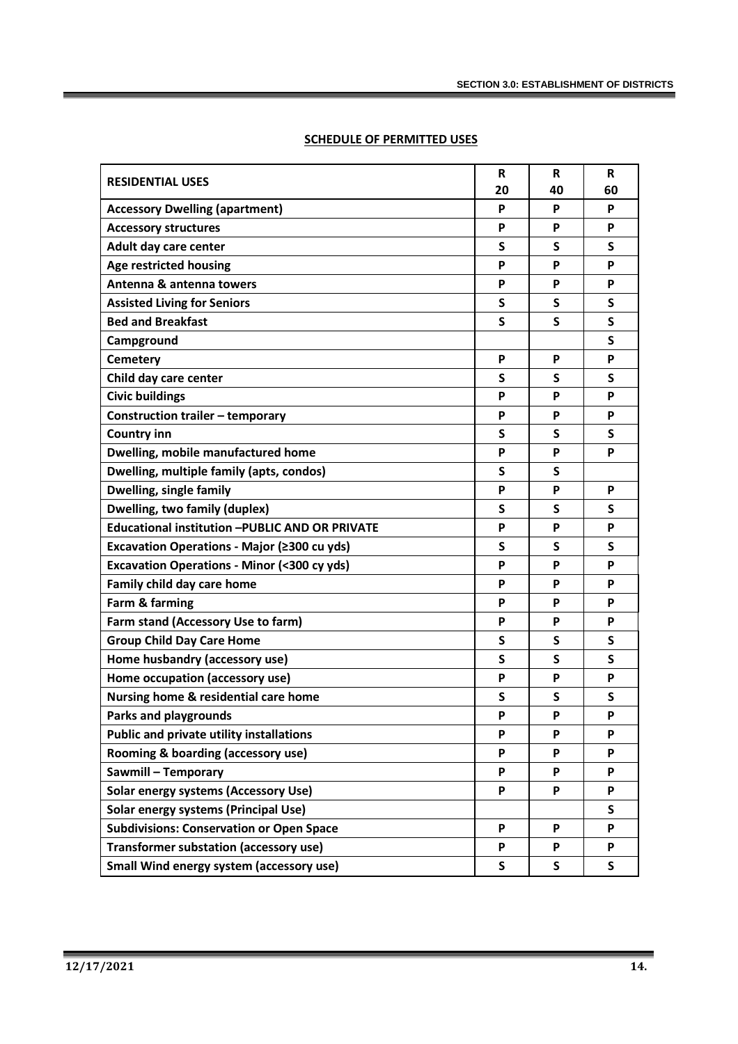## SCHEDULE OF PERMITTED USES

| RESIDENTIAL USES | R 20 | R 40 | R 60 |
|---|---|---|---|
| Accessory Dwelling (apartment) | P | P | P |
| Accessory structures | P | P | P |
| Adult day care center | S | S | S |
| Age restricted housing | P | P | P |
| Antenna & antenna towers | P | P | P |
| Assisted Living for Seniors | S | S | S |
| Bed and Breakfast | S | S | S |
| Campground | | | S |
| Cemetery | P | P | P |
| Child day care center | S | S | S |
| Civic buildings | P | P | P |
| Construction trailer – temporary | P | P | P |
| Country inn | S | S | S |
| Dwelling, mobile manufactured home | P | P | P |
| Dwelling, multiple family (apts, condos) | S | S | |
| Dwelling, single family | P | P | P |
| Dwelling, two family (duplex) | S | S | S |
| Educational institution –PUBLIC AND OR PRIVATE | P | P | P |
| Excavation Operations - Major (≥300 cu yds) | S | S | S |
| Excavation Operations - Minor (<300 cy yds) | P | P | P |
| Family child day care home | P | P | P |
| Farm & farming | P | P | P |
| Farm stand (Accessory Use to farm) | P | P | P |
| Group Child Day Care Home | S | S | S |
| Home husbandry (accessory use) | S | S | S |
| Home occupation (accessory use) | P | P | P |
| Nursing home & residential care home | S | S | S |
| Parks and playgrounds | P | P | P |
| Public and private utility installations | P | P | P |
| Rooming & boarding (accessory use) | P | P | P |
| Sawmill – Temporary | P | P | P |
| Solar energy systems (Accessory Use) | P | P | P |
| Solar energy systems (Principal Use) | | | S |
| Subdivisions: Conservation or Open Space | P | P | P |
| Transformer substation (accessory use) | P | P | P |
| Small Wind energy system (accessory use) | S | S | S |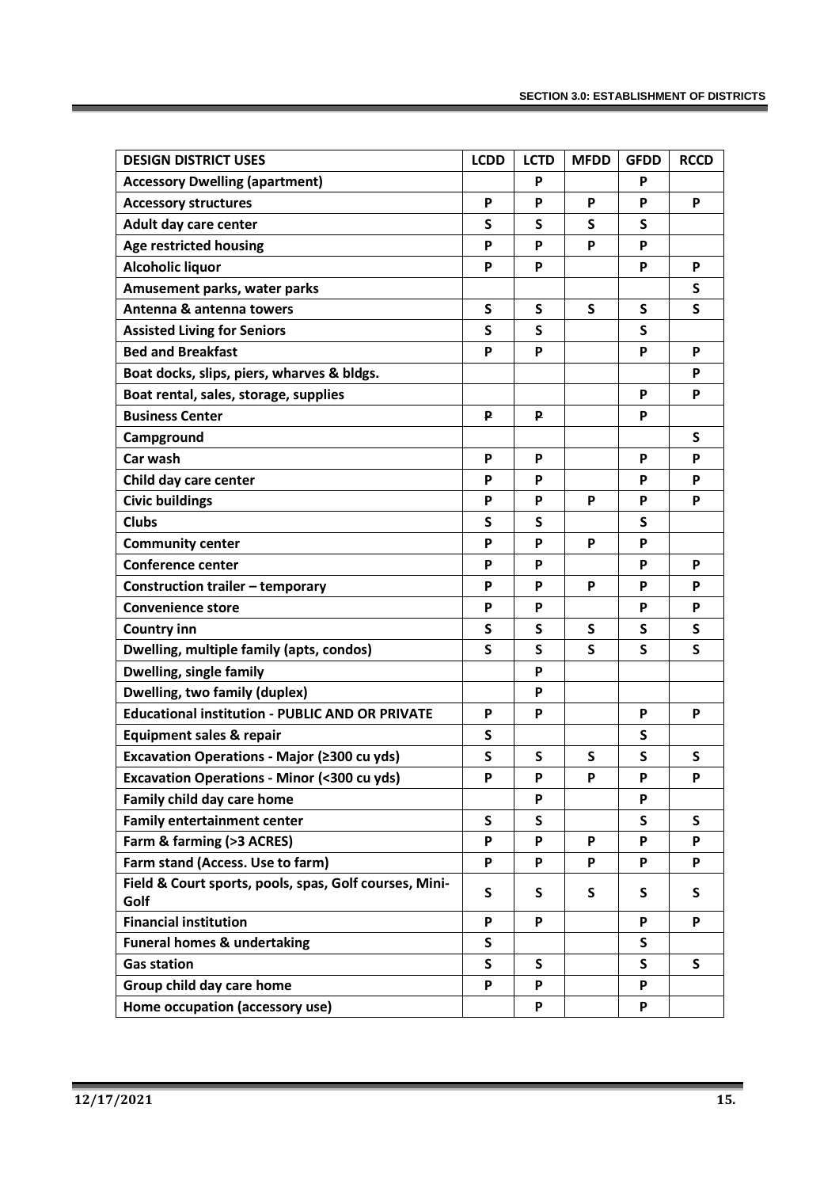| DESIGN DISTRICT USES | LCDD | LCTD | MFDD | GFDD | RCCD |
|---|---|---|---|---|---|
| Accessory Dwelling (apartment) | | P | | P | |
| Accessory structures | P | P | P | P | P |
| Adult day care center | S | S | S | S | |
| Age restricted housing | P | P | P | P | |
| Alcoholic liquor | P | P | | P | P |
| Amusement parks, water parks | | | | | S |
| Antenna & antenna towers | S | S | S | S | S |
| Assisted Living for Seniors | S | S | | S | |
| Bed and Breakfast | P | P | | P | P |
| Boat docks, slips, piers, wharves & bldgs. | | | | | P |
| Boat rental, sales, storage, supplies | | | | P | P |
| Business Center | ~~P~~ | ~~P~~ | | P | |
| Campground | | | | | S |
| Car wash | P | P | | P | P |
| Child day care center | P | P | | P | P |
| Civic buildings | P | P | P | P | P |
| Clubs | S | S | | S | |
| Community center | P | P | P | P | |
| Conference center | P | P | | P | P |
| Construction trailer – temporary | P | P | P | P | P |
| Convenience store | P | P | | P | P |
| Country inn | S | S | S | S | S |
| Dwelling, multiple family (apts, condos) | S | S | S | S | S |
| Dwelling, single family | | P | | | |
| Dwelling, two family (duplex) | | P | | | |
| Educational institution - PUBLIC AND OR PRIVATE | P | P | | P | P |
| Equipment sales & repair | S | | | S | |
| Excavation Operations - Major (≥300 cu yds) | S | S | S | S | S |
| Excavation Operations - Minor (<300 cu yds) | P | P | P | P | P |
| Family child day care home | | P | | P | |
| Family entertainment center | S | S | | S | S |
| Farm & farming (>3 ACRES) | P | P | P | P | P |
| Farm stand (Access. Use to farm) | P | P | P | P | P |
| Field & Court sports, pools, spas, Golf courses, Mini-Golf | S | S | S | S | S |
| Financial institution | P | P | | P | P |
| Funeral homes & undertaking | S | | | S | |
| Gas station | S | S | | S | S |
| Group child day care home | P | P | | P | |
| Home occupation (accessory use) | | P | | P | |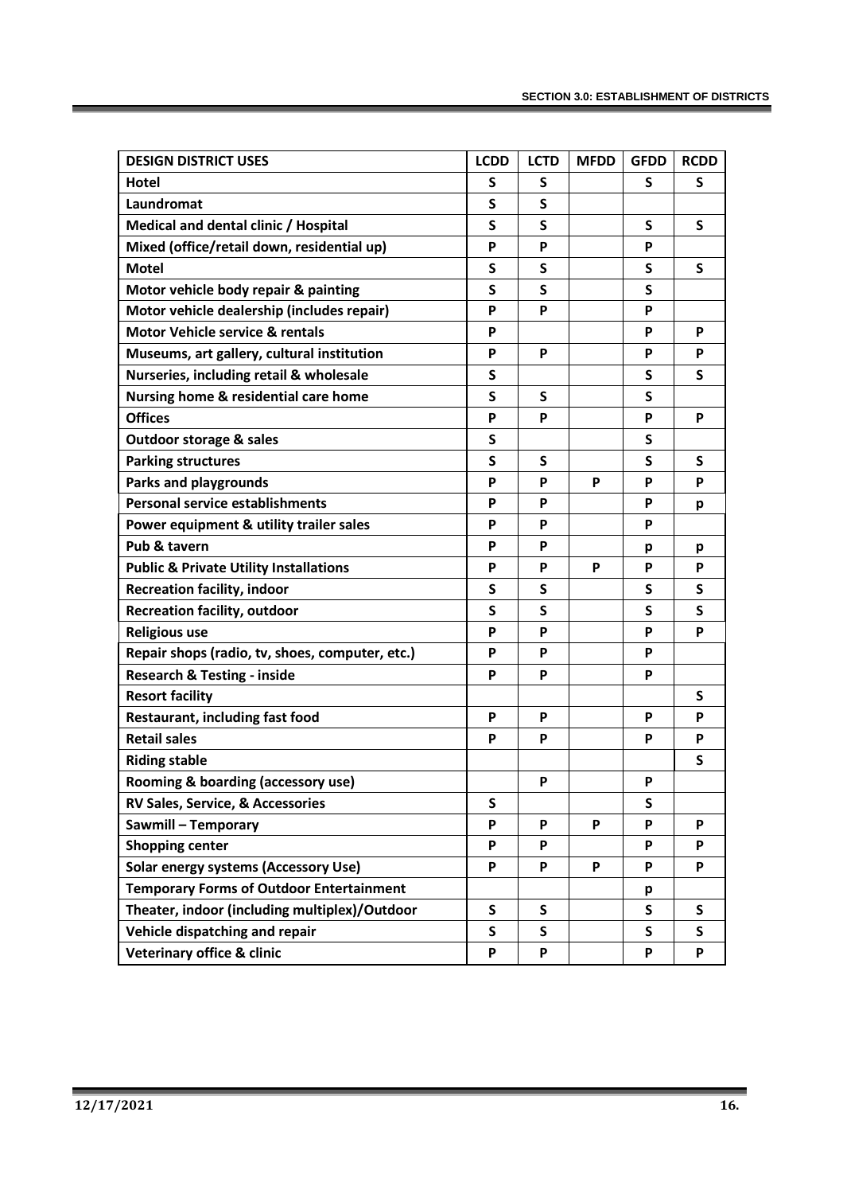| DESIGN DISTRICT USES | LCDD | LCTD | MFDD | GFDD | RCDD |
|---|---|---|---|---|---|
| Hotel | S | S | | S | S |
| Laundromat | S | S | | | |
| Medical and dental clinic / Hospital | S | S | | S | S |
| Mixed (office/retail down, residential up) | P | P | | P | |
| Motel | S | S | | S | S |
| Motor vehicle body repair & painting | S | S | | S | |
| Motor vehicle dealership (includes repair) | P | P | | P | |
| Motor Vehicle service & rentals | P | | | P | P |
| Museums, art gallery, cultural institution | P | P | | P | P |
| Nurseries, including retail & wholesale | S | | | S | S |
| Nursing home & residential care home | S | S | | S | |
| Offices | P | P | | P | P |
| Outdoor storage & sales | S | | | S | |
| Parking structures | S | S | | S | S |
| Parks and playgrounds | P | P | P | P | P |
| Personal service establishments | P | P | | P | p |
| Power equipment & utility trailer sales | P | P | | P | |
| Pub & tavern | P | P | | p | p |
| Public & Private Utility Installations | P | P | P | P | P |
| Recreation facility, indoor | S | S | | S | S |
| Recreation facility, outdoor | S | S | | S | S |
| Religious use | P | P | | P | P |
| Repair shops (radio, tv, shoes, computer, etc.) | P | P | | P | |
| Research & Testing - inside | P | P | | P | |
| Resort facility | | | | | S |
| Restaurant, including fast food | P | P | | P | P |
| Retail sales | P | P | | P | P |
| Riding stable | | | | | S |
| Rooming & boarding (accessory use) | | P | | P | |
| RV Sales, Service, & Accessories | S | | | S | |
| Sawmill – Temporary | P | P | P | P | P |
| Shopping center | P | P | | P | P |
| Solar energy systems (Accessory Use) | P | P | P | P | P |
| Temporary Forms of Outdoor Entertainment | | | | p | |
| Theater, indoor (including multiplex)/Outdoor | S | S | | S | S |
| Vehicle dispatching and repair | S | S | | S | S |
| Veterinary office & clinic | P | P | | P | P |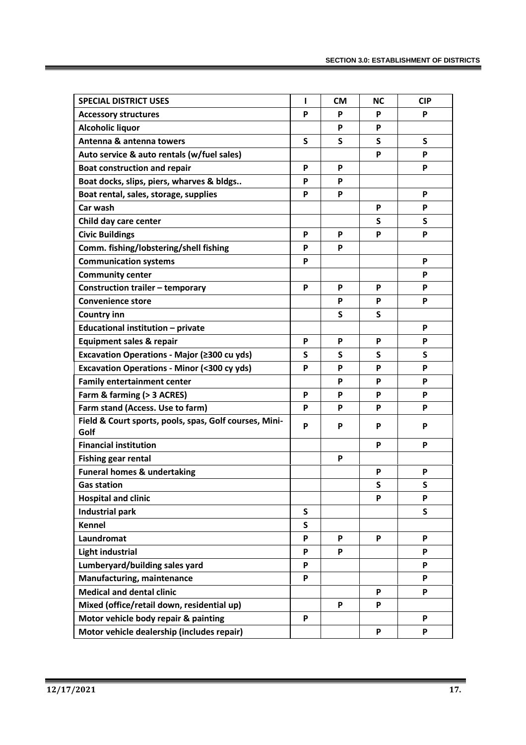| SPECIAL DISTRICT USES | I | CM | NC | CIP |
|---|---|---|---|---|
| Accessory structures | P | P | P | P |
| Alcoholic liquor | | P | P | |
| Antenna & antenna towers | S | S | S | S |
| Auto service & auto rentals (w/fuel sales) | | | P | P |
| Boat construction and repair | P | P | | P |
| Boat docks, slips, piers, wharves & bldgs.. | P | P | | |
| Boat rental, sales, storage, supplies | P | P | | P |
| Car wash | | | P | P |
| Child day care center | | | S | S |
| Civic Buildings | P | P | P | P |
| Comm. fishing/lobstering/shell fishing | P | P | | |
| Communication systems | P | | | P |
| Community center | | | | P |
| Construction trailer – temporary | P | P | P | P |
| Convenience store | | P | P | P |
| Country inn | | S | S | |
| Educational institution – private | | | | P |
| Equipment sales & repair | P | P | P | P |
| Excavation Operations - Major (≥300 cu yds) | S | S | S | S |
| Excavation Operations - Minor (<300 cy yds) | P | P | P | P |
| Family entertainment center | | P | P | P |
| Farm & farming (> 3 ACRES) | P | P | P | P |
| Farm stand (Access. Use to farm) | P | P | P | P |
| Field & Court sports, pools, spas, Golf courses, Mini-Golf | P | P | P | P |
| Financial institution | | | P | P |
| Fishing gear rental | | P | | |
| Funeral homes & undertaking | | | P | P |
| Gas station | | | S | S |
| Hospital and clinic | | | P | P |
| Industrial park | S | | | S |
| Kennel | S | | | |
| Laundromat | P | P | P | P |
| Light industrial | P | P | | P |
| Lumberyard/building sales yard | P | | | P |
| Manufacturing, maintenance | P | | | P |
| Medical and dental clinic | | | P | P |
| Mixed (office/retail down, residential up) | | P | P | |
| Motor vehicle body repair & painting | P | | | P |
| Motor vehicle dealership (includes repair) | | | P | P |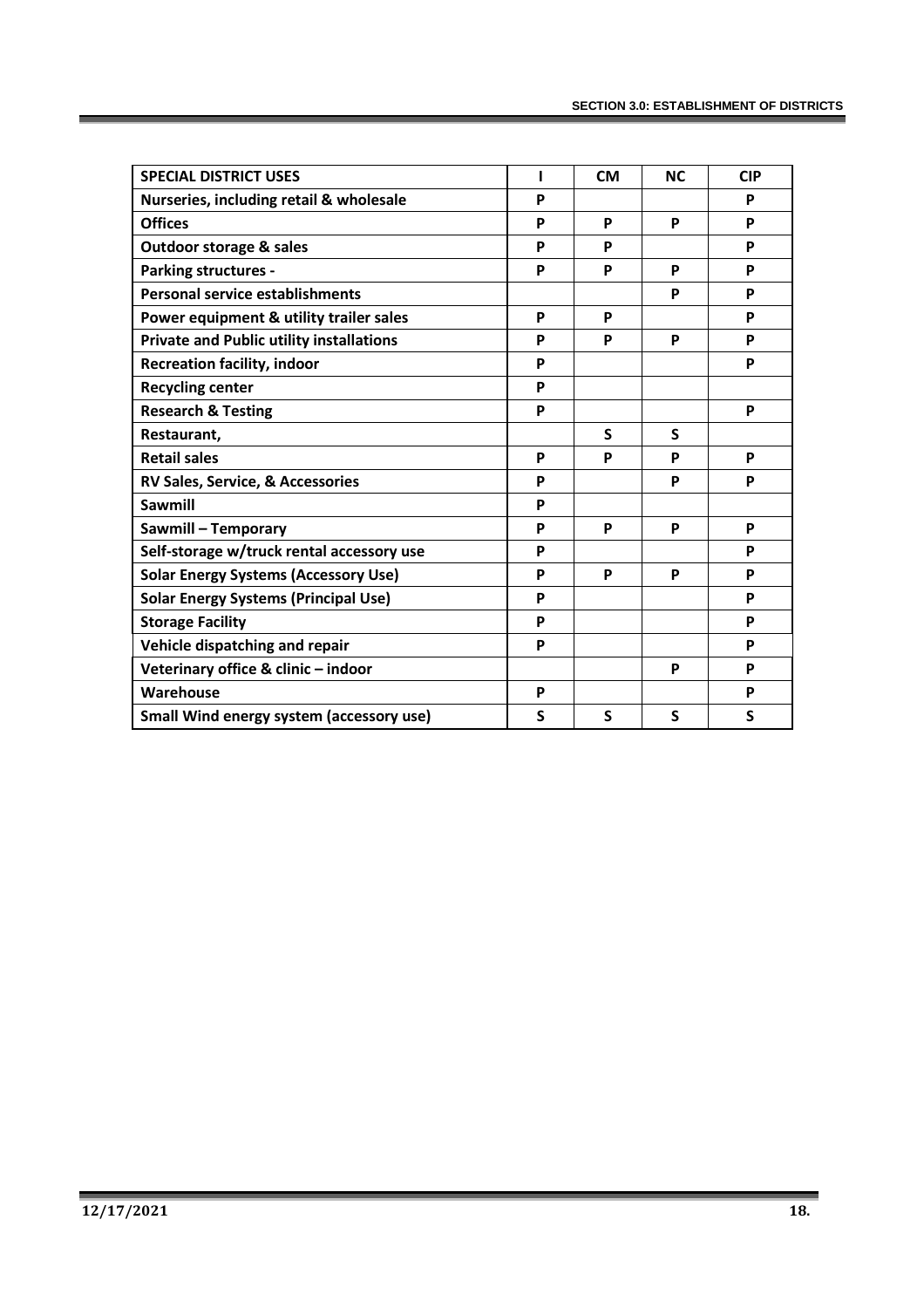| SPECIAL DISTRICT USES | I | CM | NC | CIP |
|---|---|---|---|---|
| **Nurseries, including retail & wholesale** | P | | | P |
| **Offices** | P | P | P | P |
| **Outdoor storage & sales** | P | P | | P |
| **Parking structures -** | P | P | P | P |
| **Personal service establishments** | | | P | P |
| **Power equipment & utility trailer sales** | P | P | | P |
| **Private and Public utility installations** | P | P | P | P |
| **Recreation facility, indoor** | P | | | P |
| **Recycling center** | P | | | |
| **Research & Testing** | P | | | P |
| **Restaurant,** | | S | S | |
| **Retail sales** | P | P | P | P |
| **RV Sales, Service, & Accessories** | P | | P | P |
| **Sawmill** | P | | | |
| **Sawmill – Temporary** | P | P | P | P |
| **Self-storage w/truck rental accessory use** | P | | | P |
| **Solar Energy Systems (Accessory Use)** | P | P | P | P |
| **Solar Energy Systems (Principal Use)** | P | | | P |
| **Storage Facility** | P | | | P |
| **Vehicle dispatching and repair** | P | | | P |
| **Veterinary office & clinic – indoor** | | | P | P |
| **Warehouse** | P | | | P |
| **Small Wind energy system (accessory use)** | S | S | S | S |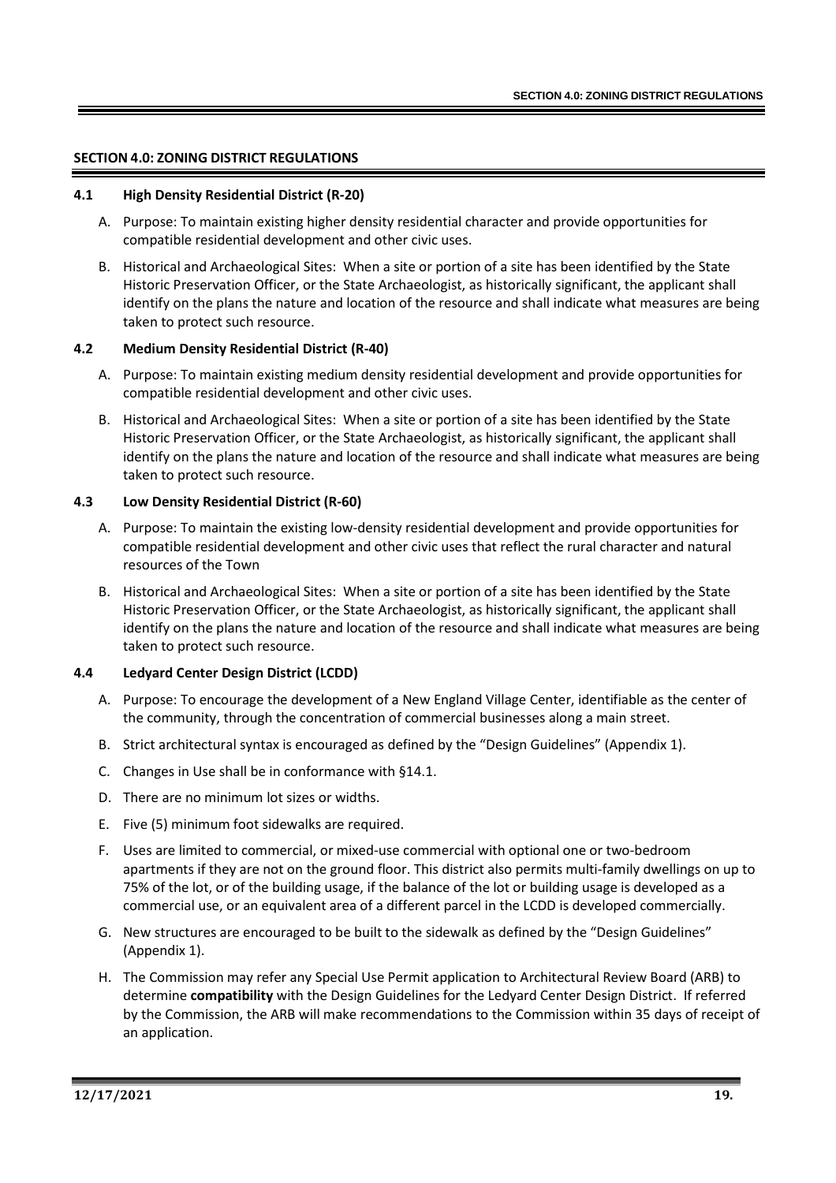## SECTION 4.0: ZONING DISTRICT REGULATIONS

### 4.1 High Density Residential District (R-20)

A. Purpose: To maintain existing higher density residential character and provide opportunities for compatible residential development and other civic uses.

B. Historical and Archaeological Sites: When a site or portion of a site has been identified by the State Historic Preservation Officer, or the State Archaeologist, as historically significant, the applicant shall identify on the plans the nature and location of the resource and shall indicate what measures are being taken to protect such resource.

### 4.2 Medium Density Residential District (R-40)

A. Purpose: To maintain existing medium density residential development and provide opportunities for compatible residential development and other civic uses.

B. Historical and Archaeological Sites: When a site or portion of a site has been identified by the State Historic Preservation Officer, or the State Archaeologist, as historically significant, the applicant shall identify on the plans the nature and location of the resource and shall indicate what measures are being taken to protect such resource.

### 4.3 Low Density Residential District (R-60)

A. Purpose: To maintain the existing low-density residential development and provide opportunities for compatible residential development and other civic uses that reflect the rural character and natural resources of the Town

B. Historical and Archaeological Sites: When a site or portion of a site has been identified by the State Historic Preservation Officer, or the State Archaeologist, as historically significant, the applicant shall identify on the plans the nature and location of the resource and shall indicate what measures are being taken to protect such resource.

### 4.4 Ledyard Center Design District (LCDD)

A. Purpose: To encourage the development of a New England Village Center, identifiable as the center of the community, through the concentration of commercial businesses along a main street.

B. Strict architectural syntax is encouraged as defined by the "Design Guidelines" (Appendix 1).

C. Changes in Use shall be in conformance with §14.1.

D. There are no minimum lot sizes or widths.

E. Five (5) minimum foot sidewalks are required.

F. Uses are limited to commercial, or mixed-use commercial with optional one or two-bedroom apartments if they are not on the ground floor. This district also permits multi-family dwellings on up to 75% of the lot, or of the building usage, if the balance of the lot or building usage is developed as a commercial use, or an equivalent area of a different parcel in the LCDD is developed commercially.

G. New structures are encouraged to be built to the sidewalk as defined by the "Design Guidelines" (Appendix 1).

H. The Commission may refer any Special Use Permit application to Architectural Review Board (ARB) to determine **compatibility** with the Design Guidelines for the Ledyard Center Design District. If referred by the Commission, the ARB will make recommendations to the Commission within 35 days of receipt of an application.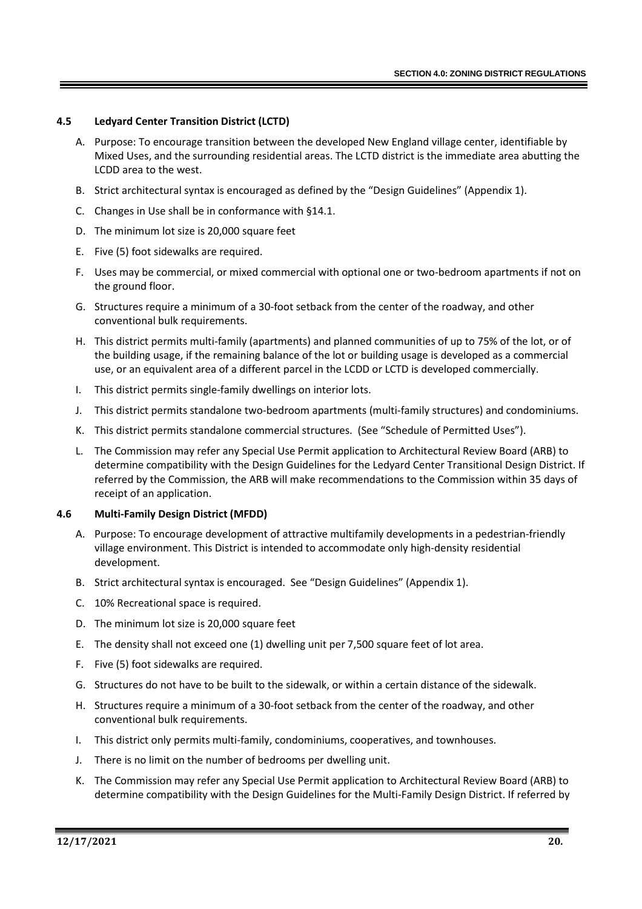### 4.5 Ledyard Center Transition District (LCTD)

A. Purpose: To encourage transition between the developed New England village center, identifiable by Mixed Uses, and the surrounding residential areas. The LCTD district is the immediate area abutting the LCDD area to the west.

B. Strict architectural syntax is encouraged as defined by the "Design Guidelines" (Appendix 1).

C. Changes in Use shall be in conformance with §14.1.

D. The minimum lot size is 20,000 square feet

E. Five (5) foot sidewalks are required.

F. Uses may be commercial, or mixed commercial with optional one or two-bedroom apartments if not on the ground floor.

G. Structures require a minimum of a 30-foot setback from the center of the roadway, and other conventional bulk requirements.

H. This district permits multi-family (apartments) and planned communities of up to 75% of the lot, or of the building usage, if the remaining balance of the lot or building usage is developed as a commercial use, or an equivalent area of a different parcel in the LCDD or LCTD is developed commercially.

I. This district permits single-family dwellings on interior lots.

J. This district permits standalone two-bedroom apartments (multi-family structures) and condominiums.

K. This district permits standalone commercial structures. (See "Schedule of Permitted Uses").

L. The Commission may refer any Special Use Permit application to Architectural Review Board (ARB) to determine compatibility with the Design Guidelines for the Ledyard Center Transitional Design District. If referred by the Commission, the ARB will make recommendations to the Commission within 35 days of receipt of an application.

### 4.6 Multi-Family Design District (MFDD)

A. Purpose: To encourage development of attractive multifamily developments in a pedestrian-friendly village environment. This District is intended to accommodate only high-density residential development.

B. Strict architectural syntax is encouraged. See "Design Guidelines" (Appendix 1).

C. 10% Recreational space is required.

D. The minimum lot size is 20,000 square feet

E. The density shall not exceed one (1) dwelling unit per 7,500 square feet of lot area.

F. Five (5) foot sidewalks are required.

G. Structures do not have to be built to the sidewalk, or within a certain distance of the sidewalk.

H. Structures require a minimum of a 30-foot setback from the center of the roadway, and other conventional bulk requirements.

I. This district only permits multi-family, condominiums, cooperatives, and townhouses.

J. There is no limit on the number of bedrooms per dwelling unit.

K. The Commission may refer any Special Use Permit application to Architectural Review Board (ARB) to determine compatibility with the Design Guidelines for the Multi-Family Design District. If referred by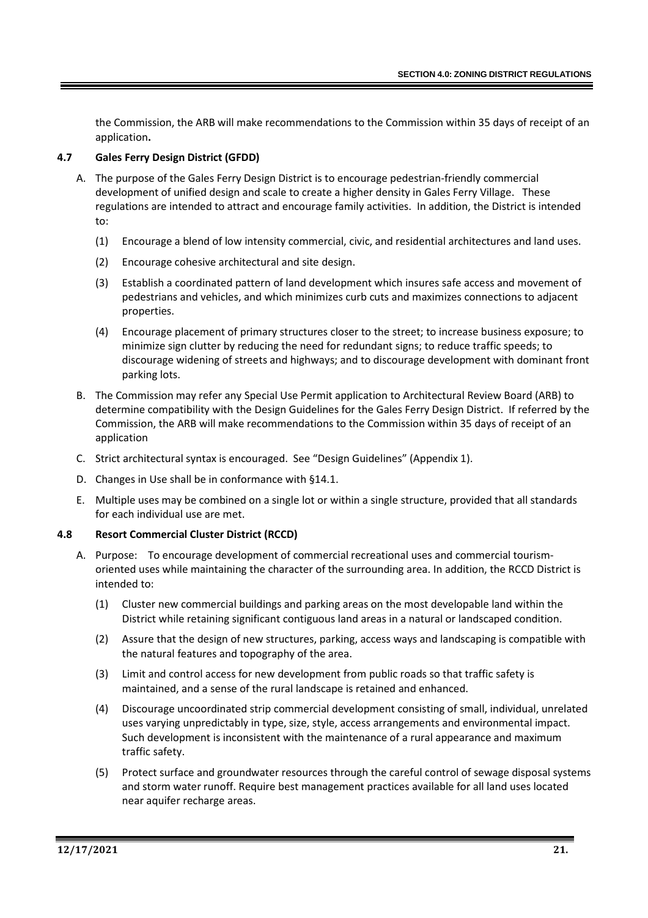the Commission, the ARB will make recommendations to the Commission within 35 days of receipt of an application**.**

### 4.7 Gales Ferry Design District (GFDD)

A. The purpose of the Gales Ferry Design District is to encourage pedestrian-friendly commercial development of unified design and scale to create a higher density in Gales Ferry Village. These regulations are intended to attract and encourage family activities. In addition, the District is intended to:

   (1) Encourage a blend of low intensity commercial, civic, and residential architectures and land uses.

   (2) Encourage cohesive architectural and site design.

   (3) Establish a coordinated pattern of land development which insures safe access and movement of pedestrians and vehicles, and which minimizes curb cuts and maximizes connections to adjacent properties.

   (4) Encourage placement of primary structures closer to the street; to increase business exposure; to minimize sign clutter by reducing the need for redundant signs; to reduce traffic speeds; to discourage widening of streets and highways; and to discourage development with dominant front parking lots.

B. The Commission may refer any Special Use Permit application to Architectural Review Board (ARB) to determine compatibility with the Design Guidelines for the Gales Ferry Design District. If referred by the Commission, the ARB will make recommendations to the Commission within 35 days of receipt of an application

C. Strict architectural syntax is encouraged. See "Design Guidelines" (Appendix 1).

D. Changes in Use shall be in conformance with §14.1.

E. Multiple uses may be combined on a single lot or within a single structure, provided that all standards for each individual use are met.

### 4.8 Resort Commercial Cluster District (RCCD)

A. Purpose: To encourage development of commercial recreational uses and commercial tourism-oriented uses while maintaining the character of the surrounding area. In addition, the RCCD District is intended to:

   (1) Cluster new commercial buildings and parking areas on the most developable land within the District while retaining significant contiguous land areas in a natural or landscaped condition.

   (2) Assure that the design of new structures, parking, access ways and landscaping is compatible with the natural features and topography of the area.

   (3) Limit and control access for new development from public roads so that traffic safety is maintained, and a sense of the rural landscape is retained and enhanced.

   (4) Discourage uncoordinated strip commercial development consisting of small, individual, unrelated uses varying unpredictably in type, size, style, access arrangements and environmental impact. Such development is inconsistent with the maintenance of a rural appearance and maximum traffic safety.

   (5) Protect surface and groundwater resources through the careful control of sewage disposal systems and storm water runoff. Require best management practices available for all land uses located near aquifer recharge areas.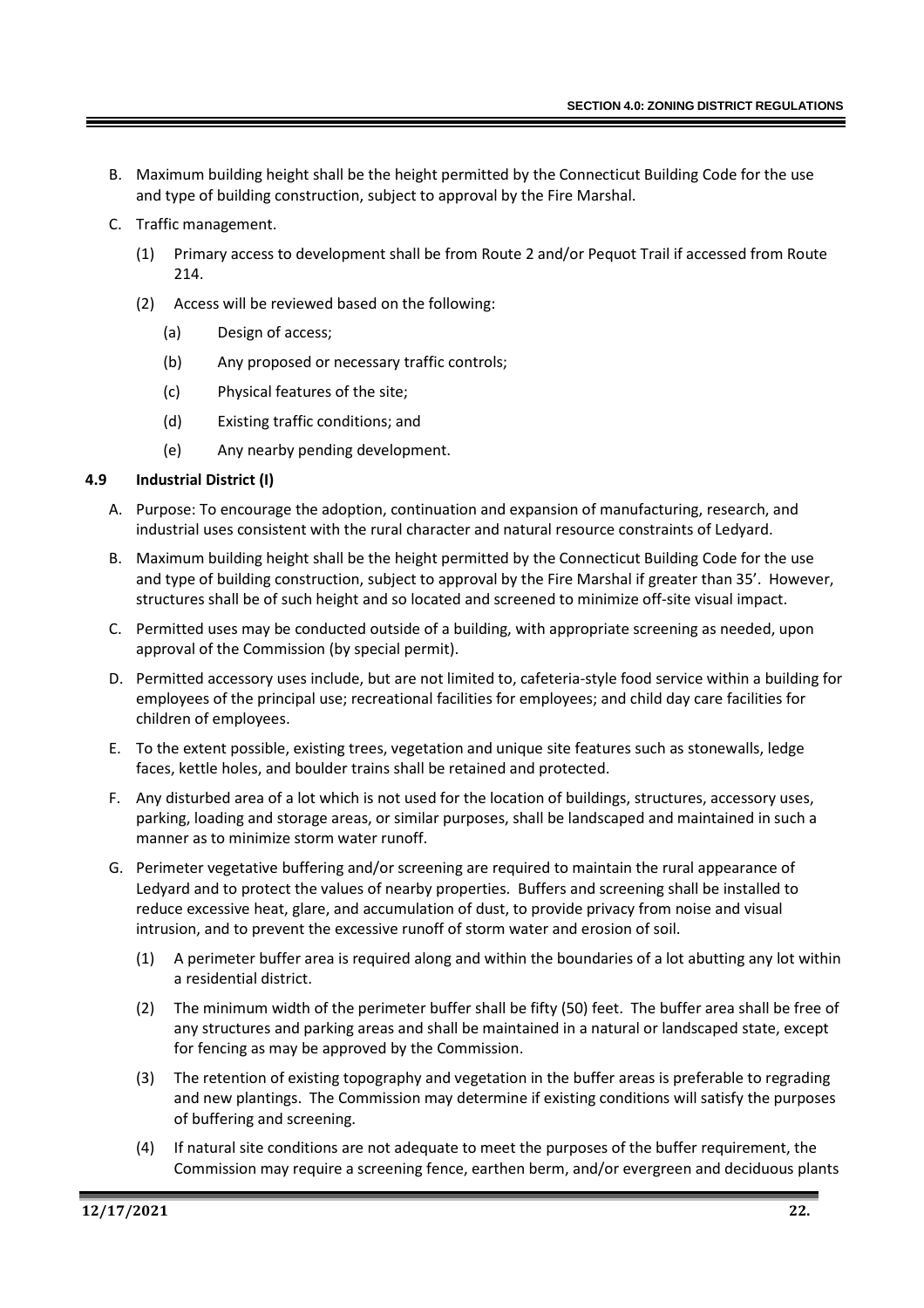B. Maximum building height shall be the height permitted by the Connecticut Building Code for the use and type of building construction, subject to approval by the Fire Marshal.

C. Traffic management.

   (1) Primary access to development shall be from Route 2 and/or Pequot Trail if accessed from Route 214.

   (2) Access will be reviewed based on the following:

      (a) Design of access;

      (b) Any proposed or necessary traffic controls;

      (c) Physical features of the site;

      (d) Existing traffic conditions; and

      (e) Any nearby pending development.

### 4.9 Industrial District (I)

A. Purpose: To encourage the adoption, continuation and expansion of manufacturing, research, and industrial uses consistent with the rural character and natural resource constraints of Ledyard.

B. Maximum building height shall be the height permitted by the Connecticut Building Code for the use and type of building construction, subject to approval by the Fire Marshal if greater than 35'. However, structures shall be of such height and so located and screened to minimize off-site visual impact.

C. Permitted uses may be conducted outside of a building, with appropriate screening as needed, upon approval of the Commission (by special permit).

D. Permitted accessory uses include, but are not limited to, cafeteria-style food service within a building for employees of the principal use; recreational facilities for employees; and child day care facilities for children of employees.

E. To the extent possible, existing trees, vegetation and unique site features such as stonewalls, ledge faces, kettle holes, and boulder trains shall be retained and protected.

F. Any disturbed area of a lot which is not used for the location of buildings, structures, accessory uses, parking, loading and storage areas, or similar purposes, shall be landscaped and maintained in such a manner as to minimize storm water runoff.

G. Perimeter vegetative buffering and/or screening are required to maintain the rural appearance of Ledyard and to protect the values of nearby properties. Buffers and screening shall be installed to reduce excessive heat, glare, and accumulation of dust, to provide privacy from noise and visual intrusion, and to prevent the excessive runoff of storm water and erosion of soil.

   (1) A perimeter buffer area is required along and within the boundaries of a lot abutting any lot within a residential district.

   (2) The minimum width of the perimeter buffer shall be fifty (50) feet. The buffer area shall be free of any structures and parking areas and shall be maintained in a natural or landscaped state, except for fencing as may be approved by the Commission.

   (3) The retention of existing topography and vegetation in the buffer areas is preferable to regrading and new plantings. The Commission may determine if existing conditions will satisfy the purposes of buffering and screening.

   (4) If natural site conditions are not adequate to meet the purposes of the buffer requirement, the Commission may require a screening fence, earthen berm, and/or evergreen and deciduous plants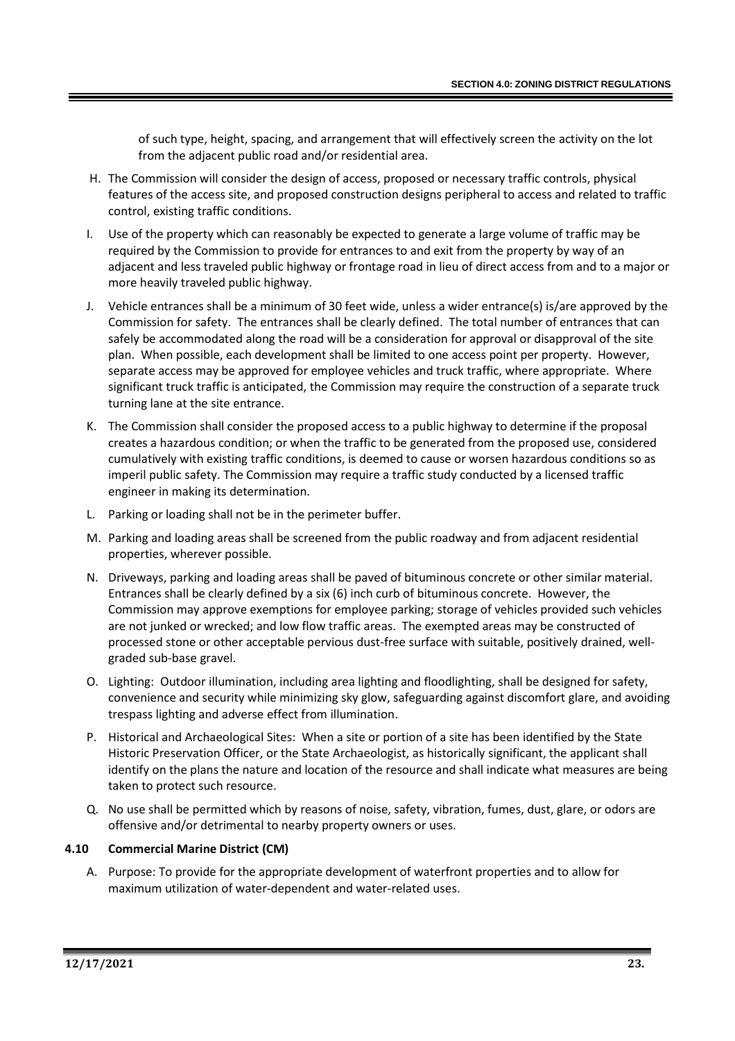of such type, height, spacing, and arrangement that will effectively screen the activity on the lot from the adjacent public road and/or residential area.

H. The Commission will consider the design of access, proposed or necessary traffic controls, physical features of the access site, and proposed construction designs peripheral to access and related to traffic control, existing traffic conditions.

I. Use of the property which can reasonably be expected to generate a large volume of traffic may be required by the Commission to provide for entrances to and exit from the property by way of an adjacent and less traveled public highway or frontage road in lieu of direct access from and to a major or more heavily traveled public highway.

J. Vehicle entrances shall be a minimum of 30 feet wide, unless a wider entrance(s) is/are approved by the Commission for safety. The entrances shall be clearly defined. The total number of entrances that can safely be accommodated along the road will be a consideration for approval or disapproval of the site plan. When possible, each development shall be limited to one access point per property. However, separate access may be approved for employee vehicles and truck traffic, where appropriate. Where significant truck traffic is anticipated, the Commission may require the construction of a separate truck turning lane at the site entrance.

K. The Commission shall consider the proposed access to a public highway to determine if the proposal creates a hazardous condition; or when the traffic to be generated from the proposed use, considered cumulatively with existing traffic conditions, is deemed to cause or worsen hazardous conditions so as imperil public safety. The Commission may require a traffic study conducted by a licensed traffic engineer in making its determination.

L. Parking or loading shall not be in the perimeter buffer.

M. Parking and loading areas shall be screened from the public roadway and from adjacent residential properties, wherever possible.

N. Driveways, parking and loading areas shall be paved of bituminous concrete or other similar material. Entrances shall be clearly defined by a six (6) inch curb of bituminous concrete. However, the Commission may approve exemptions for employee parking; storage of vehicles provided such vehicles are not junked or wrecked; and low flow traffic areas. The exempted areas may be constructed of processed stone or other acceptable pervious dust-free surface with suitable, positively drained, well-graded sub-base gravel.

O. Lighting: Outdoor illumination, including area lighting and floodlighting, shall be designed for safety, convenience and security while minimizing sky glow, safeguarding against discomfort glare, and avoiding trespass lighting and adverse effect from illumination.

P. Historical and Archaeological Sites: When a site or portion of a site has been identified by the State Historic Preservation Officer, or the State Archaeologist, as historically significant, the applicant shall identify on the plans the nature and location of the resource and shall indicate what measures are being taken to protect such resource.

Q. No use shall be permitted which by reasons of noise, safety, vibration, fumes, dust, glare, or odors are offensive and/or detrimental to nearby property owners or uses.

### 4.10 Commercial Marine District (CM)

A. Purpose: To provide for the appropriate development of waterfront properties and to allow for maximum utilization of water-dependent and water-related uses.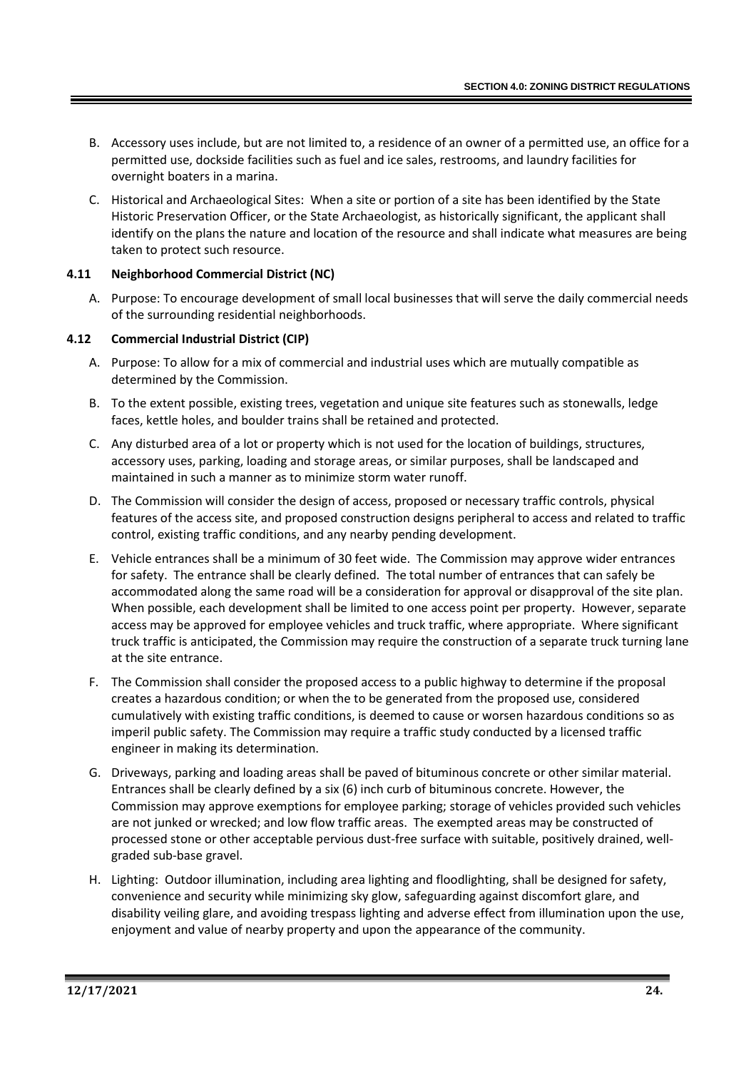B. Accessory uses include, but are not limited to, a residence of an owner of a permitted use, an office for a permitted use, dockside facilities such as fuel and ice sales, restrooms, and laundry facilities for overnight boaters in a marina.

C. Historical and Archaeological Sites: When a site or portion of a site has been identified by the State Historic Preservation Officer, or the State Archaeologist, as historically significant, the applicant shall identify on the plans the nature and location of the resource and shall indicate what measures are being taken to protect such resource.

### 4.11 Neighborhood Commercial District (NC)

A. Purpose: To encourage development of small local businesses that will serve the daily commercial needs of the surrounding residential neighborhoods.

### 4.12 Commercial Industrial District (CIP)

A. Purpose: To allow for a mix of commercial and industrial uses which are mutually compatible as determined by the Commission.

B. To the extent possible, existing trees, vegetation and unique site features such as stonewalls, ledge faces, kettle holes, and boulder trains shall be retained and protected.

C. Any disturbed area of a lot or property which is not used for the location of buildings, structures, accessory uses, parking, loading and storage areas, or similar purposes, shall be landscaped and maintained in such a manner as to minimize storm water runoff.

D. The Commission will consider the design of access, proposed or necessary traffic controls, physical features of the access site, and proposed construction designs peripheral to access and related to traffic control, existing traffic conditions, and any nearby pending development.

E. Vehicle entrances shall be a minimum of 30 feet wide. The Commission may approve wider entrances for safety. The entrance shall be clearly defined. The total number of entrances that can safely be accommodated along the same road will be a consideration for approval or disapproval of the site plan. When possible, each development shall be limited to one access point per property. However, separate access may be approved for employee vehicles and truck traffic, where appropriate. Where significant truck traffic is anticipated, the Commission may require the construction of a separate truck turning lane at the site entrance.

F. The Commission shall consider the proposed access to a public highway to determine if the proposal creates a hazardous condition; or when the to be generated from the proposed use, considered cumulatively with existing traffic conditions, is deemed to cause or worsen hazardous conditions so as imperil public safety. The Commission may require a traffic study conducted by a licensed traffic engineer in making its determination.

G. Driveways, parking and loading areas shall be paved of bituminous concrete or other similar material. Entrances shall be clearly defined by a six (6) inch curb of bituminous concrete. However, the Commission may approve exemptions for employee parking; storage of vehicles provided such vehicles are not junked or wrecked; and low flow traffic areas. The exempted areas may be constructed of processed stone or other acceptable pervious dust-free surface with suitable, positively drained, well-graded sub-base gravel.

H. Lighting: Outdoor illumination, including area lighting and floodlighting, shall be designed for safety, convenience and security while minimizing sky glow, safeguarding against discomfort glare, and disability veiling glare, and avoiding trespass lighting and adverse effect from illumination upon the use, enjoyment and value of nearby property and upon the appearance of the community.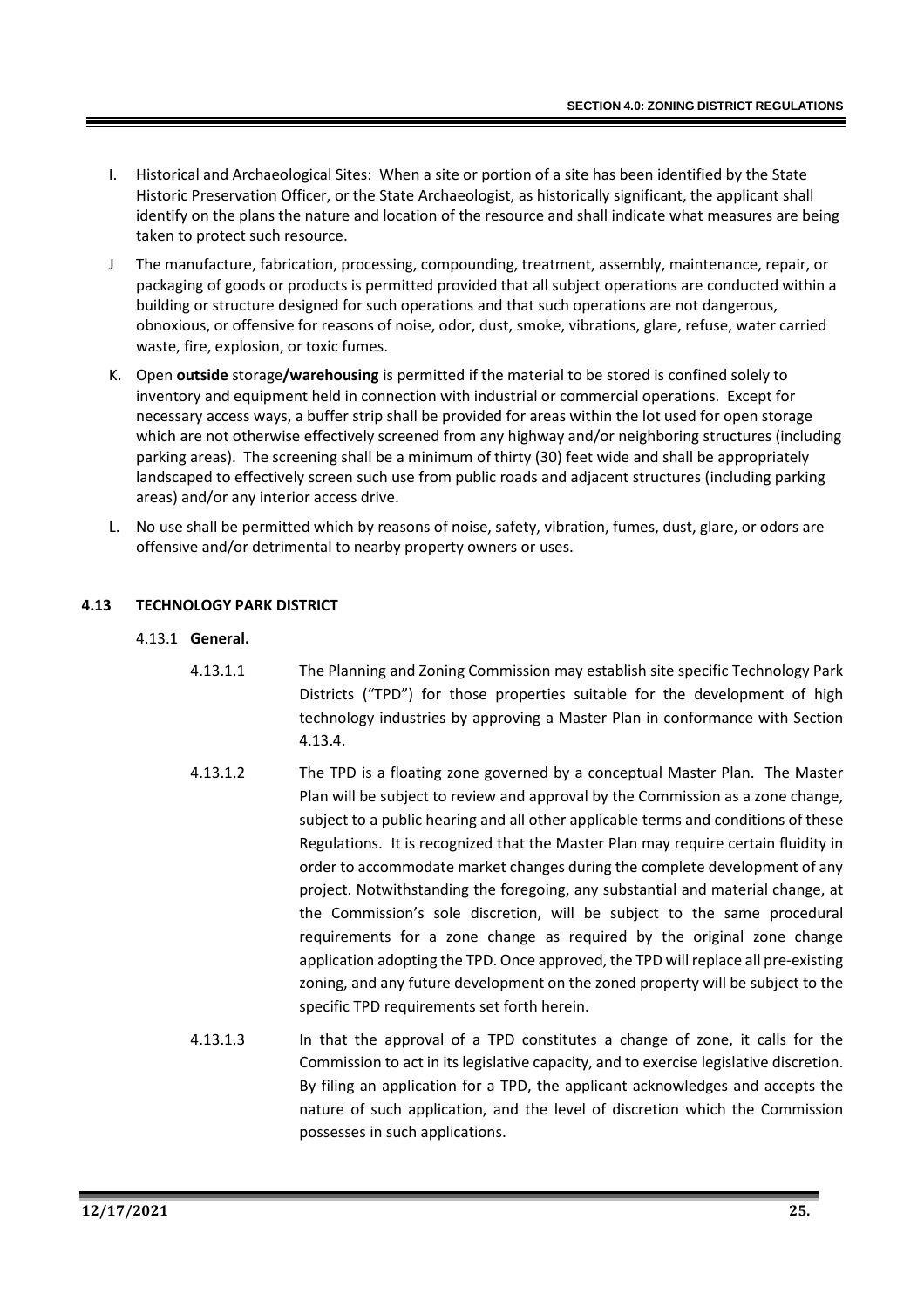I. Historical and Archaeological Sites: When a site or portion of a site has been identified by the State Historic Preservation Officer, or the State Archaeologist, as historically significant, the applicant shall identify on the plans the nature and location of the resource and shall indicate what measures are being taken to protect such resource.

J The manufacture, fabrication, processing, compounding, treatment, assembly, maintenance, repair, or packaging of goods or products is permitted provided that all subject operations are conducted within a building or structure designed for such operations and that such operations are not dangerous, obnoxious, or offensive for reasons of noise, odor, dust, smoke, vibrations, glare, refuse, water carried waste, fire, explosion, or toxic fumes.

K. Open **outside** storage**/warehousing** is permitted if the material to be stored is confined solely to inventory and equipment held in connection with industrial or commercial operations. Except for necessary access ways, a buffer strip shall be provided for areas within the lot used for open storage which are not otherwise effectively screened from any highway and/or neighboring structures (including parking areas). The screening shall be a minimum of thirty (30) feet wide and shall be appropriately landscaped to effectively screen such use from public roads and adjacent structures (including parking areas) and/or any interior access drive.

L. No use shall be permitted which by reasons of noise, safety, vibration, fumes, dust, glare, or odors are offensive and/or detrimental to nearby property owners or uses.

## 4.13 TECHNOLOGY PARK DISTRICT

### 4.13.1 General.

4.13.1.1 The Planning and Zoning Commission may establish site specific Technology Park Districts ("TPD") for those properties suitable for the development of high technology industries by approving a Master Plan in conformance with Section 4.13.4.

4.13.1.2 The TPD is a floating zone governed by a conceptual Master Plan. The Master Plan will be subject to review and approval by the Commission as a zone change, subject to a public hearing and all other applicable terms and conditions of these Regulations. It is recognized that the Master Plan may require certain fluidity in order to accommodate market changes during the complete development of any project. Notwithstanding the foregoing, any substantial and material change, at the Commission's sole discretion, will be subject to the same procedural requirements for a zone change as required by the original zone change application adopting the TPD. Once approved, the TPD will replace all pre-existing zoning, and any future development on the zoned property will be subject to the specific TPD requirements set forth herein.

4.13.1.3 In that the approval of a TPD constitutes a change of zone, it calls for the Commission to act in its legislative capacity, and to exercise legislative discretion. By filing an application for a TPD, the applicant acknowledges and accepts the nature of such application, and the level of discretion which the Commission possesses in such applications.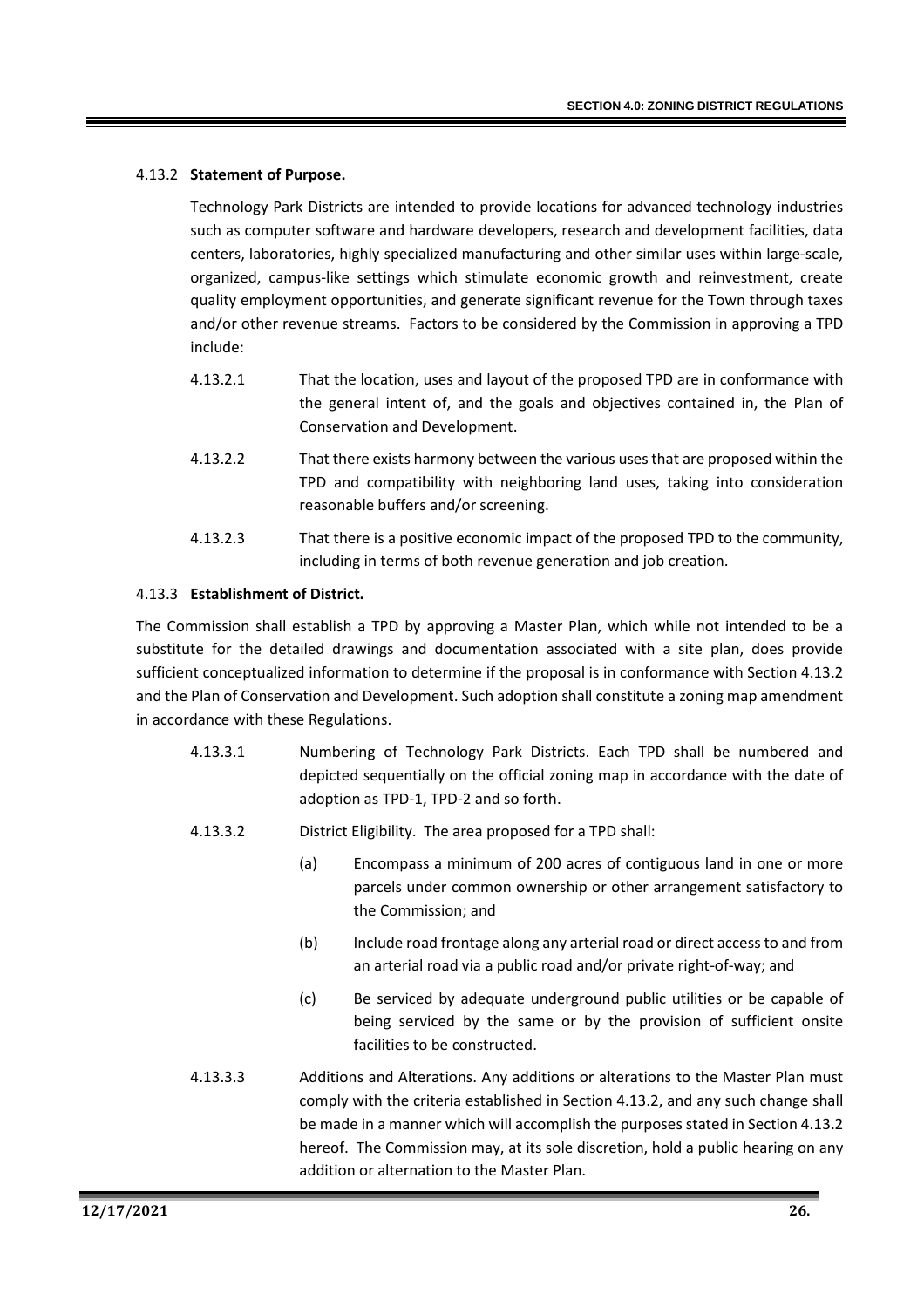### 4.13.2 **Statement of Purpose.**

Technology Park Districts are intended to provide locations for advanced technology industries such as computer software and hardware developers, research and development facilities, data centers, laboratories, highly specialized manufacturing and other similar uses within large-scale, organized, campus-like settings which stimulate economic growth and reinvestment, create quality employment opportunities, and generate significant revenue for the Town through taxes and/or other revenue streams. Factors to be considered by the Commission in approving a TPD include:

4.13.2.1 That the location, uses and layout of the proposed TPD are in conformance with the general intent of, and the goals and objectives contained in, the Plan of Conservation and Development.

4.13.2.2 That there exists harmony between the various uses that are proposed within the TPD and compatibility with neighboring land uses, taking into consideration reasonable buffers and/or screening.

4.13.2.3 That there is a positive economic impact of the proposed TPD to the community, including in terms of both revenue generation and job creation.

### 4.13.3 **Establishment of District.**

The Commission shall establish a TPD by approving a Master Plan, which while not intended to be a substitute for the detailed drawings and documentation associated with a site plan, does provide sufficient conceptualized information to determine if the proposal is in conformance with Section 4.13.2 and the Plan of Conservation and Development. Such adoption shall constitute a zoning map amendment in accordance with these Regulations.

4.13.3.1 Numbering of Technology Park Districts. Each TPD shall be numbered and depicted sequentially on the official zoning map in accordance with the date of adoption as TPD-1, TPD-2 and so forth.

4.13.3.2 District Eligibility. The area proposed for a TPD shall:

(a) Encompass a minimum of 200 acres of contiguous land in one or more parcels under common ownership or other arrangement satisfactory to the Commission; and

(b) Include road frontage along any arterial road or direct access to and from an arterial road via a public road and/or private right-of-way; and

(c) Be serviced by adequate underground public utilities or be capable of being serviced by the same or by the provision of sufficient onsite facilities to be constructed.

4.13.3.3 Additions and Alterations. Any additions or alterations to the Master Plan must comply with the criteria established in Section 4.13.2, and any such change shall be made in a manner which will accomplish the purposes stated in Section 4.13.2 hereof. The Commission may, at its sole discretion, hold a public hearing on any addition or alternation to the Master Plan.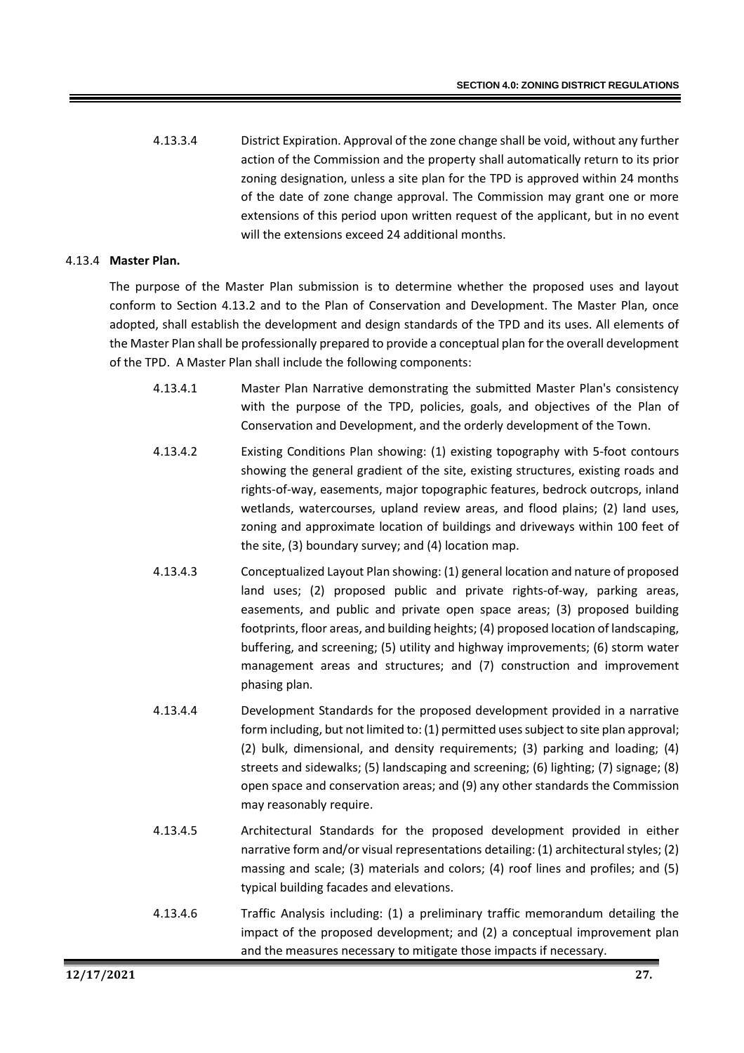4.13.3.4 District Expiration. Approval of the zone change shall be void, without any further action of the Commission and the property shall automatically return to its prior zoning designation, unless a site plan for the TPD is approved within 24 months of the date of zone change approval. The Commission may grant one or more extensions of this period upon written request of the applicant, but in no event will the extensions exceed 24 additional months.

4.13.4 **Master Plan.**

The purpose of the Master Plan submission is to determine whether the proposed uses and layout conform to Section 4.13.2 and to the Plan of Conservation and Development. The Master Plan, once adopted, shall establish the development and design standards of the TPD and its uses. All elements of the Master Plan shall be professionally prepared to provide a conceptual plan for the overall development of the TPD. A Master Plan shall include the following components:

4.13.4.1 Master Plan Narrative demonstrating the submitted Master Plan's consistency with the purpose of the TPD, policies, goals, and objectives of the Plan of Conservation and Development, and the orderly development of the Town.

4.13.4.2 Existing Conditions Plan showing: (1) existing topography with 5-foot contours showing the general gradient of the site, existing structures, existing roads and rights-of-way, easements, major topographic features, bedrock outcrops, inland wetlands, watercourses, upland review areas, and flood plains; (2) land uses, zoning and approximate location of buildings and driveways within 100 feet of the site, (3) boundary survey; and (4) location map.

4.13.4.3 Conceptualized Layout Plan showing: (1) general location and nature of proposed land uses; (2) proposed public and private rights-of-way, parking areas, easements, and public and private open space areas; (3) proposed building footprints, floor areas, and building heights; (4) proposed location of landscaping, buffering, and screening; (5) utility and highway improvements; (6) storm water management areas and structures; and (7) construction and improvement phasing plan.

4.13.4.4 Development Standards for the proposed development provided in a narrative form including, but not limited to: (1) permitted uses subject to site plan approval; (2) bulk, dimensional, and density requirements; (3) parking and loading; (4) streets and sidewalks; (5) landscaping and screening; (6) lighting; (7) signage; (8) open space and conservation areas; and (9) any other standards the Commission may reasonably require.

4.13.4.5 Architectural Standards for the proposed development provided in either narrative form and/or visual representations detailing: (1) architectural styles; (2) massing and scale; (3) materials and colors; (4) roof lines and profiles; and (5) typical building facades and elevations.

4.13.4.6 Traffic Analysis including: (1) a preliminary traffic memorandum detailing the impact of the proposed development; and (2) a conceptual improvement plan and the measures necessary to mitigate those impacts if necessary.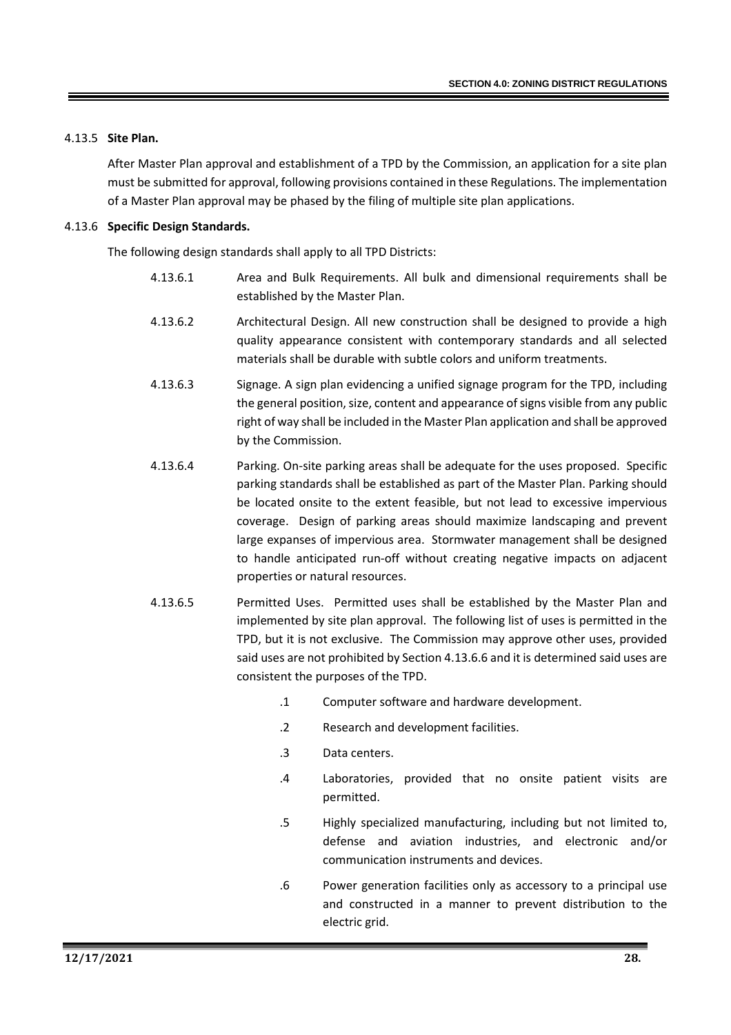### 4.13.5 **Site Plan.**

After Master Plan approval and establishment of a TPD by the Commission, an application for a site plan must be submitted for approval, following provisions contained in these Regulations. The implementation of a Master Plan approval may be phased by the filing of multiple site plan applications.

### 4.13.6 **Specific Design Standards.**

The following design standards shall apply to all TPD Districts:

4.13.6.1 Area and Bulk Requirements. All bulk and dimensional requirements shall be established by the Master Plan.

4.13.6.2 Architectural Design. All new construction shall be designed to provide a high quality appearance consistent with contemporary standards and all selected materials shall be durable with subtle colors and uniform treatments.

4.13.6.3 Signage. A sign plan evidencing a unified signage program for the TPD, including the general position, size, content and appearance of signs visible from any public right of way shall be included in the Master Plan application and shall be approved by the Commission.

4.13.6.4 Parking. On-site parking areas shall be adequate for the uses proposed. Specific parking standards shall be established as part of the Master Plan. Parking should be located onsite to the extent feasible, but not lead to excessive impervious coverage. Design of parking areas should maximize landscaping and prevent large expanses of impervious area. Stormwater management shall be designed to handle anticipated run-off without creating negative impacts on adjacent properties or natural resources.

4.13.6.5 Permitted Uses. Permitted uses shall be established by the Master Plan and implemented by site plan approval. The following list of uses is permitted in the TPD, but it is not exclusive. The Commission may approve other uses, provided said uses are not prohibited by Section 4.13.6.6 and it is determined said uses are consistent the purposes of the TPD.

- .1 Computer software and hardware development.
- .2 Research and development facilities.
- .3 Data centers.
- .4 Laboratories, provided that no onsite patient visits are permitted.
- .5 Highly specialized manufacturing, including but not limited to, defense and aviation industries, and electronic and/or communication instruments and devices.
- .6 Power generation facilities only as accessory to a principal use and constructed in a manner to prevent distribution to the electric grid.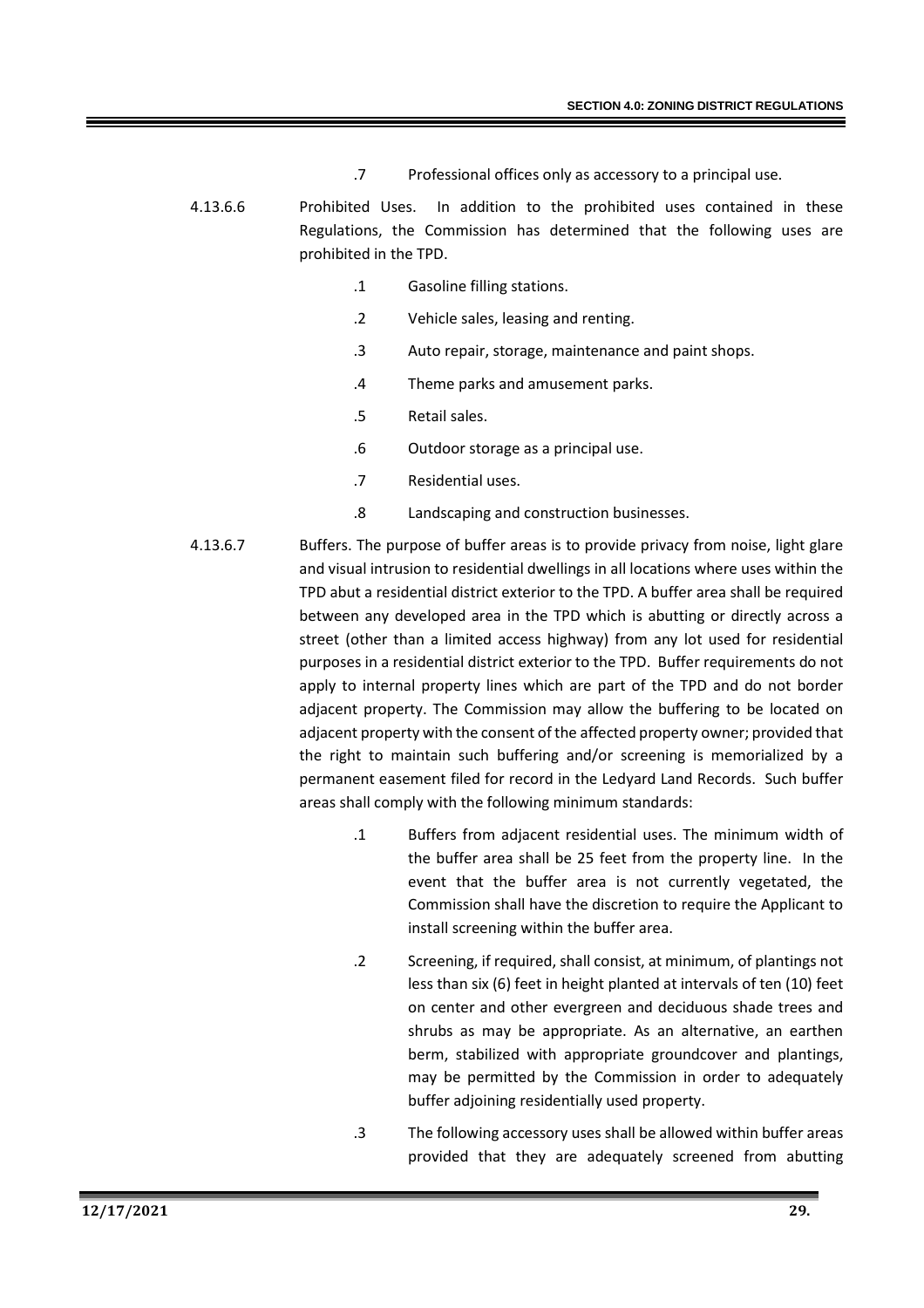.7 Professional offices only as accessory to a principal use.

4.13.6.6 Prohibited Uses. In addition to the prohibited uses contained in these Regulations, the Commission has determined that the following uses are prohibited in the TPD.

.1 Gasoline filling stations.

.2 Vehicle sales, leasing and renting.

.3 Auto repair, storage, maintenance and paint shops.

.4 Theme parks and amusement parks.

.5 Retail sales.

.6 Outdoor storage as a principal use.

.7 Residential uses.

.8 Landscaping and construction businesses.

4.13.6.7 Buffers. The purpose of buffer areas is to provide privacy from noise, light glare and visual intrusion to residential dwellings in all locations where uses within the TPD abut a residential district exterior to the TPD. A buffer area shall be required between any developed area in the TPD which is abutting or directly across a street (other than a limited access highway) from any lot used for residential purposes in a residential district exterior to the TPD. Buffer requirements do not apply to internal property lines which are part of the TPD and do not border adjacent property. The Commission may allow the buffering to be located on adjacent property with the consent of the affected property owner; provided that the right to maintain such buffering and/or screening is memorialized by a permanent easement filed for record in the Ledyard Land Records. Such buffer areas shall comply with the following minimum standards:

.1 Buffers from adjacent residential uses. The minimum width of the buffer area shall be 25 feet from the property line. In the event that the buffer area is not currently vegetated, the Commission shall have the discretion to require the Applicant to install screening within the buffer area.

.2 Screening, if required, shall consist, at minimum, of plantings not less than six (6) feet in height planted at intervals of ten (10) feet on center and other evergreen and deciduous shade trees and shrubs as may be appropriate. As an alternative, an earthen berm, stabilized with appropriate groundcover and plantings, may be permitted by the Commission in order to adequately buffer adjoining residentially used property.

.3 The following accessory uses shall be allowed within buffer areas provided that they are adequately screened from abutting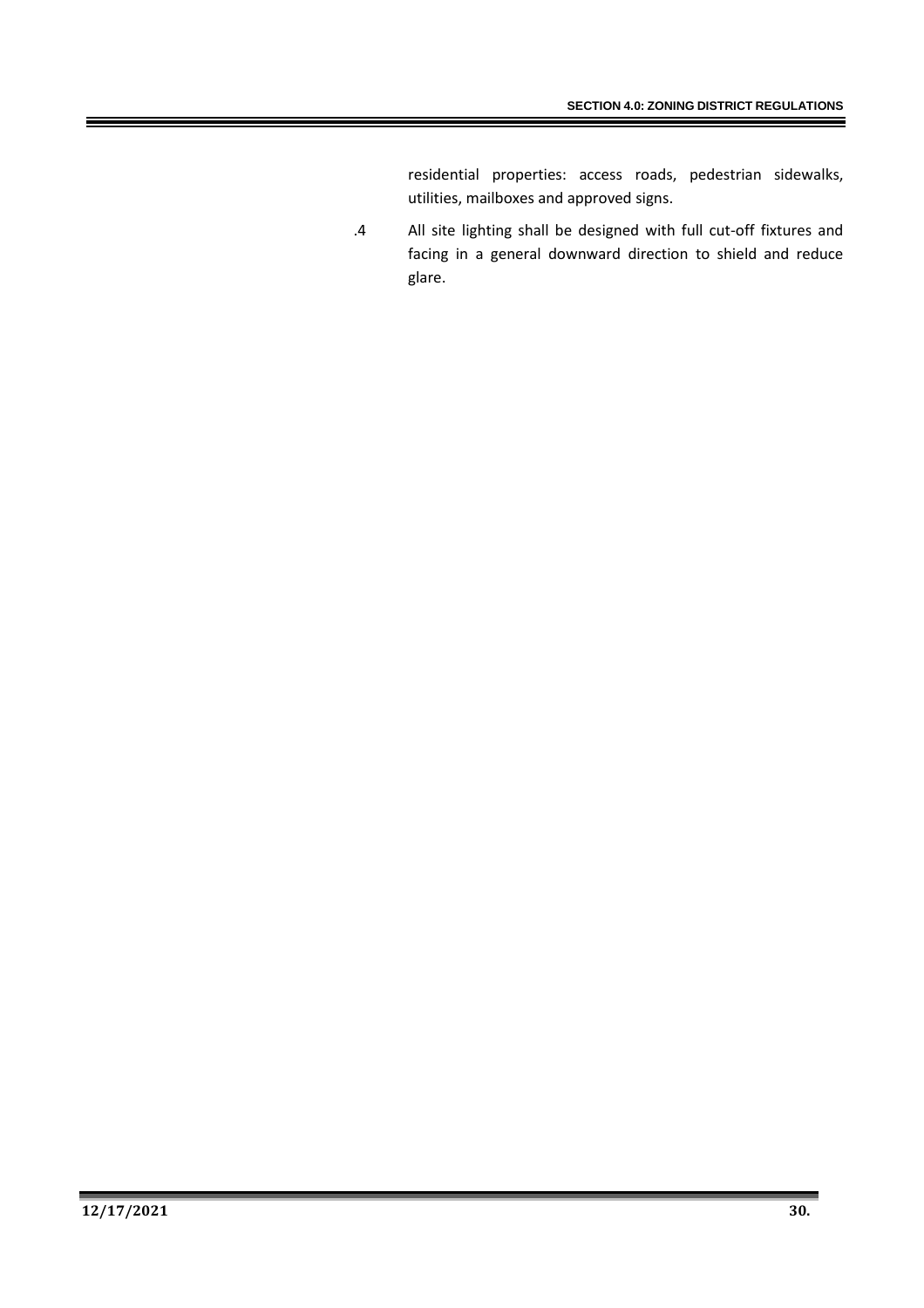residential properties: access roads, pedestrian sidewalks, utilities, mailboxes and approved signs.

.4 All site lighting shall be designed with full cut-off fixtures and facing in a general downward direction to shield and reduce glare.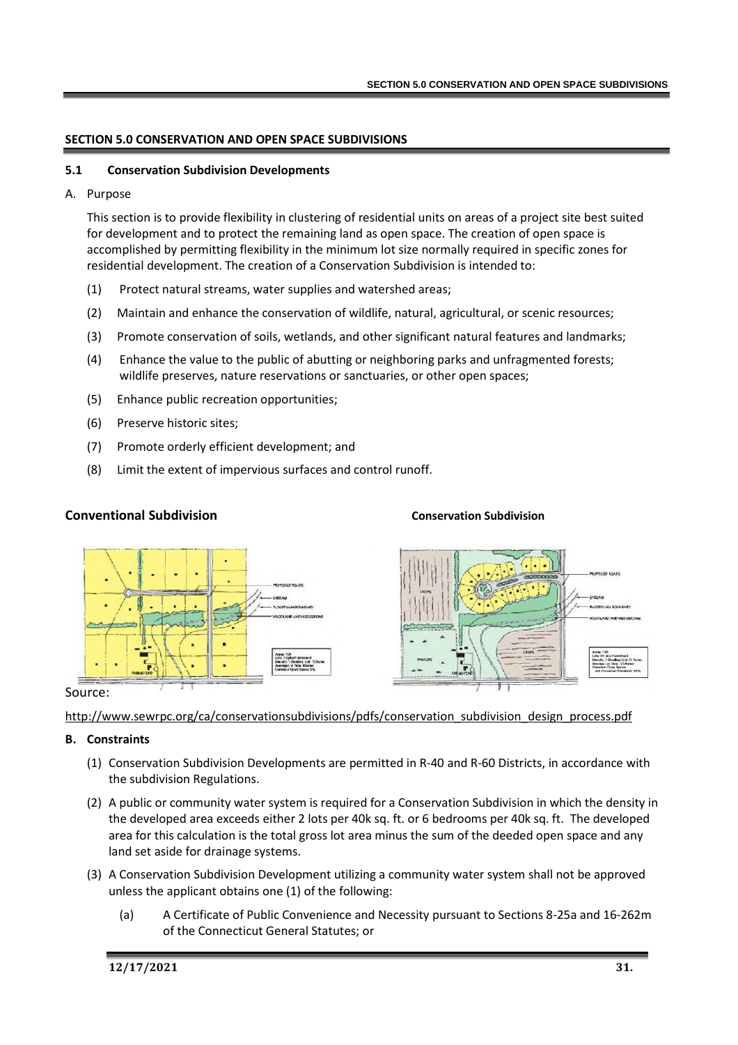## SECTION 5.0 CONSERVATION AND OPEN SPACE SUBDIVISIONS

### 5.1 Conservation Subdivision Developments

A. Purpose

This section is to provide flexibility in clustering of residential units on areas of a project site best suited for development and to protect the remaining land as open space. The creation of open space is accomplished by permitting flexibility in the minimum lot size normally required in specific zones for residential development. The creation of a Conservation Subdivision is intended to:

(1) Protect natural streams, water supplies and watershed areas;

(2) Maintain and enhance the conservation of wildlife, natural, agricultural, or scenic resources;

(3) Promote conservation of soils, wetlands, and other significant natural features and landmarks;

(4) Enhance the value to the public of abutting or neighboring parks and unfragmented forests; wildlife preserves, nature reservations or sanctuaries, or other open spaces;

(5) Enhance public recreation opportunities;

(6) Preserve historic sites;

(7) Promote orderly efficient development; and

(8) Limit the extent of impervious surfaces and control runoff.

**Conventional Subdivision** **Conservation Subdivision**

Source:

http://www.sewrpc.org/ca/conservationsubdivisions/pdfs/conservation_subdivision_design_process.pdf

**B. Constraints**

(1) Conservation Subdivision Developments are permitted in R-40 and R-60 Districts, in accordance with the subdivision Regulations.

(2) A public or community water system is required for a Conservation Subdivision in which the density in the developed area exceeds either 2 lots per 40k sq. ft. or 6 bedrooms per 40k sq. ft. The developed area for this calculation is the total gross lot area minus the sum of the deeded open space and any land set aside for drainage systems.

(3) A Conservation Subdivision Development utilizing a community water system shall not be approved unless the applicant obtains one (1) of the following:

(a) A Certificate of Public Convenience and Necessity pursuant to Sections 8-25a and 16-262m of the Connecticut General Statutes; or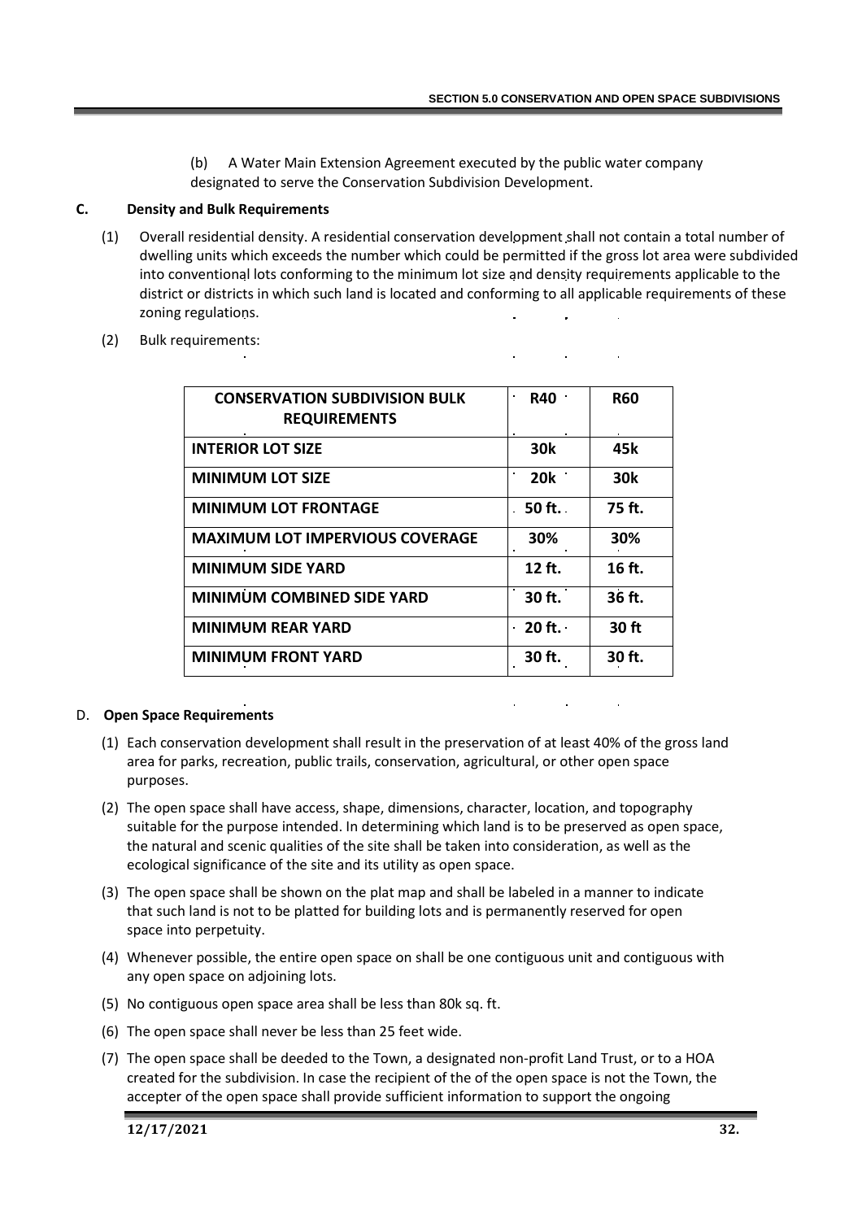(b) A Water Main Extension Agreement executed by the public water company designated to serve the Conservation Subdivision Development.

**C. Density and Bulk Requirements**

(1) Overall residential density. A residential conservation development shall not contain a total number of dwelling units which exceeds the number which could be permitted if the gross lot area were subdivided into conventional lots conforming to the minimum lot size and density requirements applicable to the district or districts in which such land is located and conforming to all applicable requirements of these zoning regulations.

(2) Bulk requirements:

| CONSERVATION SUBDIVISION BULK REQUIREMENTS | R40 | R60 |
|---|---|---|
| INTERIOR LOT SIZE | 30k | 45k |
| MINIMUM LOT SIZE | 20k | 30k |
| MINIMUM LOT FRONTAGE | 50 ft. | 75 ft. |
| MAXIMUM LOT IMPERVIOUS COVERAGE | 30% | 30% |
| MINIMUM SIDE YARD | 12 ft. | 16 ft. |
| MINIMUM COMBINED SIDE YARD | 30 ft. | 36 ft. |
| MINIMUM REAR YARD | 20 ft. | 30 ft |
| MINIMUM FRONT YARD | 30 ft. | 30 ft. |

D. **Open Space Requirements**

(1) Each conservation development shall result in the preservation of at least 40% of the gross land area for parks, recreation, public trails, conservation, agricultural, or other open space purposes.

(2) The open space shall have access, shape, dimensions, character, location, and topography suitable for the purpose intended. In determining which land is to be preserved as open space, the natural and scenic qualities of the site shall be taken into consideration, as well as the ecological significance of the site and its utility as open space.

(3) The open space shall be shown on the plat map and shall be labeled in a manner to indicate that such land is not to be platted for building lots and is permanently reserved for open space into perpetuity.

(4) Whenever possible, the entire open space on shall be one contiguous unit and contiguous with any open space on adjoining lots.

(5) No contiguous open space area shall be less than 80k sq. ft.

(6) The open space shall never be less than 25 feet wide.

(7) The open space shall be deeded to the Town, a designated non-profit Land Trust, or to a HOA created for the subdivision. In case the recipient of the of the open space is not the Town, the accepter of the open space shall provide sufficient information to support the ongoing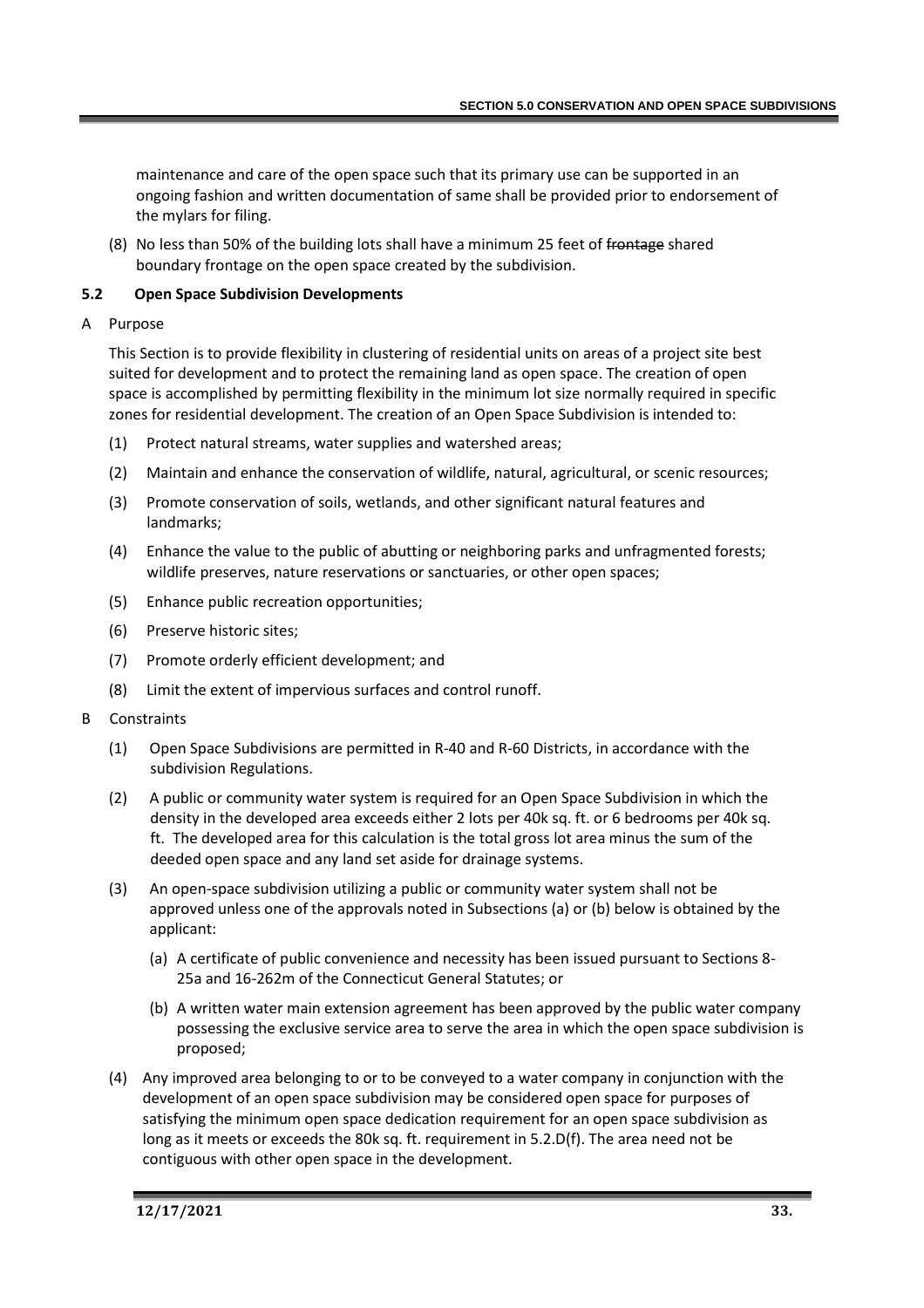maintenance and care of the open space such that its primary use can be supported in an ongoing fashion and written documentation of same shall be provided prior to endorsement of the mylars for filing.

(8) No less than 50% of the building lots shall have a minimum 25 feet of ~~frontage~~ shared boundary frontage on the open space created by the subdivision.

### 5.2 Open Space Subdivision Developments

A Purpose

This Section is to provide flexibility in clustering of residential units on areas of a project site best suited for development and to protect the remaining land as open space. The creation of open space is accomplished by permitting flexibility in the minimum lot size normally required in specific zones for residential development. The creation of an Open Space Subdivision is intended to:

(1) Protect natural streams, water supplies and watershed areas;

(2) Maintain and enhance the conservation of wildlife, natural, agricultural, or scenic resources;

(3) Promote conservation of soils, wetlands, and other significant natural features and landmarks;

(4) Enhance the value to the public of abutting or neighboring parks and unfragmented forests; wildlife preserves, nature reservations or sanctuaries, or other open spaces;

(5) Enhance public recreation opportunities;

(6) Preserve historic sites;

(7) Promote orderly efficient development; and

(8) Limit the extent of impervious surfaces and control runoff.

B Constraints

(1) Open Space Subdivisions are permitted in R-40 and R-60 Districts, in accordance with the subdivision Regulations.

(2) A public or community water system is required for an Open Space Subdivision in which the density in the developed area exceeds either 2 lots per 40k sq. ft. or 6 bedrooms per 40k sq. ft. The developed area for this calculation is the total gross lot area minus the sum of the deeded open space and any land set aside for drainage systems.

(3) An open-space subdivision utilizing a public or community water system shall not be approved unless one of the approvals noted in Subsections (a) or (b) below is obtained by the applicant:

(a) A certificate of public convenience and necessity has been issued pursuant to Sections 8-25a and 16-262m of the Connecticut General Statutes; or

(b) A written water main extension agreement has been approved by the public water company possessing the exclusive service area to serve the area in which the open space subdivision is proposed;

(4) Any improved area belonging to or to be conveyed to a water company in conjunction with the development of an open space subdivision may be considered open space for purposes of satisfying the minimum open space dedication requirement for an open space subdivision as long as it meets or exceeds the 80k sq. ft. requirement in 5.2.D(f). The area need not be contiguous with other open space in the development.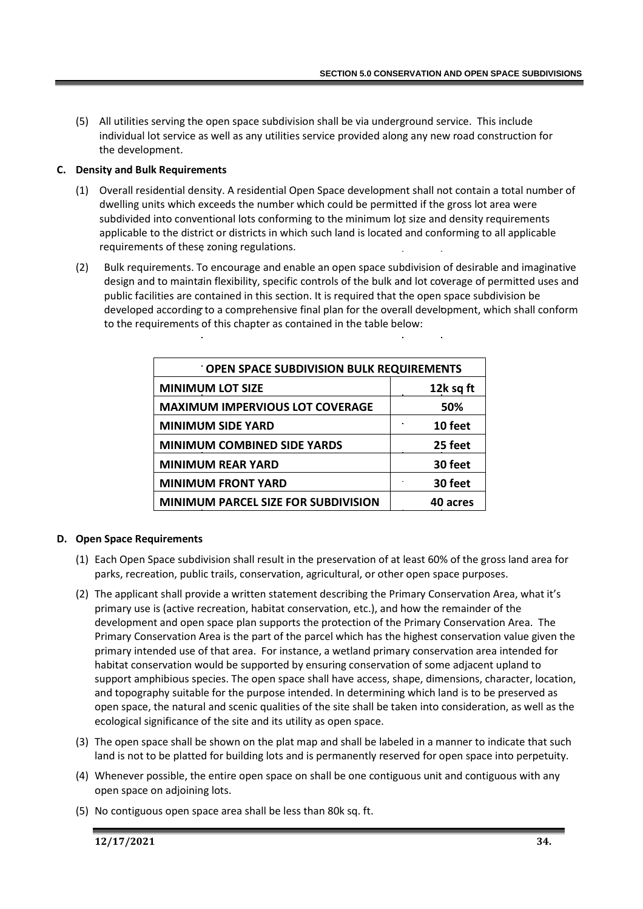(5) All utilities serving the open space subdivision shall be via underground service. This include individual lot service as well as any utilities service provided along any new road construction for the development.

**C. Density and Bulk Requirements**

(1) Overall residential density. A residential Open Space development shall not contain a total number of dwelling units which exceeds the number which could be permitted if the gross lot area were subdivided into conventional lots conforming to the minimum lot size and density requirements applicable to the district or districts in which such land is located and conforming to all applicable requirements of these zoning regulations.

(2) Bulk requirements. To encourage and enable an open space subdivision of desirable and imaginative design and to maintain flexibility, specific controls of the bulk and lot coverage of permitted uses and public facilities are contained in this section. It is required that the open space subdivision be developed according to a comprehensive final plan for the overall development, which shall conform to the requirements of this chapter as contained in the table below:

| OPEN SPACE SUBDIVISION BULK REQUIREMENTS | |
|---|---|
| MINIMUM LOT SIZE | 12k sq ft |
| MAXIMUM IMPERVIOUS LOT COVERAGE | 50% |
| MINIMUM SIDE YARD | 10 feet |
| MINIMUM COMBINED SIDE YARDS | 25 feet |
| MINIMUM REAR YARD | 30 feet |
| MINIMUM FRONT YARD | 30 feet |
| MINIMUM PARCEL SIZE FOR SUBDIVISION | 40 acres |

**D. Open Space Requirements**

(1) Each Open Space subdivision shall result in the preservation of at least 60% of the gross land area for parks, recreation, public trails, conservation, agricultural, or other open space purposes.

(2) The applicant shall provide a written statement describing the Primary Conservation Area, what it's primary use is (active recreation, habitat conservation, etc.), and how the remainder of the development and open space plan supports the protection of the Primary Conservation Area. The Primary Conservation Area is the part of the parcel which has the highest conservation value given the primary intended use of that area. For instance, a wetland primary conservation area intended for habitat conservation would be supported by ensuring conservation of some adjacent upland to support amphibious species. The open space shall have access, shape, dimensions, character, location, and topography suitable for the purpose intended. In determining which land is to be preserved as open space, the natural and scenic qualities of the site shall be taken into consideration, as well as the ecological significance of the site and its utility as open space.

(3) The open space shall be shown on the plat map and shall be labeled in a manner to indicate that such land is not to be platted for building lots and is permanently reserved for open space into perpetuity.

(4) Whenever possible, the entire open space on shall be one contiguous unit and contiguous with any open space on adjoining lots.

(5) No contiguous open space area shall be less than 80k sq. ft.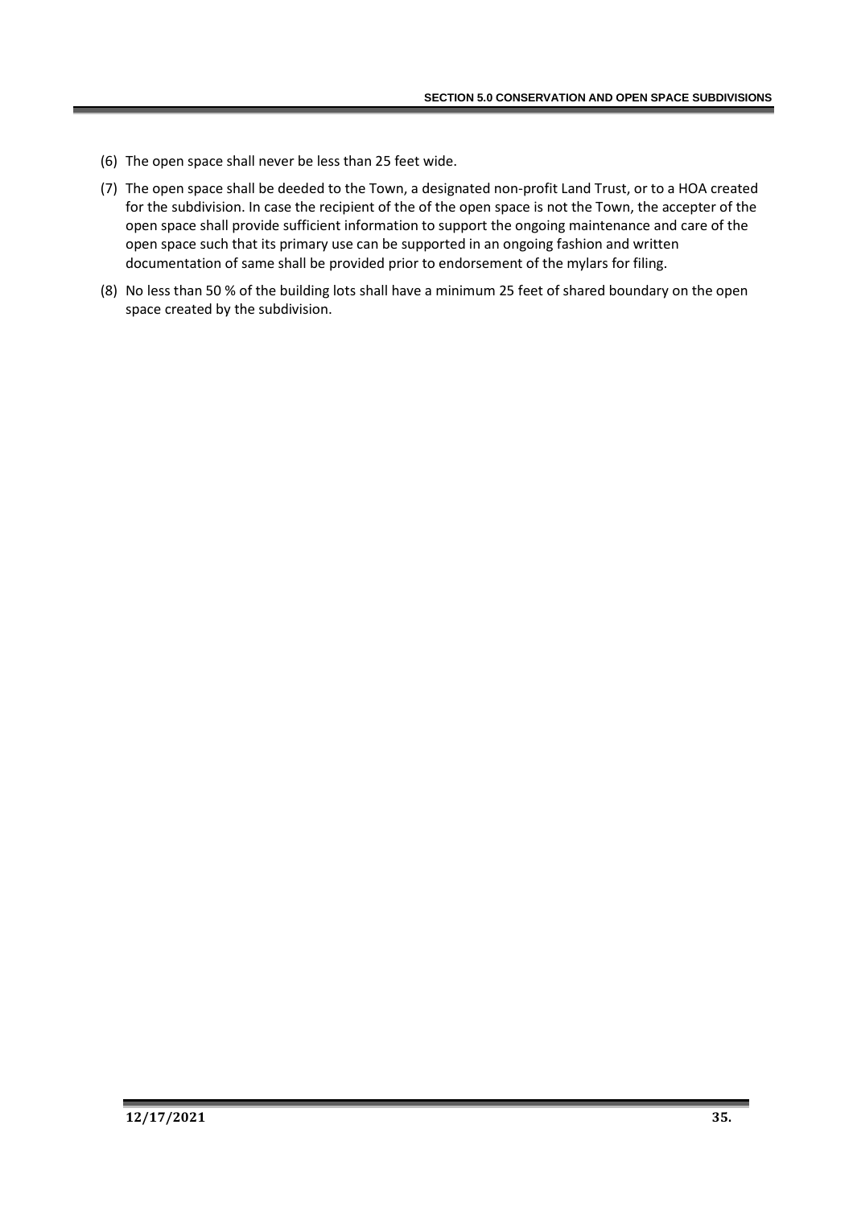(6) The open space shall never be less than 25 feet wide.

(7) The open space shall be deeded to the Town, a designated non-profit Land Trust, or to a HOA created for the subdivision. In case the recipient of the of the open space is not the Town, the accepter of the open space shall provide sufficient information to support the ongoing maintenance and care of the open space such that its primary use can be supported in an ongoing fashion and written documentation of same shall be provided prior to endorsement of the mylars for filing.

(8) No less than 50 % of the building lots shall have a minimum 25 feet of shared boundary on the open space created by the subdivision.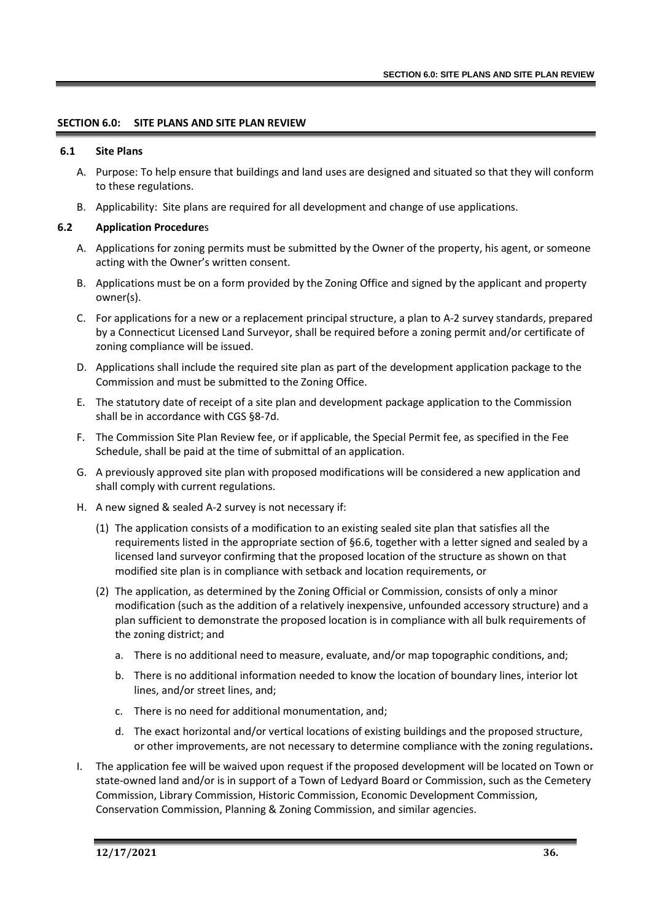## SECTION 6.0: SITE PLANS AND SITE PLAN REVIEW

### 6.1 Site Plans

A. Purpose: To help ensure that buildings and land uses are designed and situated so that they will conform to these regulations.

B. Applicability: Site plans are required for all development and change of use applications.

### 6.2 Application Procedures

A. Applications for zoning permits must be submitted by the Owner of the property, his agent, or someone acting with the Owner's written consent.

B. Applications must be on a form provided by the Zoning Office and signed by the applicant and property owner(s).

C. For applications for a new or a replacement principal structure, a plan to A-2 survey standards, prepared by a Connecticut Licensed Land Surveyor, shall be required before a zoning permit and/or certificate of zoning compliance will be issued.

D. Applications shall include the required site plan as part of the development application package to the Commission and must be submitted to the Zoning Office.

E. The statutory date of receipt of a site plan and development package application to the Commission shall be in accordance with CGS §8-7d.

F. The Commission Site Plan Review fee, or if applicable, the Special Permit fee, as specified in the Fee Schedule, shall be paid at the time of submittal of an application.

G. A previously approved site plan with proposed modifications will be considered a new application and shall comply with current regulations.

H. A new signed & sealed A-2 survey is not necessary if:

(1) The application consists of a modification to an existing sealed site plan that satisfies all the requirements listed in the appropriate section of §6.6, together with a letter signed and sealed by a licensed land surveyor confirming that the proposed location of the structure as shown on that modified site plan is in compliance with setback and location requirements, or

(2) The application, as determined by the Zoning Official or Commission, consists of only a minor modification (such as the addition of a relatively inexpensive, unfounded accessory structure) and a plan sufficient to demonstrate the proposed location is in compliance with all bulk requirements of the zoning district; and

a. There is no additional need to measure, evaluate, and/or map topographic conditions, and;

b. There is no additional information needed to know the location of boundary lines, interior lot lines, and/or street lines, and;

c. There is no need for additional monumentation, and;

d. The exact horizontal and/or vertical locations of existing buildings and the proposed structure, or other improvements, are not necessary to determine compliance with the zoning regulations**.**

I. The application fee will be waived upon request if the proposed development will be located on Town or state-owned land and/or is in support of a Town of Ledyard Board or Commission, such as the Cemetery Commission, Library Commission, Historic Commission, Economic Development Commission, Conservation Commission, Planning & Zoning Commission, and similar agencies.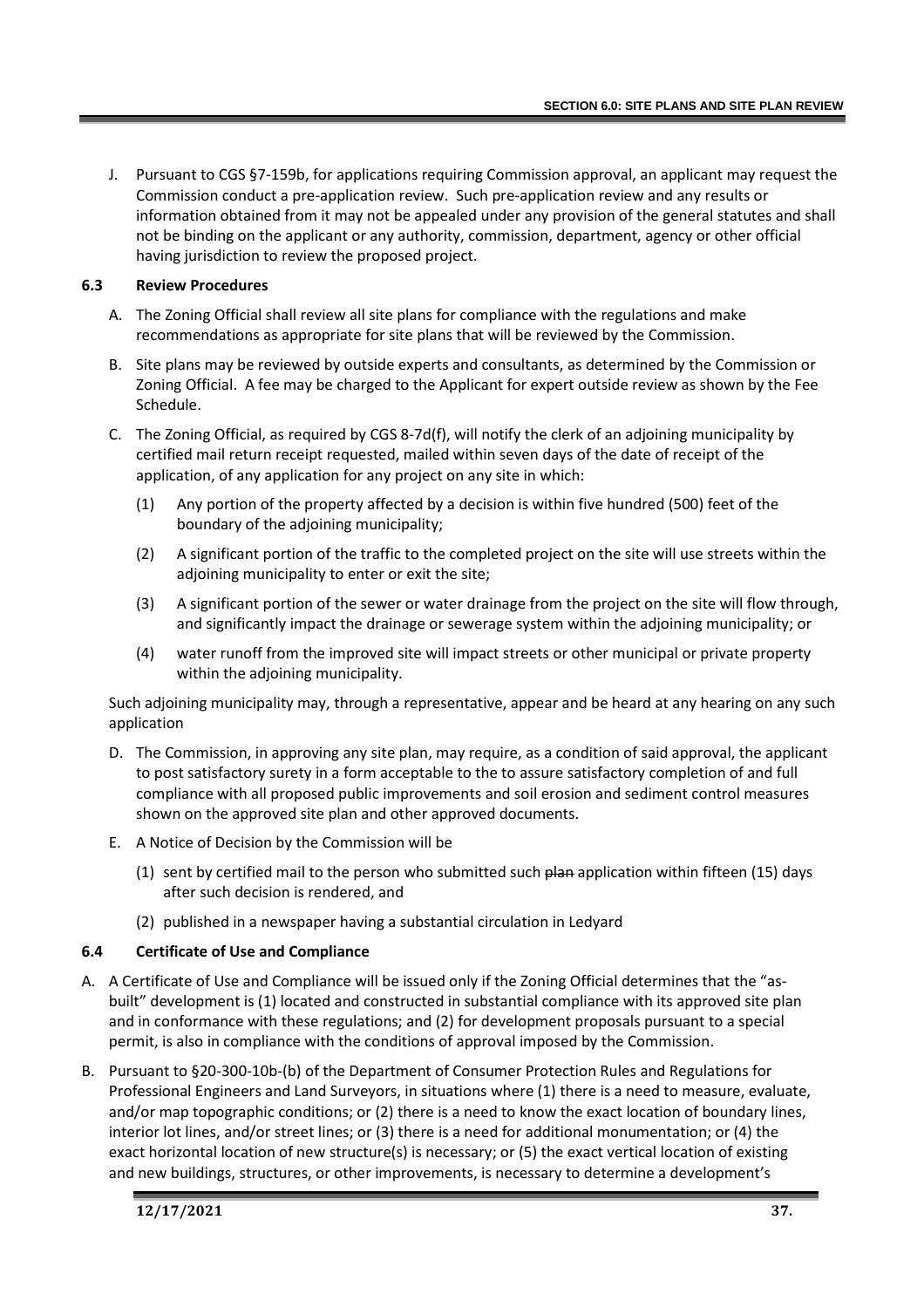J. Pursuant to CGS §7-159b, for applications requiring Commission approval, an applicant may request the Commission conduct a pre-application review. Such pre-application review and any results or information obtained from it may not be appealed under any provision of the general statutes and shall not be binding on the applicant or any authority, commission, department, agency or other official having jurisdiction to review the proposed project.

### 6.3 Review Procedures

A. The Zoning Official shall review all site plans for compliance with the regulations and make recommendations as appropriate for site plans that will be reviewed by the Commission.

B. Site plans may be reviewed by outside experts and consultants, as determined by the Commission or Zoning Official. A fee may be charged to the Applicant for expert outside review as shown by the Fee Schedule.

C. The Zoning Official, as required by CGS 8-7d(f), will notify the clerk of an adjoining municipality by certified mail return receipt requested, mailed within seven days of the date of receipt of the application, of any application for any project on any site in which:

   (1) Any portion of the property affected by a decision is within five hundred (500) feet of the boundary of the adjoining municipality;

   (2) A significant portion of the traffic to the completed project on the site will use streets within the adjoining municipality to enter or exit the site;

   (3) A significant portion of the sewer or water drainage from the project on the site will flow through, and significantly impact the drainage or sewerage system within the adjoining municipality; or

   (4) water runoff from the improved site will impact streets or other municipal or private property within the adjoining municipality.

Such adjoining municipality may, through a representative, appear and be heard at any hearing on any such application

D. The Commission, in approving any site plan, may require, as a condition of said approval, the applicant to post satisfactory surety in a form acceptable to the to assure satisfactory completion of and full compliance with all proposed public improvements and soil erosion and sediment control measures shown on the approved site plan and other approved documents.

E. A Notice of Decision by the Commission will be

   (1) sent by certified mail to the person who submitted such ~~plan~~ application within fifteen (15) days after such decision is rendered, and

   (2) published in a newspaper having a substantial circulation in Ledyard

### 6.4 Certificate of Use and Compliance

A. A Certificate of Use and Compliance will be issued only if the Zoning Official determines that the "as-built" development is (1) located and constructed in substantial compliance with its approved site plan and in conformance with these regulations; and (2) for development proposals pursuant to a special permit, is also in compliance with the conditions of approval imposed by the Commission.

B. Pursuant to §20-300-10b-(b) of the Department of Consumer Protection Rules and Regulations for Professional Engineers and Land Surveyors, in situations where (1) there is a need to measure, evaluate, and/or map topographic conditions; or (2) there is a need to know the exact location of boundary lines, interior lot lines, and/or street lines; or (3) there is a need for additional monumentation; or (4) the exact horizontal location of new structure(s) is necessary; or (5) the exact vertical location of existing and new buildings, structures, or other improvements, is necessary to determine a development's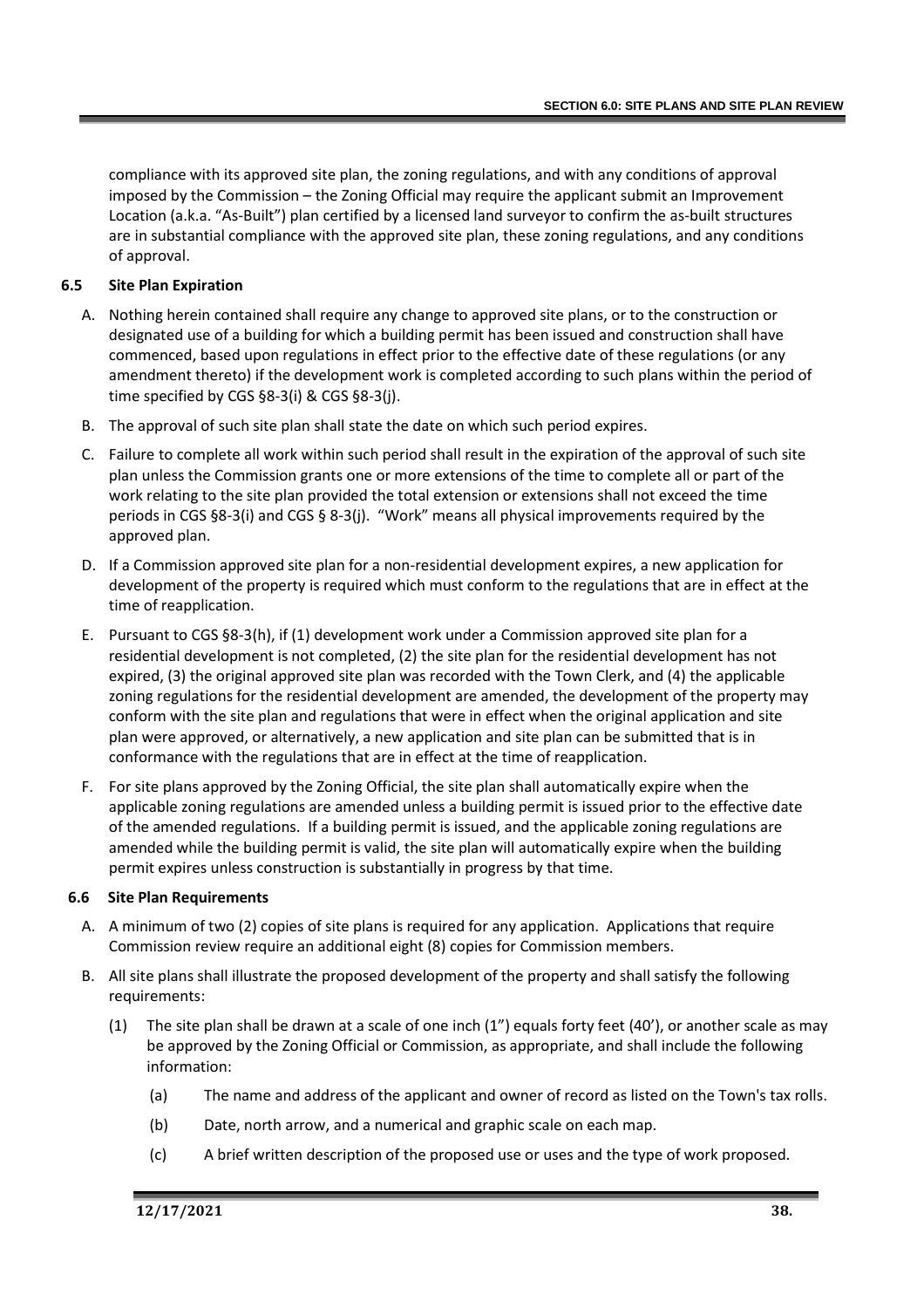compliance with its approved site plan, the zoning regulations, and with any conditions of approval imposed by the Commission – the Zoning Official may require the applicant submit an Improvement Location (a.k.a. "As-Built") plan certified by a licensed land surveyor to confirm the as-built structures are in substantial compliance with the approved site plan, these zoning regulations, and any conditions of approval.

### 6.5 Site Plan Expiration

A. Nothing herein contained shall require any change to approved site plans, or to the construction or designated use of a building for which a building permit has been issued and construction shall have commenced, based upon regulations in effect prior to the effective date of these regulations (or any amendment thereto) if the development work is completed according to such plans within the period of time specified by CGS §8-3(i) & CGS §8-3(j).

B. The approval of such site plan shall state the date on which such period expires.

C. Failure to complete all work within such period shall result in the expiration of the approval of such site plan unless the Commission grants one or more extensions of the time to complete all or part of the work relating to the site plan provided the total extension or extensions shall not exceed the time periods in CGS §8-3(i) and CGS § 8-3(j). "Work" means all physical improvements required by the approved plan.

D. If a Commission approved site plan for a non-residential development expires, a new application for development of the property is required which must conform to the regulations that are in effect at the time of reapplication.

E. Pursuant to CGS §8-3(h), if (1) development work under a Commission approved site plan for a residential development is not completed, (2) the site plan for the residential development has not expired, (3) the original approved site plan was recorded with the Town Clerk, and (4) the applicable zoning regulations for the residential development are amended, the development of the property may conform with the site plan and regulations that were in effect when the original application and site plan were approved, or alternatively, a new application and site plan can be submitted that is in conformance with the regulations that are in effect at the time of reapplication.

F. For site plans approved by the Zoning Official, the site plan shall automatically expire when the applicable zoning regulations are amended unless a building permit is issued prior to the effective date of the amended regulations. If a building permit is issued, and the applicable zoning regulations are amended while the building permit is valid, the site plan will automatically expire when the building permit expires unless construction is substantially in progress by that time.

### 6.6 Site Plan Requirements

A. A minimum of two (2) copies of site plans is required for any application. Applications that require Commission review require an additional eight (8) copies for Commission members.

B. All site plans shall illustrate the proposed development of the property and shall satisfy the following requirements:

   (1) The site plan shall be drawn at a scale of one inch (1") equals forty feet (40'), or another scale as may be approved by the Zoning Official or Commission, as appropriate, and shall include the following information:

      (a) The name and address of the applicant and owner of record as listed on the Town's tax rolls.

      (b) Date, north arrow, and a numerical and graphic scale on each map.

      (c) A brief written description of the proposed use or uses and the type of work proposed.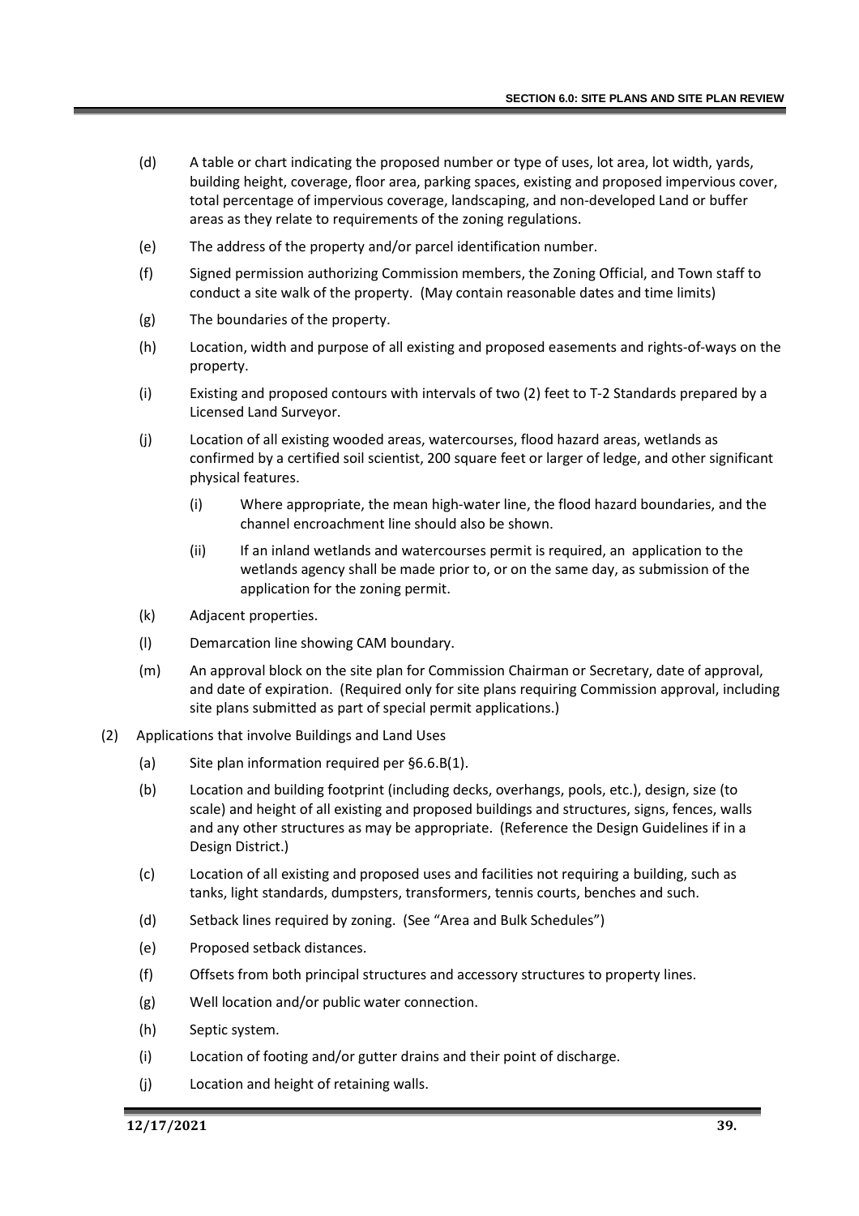(d) A table or chart indicating the proposed number or type of uses, lot area, lot width, yards, building height, coverage, floor area, parking spaces, existing and proposed impervious cover, total percentage of impervious coverage, landscaping, and non-developed Land or buffer areas as they relate to requirements of the zoning regulations.

(e) The address of the property and/or parcel identification number.

(f) Signed permission authorizing Commission members, the Zoning Official, and Town staff to conduct a site walk of the property. (May contain reasonable dates and time limits)

(g) The boundaries of the property.

(h) Location, width and purpose of all existing and proposed easements and rights-of-ways on the property.

(i) Existing and proposed contours with intervals of two (2) feet to T-2 Standards prepared by a Licensed Land Surveyor.

(j) Location of all existing wooded areas, watercourses, flood hazard areas, wetlands as confirmed by a certified soil scientist, 200 square feet or larger of ledge, and other significant physical features.

  (i) Where appropriate, the mean high-water line, the flood hazard boundaries, and the channel encroachment line should also be shown.

  (ii) If an inland wetlands and watercourses permit is required, an application to the wetlands agency shall be made prior to, or on the same day, as submission of the application for the zoning permit.

(k) Adjacent properties.

(l) Demarcation line showing CAM boundary.

(m) An approval block on the site plan for Commission Chairman or Secretary, date of approval, and date of expiration. (Required only for site plans requiring Commission approval, including site plans submitted as part of special permit applications.)

(2) Applications that involve Buildings and Land Uses

  (a) Site plan information required per §6.6.B(1).

  (b) Location and building footprint (including decks, overhangs, pools, etc.), design, size (to scale) and height of all existing and proposed buildings and structures, signs, fences, walls and any other structures as may be appropriate. (Reference the Design Guidelines if in a Design District.)

  (c) Location of all existing and proposed uses and facilities not requiring a building, such as tanks, light standards, dumpsters, transformers, tennis courts, benches and such.

  (d) Setback lines required by zoning. (See "Area and Bulk Schedules")

  (e) Proposed setback distances.

  (f) Offsets from both principal structures and accessory structures to property lines.

  (g) Well location and/or public water connection.

  (h) Septic system.

  (i) Location of footing and/or gutter drains and their point of discharge.

  (j) Location and height of retaining walls.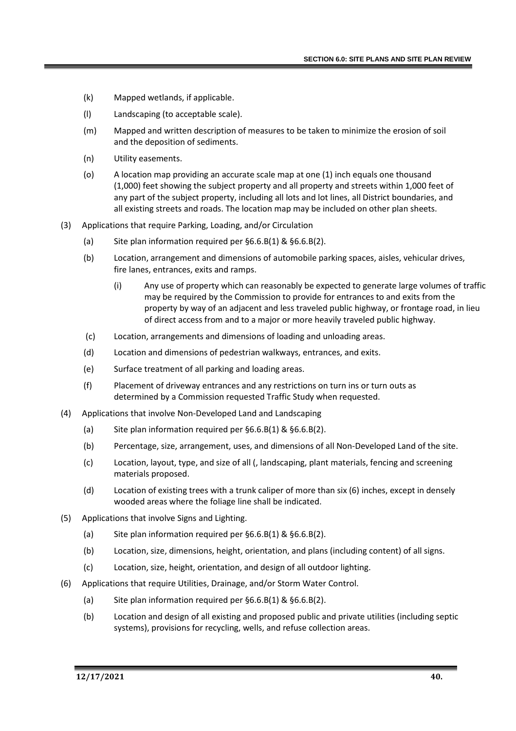(k) Mapped wetlands, if applicable.

(l) Landscaping (to acceptable scale).

(m) Mapped and written description of measures to be taken to minimize the erosion of soil and the deposition of sediments.

(n) Utility easements.

(o) A location map providing an accurate scale map at one (1) inch equals one thousand (1,000) feet showing the subject property and all property and streets within 1,000 feet of any part of the subject property, including all lots and lot lines, all District boundaries, and all existing streets and roads. The location map may be included on other plan sheets.

(3) Applications that require Parking, Loading, and/or Circulation

- (a) Site plan information required per §6.6.B(1) & §6.6.B(2).
- (b) Location, arrangement and dimensions of automobile parking spaces, aisles, vehicular drives, fire lanes, entrances, exits and ramps.
  - (i) Any use of property which can reasonably be expected to generate large volumes of traffic may be required by the Commission to provide for entrances to and exits from the property by way of an adjacent and less traveled public highway, or frontage road, in lieu of direct access from and to a major or more heavily traveled public highway.
- (c) Location, arrangements and dimensions of loading and unloading areas.
- (d) Location and dimensions of pedestrian walkways, entrances, and exits.
- (e) Surface treatment of all parking and loading areas.
- (f) Placement of driveway entrances and any restrictions on turn ins or turn outs as determined by a Commission requested Traffic Study when requested.

(4) Applications that involve Non-Developed Land and Landscaping

- (a) Site plan information required per §6.6.B(1) & §6.6.B(2).
- (b) Percentage, size, arrangement, uses, and dimensions of all Non-Developed Land of the site.
- (c) Location, layout, type, and size of all (, landscaping, plant materials, fencing and screening materials proposed.
- (d) Location of existing trees with a trunk caliper of more than six (6) inches, except in densely wooded areas where the foliage line shall be indicated.

(5) Applications that involve Signs and Lighting.

- (a) Site plan information required per §6.6.B(1) & §6.6.B(2).
- (b) Location, size, dimensions, height, orientation, and plans (including content) of all signs.
- (c) Location, size, height, orientation, and design of all outdoor lighting.

(6) Applications that require Utilities, Drainage, and/or Storm Water Control.

- (a) Site plan information required per §6.6.B(1) & §6.6.B(2).
- (b) Location and design of all existing and proposed public and private utilities (including septic systems), provisions for recycling, wells, and refuse collection areas.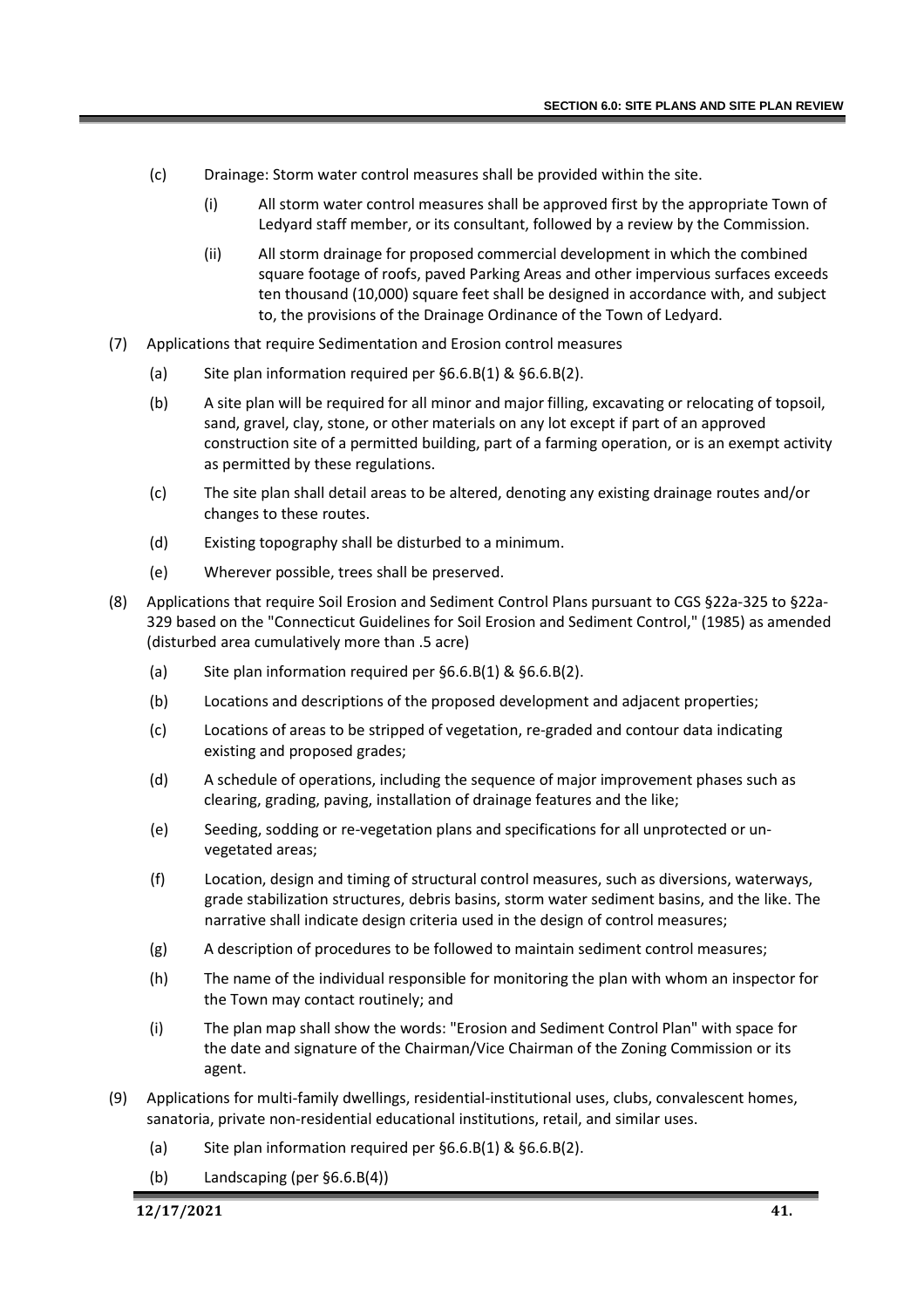(c) Drainage: Storm water control measures shall be provided within the site.

  (i) All storm water control measures shall be approved first by the appropriate Town of Ledyard staff member, or its consultant, followed by a review by the Commission.

  (ii) All storm drainage for proposed commercial development in which the combined square footage of roofs, paved Parking Areas and other impervious surfaces exceeds ten thousand (10,000) square feet shall be designed in accordance with, and subject to, the provisions of the Drainage Ordinance of the Town of Ledyard.

(7) Applications that require Sedimentation and Erosion control measures

  (a) Site plan information required per §6.6.B(1) & §6.6.B(2).

  (b) A site plan will be required for all minor and major filling, excavating or relocating of topsoil, sand, gravel, clay, stone, or other materials on any lot except if part of an approved construction site of a permitted building, part of a farming operation, or is an exempt activity as permitted by these regulations.

  (c) The site plan shall detail areas to be altered, denoting any existing drainage routes and/or changes to these routes.

  (d) Existing topography shall be disturbed to a minimum.

  (e) Wherever possible, trees shall be preserved.

(8) Applications that require Soil Erosion and Sediment Control Plans pursuant to CGS §22a-325 to §22a-329 based on the "Connecticut Guidelines for Soil Erosion and Sediment Control," (1985) as amended (disturbed area cumulatively more than .5 acre)

  (a) Site plan information required per §6.6.B(1) & §6.6.B(2).

  (b) Locations and descriptions of the proposed development and adjacent properties;

  (c) Locations of areas to be stripped of vegetation, re-graded and contour data indicating existing and proposed grades;

  (d) A schedule of operations, including the sequence of major improvement phases such as clearing, grading, paving, installation of drainage features and the like;

  (e) Seeding, sodding or re-vegetation plans and specifications for all unprotected or un-vegetated areas;

  (f) Location, design and timing of structural control measures, such as diversions, waterways, grade stabilization structures, debris basins, storm water sediment basins, and the like. The narrative shall indicate design criteria used in the design of control measures;

  (g) A description of procedures to be followed to maintain sediment control measures;

  (h) The name of the individual responsible for monitoring the plan with whom an inspector for the Town may contact routinely; and

  (i) The plan map shall show the words: "Erosion and Sediment Control Plan" with space for the date and signature of the Chairman/Vice Chairman of the Zoning Commission or its agent.

(9) Applications for multi-family dwellings, residential-institutional uses, clubs, convalescent homes, sanatoria, private non-residential educational institutions, retail, and similar uses.

  (a) Site plan information required per §6.6.B(1) & §6.6.B(2).

  (b) Landscaping (per §6.6.B(4))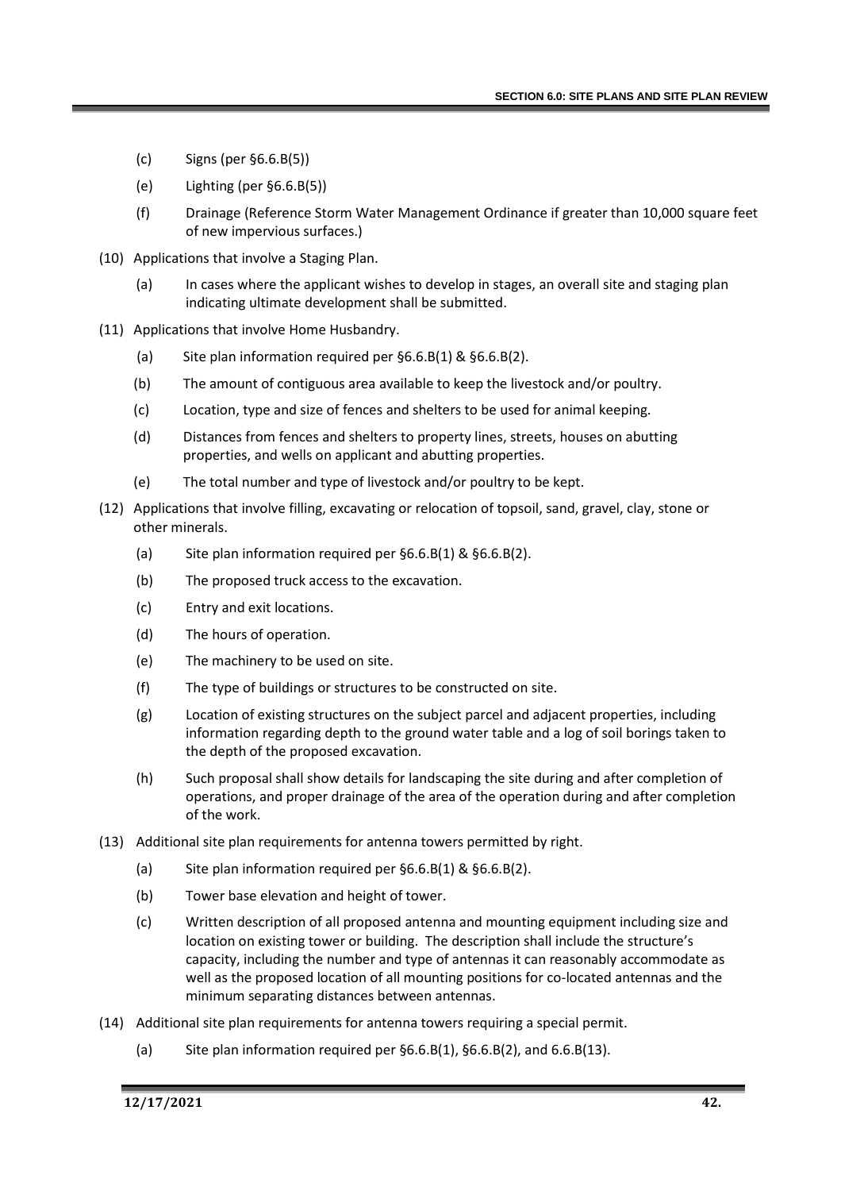(c) Signs (per §6.6.B(5))

(e) Lighting (per §6.6.B(5))

(f) Drainage (Reference Storm Water Management Ordinance if greater than 10,000 square feet of new impervious surfaces.)

(10) Applications that involve a Staging Plan.

   (a) In cases where the applicant wishes to develop in stages, an overall site and staging plan indicating ultimate development shall be submitted.

(11) Applications that involve Home Husbandry.

   (a) Site plan information required per §6.6.B(1) & §6.6.B(2).

   (b) The amount of contiguous area available to keep the livestock and/or poultry.

   (c) Location, type and size of fences and shelters to be used for animal keeping.

   (d) Distances from fences and shelters to property lines, streets, houses on abutting properties, and wells on applicant and abutting properties.

   (e) The total number and type of livestock and/or poultry to be kept.

(12) Applications that involve filling, excavating or relocation of topsoil, sand, gravel, clay, stone or other minerals.

   (a) Site plan information required per §6.6.B(1) & §6.6.B(2).

   (b) The proposed truck access to the excavation.

   (c) Entry and exit locations.

   (d) The hours of operation.

   (e) The machinery to be used on site.

   (f) The type of buildings or structures to be constructed on site.

   (g) Location of existing structures on the subject parcel and adjacent properties, including information regarding depth to the ground water table and a log of soil borings taken to the depth of the proposed excavation.

   (h) Such proposal shall show details for landscaping the site during and after completion of operations, and proper drainage of the area of the operation during and after completion of the work.

(13) Additional site plan requirements for antenna towers permitted by right.

   (a) Site plan information required per §6.6.B(1) & §6.6.B(2).

   (b) Tower base elevation and height of tower.

   (c) Written description of all proposed antenna and mounting equipment including size and location on existing tower or building. The description shall include the structure's capacity, including the number and type of antennas it can reasonably accommodate as well as the proposed location of all mounting positions for co-located antennas and the minimum separating distances between antennas.

(14) Additional site plan requirements for antenna towers requiring a special permit.

   (a) Site plan information required per §6.6.B(1), §6.6.B(2), and 6.6.B(13).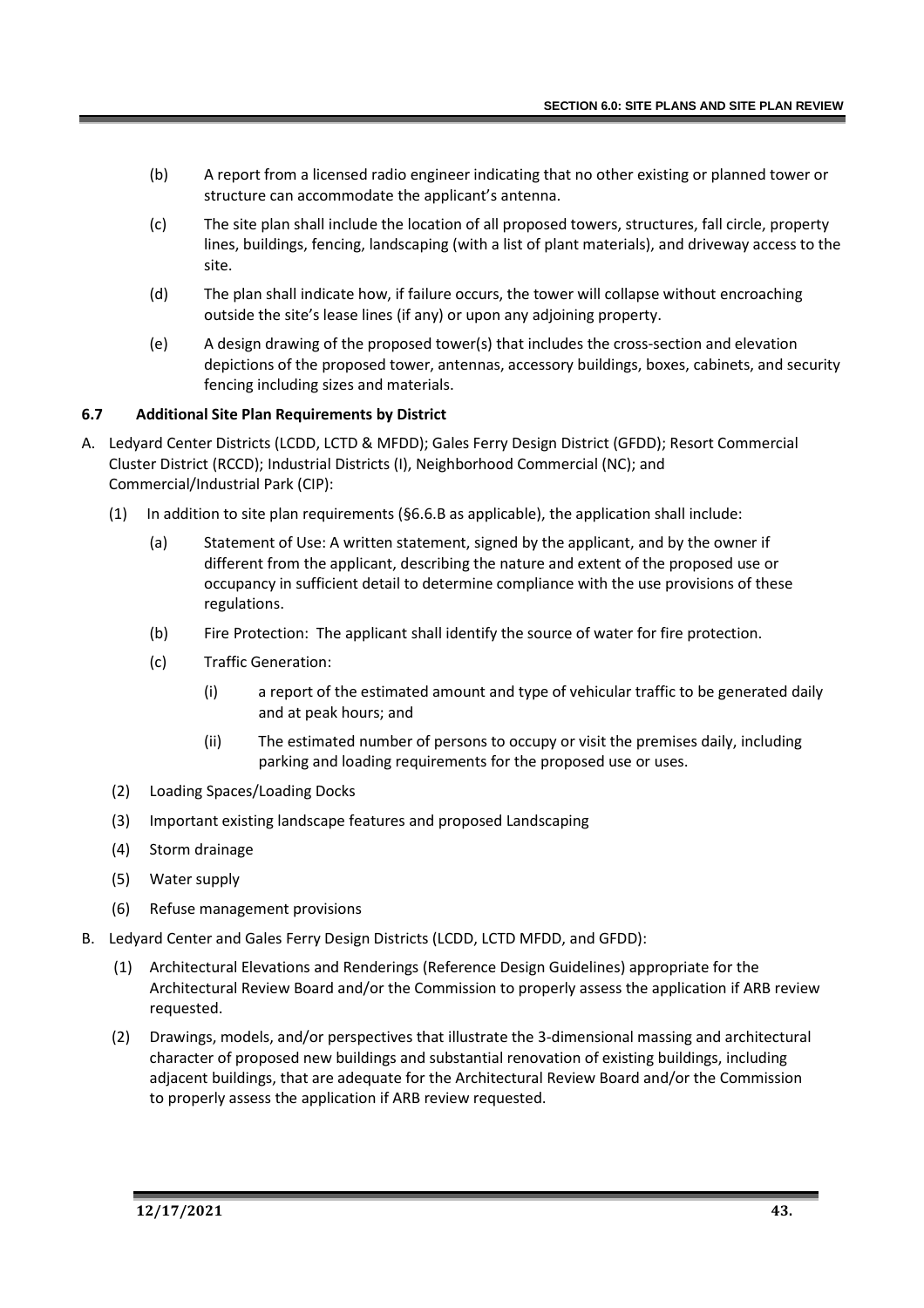(b) A report from a licensed radio engineer indicating that no other existing or planned tower or structure can accommodate the applicant's antenna.

(c) The site plan shall include the location of all proposed towers, structures, fall circle, property lines, buildings, fencing, landscaping (with a list of plant materials), and driveway access to the site.

(d) The plan shall indicate how, if failure occurs, the tower will collapse without encroaching outside the site's lease lines (if any) or upon any adjoining property.

(e) A design drawing of the proposed tower(s) that includes the cross-section and elevation depictions of the proposed tower, antennas, accessory buildings, boxes, cabinets, and security fencing including sizes and materials.

### 6.7 Additional Site Plan Requirements by District

A. Ledyard Center Districts (LCDD, LCTD & MFDD); Gales Ferry Design District (GFDD); Resort Commercial Cluster District (RCCD); Industrial Districts (I), Neighborhood Commercial (NC); and Commercial/Industrial Park (CIP):

(1) In addition to site plan requirements (§6.6.B as applicable), the application shall include:

(a) Statement of Use: A written statement, signed by the applicant, and by the owner if different from the applicant, describing the nature and extent of the proposed use or occupancy in sufficient detail to determine compliance with the use provisions of these regulations.

(b) Fire Protection: The applicant shall identify the source of water for fire protection.

(c) Traffic Generation:

(i) a report of the estimated amount and type of vehicular traffic to be generated daily and at peak hours; and

(ii) The estimated number of persons to occupy or visit the premises daily, including parking and loading requirements for the proposed use or uses.

(2) Loading Spaces/Loading Docks

(3) Important existing landscape features and proposed Landscaping

(4) Storm drainage

(5) Water supply

(6) Refuse management provisions

B. Ledyard Center and Gales Ferry Design Districts (LCDD, LCTD MFDD, and GFDD):

(1) Architectural Elevations and Renderings (Reference Design Guidelines) appropriate for the Architectural Review Board and/or the Commission to properly assess the application if ARB review requested.

(2) Drawings, models, and/or perspectives that illustrate the 3-dimensional massing and architectural character of proposed new buildings and substantial renovation of existing buildings, including adjacent buildings, that are adequate for the Architectural Review Board and/or the Commission to properly assess the application if ARB review requested.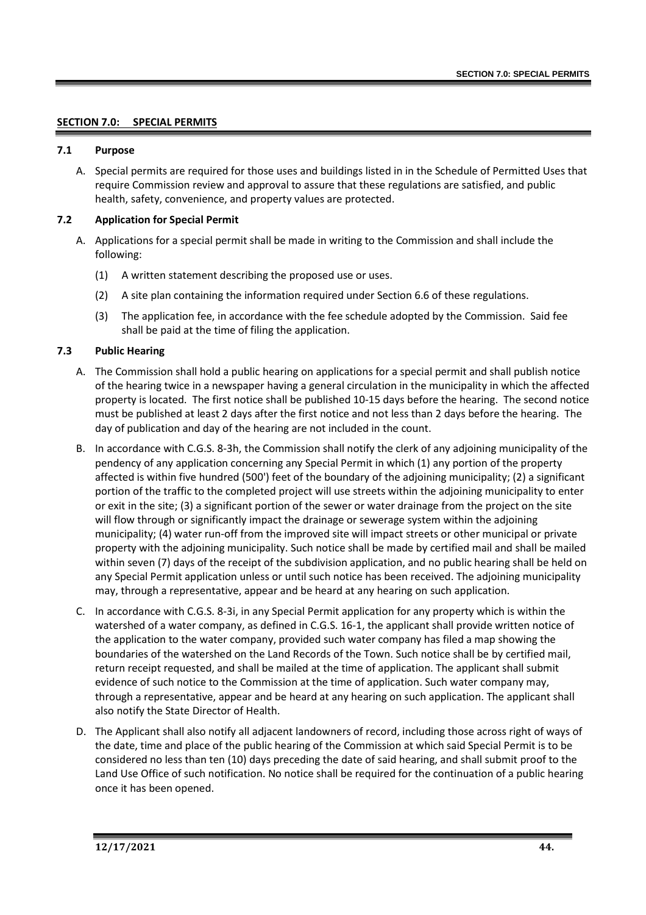## SECTION 7.0: SPECIAL PERMITS

### 7.1 Purpose

A. Special permits are required for those uses and buildings listed in in the Schedule of Permitted Uses that require Commission review and approval to assure that these regulations are satisfied, and public health, safety, convenience, and property values are protected.

### 7.2 Application for Special Permit

A. Applications for a special permit shall be made in writing to the Commission and shall include the following:

   (1) A written statement describing the proposed use or uses.

   (2) A site plan containing the information required under Section 6.6 of these regulations.

   (3) The application fee, in accordance with the fee schedule adopted by the Commission. Said fee shall be paid at the time of filing the application.

### 7.3 Public Hearing

A. The Commission shall hold a public hearing on applications for a special permit and shall publish notice of the hearing twice in a newspaper having a general circulation in the municipality in which the affected property is located. The first notice shall be published 10-15 days before the hearing. The second notice must be published at least 2 days after the first notice and not less than 2 days before the hearing. The day of publication and day of the hearing are not included in the count.

B. In accordance with C.G.S. 8-3h, the Commission shall notify the clerk of any adjoining municipality of the pendency of any application concerning any Special Permit in which (1) any portion of the property affected is within five hundred (500') feet of the boundary of the adjoining municipality; (2) a significant portion of the traffic to the completed project will use streets within the adjoining municipality to enter or exit in the site; (3) a significant portion of the sewer or water drainage from the project on the site will flow through or significantly impact the drainage or sewerage system within the adjoining municipality; (4) water run-off from the improved site will impact streets or other municipal or private property with the adjoining municipality. Such notice shall be made by certified mail and shall be mailed within seven (7) days of the receipt of the subdivision application, and no public hearing shall be held on any Special Permit application unless or until such notice has been received. The adjoining municipality may, through a representative, appear and be heard at any hearing on such application.

C. In accordance with C.G.S. 8-3i, in any Special Permit application for any property which is within the watershed of a water company, as defined in C.G.S. 16-1, the applicant shall provide written notice of the application to the water company, provided such water company has filed a map showing the boundaries of the watershed on the Land Records of the Town. Such notice shall be by certified mail, return receipt requested, and shall be mailed at the time of application. The applicant shall submit evidence of such notice to the Commission at the time of application. Such water company may, through a representative, appear and be heard at any hearing on such application. The applicant shall also notify the State Director of Health.

D. The Applicant shall also notify all adjacent landowners of record, including those across right of ways of the date, time and place of the public hearing of the Commission at which said Special Permit is to be considered no less than ten (10) days preceding the date of said hearing, and shall submit proof to the Land Use Office of such notification. No notice shall be required for the continuation of a public hearing once it has been opened.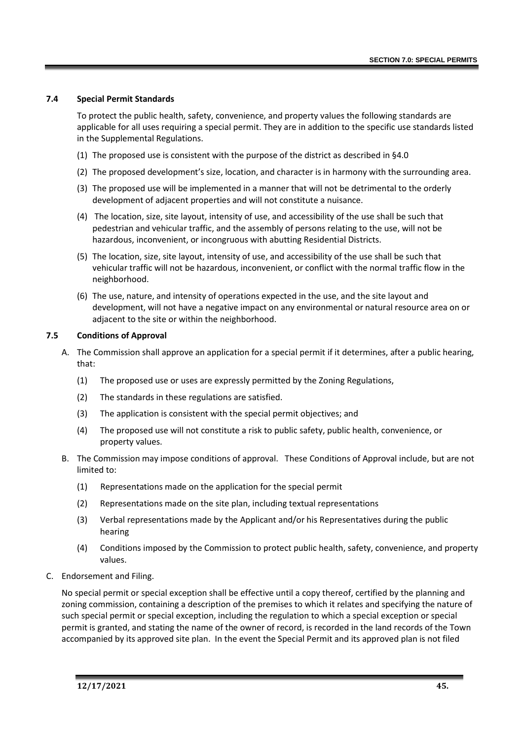### 7.4 Special Permit Standards

To protect the public health, safety, convenience, and property values the following standards are applicable for all uses requiring a special permit. They are in addition to the specific use standards listed in the Supplemental Regulations.

(1) The proposed use is consistent with the purpose of the district as described in §4.0

(2) The proposed development's size, location, and character is in harmony with the surrounding area.

(3) The proposed use will be implemented in a manner that will not be detrimental to the orderly development of adjacent properties and will not constitute a nuisance.

(4) The location, size, site layout, intensity of use, and accessibility of the use shall be such that pedestrian and vehicular traffic, and the assembly of persons relating to the use, will not be hazardous, inconvenient, or incongruous with abutting Residential Districts.

(5) The location, size, site layout, intensity of use, and accessibility of the use shall be such that vehicular traffic will not be hazardous, inconvenient, or conflict with the normal traffic flow in the neighborhood.

(6) The use, nature, and intensity of operations expected in the use, and the site layout and development, will not have a negative impact on any environmental or natural resource area on or adjacent to the site or within the neighborhood.

### 7.5 Conditions of Approval

A. The Commission shall approve an application for a special permit if it determines, after a public hearing, that:

(1) The proposed use or uses are expressly permitted by the Zoning Regulations,

(2) The standards in these regulations are satisfied.

(3) The application is consistent with the special permit objectives; and

(4) The proposed use will not constitute a risk to public safety, public health, convenience, or property values.

B. The Commission may impose conditions of approval. These Conditions of Approval include, but are not limited to:

(1) Representations made on the application for the special permit

(2) Representations made on the site plan, including textual representations

(3) Verbal representations made by the Applicant and/or his Representatives during the public hearing

(4) Conditions imposed by the Commission to protect public health, safety, convenience, and property values.

C. Endorsement and Filing.

No special permit or special exception shall be effective until a copy thereof, certified by the planning and zoning commission, containing a description of the premises to which it relates and specifying the nature of such special permit or special exception, including the regulation to which a special exception or special permit is granted, and stating the name of the owner of record, is recorded in the land records of the Town accompanied by its approved site plan. In the event the Special Permit and its approved plan is not filed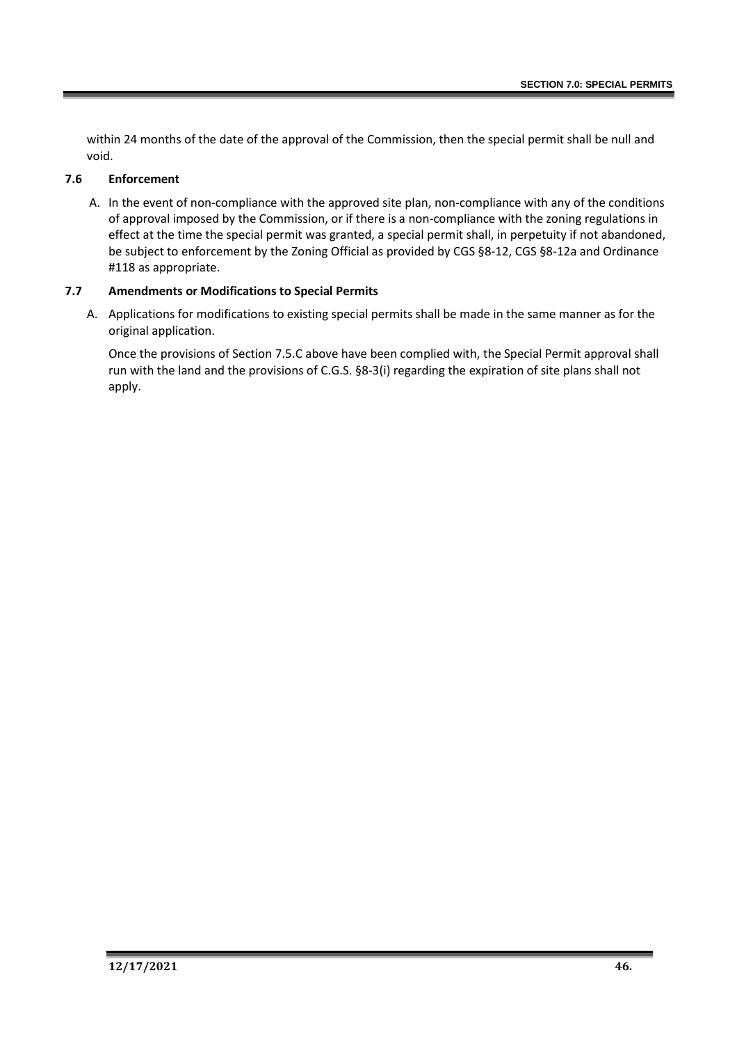within 24 months of the date of the approval of the Commission, then the special permit shall be null and void.

### 7.6 Enforcement

A. In the event of non-compliance with the approved site plan, non-compliance with any of the conditions of approval imposed by the Commission, or if there is a non-compliance with the zoning regulations in effect at the time the special permit was granted, a special permit shall, in perpetuity if not abandoned, be subject to enforcement by the Zoning Official as provided by CGS §8-12, CGS §8-12a and Ordinance #118 as appropriate.

### 7.7 Amendments or Modifications to Special Permits

A. Applications for modifications to existing special permits shall be made in the same manner as for the original application.

   Once the provisions of Section 7.5.C above have been complied with, the Special Permit approval shall run with the land and the provisions of C.G.S. §8-3(i) regarding the expiration of site plans shall not apply.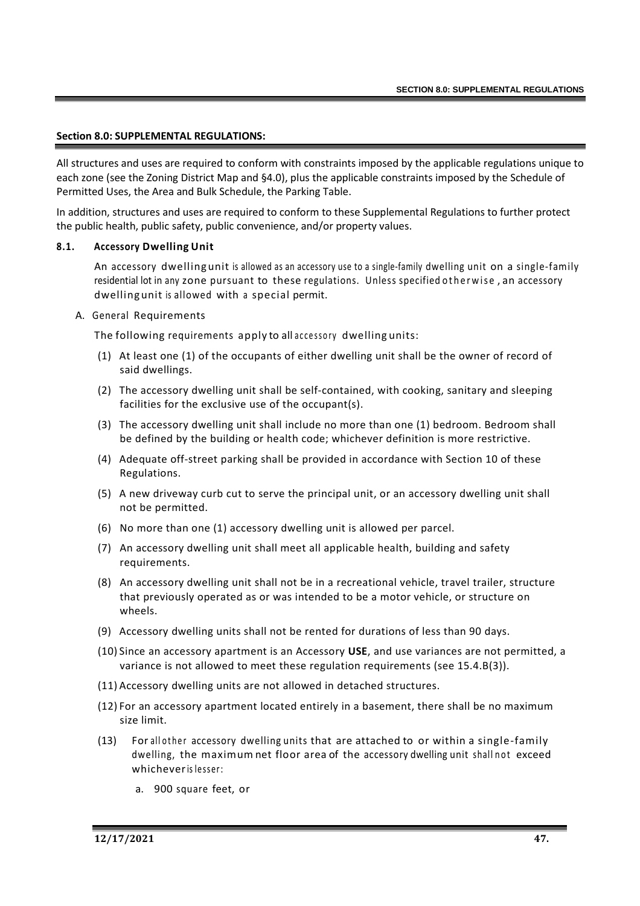## Section 8.0: SUPPLEMENTAL REGULATIONS:

All structures and uses are required to conform with constraints imposed by the applicable regulations unique to each zone (see the Zoning District Map and §4.0), plus the applicable constraints imposed by the Schedule of Permitted Uses, the Area and Bulk Schedule, the Parking Table.

In addition, structures and uses are required to conform to these Supplemental Regulations to further protect the public health, public safety, public convenience, and/or property values.

### 8.1. Accessory Dwelling Unit

An accessory dwelling unit is allowed as an accessory use to a single-family dwelling unit on a single-family residential lot in any zone pursuant to these regulations. Unless specified otherwise, an accessory dwelling unit is allowed with a special permit.

A. General Requirements

The following requirements apply to all accessory dwelling units:

(1) At least one (1) of the occupants of either dwelling unit shall be the owner of record of said dwellings.

(2) The accessory dwelling unit shall be self-contained, with cooking, sanitary and sleeping facilities for the exclusive use of the occupant(s).

(3) The accessory dwelling unit shall include no more than one (1) bedroom. Bedroom shall be defined by the building or health code; whichever definition is more restrictive.

(4) Adequate off-street parking shall be provided in accordance with Section 10 of these Regulations.

(5) A new driveway curb cut to serve the principal unit, or an accessory dwelling unit shall not be permitted.

(6) No more than one (1) accessory dwelling unit is allowed per parcel.

(7) An accessory dwelling unit shall meet all applicable health, building and safety requirements.

(8) An accessory dwelling unit shall not be in a recreational vehicle, travel trailer, structure that previously operated as or was intended to be a motor vehicle, or structure on wheels.

(9) Accessory dwelling units shall not be rented for durations of less than 90 days.

(10) Since an accessory apartment is an Accessory **USE**, and use variances are not permitted, a variance is not allowed to meet these regulation requirements (see 15.4.B(3)).

(11) Accessory dwelling units are not allowed in detached structures.

(12) For an accessory apartment located entirely in a basement, there shall be no maximum size limit.

(13) For all other accessory dwelling units that are attached to or within a single-family dwelling, the maximum net floor area of the accessory dwelling unit shall not exceed whichever is lesser:

a. 900 square feet, or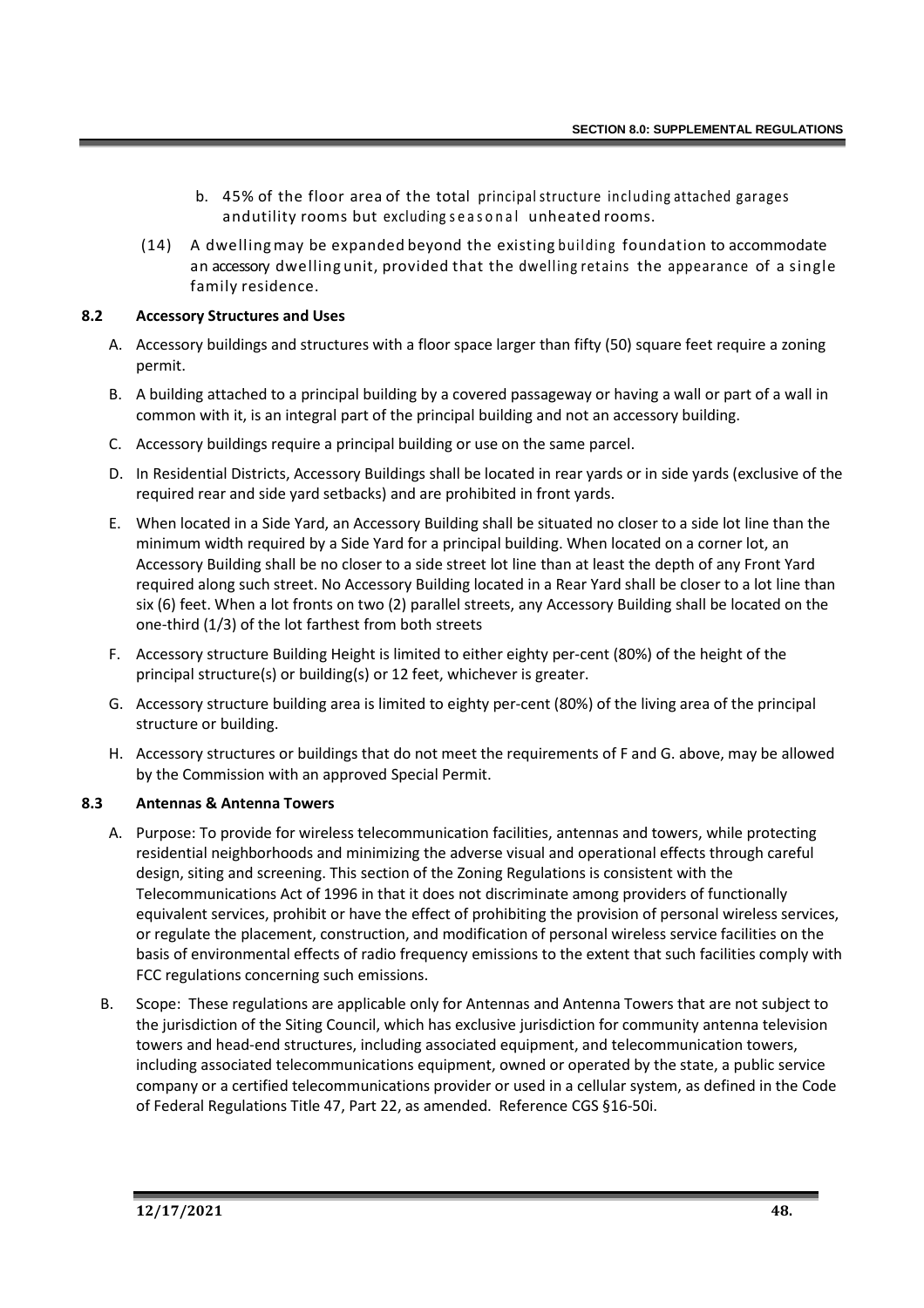b. 45% of the floor area of the total principal structure including attached garages andutility rooms but excluding seasonal unheated rooms.

(14) A dwelling may be expanded beyond the existing building foundation to accommodate an accessory dwelling unit, provided that the dwelling retains the appearance of a single family residence.

### 8.2 Accessory Structures and Uses

A. Accessory buildings and structures with a floor space larger than fifty (50) square feet require a zoning permit.

B. A building attached to a principal building by a covered passageway or having a wall or part of a wall in common with it, is an integral part of the principal building and not an accessory building.

C. Accessory buildings require a principal building or use on the same parcel.

D. In Residential Districts, Accessory Buildings shall be located in rear yards or in side yards (exclusive of the required rear and side yard setbacks) and are prohibited in front yards.

E. When located in a Side Yard, an Accessory Building shall be situated no closer to a side lot line than the minimum width required by a Side Yard for a principal building. When located on a corner lot, an Accessory Building shall be no closer to a side street lot line than at least the depth of any Front Yard required along such street. No Accessory Building located in a Rear Yard shall be closer to a lot line than six (6) feet. When a lot fronts on two (2) parallel streets, any Accessory Building shall be located on the one-third (1/3) of the lot farthest from both streets

F. Accessory structure Building Height is limited to either eighty per-cent (80%) of the height of the principal structure(s) or building(s) or 12 feet, whichever is greater.

G. Accessory structure building area is limited to eighty per-cent (80%) of the living area of the principal structure or building.

H. Accessory structures or buildings that do not meet the requirements of F and G. above, may be allowed by the Commission with an approved Special Permit.

### 8.3 Antennas & Antenna Towers

A. Purpose: To provide for wireless telecommunication facilities, antennas and towers, while protecting residential neighborhoods and minimizing the adverse visual and operational effects through careful design, siting and screening. This section of the Zoning Regulations is consistent with the Telecommunications Act of 1996 in that it does not discriminate among providers of functionally equivalent services, prohibit or have the effect of prohibiting the provision of personal wireless services, or regulate the placement, construction, and modification of personal wireless service facilities on the basis of environmental effects of radio frequency emissions to the extent that such facilities comply with FCC regulations concerning such emissions.

B. Scope: These regulations are applicable only for Antennas and Antenna Towers that are not subject to the jurisdiction of the Siting Council, which has exclusive jurisdiction for community antenna television towers and head-end structures, including associated equipment, and telecommunication towers, including associated telecommunications equipment, owned or operated by the state, a public service company or a certified telecommunications provider or used in a cellular system, as defined in the Code of Federal Regulations Title 47, Part 22, as amended. Reference CGS §16-50i.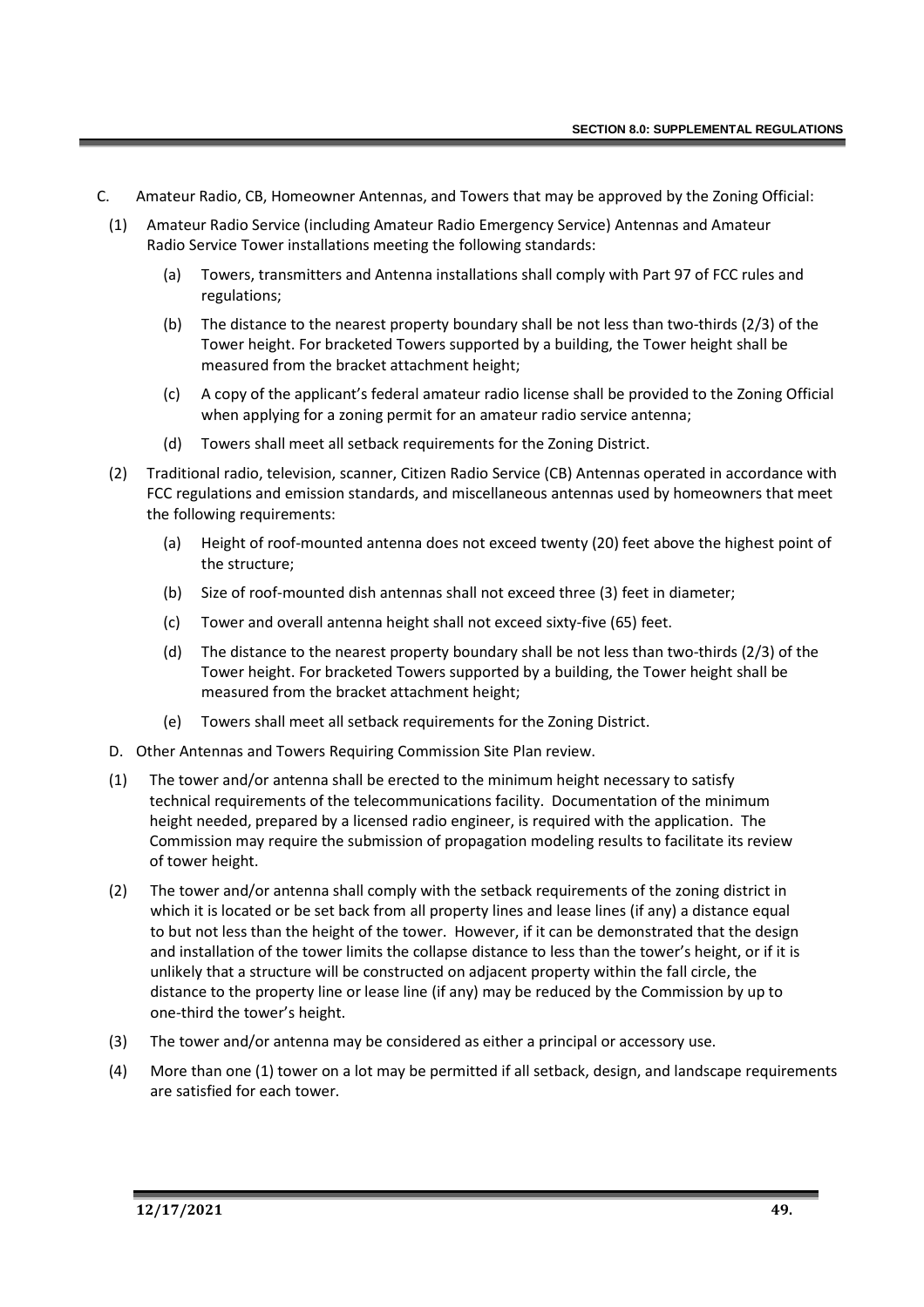C. Amateur Radio, CB, Homeowner Antennas, and Towers that may be approved by the Zoning Official:

(1) Amateur Radio Service (including Amateur Radio Emergency Service) Antennas and Amateur Radio Service Tower installations meeting the following standards:

(a) Towers, transmitters and Antenna installations shall comply with Part 97 of FCC rules and regulations;

(b) The distance to the nearest property boundary shall be not less than two-thirds (2/3) of the Tower height. For bracketed Towers supported by a building, the Tower height shall be measured from the bracket attachment height;

(c) A copy of the applicant's federal amateur radio license shall be provided to the Zoning Official when applying for a zoning permit for an amateur radio service antenna;

(d) Towers shall meet all setback requirements for the Zoning District.

(2) Traditional radio, television, scanner, Citizen Radio Service (CB) Antennas operated in accordance with FCC regulations and emission standards, and miscellaneous antennas used by homeowners that meet the following requirements:

(a) Height of roof-mounted antenna does not exceed twenty (20) feet above the highest point of the structure;

(b) Size of roof-mounted dish antennas shall not exceed three (3) feet in diameter;

(c) Tower and overall antenna height shall not exceed sixty-five (65) feet.

(d) The distance to the nearest property boundary shall be not less than two-thirds (2/3) of the Tower height. For bracketed Towers supported by a building, the Tower height shall be measured from the bracket attachment height;

(e) Towers shall meet all setback requirements for the Zoning District.

D. Other Antennas and Towers Requiring Commission Site Plan review.

(1) The tower and/or antenna shall be erected to the minimum height necessary to satisfy technical requirements of the telecommunications facility. Documentation of the minimum height needed, prepared by a licensed radio engineer, is required with the application. The Commission may require the submission of propagation modeling results to facilitate its review of tower height.

(2) The tower and/or antenna shall comply with the setback requirements of the zoning district in which it is located or be set back from all property lines and lease lines (if any) a distance equal to but not less than the height of the tower. However, if it can be demonstrated that the design and installation of the tower limits the collapse distance to less than the tower's height, or if it is unlikely that a structure will be constructed on adjacent property within the fall circle, the distance to the property line or lease line (if any) may be reduced by the Commission by up to one-third the tower's height.

(3) The tower and/or antenna may be considered as either a principal or accessory use.

(4) More than one (1) tower on a lot may be permitted if all setback, design, and landscape requirements are satisfied for each tower.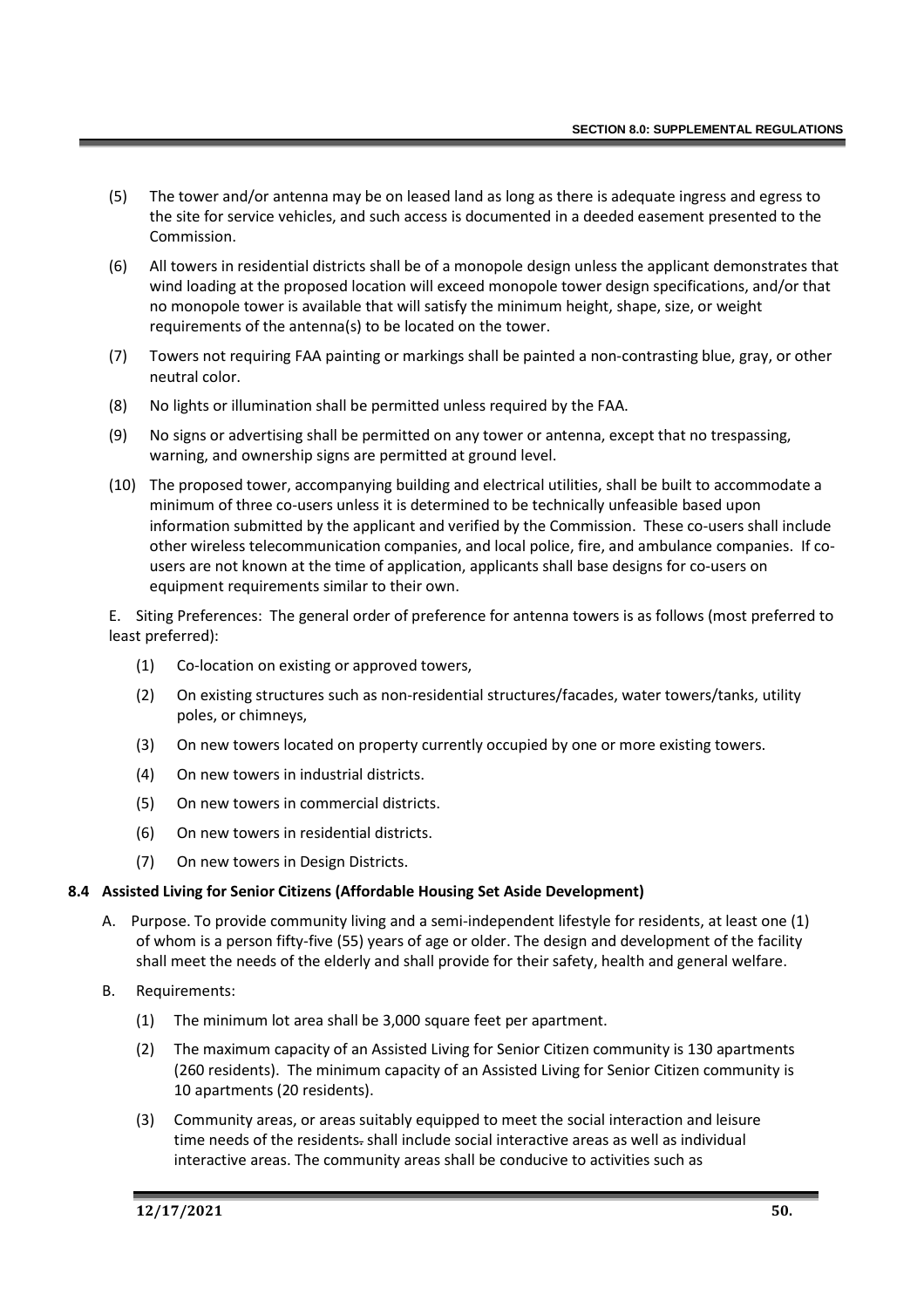(5) The tower and/or antenna may be on leased land as long as there is adequate ingress and egress to the site for service vehicles, and such access is documented in a deeded easement presented to the Commission.

(6) All towers in residential districts shall be of a monopole design unless the applicant demonstrates that wind loading at the proposed location will exceed monopole tower design specifications, and/or that no monopole tower is available that will satisfy the minimum height, shape, size, or weight requirements of the antenna(s) to be located on the tower.

(7) Towers not requiring FAA painting or markings shall be painted a non-contrasting blue, gray, or other neutral color.

(8) No lights or illumination shall be permitted unless required by the FAA.

(9) No signs or advertising shall be permitted on any tower or antenna, except that no trespassing, warning, and ownership signs are permitted at ground level.

(10) The proposed tower, accompanying building and electrical utilities, shall be built to accommodate a minimum of three co-users unless it is determined to be technically unfeasible based upon information submitted by the applicant and verified by the Commission. These co-users shall include other wireless telecommunication companies, and local police, fire, and ambulance companies. If co-users are not known at the time of application, applicants shall base designs for co-users on equipment requirements similar to their own.

E. Siting Preferences: The general order of preference for antenna towers is as follows (most preferred to least preferred):

(1) Co-location on existing or approved towers,

(2) On existing structures such as non-residential structures/facades, water towers/tanks, utility poles, or chimneys,

(3) On new towers located on property currently occupied by one or more existing towers.

(4) On new towers in industrial districts.

(5) On new towers in commercial districts.

(6) On new towers in residential districts.

(7) On new towers in Design Districts.

### 8.4 Assisted Living for Senior Citizens (Affordable Housing Set Aside Development)

A. Purpose. To provide community living and a semi-independent lifestyle for residents, at least one (1) of whom is a person fifty-five (55) years of age or older. The design and development of the facility shall meet the needs of the elderly and shall provide for their safety, health and general welfare.

B. Requirements:

(1) The minimum lot area shall be 3,000 square feet per apartment.

(2) The maximum capacity of an Assisted Living for Senior Citizen community is 130 apartments (260 residents). The minimum capacity of an Assisted Living for Senior Citizen community is 10 apartments (20 residents).

(3) Community areas, or areas suitably equipped to meet the social interaction and leisure time needs of the residents. shall include social interactive areas as well as individual interactive areas. The community areas shall be conducive to activities such as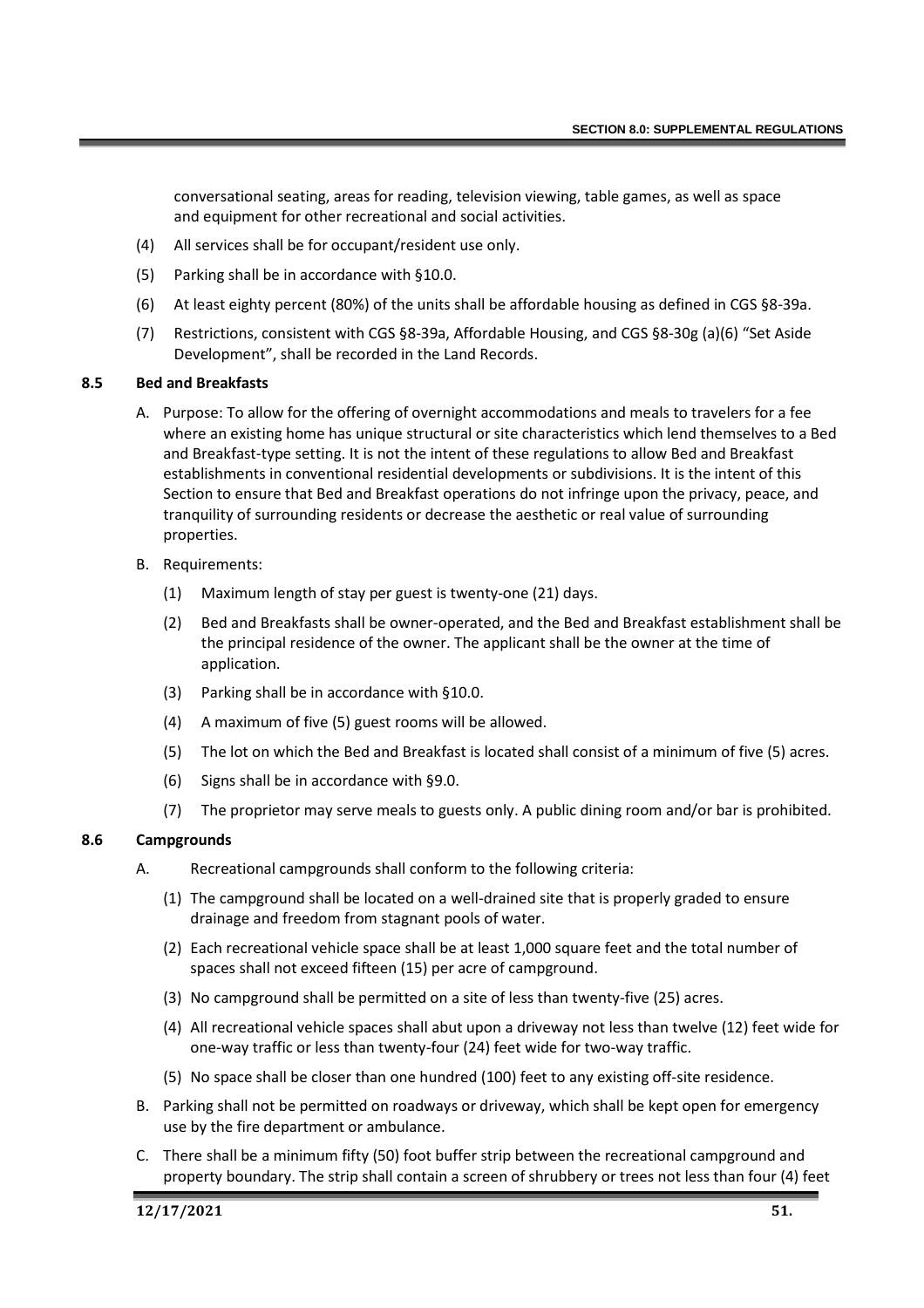conversational seating, areas for reading, television viewing, table games, as well as space and equipment for other recreational and social activities.

(4) All services shall be for occupant/resident use only.

(5) Parking shall be in accordance with §10.0.

(6) At least eighty percent (80%) of the units shall be affordable housing as defined in CGS §8-39a.

(7) Restrictions, consistent with CGS §8-39a, Affordable Housing, and CGS §8-30g (a)(6) "Set Aside Development", shall be recorded in the Land Records.

### 8.5 Bed and Breakfasts

A. Purpose: To allow for the offering of overnight accommodations and meals to travelers for a fee where an existing home has unique structural or site characteristics which lend themselves to a Bed and Breakfast-type setting. It is not the intent of these regulations to allow Bed and Breakfast establishments in conventional residential developments or subdivisions. It is the intent of this Section to ensure that Bed and Breakfast operations do not infringe upon the privacy, peace, and tranquility of surrounding residents or decrease the aesthetic or real value of surrounding properties.

B. Requirements:

(1) Maximum length of stay per guest is twenty-one (21) days.

(2) Bed and Breakfasts shall be owner-operated, and the Bed and Breakfast establishment shall be the principal residence of the owner. The applicant shall be the owner at the time of application.

(3) Parking shall be in accordance with §10.0.

(4) A maximum of five (5) guest rooms will be allowed.

(5) The lot on which the Bed and Breakfast is located shall consist of a minimum of five (5) acres.

(6) Signs shall be in accordance with §9.0.

(7) The proprietor may serve meals to guests only. A public dining room and/or bar is prohibited.

### 8.6 Campgrounds

A. Recreational campgrounds shall conform to the following criteria:

(1) The campground shall be located on a well-drained site that is properly graded to ensure drainage and freedom from stagnant pools of water.

(2) Each recreational vehicle space shall be at least 1,000 square feet and the total number of spaces shall not exceed fifteen (15) per acre of campground.

(3) No campground shall be permitted on a site of less than twenty-five (25) acres.

(4) All recreational vehicle spaces shall abut upon a driveway not less than twelve (12) feet wide for one-way traffic or less than twenty-four (24) feet wide for two-way traffic.

(5) No space shall be closer than one hundred (100) feet to any existing off-site residence.

B. Parking shall not be permitted on roadways or driveway, which shall be kept open for emergency use by the fire department or ambulance.

C. There shall be a minimum fifty (50) foot buffer strip between the recreational campground and property boundary. The strip shall contain a screen of shrubbery or trees not less than four (4) feet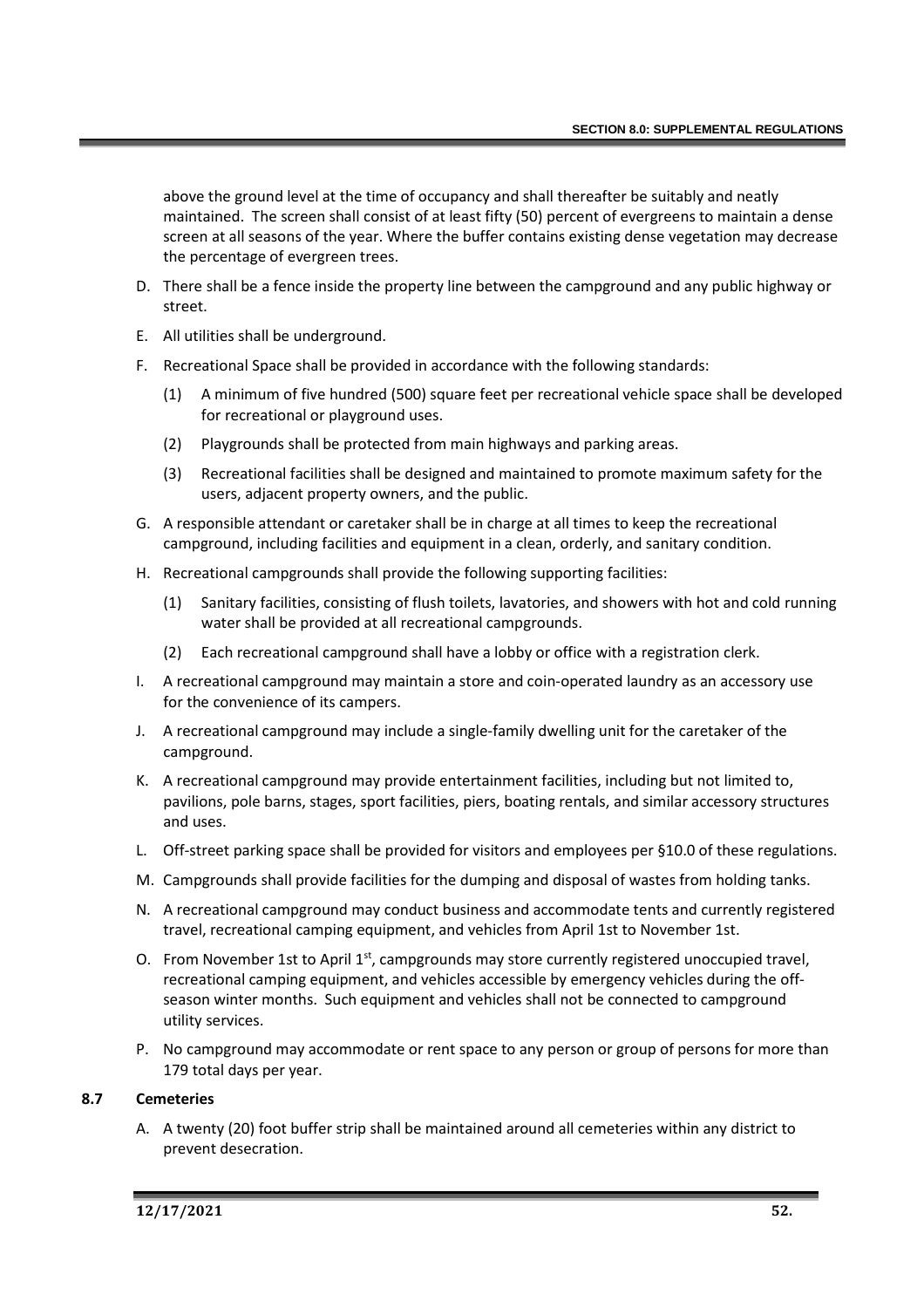above the ground level at the time of occupancy and shall thereafter be suitably and neatly maintained. The screen shall consist of at least fifty (50) percent of evergreens to maintain a dense screen at all seasons of the year. Where the buffer contains existing dense vegetation may decrease the percentage of evergreen trees.

D. There shall be a fence inside the property line between the campground and any public highway or street.

E. All utilities shall be underground.

F. Recreational Space shall be provided in accordance with the following standards:

   (1) A minimum of five hundred (500) square feet per recreational vehicle space shall be developed for recreational or playground uses.

   (2) Playgrounds shall be protected from main highways and parking areas.

   (3) Recreational facilities shall be designed and maintained to promote maximum safety for the users, adjacent property owners, and the public.

G. A responsible attendant or caretaker shall be in charge at all times to keep the recreational campground, including facilities and equipment in a clean, orderly, and sanitary condition.

H. Recreational campgrounds shall provide the following supporting facilities:

   (1) Sanitary facilities, consisting of flush toilets, lavatories, and showers with hot and cold running water shall be provided at all recreational campgrounds.

   (2) Each recreational campground shall have a lobby or office with a registration clerk.

I. A recreational campground may maintain a store and coin-operated laundry as an accessory use for the convenience of its campers.

J. A recreational campground may include a single-family dwelling unit for the caretaker of the campground.

K. A recreational campground may provide entertainment facilities, including but not limited to, pavilions, pole barns, stages, sport facilities, piers, boating rentals, and similar accessory structures and uses.

L. Off-street parking space shall be provided for visitors and employees per §10.0 of these regulations.

M. Campgrounds shall provide facilities for the dumping and disposal of wastes from holding tanks.

N. A recreational campground may conduct business and accommodate tents and currently registered travel, recreational camping equipment, and vehicles from April 1st to November 1st.

O. From November 1st to April 1st, campgrounds may store currently registered unoccupied travel, recreational camping equipment, and vehicles accessible by emergency vehicles during the off-season winter months. Such equipment and vehicles shall not be connected to campground utility services.

P. No campground may accommodate or rent space to any person or group of persons for more than 179 total days per year.

### 8.7 Cemeteries

A. A twenty (20) foot buffer strip shall be maintained around all cemeteries within any district to prevent desecration.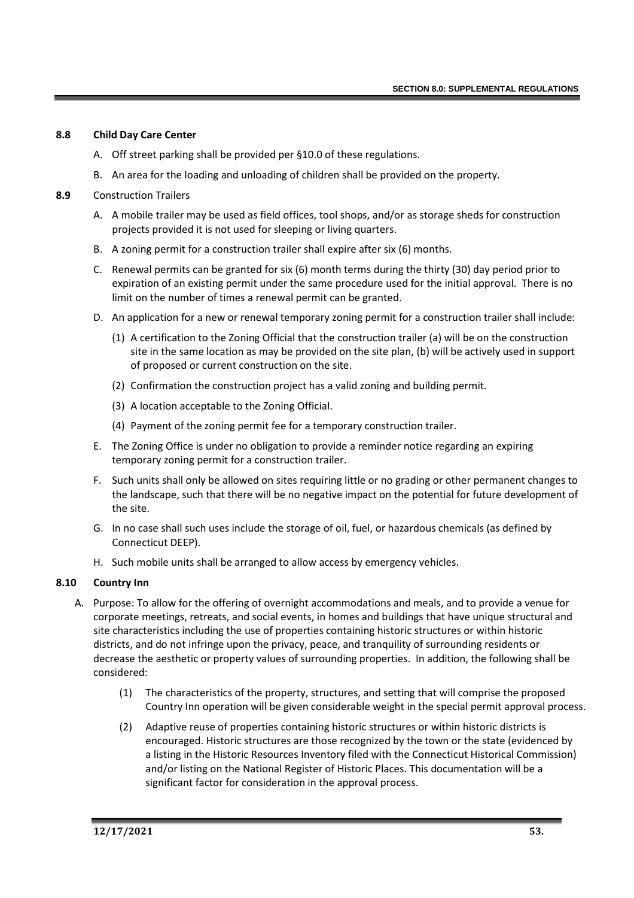### 8.8 Child Day Care Center

A. Off street parking shall be provided per §10.0 of these regulations.

B. An area for the loading and unloading of children shall be provided on the property.

### 8.9 Construction Trailers

A. A mobile trailer may be used as field offices, tool shops, and/or as storage sheds for construction projects provided it is not used for sleeping or living quarters.

B. A zoning permit for a construction trailer shall expire after six (6) months.

C. Renewal permits can be granted for six (6) month terms during the thirty (30) day period prior to expiration of an existing permit under the same procedure used for the initial approval. There is no limit on the number of times a renewal permit can be granted.

D. An application for a new or renewal temporary zoning permit for a construction trailer shall include:

   (1) A certification to the Zoning Official that the construction trailer (a) will be on the construction site in the same location as may be provided on the site plan, (b) will be actively used in support of proposed or current construction on the site.

   (2) Confirmation the construction project has a valid zoning and building permit.

   (3) A location acceptable to the Zoning Official.

   (4) Payment of the zoning permit fee for a temporary construction trailer.

E. The Zoning Office is under no obligation to provide a reminder notice regarding an expiring temporary zoning permit for a construction trailer.

F. Such units shall only be allowed on sites requiring little or no grading or other permanent changes to the landscape, such that there will be no negative impact on the potential for future development of the site.

G. In no case shall such uses include the storage of oil, fuel, or hazardous chemicals (as defined by Connecticut DEEP).

H. Such mobile units shall be arranged to allow access by emergency vehicles.

### 8.10 Country Inn

A. Purpose: To allow for the offering of overnight accommodations and meals, and to provide a venue for corporate meetings, retreats, and social events, in homes and buildings that have unique structural and site characteristics including the use of properties containing historic structures or within historic districts, and do not infringe upon the privacy, peace, and tranquility of surrounding residents or decrease the aesthetic or property values of surrounding properties. In addition, the following shall be considered:

   (1) The characteristics of the property, structures, and setting that will comprise the proposed Country Inn operation will be given considerable weight in the special permit approval process.

   (2) Adaptive reuse of properties containing historic structures or within historic districts is encouraged. Historic structures are those recognized by the town or the state (evidenced by a listing in the Historic Resources Inventory filed with the Connecticut Historical Commission) and/or listing on the National Register of Historic Places. This documentation will be a significant factor for consideration in the approval process.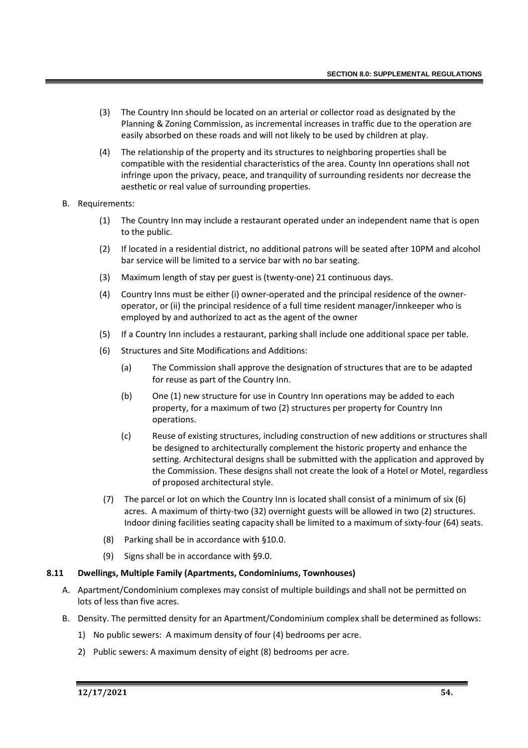(3) The Country Inn should be located on an arterial or collector road as designated by the Planning & Zoning Commission, as incremental increases in traffic due to the operation are easily absorbed on these roads and will not likely to be used by children at play.

(4) The relationship of the property and its structures to neighboring properties shall be compatible with the residential characteristics of the area. County Inn operations shall not infringe upon the privacy, peace, and tranquility of surrounding residents nor decrease the aesthetic or real value of surrounding properties.

B. Requirements:

(1) The Country Inn may include a restaurant operated under an independent name that is open to the public.

(2) If located in a residential district, no additional patrons will be seated after 10PM and alcohol bar service will be limited to a service bar with no bar seating.

(3) Maximum length of stay per guest is (twenty-one) 21 continuous days.

(4) Country Inns must be either (i) owner-operated and the principal residence of the owner-operator, or (ii) the principal residence of a full time resident manager/innkeeper who is employed by and authorized to act as the agent of the owner

(5) If a Country Inn includes a restaurant, parking shall include one additional space per table.

(6) Structures and Site Modifications and Additions:

(a) The Commission shall approve the designation of structures that are to be adapted for reuse as part of the Country Inn.

(b) One (1) new structure for use in Country Inn operations may be added to each property, for a maximum of two (2) structures per property for Country Inn operations.

(c) Reuse of existing structures, including construction of new additions or structures shall be designed to architecturally complement the historic property and enhance the setting. Architectural designs shall be submitted with the application and approved by the Commission. These designs shall not create the look of a Hotel or Motel, regardless of proposed architectural style.

(7) The parcel or lot on which the Country Inn is located shall consist of a minimum of six (6) acres. A maximum of thirty-two (32) overnight guests will be allowed in two (2) structures. Indoor dining facilities seating capacity shall be limited to a maximum of sixty-four (64) seats.

(8) Parking shall be in accordance with §10.0.

(9) Signs shall be in accordance with §9.0.

### 8.11 Dwellings, Multiple Family (Apartments, Condominiums, Townhouses)

A. Apartment/Condominium complexes may consist of multiple buildings and shall not be permitted on lots of less than five acres.

B. Density. The permitted density for an Apartment/Condominium complex shall be determined as follows:

1) No public sewers: A maximum density of four (4) bedrooms per acre.

2) Public sewers: A maximum density of eight (8) bedrooms per acre.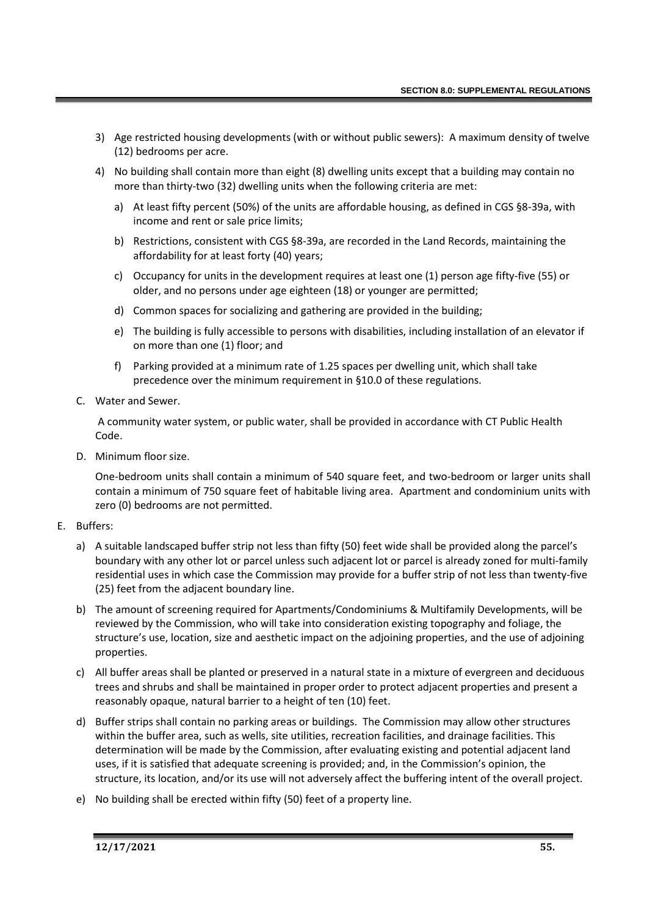3) Age restricted housing developments (with or without public sewers): A maximum density of twelve (12) bedrooms per acre.

4) No building shall contain more than eight (8) dwelling units except that a building may contain no more than thirty-two (32) dwelling units when the following criteria are met:

   a) At least fifty percent (50%) of the units are affordable housing, as defined in CGS §8-39a, with income and rent or sale price limits;

   b) Restrictions, consistent with CGS §8-39a, are recorded in the Land Records, maintaining the affordability for at least forty (40) years;

   c) Occupancy for units in the development requires at least one (1) person age fifty-five (55) or older, and no persons under age eighteen (18) or younger are permitted;

   d) Common spaces for socializing and gathering are provided in the building;

   e) The building is fully accessible to persons with disabilities, including installation of an elevator if on more than one (1) floor; and

   f) Parking provided at a minimum rate of 1.25 spaces per dwelling unit, which shall take precedence over the minimum requirement in §10.0 of these regulations.

C. Water and Sewer.

A community water system, or public water, shall be provided in accordance with CT Public Health Code.

D. Minimum floor size.

One-bedroom units shall contain a minimum of 540 square feet, and two-bedroom or larger units shall contain a minimum of 750 square feet of habitable living area. Apartment and condominium units with zero (0) bedrooms are not permitted.

E. Buffers:

a) A suitable landscaped buffer strip not less than fifty (50) feet wide shall be provided along the parcel's boundary with any other lot or parcel unless such adjacent lot or parcel is already zoned for multi-family residential uses in which case the Commission may provide for a buffer strip of not less than twenty-five (25) feet from the adjacent boundary line.

b) The amount of screening required for Apartments/Condominiums & Multifamily Developments, will be reviewed by the Commission, who will take into consideration existing topography and foliage, the structure's use, location, size and aesthetic impact on the adjoining properties, and the use of adjoining properties.

c) All buffer areas shall be planted or preserved in a natural state in a mixture of evergreen and deciduous trees and shrubs and shall be maintained in proper order to protect adjacent properties and present a reasonably opaque, natural barrier to a height of ten (10) feet.

d) Buffer strips shall contain no parking areas or buildings. The Commission may allow other structures within the buffer area, such as wells, site utilities, recreation facilities, and drainage facilities. This determination will be made by the Commission, after evaluating existing and potential adjacent land uses, if it is satisfied that adequate screening is provided; and, in the Commission's opinion, the structure, its location, and/or its use will not adversely affect the buffering intent of the overall project.

e) No building shall be erected within fifty (50) feet of a property line.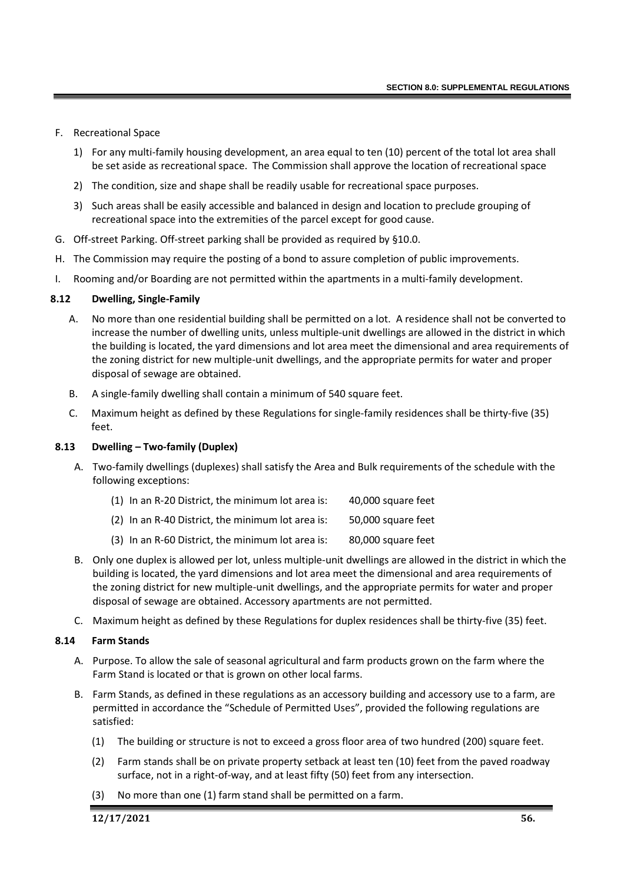F. Recreational Space

   1) For any multi-family housing development, an area equal to ten (10) percent of the total lot area shall be set aside as recreational space. The Commission shall approve the location of recreational space

   2) The condition, size and shape shall be readily usable for recreational space purposes.

   3) Such areas shall be easily accessible and balanced in design and location to preclude grouping of recreational space into the extremities of the parcel except for good cause.

G. Off-street Parking. Off-street parking shall be provided as required by §10.0.

H. The Commission may require the posting of a bond to assure completion of public improvements.

I. Rooming and/or Boarding are not permitted within the apartments in a multi-family development.

### 8.12 Dwelling, Single-Family

A. No more than one residential building shall be permitted on a lot. A residence shall not be converted to increase the number of dwelling units, unless multiple-unit dwellings are allowed in the district in which the building is located, the yard dimensions and lot area meet the dimensional and area requirements of the zoning district for new multiple-unit dwellings, and the appropriate permits for water and proper disposal of sewage are obtained.

B. A single-family dwelling shall contain a minimum of 540 square feet.

C. Maximum height as defined by these Regulations for single-family residences shall be thirty-five (35) feet.

### 8.13 Dwelling – Two-family (Duplex)

A. Two-family dwellings (duplexes) shall satisfy the Area and Bulk requirements of the schedule with the following exceptions:

   (1) In an R-20 District, the minimum lot area is: 40,000 square feet

   (2) In an R-40 District, the minimum lot area is: 50,000 square feet

   (3) In an R-60 District, the minimum lot area is: 80,000 square feet

B. Only one duplex is allowed per lot, unless multiple-unit dwellings are allowed in the district in which the building is located, the yard dimensions and lot area meet the dimensional and area requirements of the zoning district for new multiple-unit dwellings, and the appropriate permits for water and proper disposal of sewage are obtained. Accessory apartments are not permitted.

C. Maximum height as defined by these Regulations for duplex residences shall be thirty-five (35) feet.

### 8.14 Farm Stands

A. Purpose. To allow the sale of seasonal agricultural and farm products grown on the farm where the Farm Stand is located or that is grown on other local farms.

B. Farm Stands, as defined in these regulations as an accessory building and accessory use to a farm, are permitted in accordance the "Schedule of Permitted Uses", provided the following regulations are satisfied:

   (1) The building or structure is not to exceed a gross floor area of two hundred (200) square feet.

   (2) Farm stands shall be on private property setback at least ten (10) feet from the paved roadway surface, not in a right-of-way, and at least fifty (50) feet from any intersection.

   (3) No more than one (1) farm stand shall be permitted on a farm.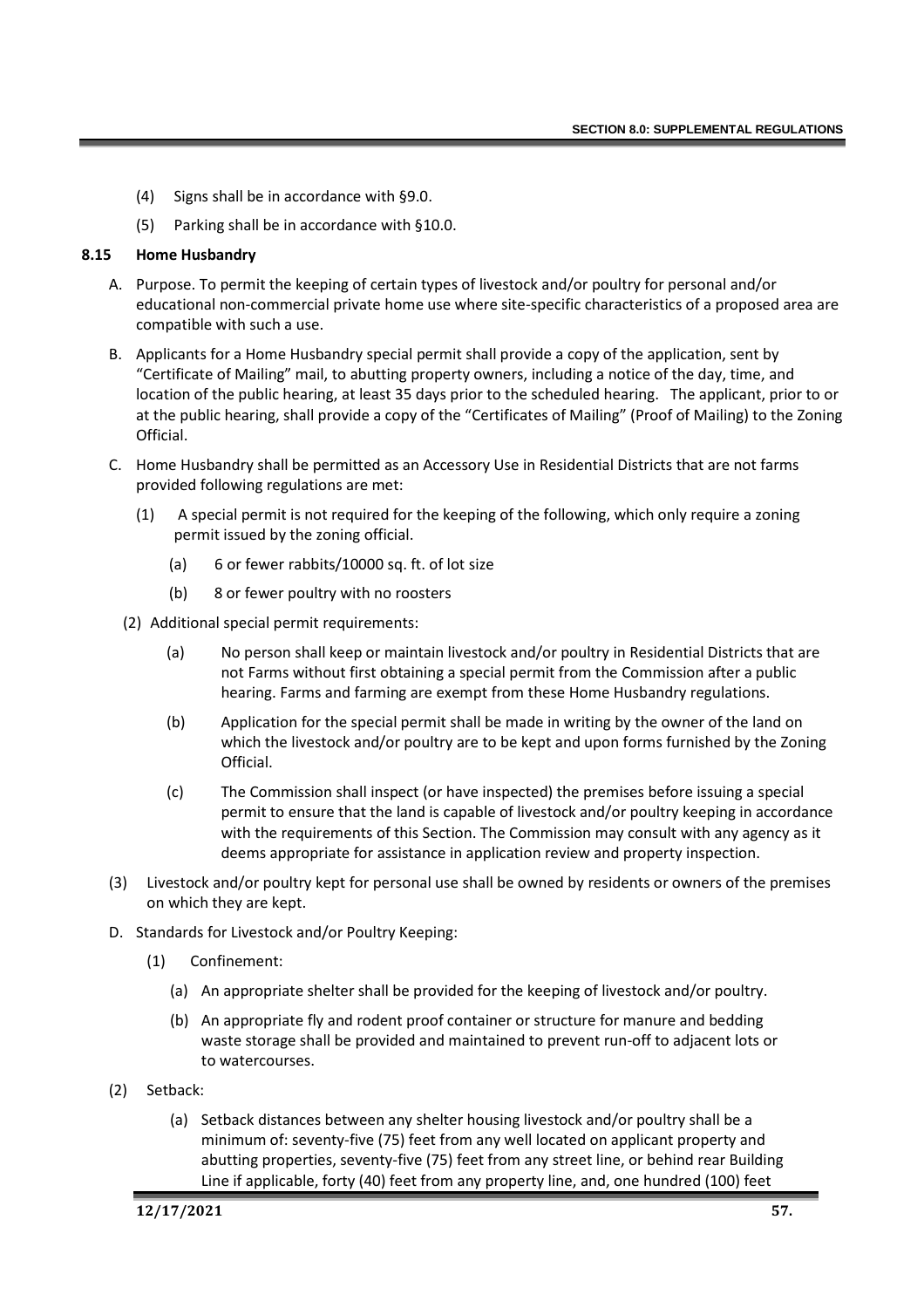(4) Signs shall be in accordance with §9.0.

(5) Parking shall be in accordance with §10.0.

### 8.15 Home Husbandry

A. Purpose. To permit the keeping of certain types of livestock and/or poultry for personal and/or educational non-commercial private home use where site-specific characteristics of a proposed area are compatible with such a use.

B. Applicants for a Home Husbandry special permit shall provide a copy of the application, sent by "Certificate of Mailing" mail, to abutting property owners, including a notice of the day, time, and location of the public hearing, at least 35 days prior to the scheduled hearing. The applicant, prior to or at the public hearing, shall provide a copy of the "Certificates of Mailing" (Proof of Mailing) to the Zoning Official.

C. Home Husbandry shall be permitted as an Accessory Use in Residential Districts that are not farms provided following regulations are met:

   (1) A special permit is not required for the keeping of the following, which only require a zoning permit issued by the zoning official.

      (a) 6 or fewer rabbits/10000 sq. ft. of lot size

      (b) 8 or fewer poultry with no roosters

   (2) Additional special permit requirements:

      (a) No person shall keep or maintain livestock and/or poultry in Residential Districts that are not Farms without first obtaining a special permit from the Commission after a public hearing. Farms and farming are exempt from these Home Husbandry regulations.

      (b) Application for the special permit shall be made in writing by the owner of the land on which the livestock and/or poultry are to be kept and upon forms furnished by the Zoning Official.

      (c) The Commission shall inspect (or have inspected) the premises before issuing a special permit to ensure that the land is capable of livestock and/or poultry keeping in accordance with the requirements of this Section. The Commission may consult with any agency as it deems appropriate for assistance in application review and property inspection.

(3) Livestock and/or poultry kept for personal use shall be owned by residents or owners of the premises on which they are kept.

D. Standards for Livestock and/or Poultry Keeping:

   (1) Confinement:

      (a) An appropriate shelter shall be provided for the keeping of livestock and/or poultry.

      (b) An appropriate fly and rodent proof container or structure for manure and bedding waste storage shall be provided and maintained to prevent run-off to adjacent lots or to watercourses.

(2) Setback:

   (a) Setback distances between any shelter housing livestock and/or poultry shall be a minimum of: seventy-five (75) feet from any well located on applicant property and abutting properties, seventy-five (75) feet from any street line, or behind rear Building Line if applicable, forty (40) feet from any property line, and, one hundred (100) feet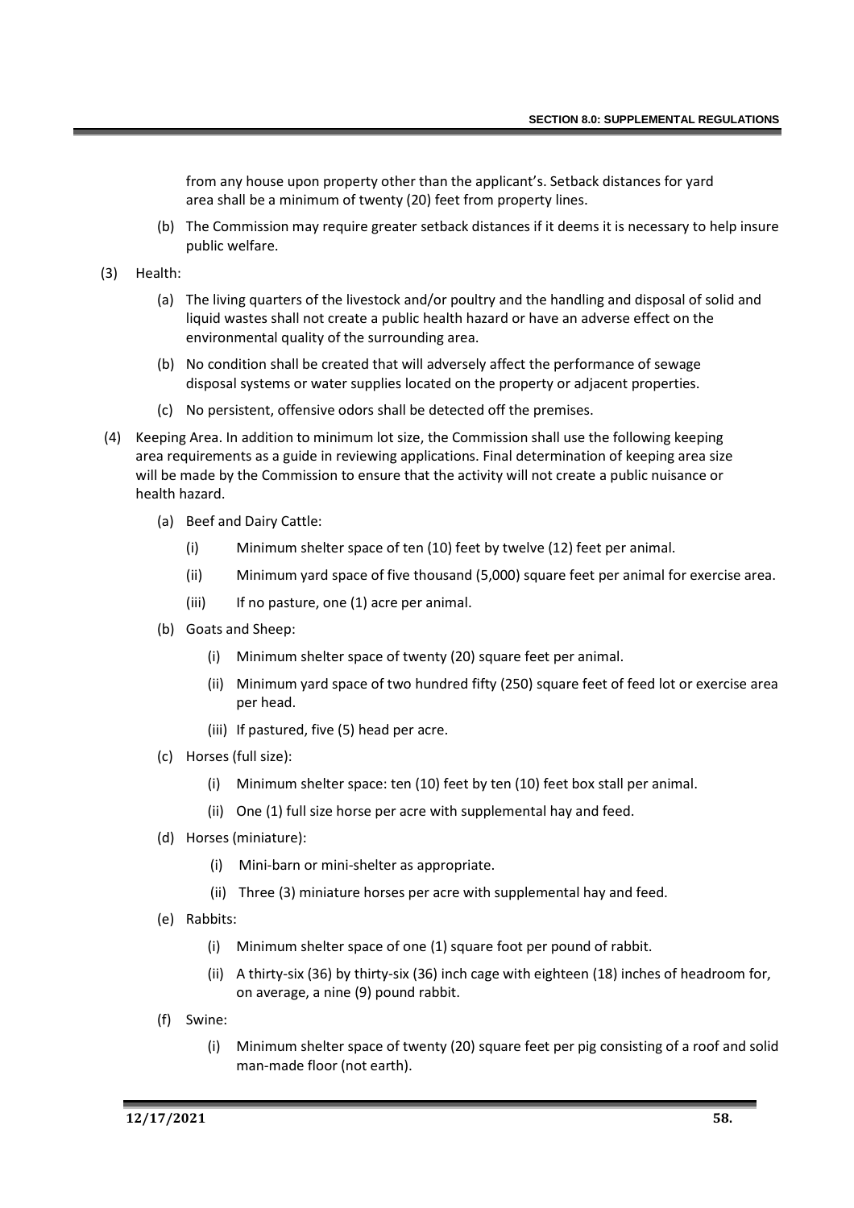from any house upon property other than the applicant's. Setback distances for yard area shall be a minimum of twenty (20) feet from property lines.

(b) The Commission may require greater setback distances if it deems it is necessary to help insure public welfare.

(3) Health:

(a) The living quarters of the livestock and/or poultry and the handling and disposal of solid and liquid wastes shall not create a public health hazard or have an adverse effect on the environmental quality of the surrounding area.

(b) No condition shall be created that will adversely affect the performance of sewage disposal systems or water supplies located on the property or adjacent properties.

(c) No persistent, offensive odors shall be detected off the premises.

(4) Keeping Area. In addition to minimum lot size, the Commission shall use the following keeping area requirements as a guide in reviewing applications. Final determination of keeping area size will be made by the Commission to ensure that the activity will not create a public nuisance or health hazard.

(a) Beef and Dairy Cattle:

(i) Minimum shelter space of ten (10) feet by twelve (12) feet per animal.

(ii) Minimum yard space of five thousand (5,000) square feet per animal for exercise area.

(iii) If no pasture, one (1) acre per animal.

(b) Goats and Sheep:

(i) Minimum shelter space of twenty (20) square feet per animal.

(ii) Minimum yard space of two hundred fifty (250) square feet of feed lot or exercise area per head.

(iii) If pastured, five (5) head per acre.

(c) Horses (full size):

(i) Minimum shelter space: ten (10) feet by ten (10) feet box stall per animal.

(ii) One (1) full size horse per acre with supplemental hay and feed.

(d) Horses (miniature):

(i) Mini-barn or mini-shelter as appropriate.

(ii) Three (3) miniature horses per acre with supplemental hay and feed.

(e) Rabbits:

(i) Minimum shelter space of one (1) square foot per pound of rabbit.

(ii) A thirty-six (36) by thirty-six (36) inch cage with eighteen (18) inches of headroom for, on average, a nine (9) pound rabbit.

(f) Swine:

(i) Minimum shelter space of twenty (20) square feet per pig consisting of a roof and solid man-made floor (not earth).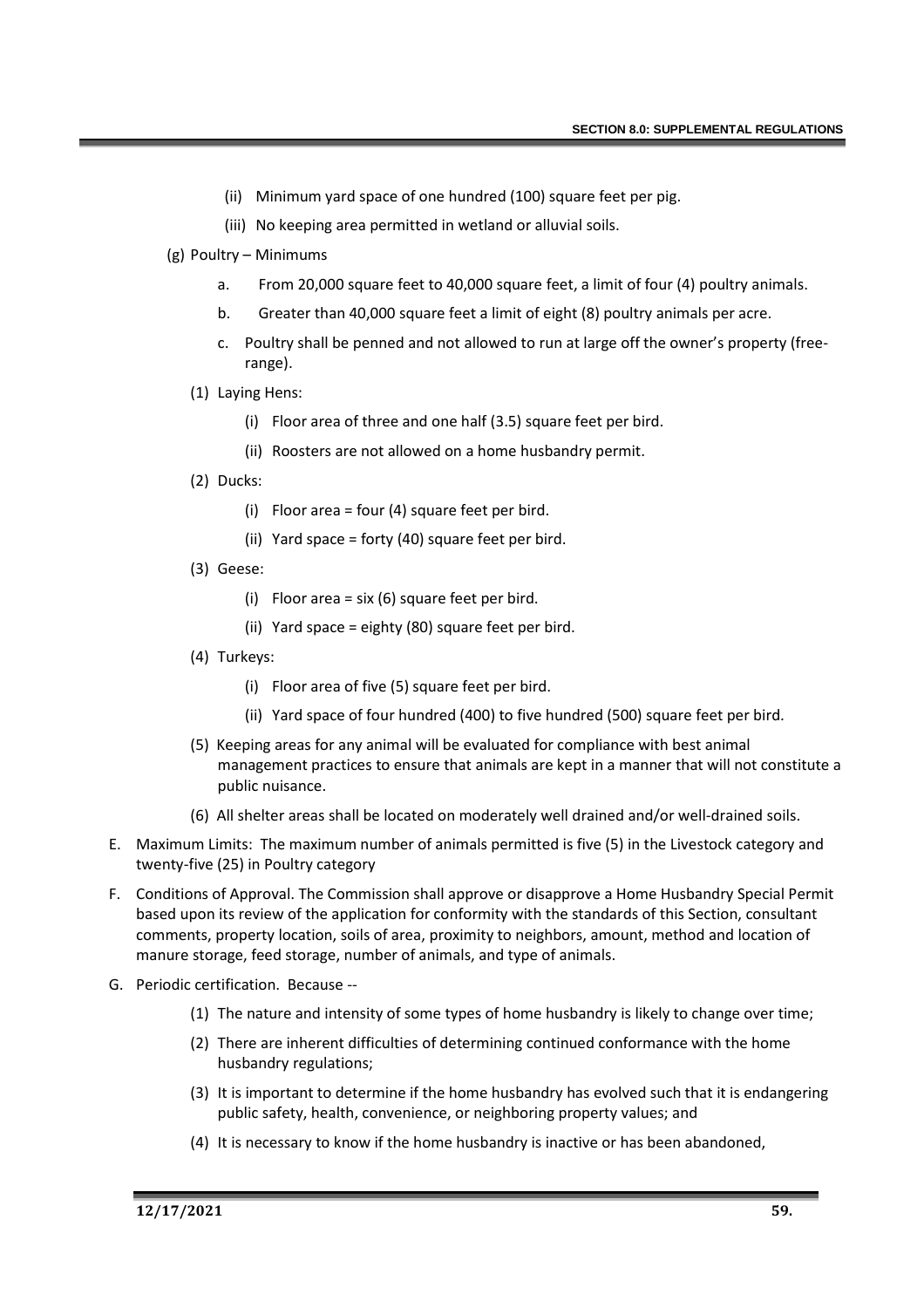(ii) Minimum yard space of one hundred (100) square feet per pig.

(iii) No keeping area permitted in wetland or alluvial soils.

(g) Poultry – Minimums

a. From 20,000 square feet to 40,000 square feet, a limit of four (4) poultry animals.

b. Greater than 40,000 square feet a limit of eight (8) poultry animals per acre.

c. Poultry shall be penned and not allowed to run at large off the owner's property (free-range).

(1) Laying Hens:

(i) Floor area of three and one half (3.5) square feet per bird.

(ii) Roosters are not allowed on a home husbandry permit.

(2) Ducks:

(i) Floor area = four (4) square feet per bird.

(ii) Yard space = forty (40) square feet per bird.

(3) Geese:

(i) Floor area = six (6) square feet per bird.

(ii) Yard space = eighty (80) square feet per bird.

(4) Turkeys:

(i) Floor area of five (5) square feet per bird.

(ii) Yard space of four hundred (400) to five hundred (500) square feet per bird.

(5) Keeping areas for any animal will be evaluated for compliance with best animal management practices to ensure that animals are kept in a manner that will not constitute a public nuisance.

(6) All shelter areas shall be located on moderately well drained and/or well-drained soils.

E. Maximum Limits: The maximum number of animals permitted is five (5) in the Livestock category and twenty-five (25) in Poultry category

F. Conditions of Approval. The Commission shall approve or disapprove a Home Husbandry Special Permit based upon its review of the application for conformity with the standards of this Section, consultant comments, property location, soils of area, proximity to neighbors, amount, method and location of manure storage, feed storage, number of animals, and type of animals.

G. Periodic certification. Because --

(1) The nature and intensity of some types of home husbandry is likely to change over time;

(2) There are inherent difficulties of determining continued conformance with the home husbandry regulations;

(3) It is important to determine if the home husbandry has evolved such that it is endangering public safety, health, convenience, or neighboring property values; and

(4) It is necessary to know if the home husbandry is inactive or has been abandoned,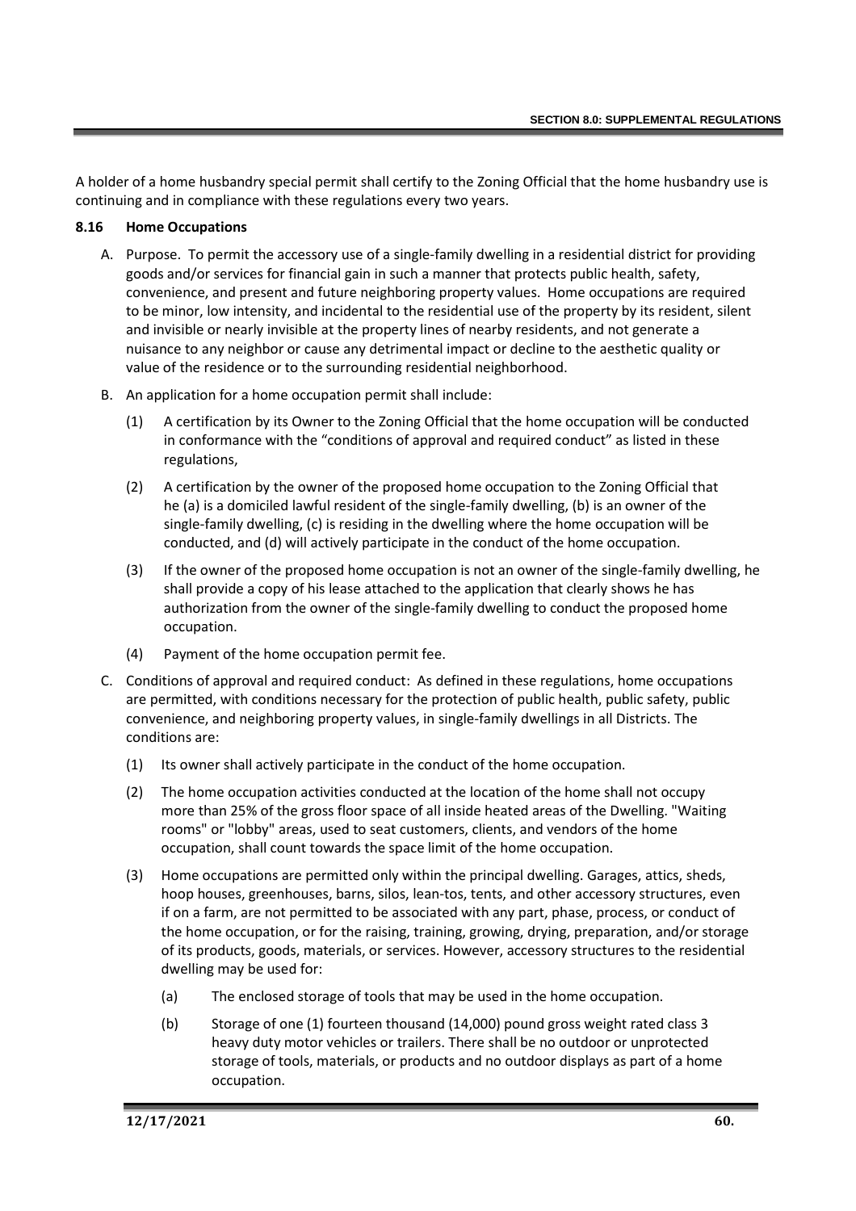A holder of a home husbandry special permit shall certify to the Zoning Official that the home husbandry use is continuing and in compliance with these regulations every two years.

### 8.16 Home Occupations

A. Purpose. To permit the accessory use of a single-family dwelling in a residential district for providing goods and/or services for financial gain in such a manner that protects public health, safety, convenience, and present and future neighboring property values. Home occupations are required to be minor, low intensity, and incidental to the residential use of the property by its resident, silent and invisible or nearly invisible at the property lines of nearby residents, and not generate a nuisance to any neighbor or cause any detrimental impact or decline to the aesthetic quality or value of the residence or to the surrounding residential neighborhood.

B. An application for a home occupation permit shall include:

   (1) A certification by its Owner to the Zoning Official that the home occupation will be conducted in conformance with the "conditions of approval and required conduct" as listed in these regulations,

   (2) A certification by the owner of the proposed home occupation to the Zoning Official that he (a) is a domiciled lawful resident of the single-family dwelling, (b) is an owner of the single-family dwelling, (c) is residing in the dwelling where the home occupation will be conducted, and (d) will actively participate in the conduct of the home occupation.

   (3) If the owner of the proposed home occupation is not an owner of the single-family dwelling, he shall provide a copy of his lease attached to the application that clearly shows he has authorization from the owner of the single-family dwelling to conduct the proposed home occupation.

   (4) Payment of the home occupation permit fee.

C. Conditions of approval and required conduct: As defined in these regulations, home occupations are permitted, with conditions necessary for the protection of public health, public safety, public convenience, and neighboring property values, in single-family dwellings in all Districts. The conditions are:

   (1) Its owner shall actively participate in the conduct of the home occupation.

   (2) The home occupation activities conducted at the location of the home shall not occupy more than 25% of the gross floor space of all inside heated areas of the Dwelling. "Waiting rooms" or "lobby" areas, used to seat customers, clients, and vendors of the home occupation, shall count towards the space limit of the home occupation.

   (3) Home occupations are permitted only within the principal dwelling. Garages, attics, sheds, hoop houses, greenhouses, barns, silos, lean-tos, tents, and other accessory structures, even if on a farm, are not permitted to be associated with any part, phase, process, or conduct of the home occupation, or for the raising, training, growing, drying, preparation, and/or storage of its products, goods, materials, or services. However, accessory structures to the residential dwelling may be used for:

      (a) The enclosed storage of tools that may be used in the home occupation.

      (b) Storage of one (1) fourteen thousand (14,000) pound gross weight rated class 3 heavy duty motor vehicles or trailers. There shall be no outdoor or unprotected storage of tools, materials, or products and no outdoor displays as part of a home occupation.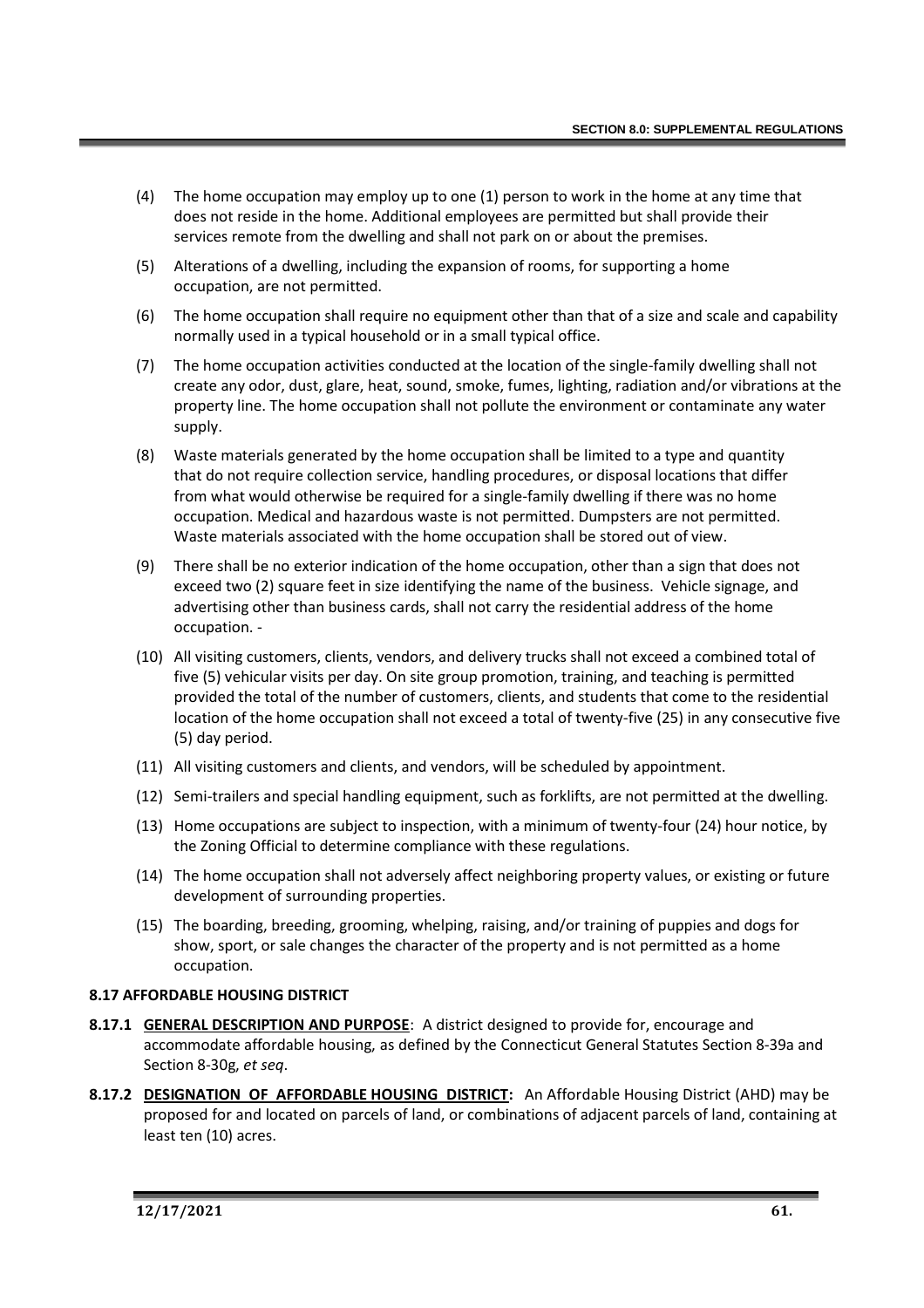(4) The home occupation may employ up to one (1) person to work in the home at any time that does not reside in the home. Additional employees are permitted but shall provide their services remote from the dwelling and shall not park on or about the premises.

(5) Alterations of a dwelling, including the expansion of rooms, for supporting a home occupation, are not permitted.

(6) The home occupation shall require no equipment other than that of a size and scale and capability normally used in a typical household or in a small typical office.

(7) The home occupation activities conducted at the location of the single-family dwelling shall not create any odor, dust, glare, heat, sound, smoke, fumes, lighting, radiation and/or vibrations at the property line. The home occupation shall not pollute the environment or contaminate any water supply.

(8) Waste materials generated by the home occupation shall be limited to a type and quantity that do not require collection service, handling procedures, or disposal locations that differ from what would otherwise be required for a single-family dwelling if there was no home occupation. Medical and hazardous waste is not permitted. Dumpsters are not permitted. Waste materials associated with the home occupation shall be stored out of view.

(9) There shall be no exterior indication of the home occupation, other than a sign that does not exceed two (2) square feet in size identifying the name of the business. Vehicle signage, and advertising other than business cards, shall not carry the residential address of the home occupation. -

(10) All visiting customers, clients, vendors, and delivery trucks shall not exceed a combined total of five (5) vehicular visits per day. On site group promotion, training, and teaching is permitted provided the total of the number of customers, clients, and students that come to the residential location of the home occupation shall not exceed a total of twenty-five (25) in any consecutive five (5) day period.

(11) All visiting customers and clients, and vendors, will be scheduled by appointment.

(12) Semi-trailers and special handling equipment, such as forklifts, are not permitted at the dwelling.

(13) Home occupations are subject to inspection, with a minimum of twenty-four (24) hour notice, by the Zoning Official to determine compliance with these regulations.

(14) The home occupation shall not adversely affect neighboring property values, or existing or future development of surrounding properties.

(15) The boarding, breeding, grooming, whelping, raising, and/or training of puppies and dogs for show, sport, or sale changes the character of the property and is not permitted as a home occupation.

### 8.17 AFFORDABLE HOUSING DISTRICT

**8.17.1 GENERAL DESCRIPTION AND PURPOSE**: A district designed to provide for, encourage and accommodate affordable housing, as defined by the Connecticut General Statutes Section 8-39a and Section 8-30g, *et seq*.

**8.17.2 DESIGNATION OF AFFORDABLE HOUSING DISTRICT:** An Affordable Housing District (AHD) may be proposed for and located on parcels of land, or combinations of adjacent parcels of land, containing at least ten (10) acres.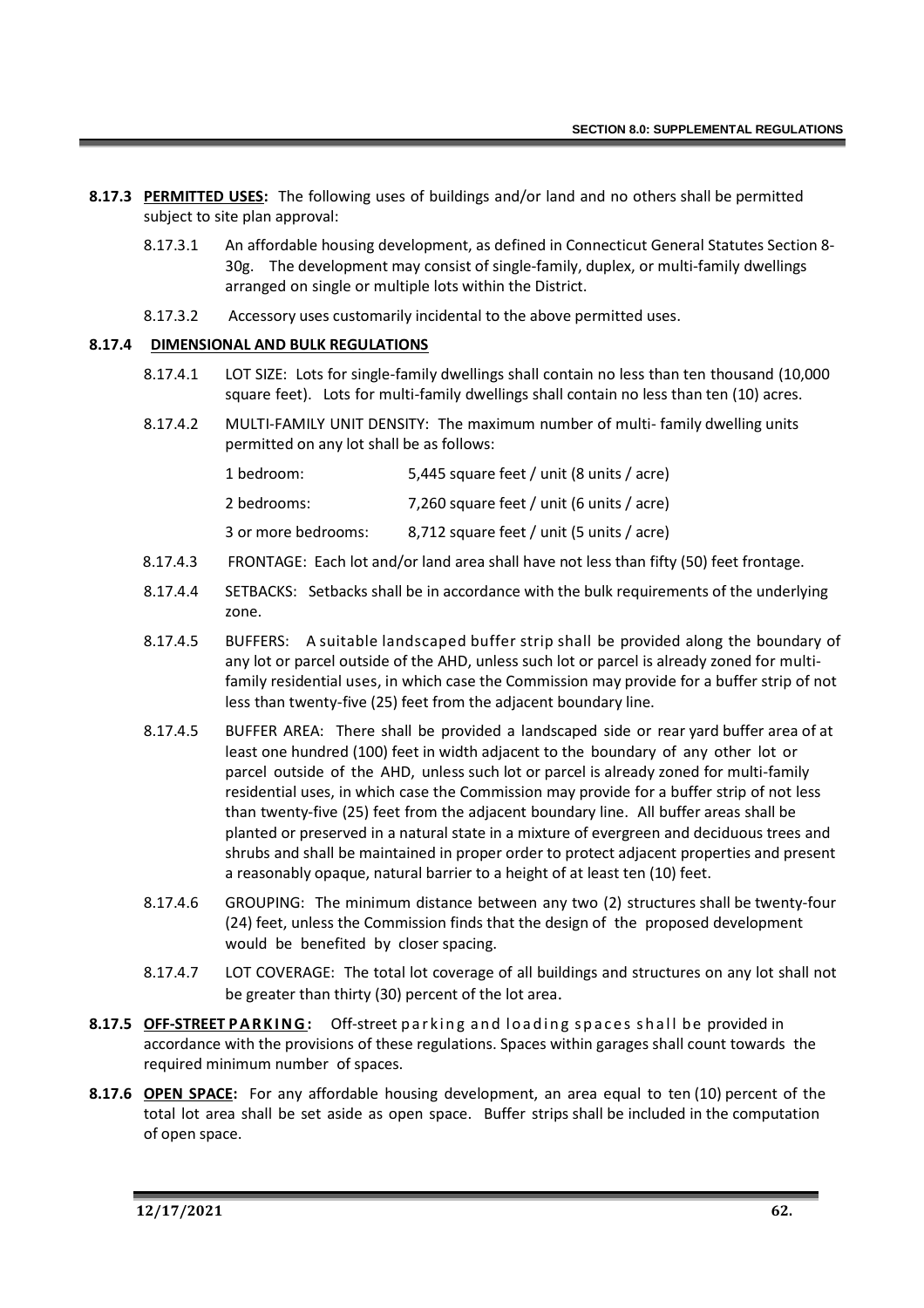**8.17.3 PERMITTED USES:** The following uses of buildings and/or land and no others shall be permitted subject to site plan approval:

8.17.3.1 An affordable housing development, as defined in Connecticut General Statutes Section 8-30g. The development may consist of single-family, duplex, or multi-family dwellings arranged on single or multiple lots within the District.

8.17.3.2 Accessory uses customarily incidental to the above permitted uses.

**8.17.4 DIMENSIONAL AND BULK REGULATIONS**

8.17.4.1 LOT SIZE: Lots for single-family dwellings shall contain no less than ten thousand (10,000 square feet). Lots for multi-family dwellings shall contain no less than ten (10) acres.

8.17.4.2 MULTI-FAMILY UNIT DENSITY: The maximum number of multi- family dwelling units permitted on any lot shall be as follows:

| | |
|---|---|
| 1 bedroom: | 5,445 square feet / unit (8 units / acre) |
| 2 bedrooms: | 7,260 square feet / unit (6 units / acre) |
| 3 or more bedrooms: | 8,712 square feet / unit (5 units / acre) |

8.17.4.3 FRONTAGE: Each lot and/or land area shall have not less than fifty (50) feet frontage.

8.17.4.4 SETBACKS: Setbacks shall be in accordance with the bulk requirements of the underlying zone.

8.17.4.5 BUFFERS: A suitable landscaped buffer strip shall be provided along the boundary of any lot or parcel outside of the AHD, unless such lot or parcel is already zoned for multi-family residential uses, in which case the Commission may provide for a buffer strip of not less than twenty-five (25) feet from the adjacent boundary line.

8.17.4.5 BUFFER AREA: There shall be provided a landscaped side or rear yard buffer area of at least one hundred (100) feet in width adjacent to the boundary of any other lot or parcel outside of the AHD, unless such lot or parcel is already zoned for multi-family residential uses, in which case the Commission may provide for a buffer strip of not less than twenty-five (25) feet from the adjacent boundary line. All buffer areas shall be planted or preserved in a natural state in a mixture of evergreen and deciduous trees and shrubs and shall be maintained in proper order to protect adjacent properties and present a reasonably opaque, natural barrier to a height of at least ten (10) feet.

8.17.4.6 GROUPING: The minimum distance between any two (2) structures shall be twenty-four (24) feet, unless the Commission finds that the design of the proposed development would be benefited by closer spacing.

8.17.4.7 LOT COVERAGE: The total lot coverage of all buildings and structures on any lot shall not be greater than thirty (30) percent of the lot area.

**8.17.5 OFF-STREET PARKING:** Off-street parking and loading spaces shall be provided in accordance with the provisions of these regulations. Spaces within garages shall count towards the required minimum number of spaces.

**8.17.6 OPEN SPACE:** For any affordable housing development, an area equal to ten (10) percent of the total lot area shall be set aside as open space. Buffer strips shall be included in the computation of open space.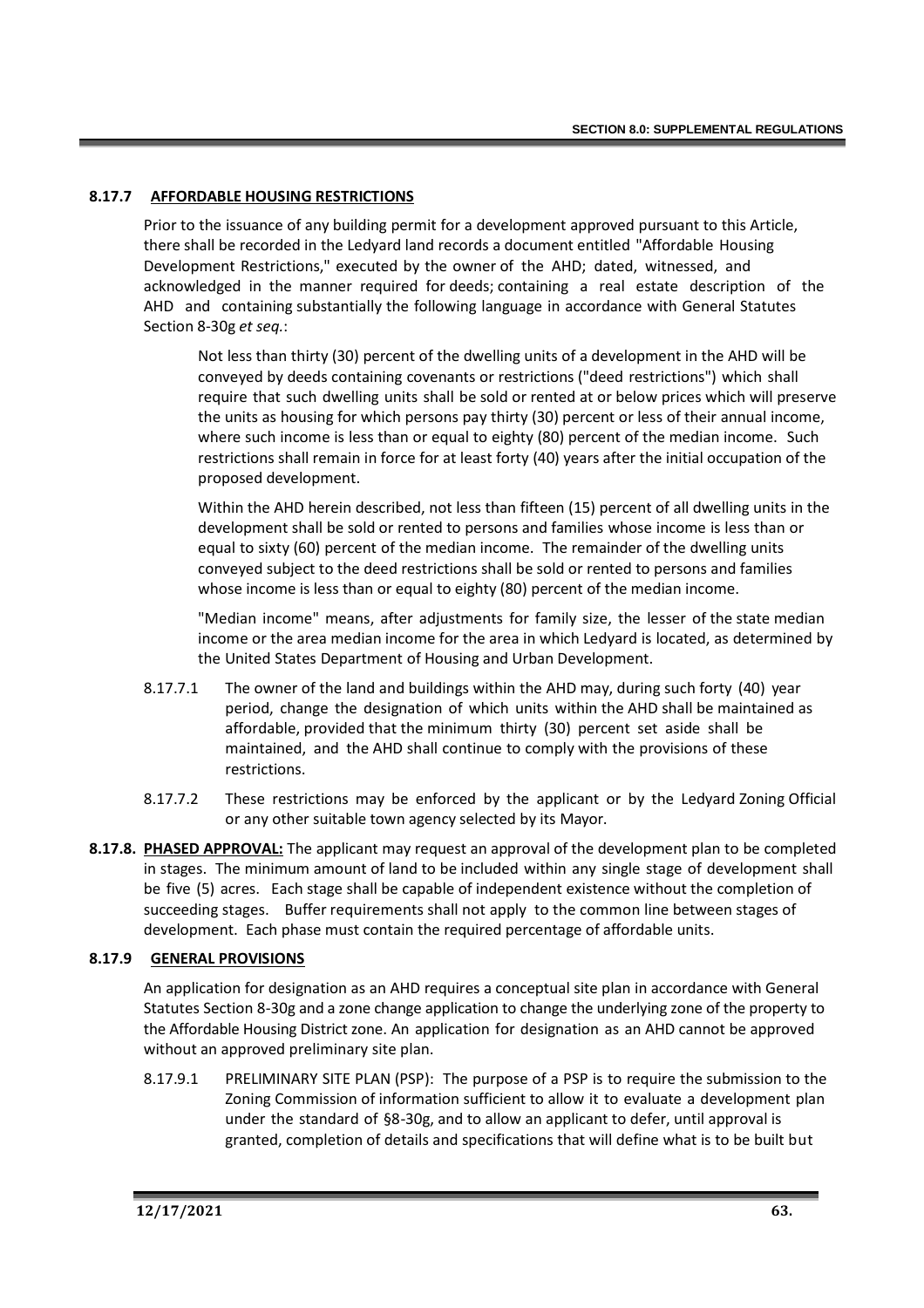### 8.17.7 AFFORDABLE HOUSING RESTRICTIONS

Prior to the issuance of any building permit for a development approved pursuant to this Article, there shall be recorded in the Ledyard land records a document entitled "Affordable Housing Development Restrictions," executed by the owner of the AHD; dated, witnessed, and acknowledged in the manner required for deeds; containing a real estate description of the AHD and containing substantially the following language in accordance with General Statutes Section 8-30g *et seq.*:

> Not less than thirty (30) percent of the dwelling units of a development in the AHD will be conveyed by deeds containing covenants or restrictions ("deed restrictions") which shall require that such dwelling units shall be sold or rented at or below prices which will preserve the units as housing for which persons pay thirty (30) percent or less of their annual income, where such income is less than or equal to eighty (80) percent of the median income. Such restrictions shall remain in force for at least forty (40) years after the initial occupation of the proposed development.
>
> Within the AHD herein described, not less than fifteen (15) percent of all dwelling units in the development shall be sold or rented to persons and families whose income is less than or equal to sixty (60) percent of the median income. The remainder of the dwelling units conveyed subject to the deed restrictions shall be sold or rented to persons and families whose income is less than or equal to eighty (80) percent of the median income.
>
> "Median income" means, after adjustments for family size, the lesser of the state median income or the area median income for the area in which Ledyard is located, as determined by the United States Department of Housing and Urban Development.

8.17.7.1 The owner of the land and buildings within the AHD may, during such forty (40) year period, change the designation of which units within the AHD shall be maintained as affordable, provided that the minimum thirty (30) percent set aside shall be maintained, and the AHD shall continue to comply with the provisions of these restrictions.

8.17.7.2 These restrictions may be enforced by the applicant or by the Ledyard Zoning Official or any other suitable town agency selected by its Mayor.

**8.17.8. PHASED APPROVAL:** The applicant may request an approval of the development plan to be completed in stages. The minimum amount of land to be included within any single stage of development shall be five (5) acres. Each stage shall be capable of independent existence without the completion of succeeding stages. Buffer requirements shall not apply to the common line between stages of development. Each phase must contain the required percentage of affordable units.

### 8.17.9 GENERAL PROVISIONS

An application for designation as an AHD requires a conceptual site plan in accordance with General Statutes Section 8-30g and a zone change application to change the underlying zone of the property to the Affordable Housing District zone. An application for designation as an AHD cannot be approved without an approved preliminary site plan.

8.17.9.1 PRELIMINARY SITE PLAN (PSP): The purpose of a PSP is to require the submission to the Zoning Commission of information sufficient to allow it to evaluate a development plan under the standard of §8-30g, and to allow an applicant to defer, until approval is granted, completion of details and specifications that will define what is to be built but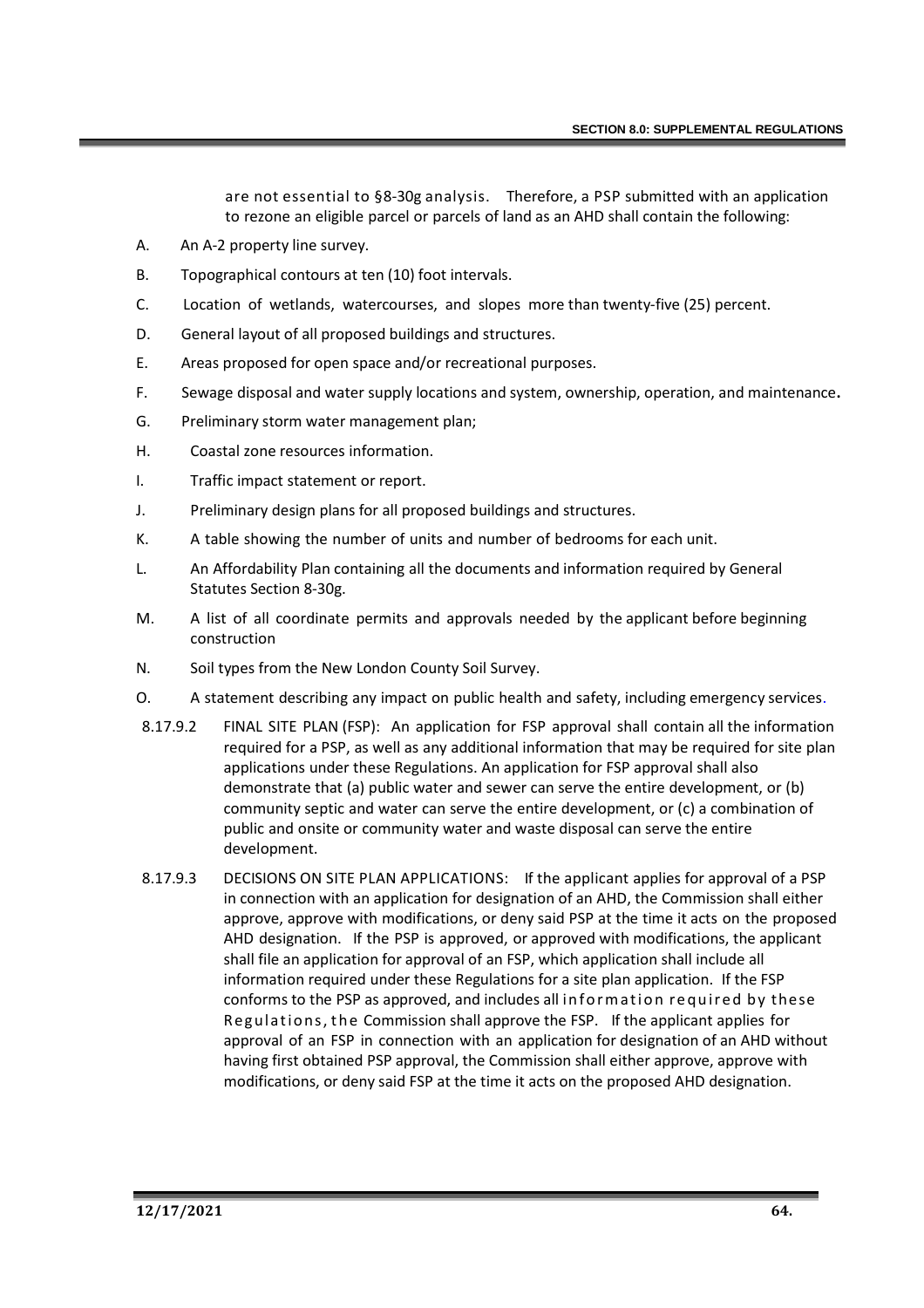are not essential to §8-30g analysis. Therefore, a PSP submitted with an application to rezone an eligible parcel or parcels of land as an AHD shall contain the following:

A. An A-2 property line survey.

B. Topographical contours at ten (10) foot intervals.

C. Location of wetlands, watercourses, and slopes more than twenty-five (25) percent.

D. General layout of all proposed buildings and structures.

E. Areas proposed for open space and/or recreational purposes.

F. Sewage disposal and water supply locations and system, ownership, operation, and maintenance**.**

G. Preliminary storm water management plan;

H. Coastal zone resources information.

I. Traffic impact statement or report.

J. Preliminary design plans for all proposed buildings and structures.

K. A table showing the number of units and number of bedrooms for each unit.

L. An Affordability Plan containing all the documents and information required by General Statutes Section 8-30g.

M. A list of all coordinate permits and approvals needed by the applicant before beginning construction

N. Soil types from the New London County Soil Survey.

O. A statement describing any impact on public health and safety, including emergency services.

8.17.9.2 FINAL SITE PLAN (FSP): An application for FSP approval shall contain all the information required for a PSP, as well as any additional information that may be required for site plan applications under these Regulations. An application for FSP approval shall also demonstrate that (a) public water and sewer can serve the entire development, or (b) community septic and water can serve the entire development, or (c) a combination of public and onsite or community water and waste disposal can serve the entire development.

8.17.9.3 DECISIONS ON SITE PLAN APPLICATIONS: If the applicant applies for approval of a PSP in connection with an application for designation of an AHD, the Commission shall either approve, approve with modifications, or deny said PSP at the time it acts on the proposed AHD designation. If the PSP is approved, or approved with modifications, the applicant shall file an application for approval of an FSP, which application shall include all information required under these Regulations for a site plan application. If the FSP conforms to the PSP as approved, and includes all information required by these Regulations, the Commission shall approve the FSP. If the applicant applies for approval of an FSP in connection with an application for designation of an AHD without having first obtained PSP approval, the Commission shall either approve, approve with modifications, or deny said FSP at the time it acts on the proposed AHD designation.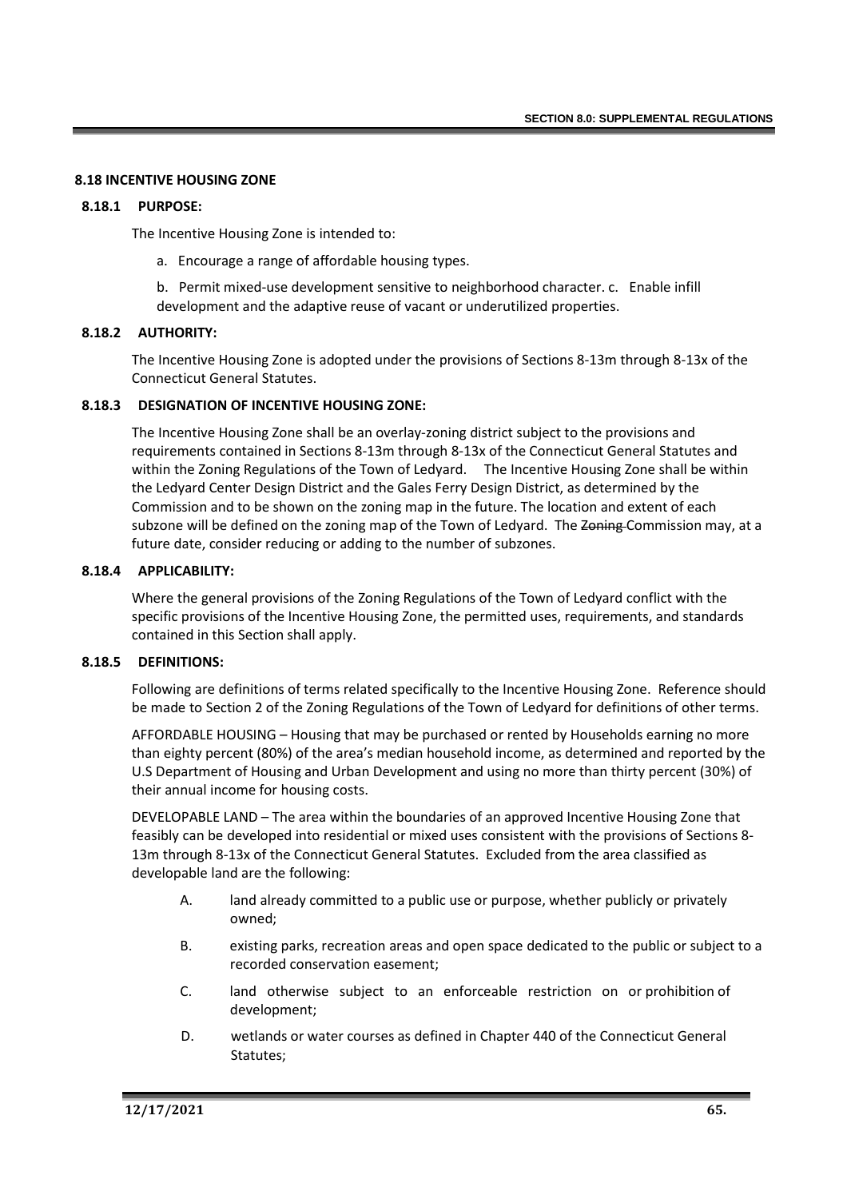## 8.18 INCENTIVE HOUSING ZONE

### 8.18.1 PURPOSE:

The Incentive Housing Zone is intended to:

a. Encourage a range of affordable housing types.

b. Permit mixed-use development sensitive to neighborhood character. c. Enable infill development and the adaptive reuse of vacant or underutilized properties.

### 8.18.2 AUTHORITY:

The Incentive Housing Zone is adopted under the provisions of Sections 8-13m through 8-13x of the Connecticut General Statutes.

### 8.18.3 DESIGNATION OF INCENTIVE HOUSING ZONE:

The Incentive Housing Zone shall be an overlay-zoning district subject to the provisions and requirements contained in Sections 8-13m through 8-13x of the Connecticut General Statutes and within the Zoning Regulations of the Town of Ledyard. The Incentive Housing Zone shall be within the Ledyard Center Design District and the Gales Ferry Design District, as determined by the Commission and to be shown on the zoning map in the future. The location and extent of each subzone will be defined on the zoning map of the Town of Ledyard. The ~~Zoning~~ Commission may, at a future date, consider reducing or adding to the number of subzones.

### 8.18.4 APPLICABILITY:

Where the general provisions of the Zoning Regulations of the Town of Ledyard conflict with the specific provisions of the Incentive Housing Zone, the permitted uses, requirements, and standards contained in this Section shall apply.

### 8.18.5 DEFINITIONS:

Following are definitions of terms related specifically to the Incentive Housing Zone. Reference should be made to Section 2 of the Zoning Regulations of the Town of Ledyard for definitions of other terms.

AFFORDABLE HOUSING – Housing that may be purchased or rented by Households earning no more than eighty percent (80%) of the area's median household income, as determined and reported by the U.S Department of Housing and Urban Development and using no more than thirty percent (30%) of their annual income for housing costs.

DEVELOPABLE LAND – The area within the boundaries of an approved Incentive Housing Zone that feasibly can be developed into residential or mixed uses consistent with the provisions of Sections 8-13m through 8-13x of the Connecticut General Statutes. Excluded from the area classified as developable land are the following:

A. land already committed to a public use or purpose, whether publicly or privately owned;

B. existing parks, recreation areas and open space dedicated to the public or subject to a recorded conservation easement;

C. land otherwise subject to an enforceable restriction on or prohibition of development;

D. wetlands or water courses as defined in Chapter 440 of the Connecticut General Statutes;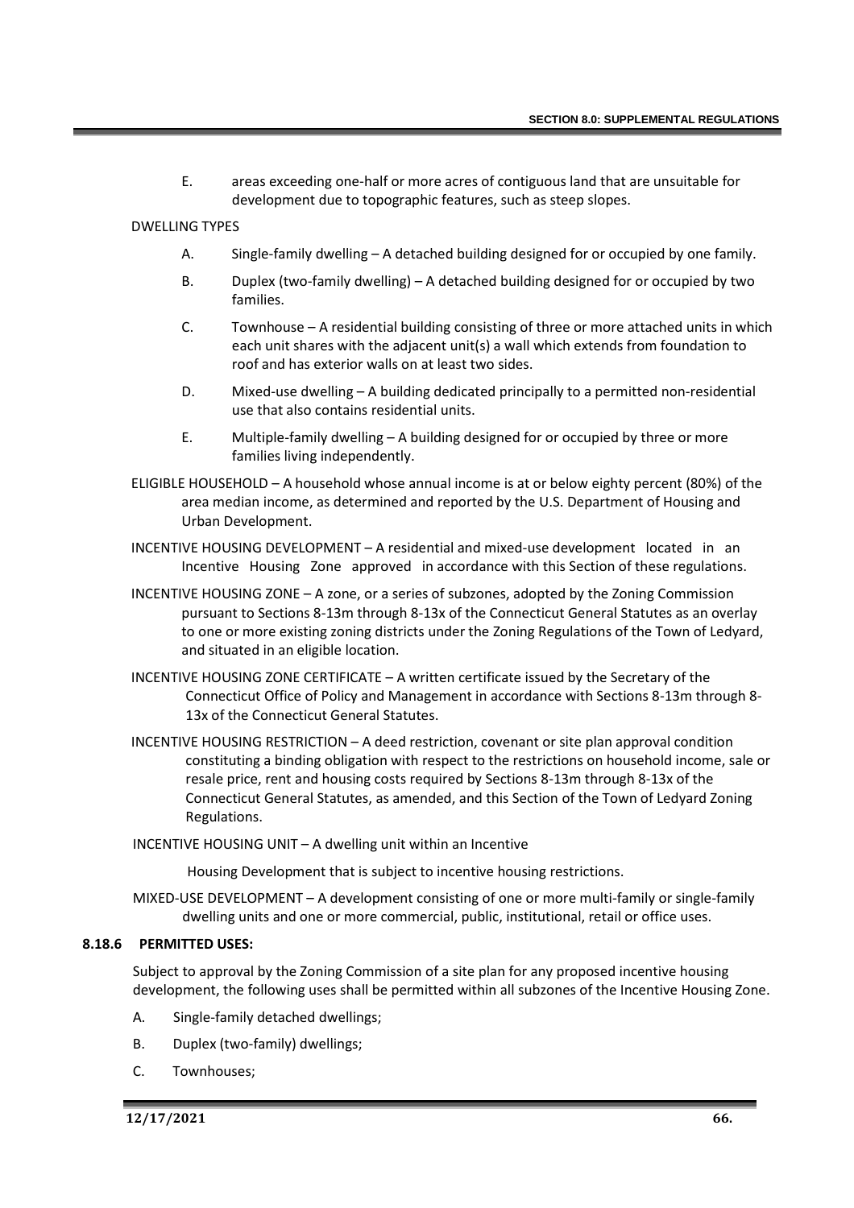E. areas exceeding one-half or more acres of contiguous land that are unsuitable for development due to topographic features, such as steep slopes.

DWELLING TYPES

A. Single-family dwelling – A detached building designed for or occupied by one family.

B. Duplex (two-family dwelling) – A detached building designed for or occupied by two families.

C. Townhouse – A residential building consisting of three or more attached units in which each unit shares with the adjacent unit(s) a wall which extends from foundation to roof and has exterior walls on at least two sides.

D. Mixed-use dwelling – A building dedicated principally to a permitted non-residential use that also contains residential units.

E. Multiple-family dwelling – A building designed for or occupied by three or more families living independently.

ELIGIBLE HOUSEHOLD – A household whose annual income is at or below eighty percent (80%) of the area median income, as determined and reported by the U.S. Department of Housing and Urban Development.

INCENTIVE HOUSING DEVELOPMENT – A residential and mixed-use development located in an Incentive Housing Zone approved in accordance with this Section of these regulations.

INCENTIVE HOUSING ZONE – A zone, or a series of subzones, adopted by the Zoning Commission pursuant to Sections 8-13m through 8-13x of the Connecticut General Statutes as an overlay to one or more existing zoning districts under the Zoning Regulations of the Town of Ledyard, and situated in an eligible location.

INCENTIVE HOUSING ZONE CERTIFICATE – A written certificate issued by the Secretary of the Connecticut Office of Policy and Management in accordance with Sections 8-13m through 8-13x of the Connecticut General Statutes.

INCENTIVE HOUSING RESTRICTION – A deed restriction, covenant or site plan approval condition constituting a binding obligation with respect to the restrictions on household income, sale or resale price, rent and housing costs required by Sections 8-13m through 8-13x of the Connecticut General Statutes, as amended, and this Section of the Town of Ledyard Zoning Regulations.

INCENTIVE HOUSING UNIT – A dwelling unit within an Incentive Housing Development that is subject to incentive housing restrictions.

MIXED-USE DEVELOPMENT – A development consisting of one or more multi-family or single-family dwelling units and one or more commercial, public, institutional, retail or office uses.

**8.18.6 PERMITTED USES:**

Subject to approval by the Zoning Commission of a site plan for any proposed incentive housing development, the following uses shall be permitted within all subzones of the Incentive Housing Zone.

A. Single-family detached dwellings;

B. Duplex (two-family) dwellings;

C. Townhouses;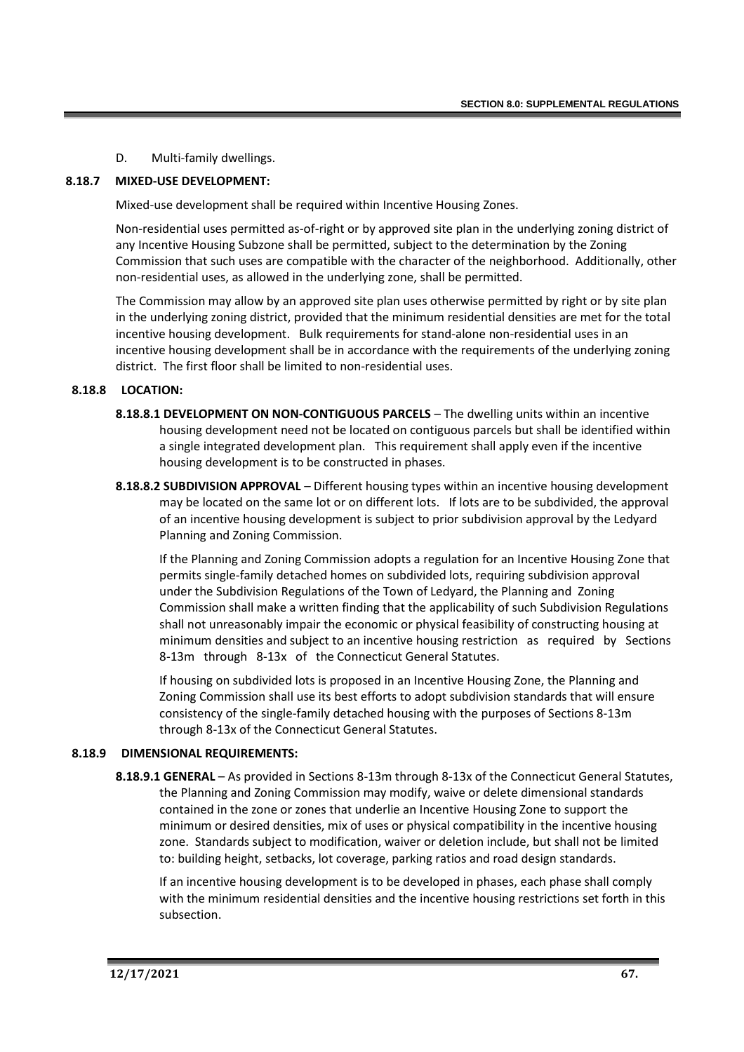D. Multi-family dwellings.

### 8.18.7 MIXED-USE DEVELOPMENT:

Mixed-use development shall be required within Incentive Housing Zones.

Non-residential uses permitted as-of-right or by approved site plan in the underlying zoning district of any Incentive Housing Subzone shall be permitted, subject to the determination by the Zoning Commission that such uses are compatible with the character of the neighborhood. Additionally, other non-residential uses, as allowed in the underlying zone, shall be permitted.

The Commission may allow by an approved site plan uses otherwise permitted by right or by site plan in the underlying zoning district, provided that the minimum residential densities are met for the total incentive housing development. Bulk requirements for stand-alone non-residential uses in an incentive housing development shall be in accordance with the requirements of the underlying zoning district. The first floor shall be limited to non-residential uses.

### 8.18.8 LOCATION:

**8.18.8.1 DEVELOPMENT ON NON-CONTIGUOUS PARCELS** – The dwelling units within an incentive housing development need not be located on contiguous parcels but shall be identified within a single integrated development plan. This requirement shall apply even if the incentive housing development is to be constructed in phases.

**8.18.8.2 SUBDIVISION APPROVAL** – Different housing types within an incentive housing development may be located on the same lot or on different lots. If lots are to be subdivided, the approval of an incentive housing development is subject to prior subdivision approval by the Ledyard Planning and Zoning Commission.

If the Planning and Zoning Commission adopts a regulation for an Incentive Housing Zone that permits single-family detached homes on subdivided lots, requiring subdivision approval under the Subdivision Regulations of the Town of Ledyard, the Planning and Zoning Commission shall make a written finding that the applicability of such Subdivision Regulations shall not unreasonably impair the economic or physical feasibility of constructing housing at minimum densities and subject to an incentive housing restriction as required by Sections 8-13m through 8-13x of the Connecticut General Statutes.

If housing on subdivided lots is proposed in an Incentive Housing Zone, the Planning and Zoning Commission shall use its best efforts to adopt subdivision standards that will ensure consistency of the single-family detached housing with the purposes of Sections 8-13m through 8-13x of the Connecticut General Statutes.

### 8.18.9 DIMENSIONAL REQUIREMENTS:

**8.18.9.1 GENERAL** – As provided in Sections 8-13m through 8-13x of the Connecticut General Statutes, the Planning and Zoning Commission may modify, waive or delete dimensional standards contained in the zone or zones that underlie an Incentive Housing Zone to support the minimum or desired densities, mix of uses or physical compatibility in the incentive housing zone. Standards subject to modification, waiver or deletion include, but shall not be limited to: building height, setbacks, lot coverage, parking ratios and road design standards.

If an incentive housing development is to be developed in phases, each phase shall comply with the minimum residential densities and the incentive housing restrictions set forth in this subsection.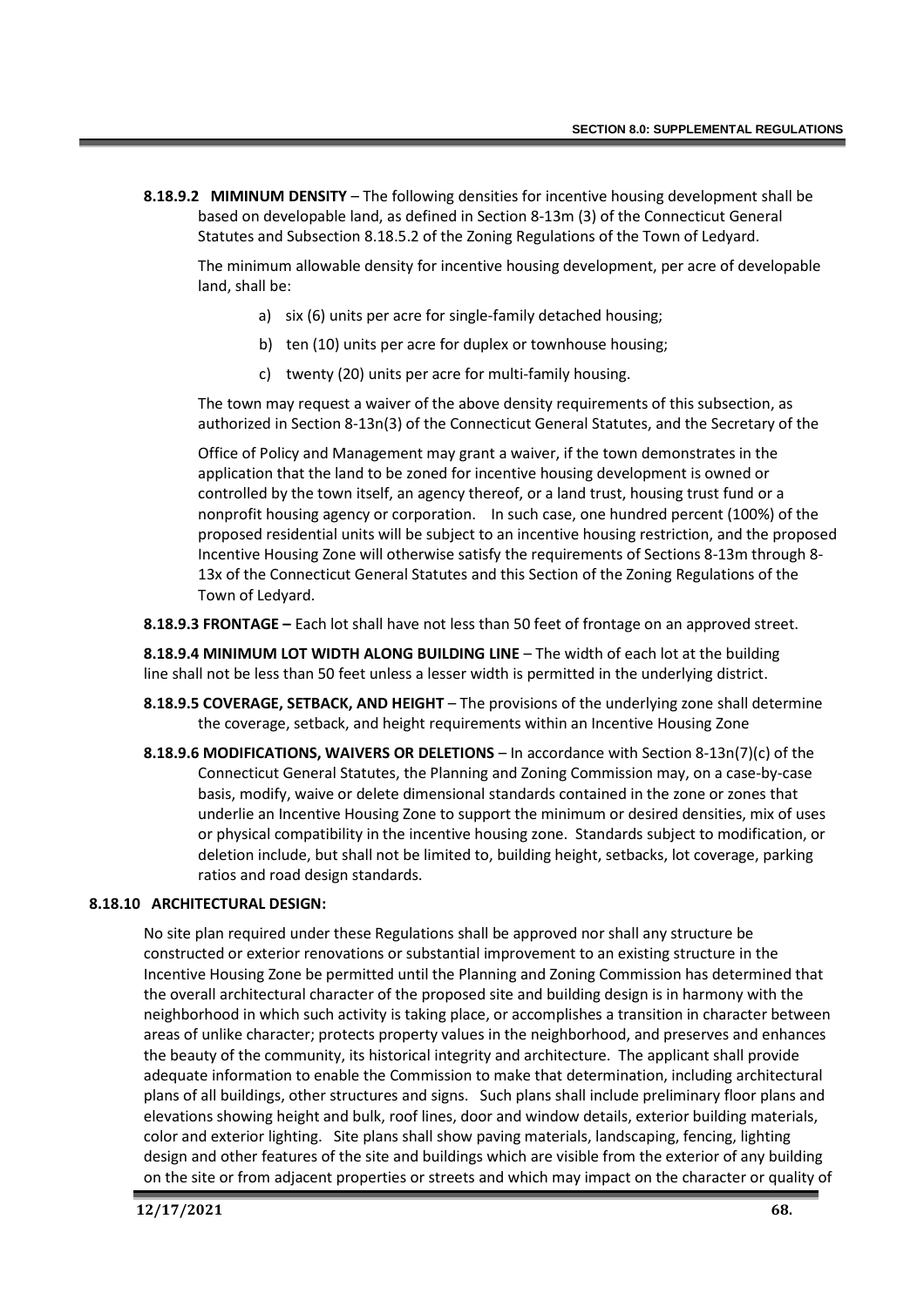**8.18.9.2 MIMINUM DENSITY** – The following densities for incentive housing development shall be based on developable land, as defined in Section 8-13m (3) of the Connecticut General Statutes and Subsection 8.18.5.2 of the Zoning Regulations of the Town of Ledyard.

The minimum allowable density for incentive housing development, per acre of developable land, shall be:

a) six (6) units per acre for single-family detached housing;

b) ten (10) units per acre for duplex or townhouse housing;

c) twenty (20) units per acre for multi-family housing.

The town may request a waiver of the above density requirements of this subsection, as authorized in Section 8-13n(3) of the Connecticut General Statutes, and the Secretary of the Office of Policy and Management may grant a waiver, if the town demonstrates in the application that the land to be zoned for incentive housing development is owned or controlled by the town itself, an agency thereof, or a land trust, housing trust fund or a nonprofit housing agency or corporation. In such case, one hundred percent (100%) of the proposed residential units will be subject to an incentive housing restriction, and the proposed Incentive Housing Zone will otherwise satisfy the requirements of Sections 8-13m through 8-13x of the Connecticut General Statutes and this Section of the Zoning Regulations of the Town of Ledyard.

**8.18.9.3 FRONTAGE –** Each lot shall have not less than 50 feet of frontage on an approved street.

**8.18.9.4 MINIMUM LOT WIDTH ALONG BUILDING LINE** – The width of each lot at the building line shall not be less than 50 feet unless a lesser width is permitted in the underlying district.

**8.18.9.5 COVERAGE, SETBACK, AND HEIGHT** – The provisions of the underlying zone shall determine the coverage, setback, and height requirements within an Incentive Housing Zone

**8.18.9.6 MODIFICATIONS, WAIVERS OR DELETIONS** – In accordance with Section 8-13n(7)(c) of the Connecticut General Statutes, the Planning and Zoning Commission may, on a case-by-case basis, modify, waive or delete dimensional standards contained in the zone or zones that underlie an Incentive Housing Zone to support the minimum or desired densities, mix of uses or physical compatibility in the incentive housing zone. Standards subject to modification, or deletion include, but shall not be limited to, building height, setbacks, lot coverage, parking ratios and road design standards.

**8.18.10 ARCHITECTURAL DESIGN:**

No site plan required under these Regulations shall be approved nor shall any structure be constructed or exterior renovations or substantial improvement to an existing structure in the Incentive Housing Zone be permitted until the Planning and Zoning Commission has determined that the overall architectural character of the proposed site and building design is in harmony with the neighborhood in which such activity is taking place, or accomplishes a transition in character between areas of unlike character; protects property values in the neighborhood, and preserves and enhances the beauty of the community, its historical integrity and architecture. The applicant shall provide adequate information to enable the Commission to make that determination, including architectural plans of all buildings, other structures and signs. Such plans shall include preliminary floor plans and elevations showing height and bulk, roof lines, door and window details, exterior building materials, color and exterior lighting. Site plans shall show paving materials, landscaping, fencing, lighting design and other features of the site and buildings which are visible from the exterior of any building on the site or from adjacent properties or streets and which may impact on the character or quality of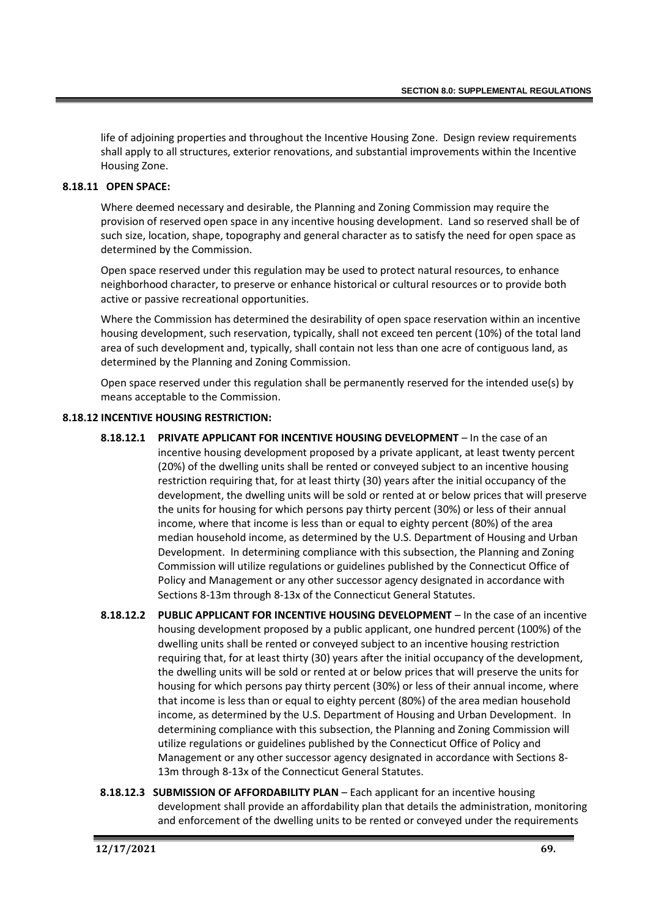life of adjoining properties and throughout the Incentive Housing Zone. Design review requirements shall apply to all structures, exterior renovations, and substantial improvements within the Incentive Housing Zone.

### 8.18.11 OPEN SPACE:

Where deemed necessary and desirable, the Planning and Zoning Commission may require the provision of reserved open space in any incentive housing development. Land so reserved shall be of such size, location, shape, topography and general character as to satisfy the need for open space as determined by the Commission.

Open space reserved under this regulation may be used to protect natural resources, to enhance neighborhood character, to preserve or enhance historical or cultural resources or to provide both active or passive recreational opportunities.

Where the Commission has determined the desirability of open space reservation within an incentive housing development, such reservation, typically, shall not exceed ten percent (10%) of the total land area of such development and, typically, shall contain not less than one acre of contiguous land, as determined by the Planning and Zoning Commission.

Open space reserved under this regulation shall be permanently reserved for the intended use(s) by means acceptable to the Commission.

### 8.18.12 INCENTIVE HOUSING RESTRICTION:

**8.18.12.1 PRIVATE APPLICANT FOR INCENTIVE HOUSING DEVELOPMENT** – In the case of an incentive housing development proposed by a private applicant, at least twenty percent (20%) of the dwelling units shall be rented or conveyed subject to an incentive housing restriction requiring that, for at least thirty (30) years after the initial occupancy of the development, the dwelling units will be sold or rented at or below prices that will preserve the units for housing for which persons pay thirty percent (30%) or less of their annual income, where that income is less than or equal to eighty percent (80%) of the area median household income, as determined by the U.S. Department of Housing and Urban Development. In determining compliance with this subsection, the Planning and Zoning Commission will utilize regulations or guidelines published by the Connecticut Office of Policy and Management or any other successor agency designated in accordance with Sections 8-13m through 8-13x of the Connecticut General Statutes.

**8.18.12.2 PUBLIC APPLICANT FOR INCENTIVE HOUSING DEVELOPMENT** – In the case of an incentive housing development proposed by a public applicant, one hundred percent (100%) of the dwelling units shall be rented or conveyed subject to an incentive housing restriction requiring that, for at least thirty (30) years after the initial occupancy of the development, the dwelling units will be sold or rented at or below prices that will preserve the units for housing for which persons pay thirty percent (30%) or less of their annual income, where that income is less than or equal to eighty percent (80%) of the area median household income, as determined by the U.S. Department of Housing and Urban Development. In determining compliance with this subsection, the Planning and Zoning Commission will utilize regulations or guidelines published by the Connecticut Office of Policy and Management or any other successor agency designated in accordance with Sections 8-13m through 8-13x of the Connecticut General Statutes.

**8.18.12.3 SUBMISSION OF AFFORDABILITY PLAN** – Each applicant for an incentive housing development shall provide an affordability plan that details the administration, monitoring and enforcement of the dwelling units to be rented or conveyed under the requirements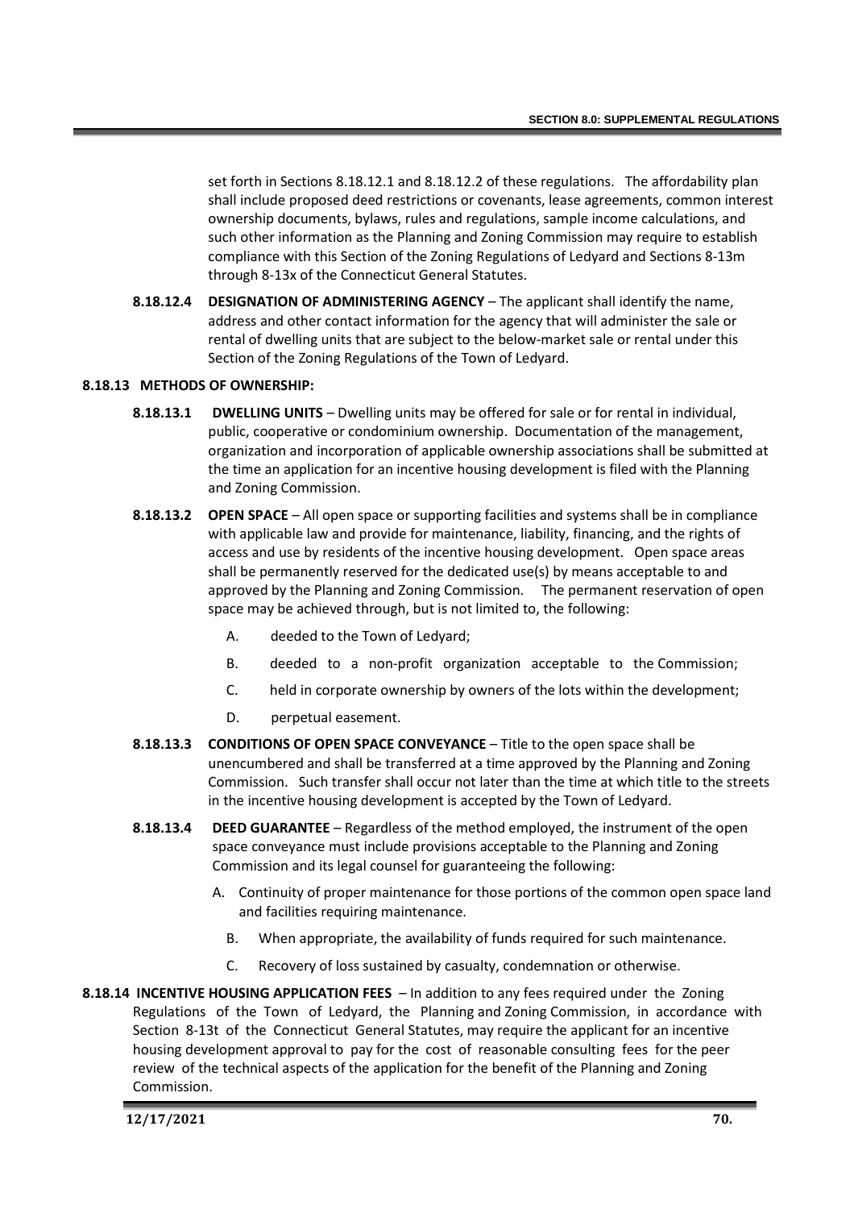set forth in Sections 8.18.12.1 and 8.18.12.2 of these regulations. The affordability plan shall include proposed deed restrictions or covenants, lease agreements, common interest ownership documents, bylaws, rules and regulations, sample income calculations, and such other information as the Planning and Zoning Commission may require to establish compliance with this Section of the Zoning Regulations of Ledyard and Sections 8-13m through 8-13x of the Connecticut General Statutes.

**8.18.12.4 DESIGNATION OF ADMINISTERING AGENCY** – The applicant shall identify the name, address and other contact information for the agency that will administer the sale or rental of dwelling units that are subject to the below-market sale or rental under this Section of the Zoning Regulations of the Town of Ledyard.

**8.18.13 METHODS OF OWNERSHIP:**

**8.18.13.1 DWELLING UNITS** – Dwelling units may be offered for sale or for rental in individual, public, cooperative or condominium ownership. Documentation of the management, organization and incorporation of applicable ownership associations shall be submitted at the time an application for an incentive housing development is filed with the Planning and Zoning Commission.

**8.18.13.2 OPEN SPACE** – All open space or supporting facilities and systems shall be in compliance with applicable law and provide for maintenance, liability, financing, and the rights of access and use by residents of the incentive housing development. Open space areas shall be permanently reserved for the dedicated use(s) by means acceptable to and approved by the Planning and Zoning Commission. The permanent reservation of open space may be achieved through, but is not limited to, the following:

A. deeded to the Town of Ledyard;

B. deeded to a non-profit organization acceptable to the Commission;

C. held in corporate ownership by owners of the lots within the development;

D. perpetual easement.

**8.18.13.3 CONDITIONS OF OPEN SPACE CONVEYANCE** – Title to the open space shall be unencumbered and shall be transferred at a time approved by the Planning and Zoning Commission. Such transfer shall occur not later than the time at which title to the streets in the incentive housing development is accepted by the Town of Ledyard.

**8.18.13.4 DEED GUARANTEE** – Regardless of the method employed, the instrument of the open space conveyance must include provisions acceptable to the Planning and Zoning Commission and its legal counsel for guaranteeing the following:

A. Continuity of proper maintenance for those portions of the common open space land and facilities requiring maintenance.

B. When appropriate, the availability of funds required for such maintenance.

C. Recovery of loss sustained by casualty, condemnation or otherwise.

**8.18.14 INCENTIVE HOUSING APPLICATION FEES** – In addition to any fees required under the Zoning Regulations of the Town of Ledyard, the Planning and Zoning Commission, in accordance with Section 8-13t of the Connecticut General Statutes, may require the applicant for an incentive housing development approval to pay for the cost of reasonable consulting fees for the peer review of the technical aspects of the application for the benefit of the Planning and Zoning Commission.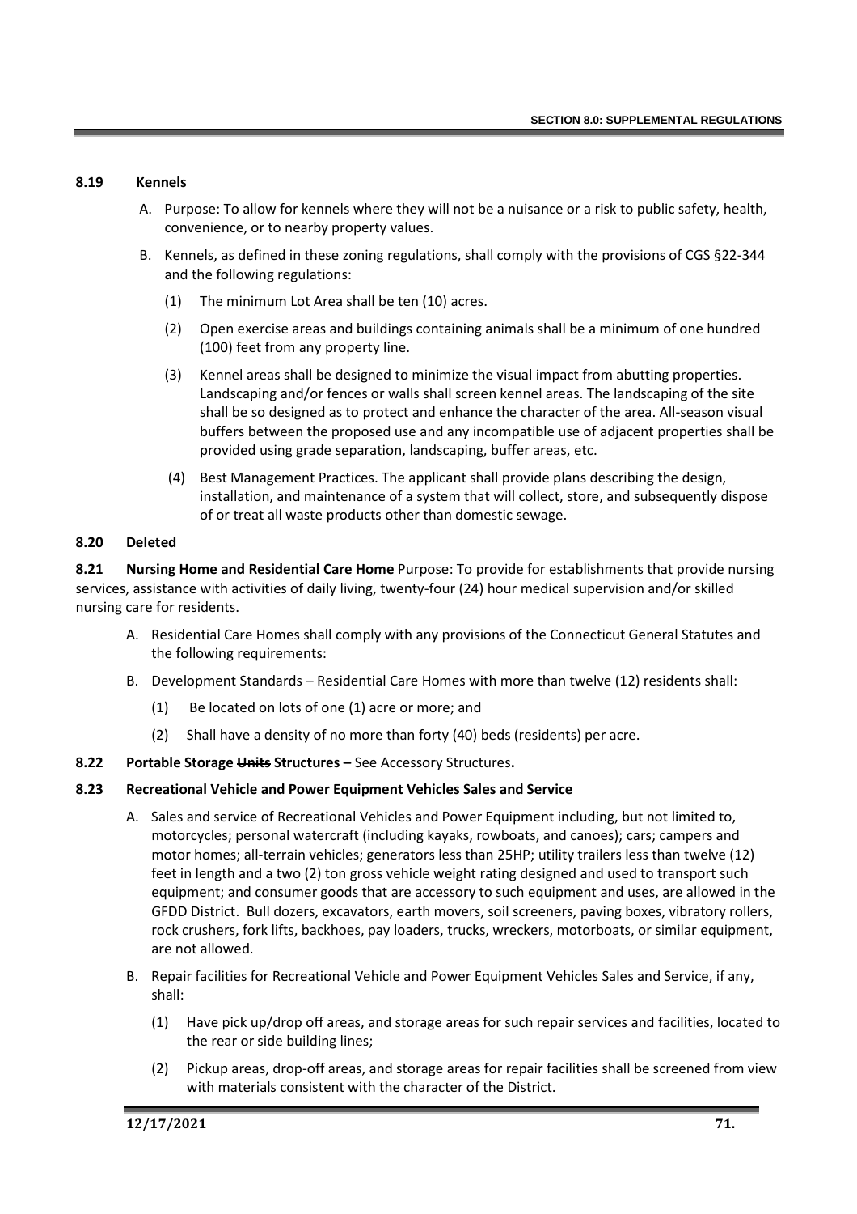## 8.19 Kennels

A. Purpose: To allow for kennels where they will not be a nuisance or a risk to public safety, health, convenience, or to nearby property values.

B. Kennels, as defined in these zoning regulations, shall comply with the provisions of CGS §22-344 and the following regulations:

(1) The minimum Lot Area shall be ten (10) acres.

(2) Open exercise areas and buildings containing animals shall be a minimum of one hundred (100) feet from any property line.

(3) Kennel areas shall be designed to minimize the visual impact from abutting properties. Landscaping and/or fences or walls shall screen kennel areas. The landscaping of the site shall be so designed as to protect and enhance the character of the area. All-season visual buffers between the proposed use and any incompatible use of adjacent properties shall be provided using grade separation, landscaping, buffer areas, etc.

(4) Best Management Practices. The applicant shall provide plans describing the design, installation, and maintenance of a system that will collect, store, and subsequently dispose of or treat all waste products other than domestic sewage.

## 8.20 Deleted

**8.21 Nursing Home and Residential Care Home** Purpose: To provide for establishments that provide nursing services, assistance with activities of daily living, twenty-four (24) hour medical supervision and/or skilled nursing care for residents.

A. Residential Care Homes shall comply with any provisions of the Connecticut General Statutes and the following requirements:

B. Development Standards – Residential Care Homes with more than twelve (12) residents shall:

(1) Be located on lots of one (1) acre or more; and

(2) Shall have a density of no more than forty (40) beds (residents) per acre.

**8.22 Portable Storage ~~Units~~ Structures –** See Accessory Structures**.**

## 8.23 Recreational Vehicle and Power Equipment Vehicles Sales and Service

A. Sales and service of Recreational Vehicles and Power Equipment including, but not limited to, motorcycles; personal watercraft (including kayaks, rowboats, and canoes); cars; campers and motor homes; all-terrain vehicles; generators less than 25HP; utility trailers less than twelve (12) feet in length and a two (2) ton gross vehicle weight rating designed and used to transport such equipment; and consumer goods that are accessory to such equipment and uses, are allowed in the GFDD District. Bull dozers, excavators, earth movers, soil screeners, paving boxes, vibratory rollers, rock crushers, fork lifts, backhoes, pay loaders, trucks, wreckers, motorboats, or similar equipment, are not allowed.

B. Repair facilities for Recreational Vehicle and Power Equipment Vehicles Sales and Service, if any, shall:

(1) Have pick up/drop off areas, and storage areas for such repair services and facilities, located to the rear or side building lines;

(2) Pickup areas, drop-off areas, and storage areas for repair facilities shall be screened from view with materials consistent with the character of the District.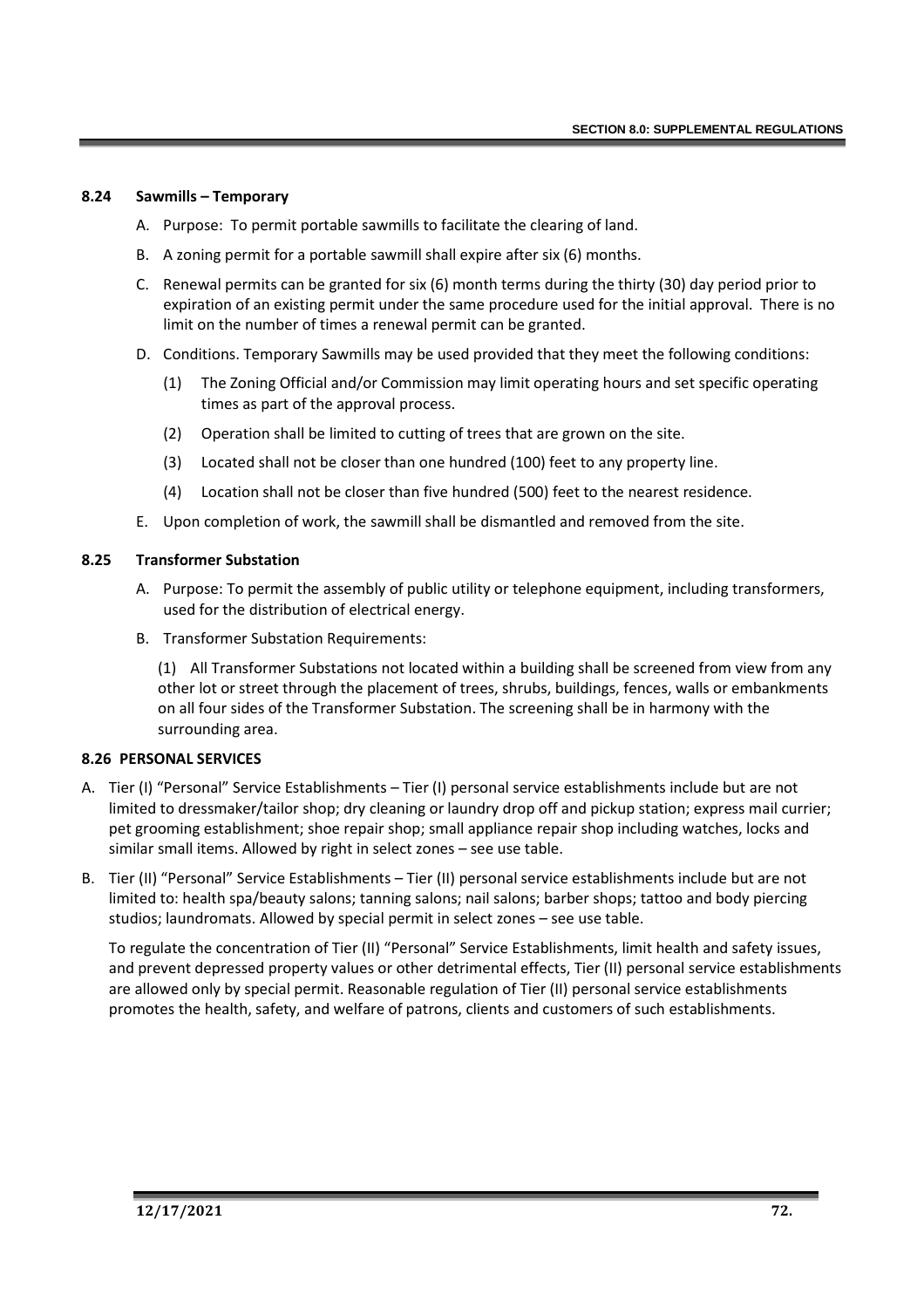### 8.24 Sawmills – Temporary

A. Purpose: To permit portable sawmills to facilitate the clearing of land.

B. A zoning permit for a portable sawmill shall expire after six (6) months.

C. Renewal permits can be granted for six (6) month terms during the thirty (30) day period prior to expiration of an existing permit under the same procedure used for the initial approval. There is no limit on the number of times a renewal permit can be granted.

D. Conditions. Temporary Sawmills may be used provided that they meet the following conditions:

   (1) The Zoning Official and/or Commission may limit operating hours and set specific operating times as part of the approval process.

   (2) Operation shall be limited to cutting of trees that are grown on the site.

   (3) Located shall not be closer than one hundred (100) feet to any property line.

   (4) Location shall not be closer than five hundred (500) feet to the nearest residence.

E. Upon completion of work, the sawmill shall be dismantled and removed from the site.

### 8.25 Transformer Substation

A. Purpose: To permit the assembly of public utility or telephone equipment, including transformers, used for the distribution of electrical energy.

B. Transformer Substation Requirements:

   (1) All Transformer Substations not located within a building shall be screened from view from any other lot or street through the placement of trees, shrubs, buildings, fences, walls or embankments on all four sides of the Transformer Substation. The screening shall be in harmony with the surrounding area.

### 8.26 PERSONAL SERVICES

A. Tier (I) "Personal" Service Establishments – Tier (I) personal service establishments include but are not limited to dressmaker/tailor shop; dry cleaning or laundry drop off and pickup station; express mail currier; pet grooming establishment; shoe repair shop; small appliance repair shop including watches, locks and similar small items. Allowed by right in select zones – see use table.

B. Tier (II) "Personal" Service Establishments – Tier (II) personal service establishments include but are not limited to: health spa/beauty salons; tanning salons; nail salons; barber shops; tattoo and body piercing studios; laundromats. Allowed by special permit in select zones – see use table.

   To regulate the concentration of Tier (II) "Personal" Service Establishments, limit health and safety issues, and prevent depressed property values or other detrimental effects, Tier (II) personal service establishments are allowed only by special permit. Reasonable regulation of Tier (II) personal service establishments promotes the health, safety, and welfare of patrons, clients and customers of such establishments.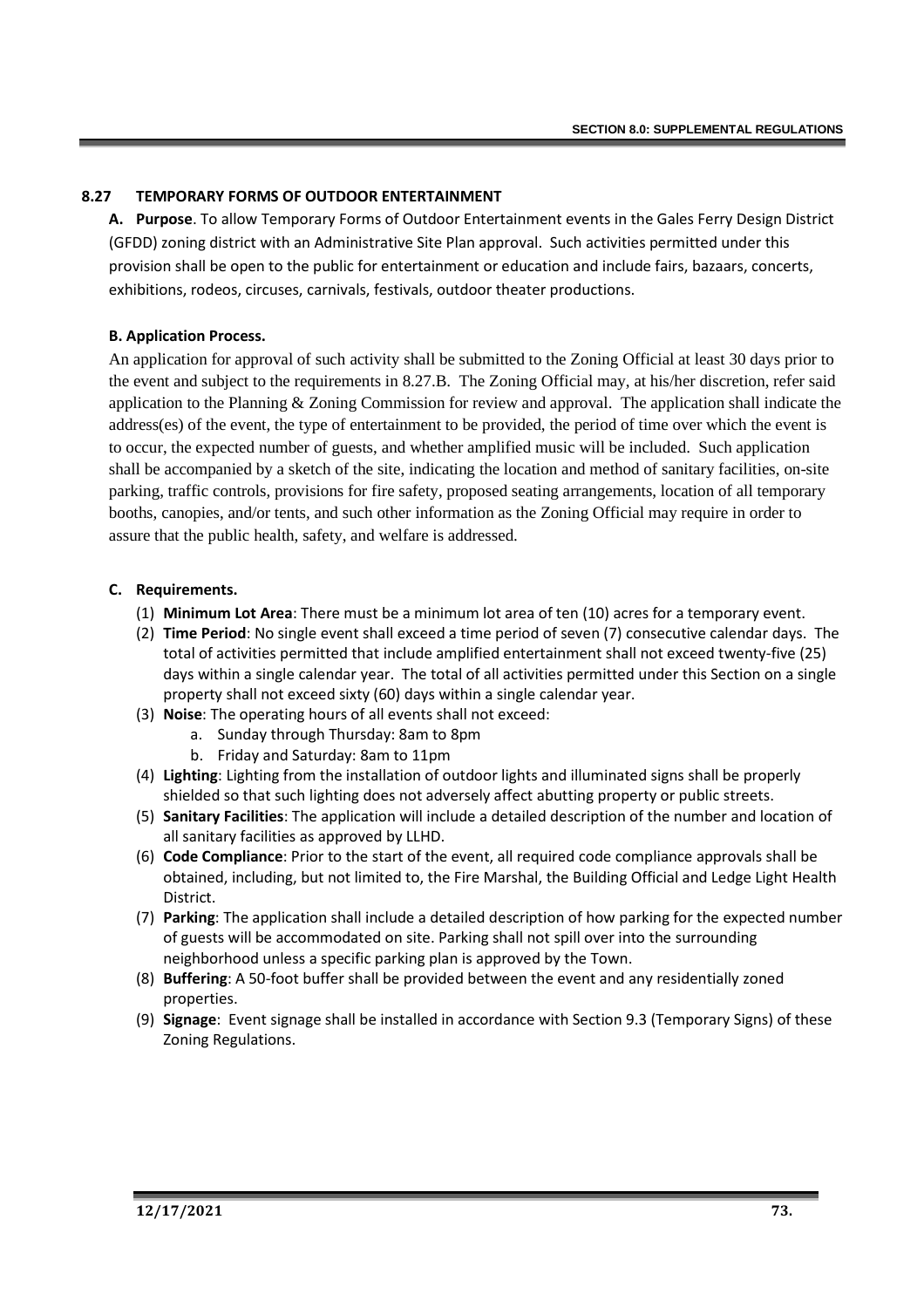## 8.27 TEMPORARY FORMS OF OUTDOOR ENTERTAINMENT

**A. Purpose**. To allow Temporary Forms of Outdoor Entertainment events in the Gales Ferry Design District (GFDD) zoning district with an Administrative Site Plan approval. Such activities permitted under this provision shall be open to the public for entertainment or education and include fairs, bazaars, concerts, exhibitions, rodeos, circuses, carnivals, festivals, outdoor theater productions.

**B. Application Process.**

An application for approval of such activity shall be submitted to the Zoning Official at least 30 days prior to the event and subject to the requirements in 8.27.B. The Zoning Official may, at his/her discretion, refer said application to the Planning & Zoning Commission for review and approval. The application shall indicate the address(es) of the event, the type of entertainment to be provided, the period of time over which the event is to occur, the expected number of guests, and whether amplified music will be included. Such application shall be accompanied by a sketch of the site, indicating the location and method of sanitary facilities, on-site parking, traffic controls, provisions for fire safety, proposed seating arrangements, location of all temporary booths, canopies, and/or tents, and such other information as the Zoning Official may require in order to assure that the public health, safety, and welfare is addressed.

**C. Requirements.**

(1) **Minimum Lot Area**: There must be a minimum lot area of ten (10) acres for a temporary event.

(2) **Time Period**: No single event shall exceed a time period of seven (7) consecutive calendar days. The total of activities permitted that include amplified entertainment shall not exceed twenty-five (25) days within a single calendar year. The total of all activities permitted under this Section on a single property shall not exceed sixty (60) days within a single calendar year.

(3) **Noise**: The operating hours of all events shall not exceed:

   a. Sunday through Thursday: 8am to 8pm

   b. Friday and Saturday: 8am to 11pm

(4) **Lighting**: Lighting from the installation of outdoor lights and illuminated signs shall be properly shielded so that such lighting does not adversely affect abutting property or public streets.

(5) **Sanitary Facilities**: The application will include a detailed description of the number and location of all sanitary facilities as approved by LLHD.

(6) **Code Compliance**: Prior to the start of the event, all required code compliance approvals shall be obtained, including, but not limited to, the Fire Marshal, the Building Official and Ledge Light Health District.

(7) **Parking**: The application shall include a detailed description of how parking for the expected number of guests will be accommodated on site. Parking shall not spill over into the surrounding neighborhood unless a specific parking plan is approved by the Town.

(8) **Buffering**: A 50-foot buffer shall be provided between the event and any residentially zoned properties.

(9) **Signage**: Event signage shall be installed in accordance with Section 9.3 (Temporary Signs) of these Zoning Regulations.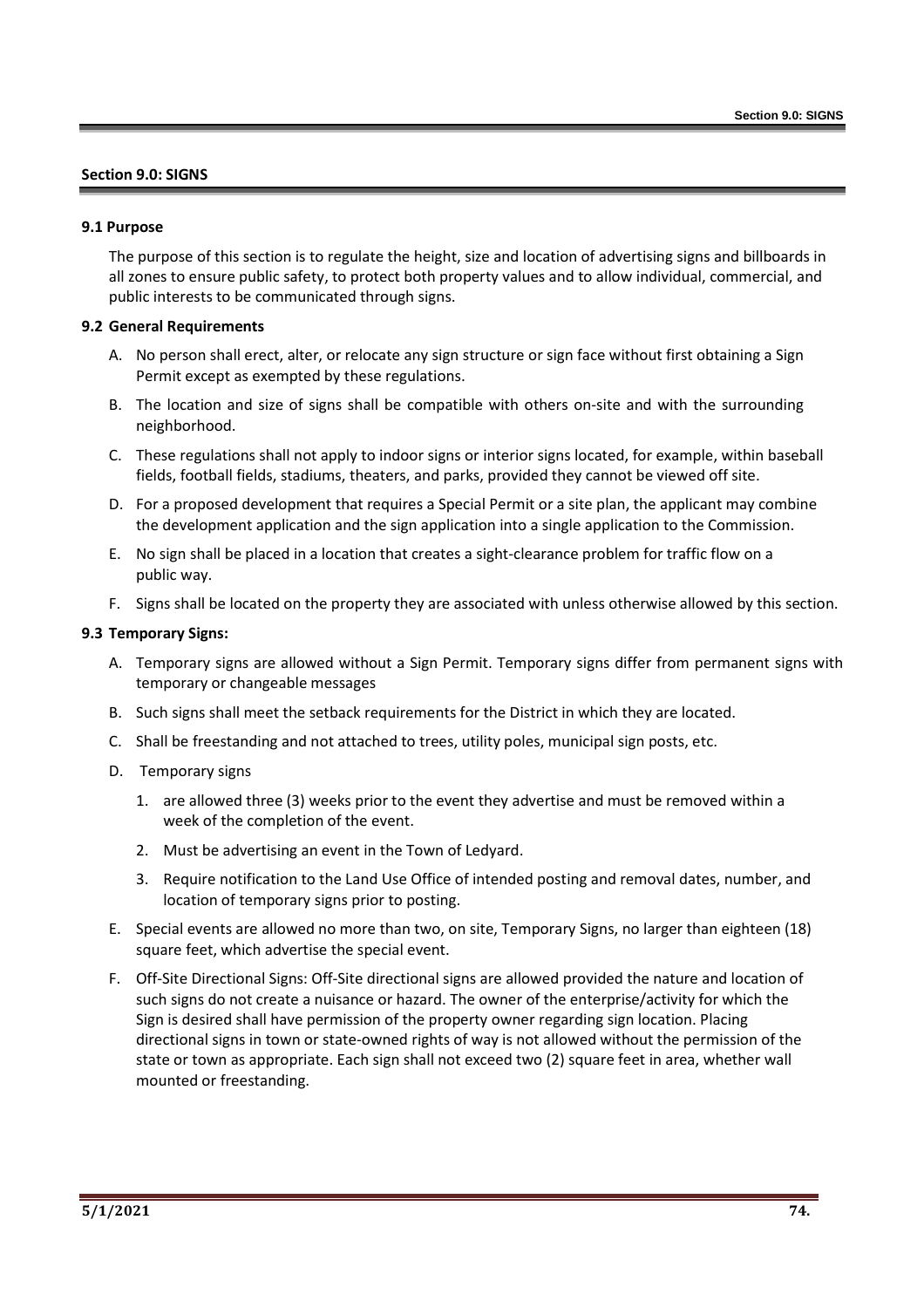## Section 9.0: SIGNS

### 9.1 Purpose

The purpose of this section is to regulate the height, size and location of advertising signs and billboards in all zones to ensure public safety, to protect both property values and to allow individual, commercial, and public interests to be communicated through signs.

### 9.2 General Requirements

A. No person shall erect, alter, or relocate any sign structure or sign face without first obtaining a Sign Permit except as exempted by these regulations.

B. The location and size of signs shall be compatible with others on-site and with the surrounding neighborhood.

C. These regulations shall not apply to indoor signs or interior signs located, for example, within baseball fields, football fields, stadiums, theaters, and parks, provided they cannot be viewed off site.

D. For a proposed development that requires a Special Permit or a site plan, the applicant may combine the development application and the sign application into a single application to the Commission.

E. No sign shall be placed in a location that creates a sight-clearance problem for traffic flow on a public way.

F. Signs shall be located on the property they are associated with unless otherwise allowed by this section.

### 9.3 Temporary Signs:

A. Temporary signs are allowed without a Sign Permit. Temporary signs differ from permanent signs with temporary or changeable messages

B. Such signs shall meet the setback requirements for the District in which they are located.

C. Shall be freestanding and not attached to trees, utility poles, municipal sign posts, etc.

D. Temporary signs

1. are allowed three (3) weeks prior to the event they advertise and must be removed within a week of the completion of the event.
2. Must be advertising an event in the Town of Ledyard.
3. Require notification to the Land Use Office of intended posting and removal dates, number, and location of temporary signs prior to posting.

E. Special events are allowed no more than two, on site, Temporary Signs, no larger than eighteen (18) square feet, which advertise the special event.

F. Off-Site Directional Signs: Off-Site directional signs are allowed provided the nature and location of such signs do not create a nuisance or hazard. The owner of the enterprise/activity for which the Sign is desired shall have permission of the property owner regarding sign location. Placing directional signs in town or state-owned rights of way is not allowed without the permission of the state or town as appropriate. Each sign shall not exceed two (2) square feet in area, whether wall mounted or freestanding.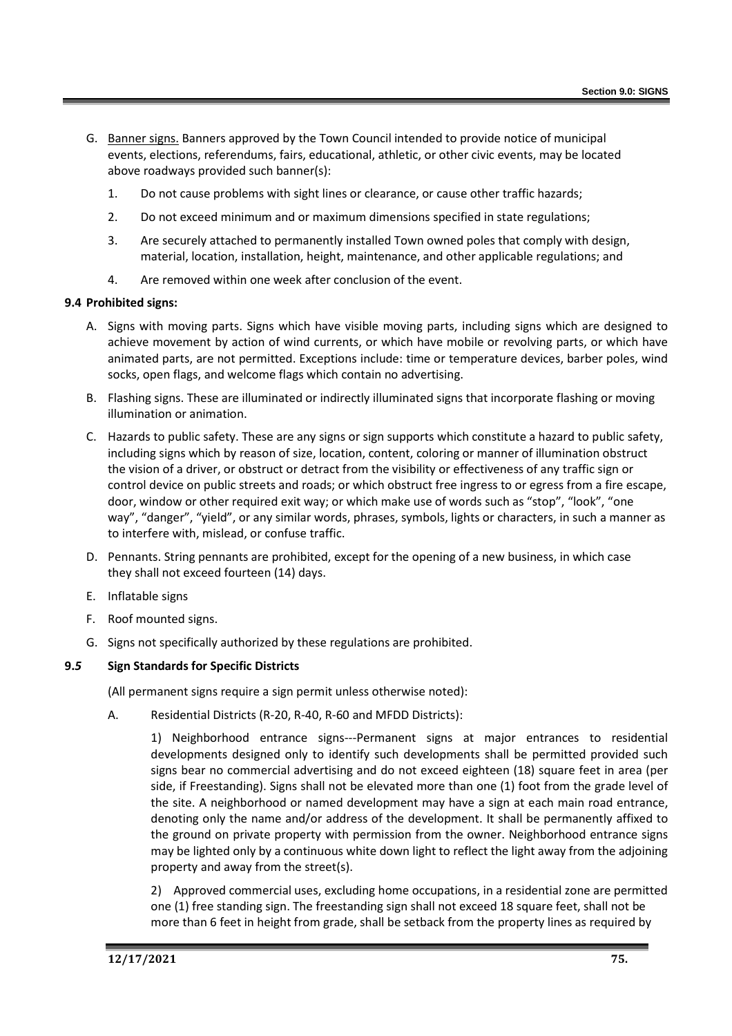G. Banner signs. Banners approved by the Town Council intended to provide notice of municipal events, elections, referendums, fairs, educational, athletic, or other civic events, may be located above roadways provided such banner(s):

1. Do not cause problems with sight lines or clearance, or cause other traffic hazards;
2. Do not exceed minimum and or maximum dimensions specified in state regulations;
3. Are securely attached to permanently installed Town owned poles that comply with design, material, location, installation, height, maintenance, and other applicable regulations; and
4. Are removed within one week after conclusion of the event.

### 9.4 Prohibited signs:

A. Signs with moving parts. Signs which have visible moving parts, including signs which are designed to achieve movement by action of wind currents, or which have mobile or revolving parts, or which have animated parts, are not permitted. Exceptions include: time or temperature devices, barber poles, wind socks, open flags, and welcome flags which contain no advertising.

B. Flashing signs. These are illuminated or indirectly illuminated signs that incorporate flashing or moving illumination or animation.

C. Hazards to public safety. These are any signs or sign supports which constitute a hazard to public safety, including signs which by reason of size, location, content, coloring or manner of illumination obstruct the vision of a driver, or obstruct or detract from the visibility or effectiveness of any traffic sign or control device on public streets and roads; or which obstruct free ingress to or egress from a fire escape, door, window or other required exit way; or which make use of words such as "stop", "look", "one way", "danger", "yield", or any similar words, phrases, symbols, lights or characters, in such a manner as to interfere with, mislead, or confuse traffic.

D. Pennants. String pennants are prohibited, except for the opening of a new business, in which case they shall not exceed fourteen (14) days.

E. Inflatable signs

F. Roof mounted signs.

G. Signs not specifically authorized by these regulations are prohibited.

### 9.5 Sign Standards for Specific Districts

(All permanent signs require a sign permit unless otherwise noted):

A. Residential Districts (R-20, R-40, R-60 and MFDD Districts):

1) Neighborhood entrance signs---Permanent signs at major entrances to residential developments designed only to identify such developments shall be permitted provided such signs bear no commercial advertising and do not exceed eighteen (18) square feet in area (per side, if Freestanding). Signs shall not be elevated more than one (1) foot from the grade level of the site. A neighborhood or named development may have a sign at each main road entrance, denoting only the name and/or address of the development. It shall be permanently affixed to the ground on private property with permission from the owner. Neighborhood entrance signs may be lighted only by a continuous white down light to reflect the light away from the adjoining property and away from the street(s).

2) Approved commercial uses, excluding home occupations, in a residential zone are permitted one (1) free standing sign. The freestanding sign shall not exceed 18 square feet, shall not be more than 6 feet in height from grade, shall be setback from the property lines as required by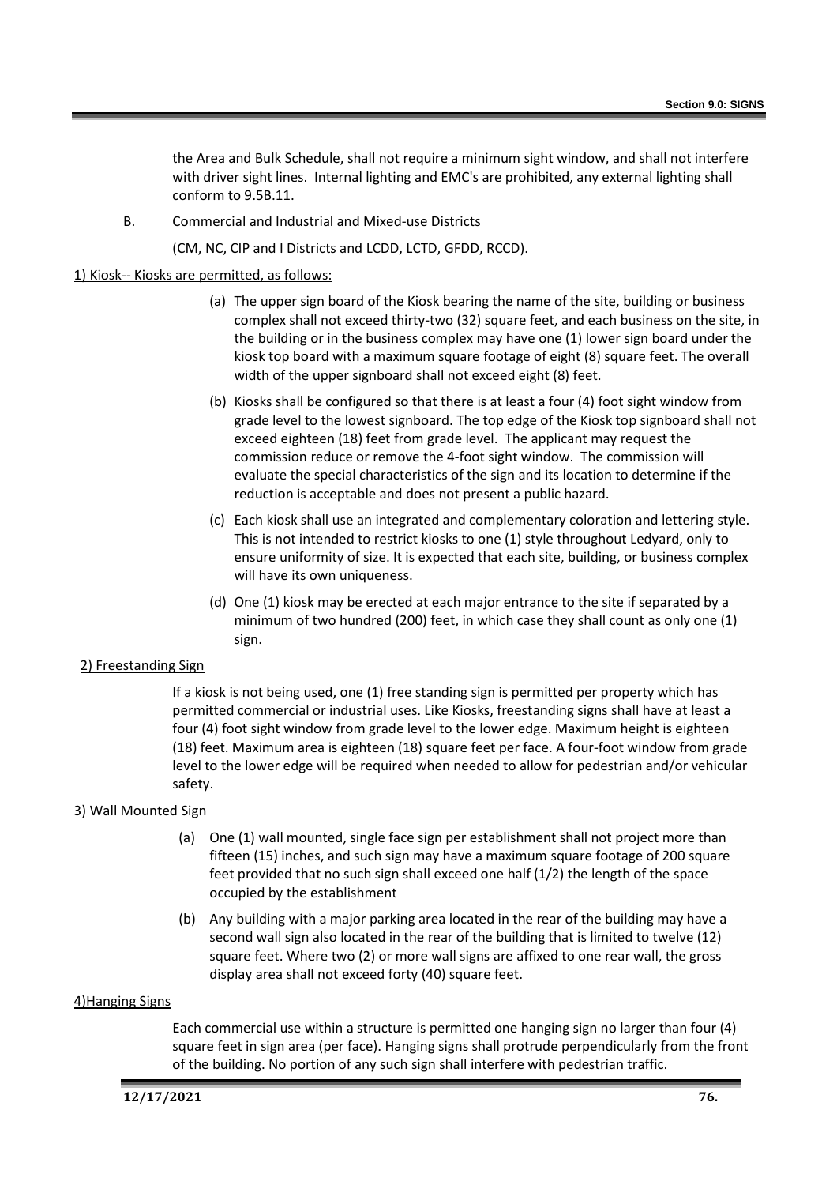the Area and Bulk Schedule, shall not require a minimum sight window, and shall not interfere with driver sight lines. Internal lighting and EMC's are prohibited, any external lighting shall conform to 9.5B.11.

B. Commercial and Industrial and Mixed-use Districts

(CM, NC, CIP and I Districts and LCDD, LCTD, GFDD, RCCD).

1) Kiosk-- Kiosks are permitted, as follows:

(a) The upper sign board of the Kiosk bearing the name of the site, building or business complex shall not exceed thirty-two (32) square feet, and each business on the site, in the building or in the business complex may have one (1) lower sign board under the kiosk top board with a maximum square footage of eight (8) square feet. The overall width of the upper signboard shall not exceed eight (8) feet.

(b) Kiosks shall be configured so that there is at least a four (4) foot sight window from grade level to the lowest signboard. The top edge of the Kiosk top signboard shall not exceed eighteen (18) feet from grade level. The applicant may request the commission reduce or remove the 4-foot sight window. The commission will evaluate the special characteristics of the sign and its location to determine if the reduction is acceptable and does not present a public hazard.

(c) Each kiosk shall use an integrated and complementary coloration and lettering style. This is not intended to restrict kiosks to one (1) style throughout Ledyard, only to ensure uniformity of size. It is expected that each site, building, or business complex will have its own uniqueness.

(d) One (1) kiosk may be erected at each major entrance to the site if separated by a minimum of two hundred (200) feet, in which case they shall count as only one (1) sign.

2) Freestanding Sign

If a kiosk is not being used, one (1) free standing sign is permitted per property which has permitted commercial or industrial uses. Like Kiosks, freestanding signs shall have at least a four (4) foot sight window from grade level to the lower edge. Maximum height is eighteen (18) feet. Maximum area is eighteen (18) square feet per face. A four-foot window from grade level to the lower edge will be required when needed to allow for pedestrian and/or vehicular safety.

3) Wall Mounted Sign

(a) One (1) wall mounted, single face sign per establishment shall not project more than fifteen (15) inches, and such sign may have a maximum square footage of 200 square feet provided that no such sign shall exceed one half (1/2) the length of the space occupied by the establishment

(b) Any building with a major parking area located in the rear of the building may have a second wall sign also located in the rear of the building that is limited to twelve (12) square feet. Where two (2) or more wall signs are affixed to one rear wall, the gross display area shall not exceed forty (40) square feet.

4)Hanging Signs

Each commercial use within a structure is permitted one hanging sign no larger than four (4) square feet in sign area (per face). Hanging signs shall protrude perpendicularly from the front of the building. No portion of any such sign shall interfere with pedestrian traffic.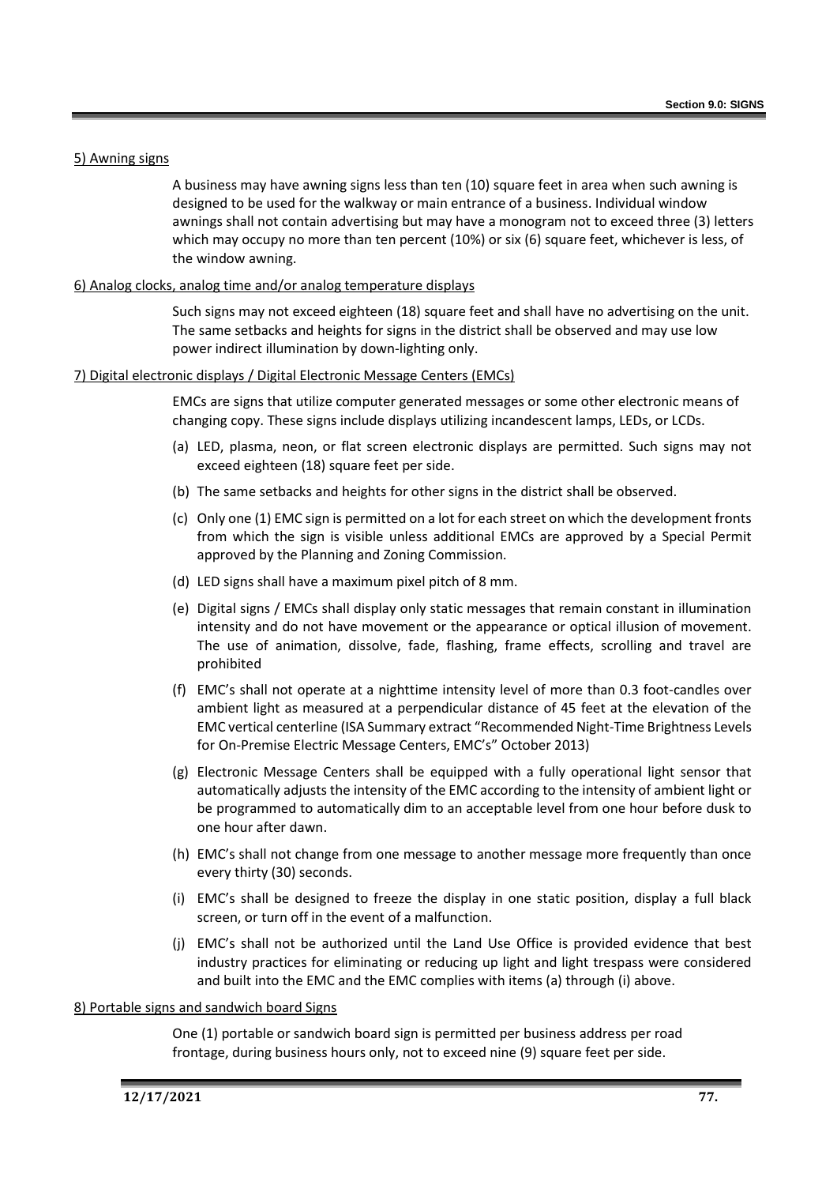5) Awning signs

A business may have awning signs less than ten (10) square feet in area when such awning is designed to be used for the walkway or main entrance of a business. Individual window awnings shall not contain advertising but may have a monogram not to exceed three (3) letters which may occupy no more than ten percent (10%) or six (6) square feet, whichever is less, of the window awning.

6) Analog clocks, analog time and/or analog temperature displays

Such signs may not exceed eighteen (18) square feet and shall have no advertising on the unit. The same setbacks and heights for signs in the district shall be observed and may use low power indirect illumination by down-lighting only.

7) Digital electronic displays / Digital Electronic Message Centers (EMCs)

EMCs are signs that utilize computer generated messages or some other electronic means of changing copy. These signs include displays utilizing incandescent lamps, LEDs, or LCDs.

(a) LED, plasma, neon, or flat screen electronic displays are permitted. Such signs may not exceed eighteen (18) square feet per side.

(b) The same setbacks and heights for other signs in the district shall be observed.

(c) Only one (1) EMC sign is permitted on a lot for each street on which the development fronts from which the sign is visible unless additional EMCs are approved by a Special Permit approved by the Planning and Zoning Commission.

(d) LED signs shall have a maximum pixel pitch of 8 mm.

(e) Digital signs / EMCs shall display only static messages that remain constant in illumination intensity and do not have movement or the appearance or optical illusion of movement. The use of animation, dissolve, fade, flashing, frame effects, scrolling and travel are prohibited

(f) EMC's shall not operate at a nighttime intensity level of more than 0.3 foot-candles over ambient light as measured at a perpendicular distance of 45 feet at the elevation of the EMC vertical centerline (ISA Summary extract "Recommended Night-Time Brightness Levels for On-Premise Electric Message Centers, EMC's" October 2013)

(g) Electronic Message Centers shall be equipped with a fully operational light sensor that automatically adjusts the intensity of the EMC according to the intensity of ambient light or be programmed to automatically dim to an acceptable level from one hour before dusk to one hour after dawn.

(h) EMC's shall not change from one message to another message more frequently than once every thirty (30) seconds.

(i) EMC's shall be designed to freeze the display in one static position, display a full black screen, or turn off in the event of a malfunction.

(j) EMC's shall not be authorized until the Land Use Office is provided evidence that best industry practices for eliminating or reducing up light and light trespass were considered and built into the EMC and the EMC complies with items (a) through (i) above.

8) Portable signs and sandwich board Signs

One (1) portable or sandwich board sign is permitted per business address per road frontage, during business hours only, not to exceed nine (9) square feet per side.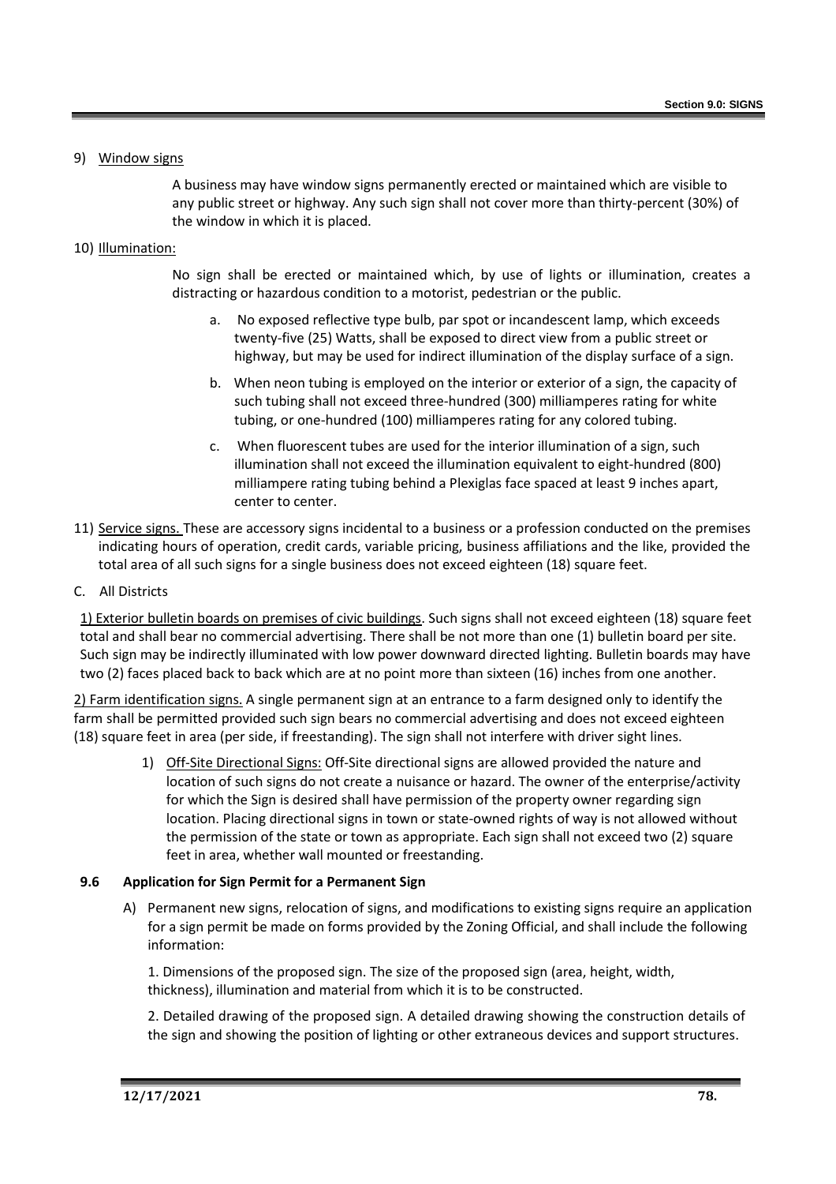9) Window signs

A business may have window signs permanently erected or maintained which are visible to any public street or highway. Any such sign shall not cover more than thirty-percent (30%) of the window in which it is placed.

10) Illumination:

No sign shall be erected or maintained which, by use of lights or illumination, creates a distracting or hazardous condition to a motorist, pedestrian or the public.

a. No exposed reflective type bulb, par spot or incandescent lamp, which exceeds twenty-five (25) Watts, shall be exposed to direct view from a public street or highway, but may be used for indirect illumination of the display surface of a sign.

b. When neon tubing is employed on the interior or exterior of a sign, the capacity of such tubing shall not exceed three-hundred (300) milliamperes rating for white tubing, or one-hundred (100) milliamperes rating for any colored tubing.

c. When fluorescent tubes are used for the interior illumination of a sign, such illumination shall not exceed the illumination equivalent to eight-hundred (800) milliampere rating tubing behind a Plexiglas face spaced at least 9 inches apart, center to center.

11) Service signs. These are accessory signs incidental to a business or a profession conducted on the premises indicating hours of operation, credit cards, variable pricing, business affiliations and the like, provided the total area of all such signs for a single business does not exceed eighteen (18) square feet.

C. All Districts

1) Exterior bulletin boards on premises of civic buildings. Such signs shall not exceed eighteen (18) square feet total and shall bear no commercial advertising. There shall be not more than one (1) bulletin board per site. Such sign may be indirectly illuminated with low power downward directed lighting. Bulletin boards may have two (2) faces placed back to back which are at no point more than sixteen (16) inches from one another.

2) Farm identification signs. A single permanent sign at an entrance to a farm designed only to identify the farm shall be permitted provided such sign bears no commercial advertising and does not exceed eighteen (18) square feet in area (per side, if freestanding). The sign shall not interfere with driver sight lines.

1) Off-Site Directional Signs: Off-Site directional signs are allowed provided the nature and location of such signs do not create a nuisance or hazard. The owner of the enterprise/activity for which the Sign is desired shall have permission of the property owner regarding sign location. Placing directional signs in town or state-owned rights of way is not allowed without the permission of the state or town as appropriate. Each sign shall not exceed two (2) square feet in area, whether wall mounted or freestanding.

### 9.6 Application for Sign Permit for a Permanent Sign

A) Permanent new signs, relocation of signs, and modifications to existing signs require an application for a sign permit be made on forms provided by the Zoning Official, and shall include the following information:

1. Dimensions of the proposed sign. The size of the proposed sign (area, height, width, thickness), illumination and material from which it is to be constructed.

2. Detailed drawing of the proposed sign. A detailed drawing showing the construction details of the sign and showing the position of lighting or other extraneous devices and support structures.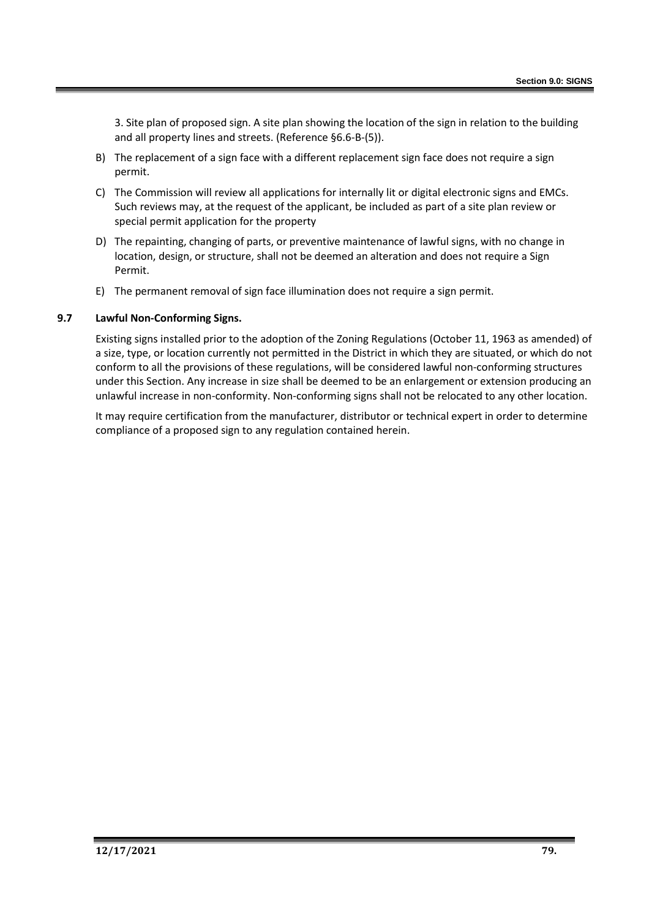3. Site plan of proposed sign. A site plan showing the location of the sign in relation to the building and all property lines and streets. (Reference §6.6-B-(5)).

B) The replacement of a sign face with a different replacement sign face does not require a sign permit.

C) The Commission will review all applications for internally lit or digital electronic signs and EMCs. Such reviews may, at the request of the applicant, be included as part of a site plan review or special permit application for the property

D) The repainting, changing of parts, or preventive maintenance of lawful signs, with no change in location, design, or structure, shall not be deemed an alteration and does not require a Sign Permit.

E) The permanent removal of sign face illumination does not require a sign permit.

### 9.7 Lawful Non-Conforming Signs.

Existing signs installed prior to the adoption of the Zoning Regulations (October 11, 1963 as amended) of a size, type, or location currently not permitted in the District in which they are situated, or which do not conform to all the provisions of these regulations, will be considered lawful non-conforming structures under this Section. Any increase in size shall be deemed to be an enlargement or extension producing an unlawful increase in non-conformity. Non-conforming signs shall not be relocated to any other location.

It may require certification from the manufacturer, distributor or technical expert in order to determine compliance of a proposed sign to any regulation contained herein.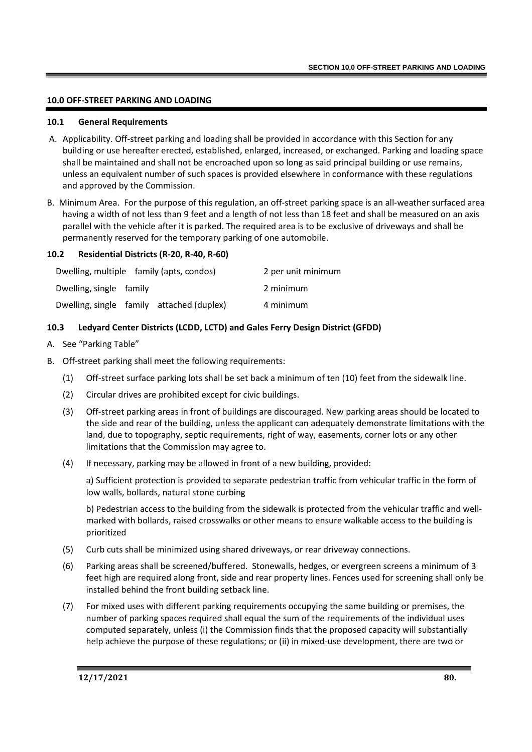## 10.0 OFF-STREET PARKING AND LOADING

### 10.1 General Requirements

A. Applicability. Off-street parking and loading shall be provided in accordance with this Section for any building or use hereafter erected, established, enlarged, increased, or exchanged. Parking and loading space shall be maintained and shall not be encroached upon so long as said principal building or use remains, unless an equivalent number of such spaces is provided elsewhere in conformance with these regulations and approved by the Commission.

B. Minimum Area. For the purpose of this regulation, an off-street parking space is an all-weather surfaced area having a width of not less than 9 feet and a length of not less than 18 feet and shall be measured on an axis parallel with the vehicle after it is parked. The required area is to be exclusive of driveways and shall be permanently reserved for the temporary parking of one automobile.

### 10.2 Residential Districts (R-20, R-40, R-60)

| | |
|---|---|
| Dwelling, multiple family (apts, condos) | 2 per unit minimum |
| Dwelling, single family | 2 minimum |
| Dwelling, single family attached (duplex) | 4 minimum |

### 10.3 Ledyard Center Districts (LCDD, LCTD) and Gales Ferry Design District (GFDD)

A. See "Parking Table"

B. Off-street parking shall meet the following requirements:

(1) Off-street surface parking lots shall be set back a minimum of ten (10) feet from the sidewalk line.

(2) Circular drives are prohibited except for civic buildings.

(3) Off-street parking areas in front of buildings are discouraged. New parking areas should be located to the side and rear of the building, unless the applicant can adequately demonstrate limitations with the land, due to topography, septic requirements, right of way, easements, corner lots or any other limitations that the Commission may agree to.

(4) If necessary, parking may be allowed in front of a new building, provided:

a) Sufficient protection is provided to separate pedestrian traffic from vehicular traffic in the form of low walls, bollards, natural stone curbing

b) Pedestrian access to the building from the sidewalk is protected from the vehicular traffic and well-marked with bollards, raised crosswalks or other means to ensure walkable access to the building is prioritized

(5) Curb cuts shall be minimized using shared driveways, or rear driveway connections.

(6) Parking areas shall be screened/buffered. Stonewalls, hedges, or evergreen screens a minimum of 3 feet high are required along front, side and rear property lines. Fences used for screening shall only be installed behind the front building setback line.

(7) For mixed uses with different parking requirements occupying the same building or premises, the number of parking spaces required shall equal the sum of the requirements of the individual uses computed separately, unless (i) the Commission finds that the proposed capacity will substantially help achieve the purpose of these regulations; or (ii) in mixed-use development, there are two or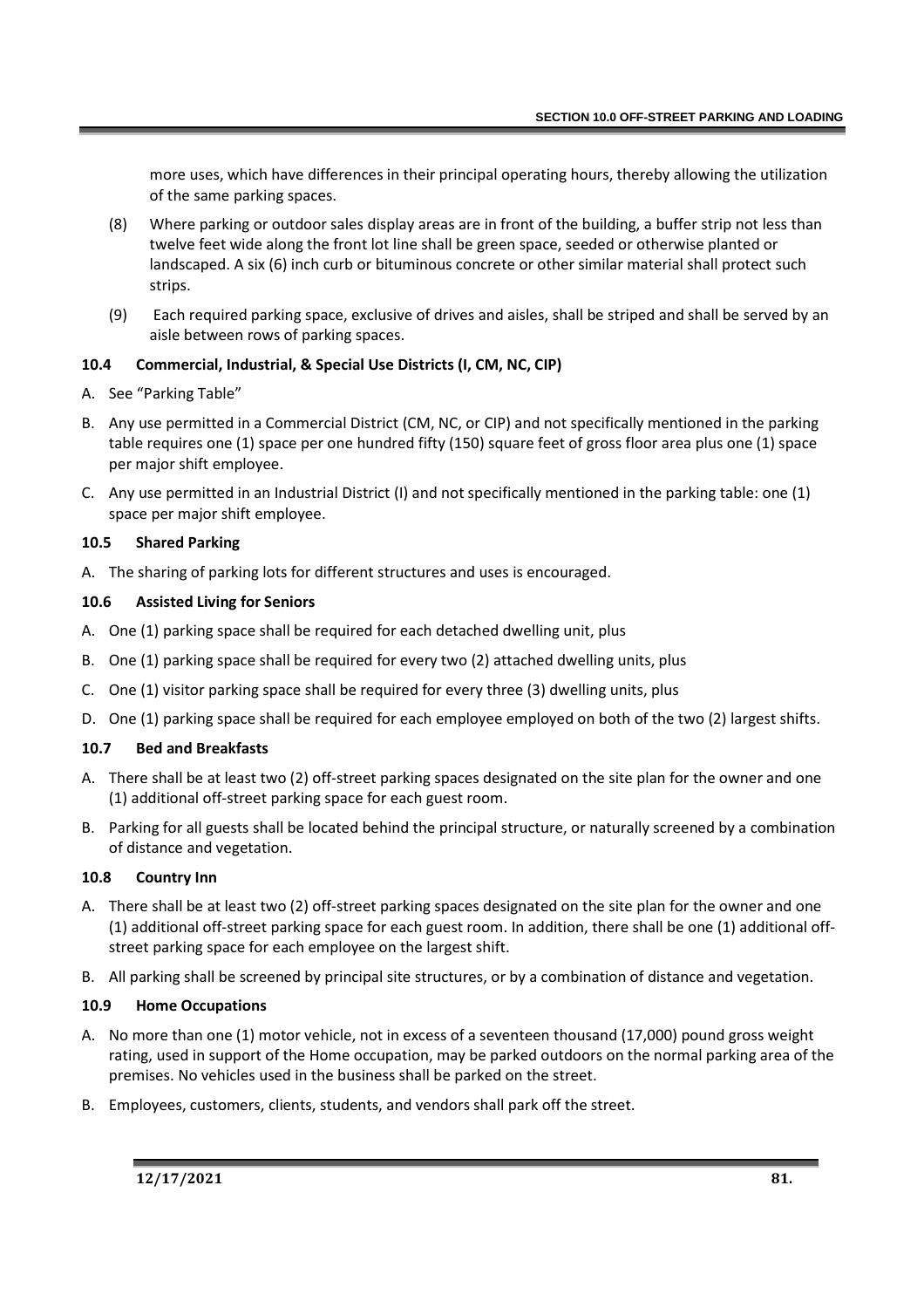more uses, which have differences in their principal operating hours, thereby allowing the utilization of the same parking spaces.

(8) Where parking or outdoor sales display areas are in front of the building, a buffer strip not less than twelve feet wide along the front lot line shall be green space, seeded or otherwise planted or landscaped. A six (6) inch curb or bituminous concrete or other similar material shall protect such strips.

(9) Each required parking space, exclusive of drives and aisles, shall be striped and shall be served by an aisle between rows of parking spaces.

### 10.4 Commercial, Industrial, & Special Use Districts (I, CM, NC, CIP)

A. See "Parking Table"

B. Any use permitted in a Commercial District (CM, NC, or CIP) and not specifically mentioned in the parking table requires one (1) space per one hundred fifty (150) square feet of gross floor area plus one (1) space per major shift employee.

C. Any use permitted in an Industrial District (I) and not specifically mentioned in the parking table: one (1) space per major shift employee.

### 10.5 Shared Parking

A. The sharing of parking lots for different structures and uses is encouraged.

### 10.6 Assisted Living for Seniors

A. One (1) parking space shall be required for each detached dwelling unit, plus

B. One (1) parking space shall be required for every two (2) attached dwelling units, plus

C. One (1) visitor parking space shall be required for every three (3) dwelling units, plus

D. One (1) parking space shall be required for each employee employed on both of the two (2) largest shifts.

### 10.7 Bed and Breakfasts

A. There shall be at least two (2) off-street parking spaces designated on the site plan for the owner and one (1) additional off-street parking space for each guest room.

B. Parking for all guests shall be located behind the principal structure, or naturally screened by a combination of distance and vegetation.

### 10.8 Country Inn

A. There shall be at least two (2) off-street parking spaces designated on the site plan for the owner and one (1) additional off-street parking space for each guest room. In addition, there shall be one (1) additional off-street parking space for each employee on the largest shift.

B. All parking shall be screened by principal site structures, or by a combination of distance and vegetation.

### 10.9 Home Occupations

A. No more than one (1) motor vehicle, not in excess of a seventeen thousand (17,000) pound gross weight rating, used in support of the Home occupation, may be parked outdoors on the normal parking area of the premises. No vehicles used in the business shall be parked on the street.

B. Employees, customers, clients, students, and vendors shall park off the street.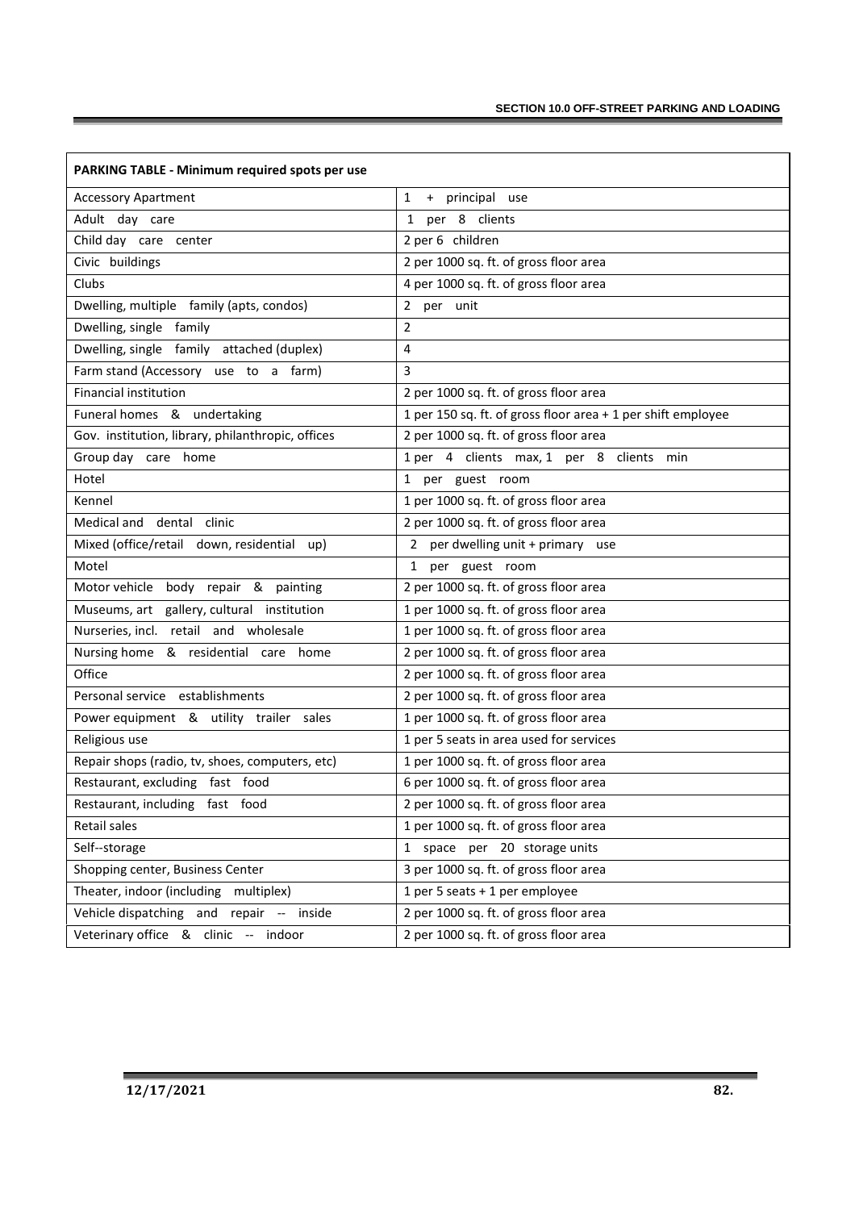| PARKING TABLE - Minimum required spots per use | |
|---|---|
| Accessory Apartment | 1 + principal use |
| Adult day care | 1 per 8 clients |
| Child day care center | 2 per 6 children |
| Civic buildings | 2 per 1000 sq. ft. of gross floor area |
| Clubs | 4 per 1000 sq. ft. of gross floor area |
| Dwelling, multiple family (apts, condos) | 2 per unit |
| Dwelling, single family | 2 |
| Dwelling, single family attached (duplex) | 4 |
| Farm stand (Accessory use to a farm) | 3 |
| Financial institution | 2 per 1000 sq. ft. of gross floor area |
| Funeral homes & undertaking | 1 per 150 sq. ft. of gross floor area + 1 per shift employee |
| Gov. institution, library, philanthropic, offices | 2 per 1000 sq. ft. of gross floor area |
| Group day care home | 1 per 4 clients max, 1 per 8 clients min |
| Hotel | 1 per guest room |
| Kennel | 1 per 1000 sq. ft. of gross floor area |
| Medical and dental clinic | 2 per 1000 sq. ft. of gross floor area |
| Mixed (office/retail down, residential up) | 2 per dwelling unit + primary use |
| Motel | 1 per guest room |
| Motor vehicle body repair & painting | 2 per 1000 sq. ft. of gross floor area |
| Museums, art gallery, cultural institution | 1 per 1000 sq. ft. of gross floor area |
| Nurseries, incl. retail and wholesale | 1 per 1000 sq. ft. of gross floor area |
| Nursing home & residential care home | 2 per 1000 sq. ft. of gross floor area |
| Office | 2 per 1000 sq. ft. of gross floor area |
| Personal service establishments | 2 per 1000 sq. ft. of gross floor area |
| Power equipment & utility trailer sales | 1 per 1000 sq. ft. of gross floor area |
| Religious use | 1 per 5 seats in area used for services |
| Repair shops (radio, tv, shoes, computers, etc) | 1 per 1000 sq. ft. of gross floor area |
| Restaurant, excluding fast food | 6 per 1000 sq. ft. of gross floor area |
| Restaurant, including fast food | 2 per 1000 sq. ft. of gross floor area |
| Retail sales | 1 per 1000 sq. ft. of gross floor area |
| Self--storage | 1 space per 20 storage units |
| Shopping center, Business Center | 3 per 1000 sq. ft. of gross floor area |
| Theater, indoor (including multiplex) | 1 per 5 seats + 1 per employee |
| Vehicle dispatching and repair -- inside | 2 per 1000 sq. ft. of gross floor area |
| Veterinary office & clinic -- indoor | 2 per 1000 sq. ft. of gross floor area |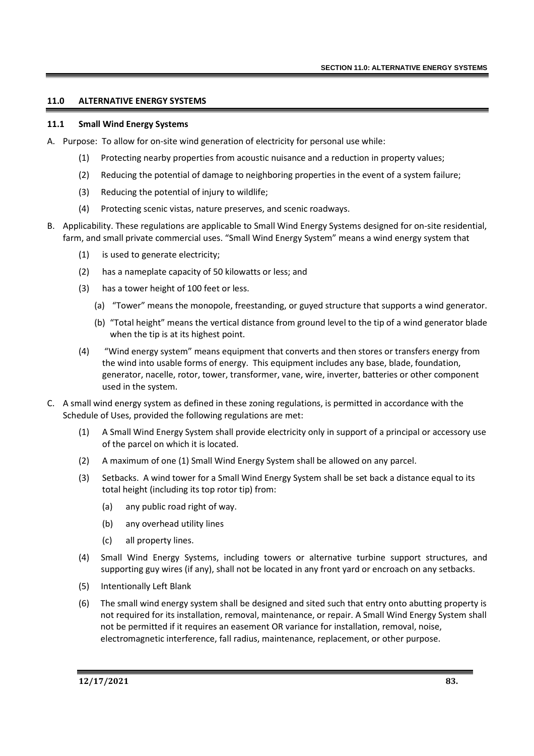## 11.0 ALTERNATIVE ENERGY SYSTEMS

### 11.1 Small Wind Energy Systems

A. Purpose: To allow for on-site wind generation of electricity for personal use while:

   (1) Protecting nearby properties from acoustic nuisance and a reduction in property values;

   (2) Reducing the potential of damage to neighboring properties in the event of a system failure;

   (3) Reducing the potential of injury to wildlife;

   (4) Protecting scenic vistas, nature preserves, and scenic roadways.

B. Applicability. These regulations are applicable to Small Wind Energy Systems designed for on-site residential, farm, and small private commercial uses. "Small Wind Energy System" means a wind energy system that

   (1) is used to generate electricity;

   (2) has a nameplate capacity of 50 kilowatts or less; and

   (3) has a tower height of 100 feet or less.

      (a) "Tower" means the monopole, freestanding, or guyed structure that supports a wind generator.

      (b) "Total height" means the vertical distance from ground level to the tip of a wind generator blade when the tip is at its highest point.

   (4) "Wind energy system" means equipment that converts and then stores or transfers energy from the wind into usable forms of energy. This equipment includes any base, blade, foundation, generator, nacelle, rotor, tower, transformer, vane, wire, inverter, batteries or other component used in the system.

C. A small wind energy system as defined in these zoning regulations, is permitted in accordance with the Schedule of Uses, provided the following regulations are met:

   (1) A Small Wind Energy System shall provide electricity only in support of a principal or accessory use of the parcel on which it is located.

   (2) A maximum of one (1) Small Wind Energy System shall be allowed on any parcel.

   (3) Setbacks. A wind tower for a Small Wind Energy System shall be set back a distance equal to its total height (including its top rotor tip) from:

      (a) any public road right of way.

      (b) any overhead utility lines

      (c) all property lines.

   (4) Small Wind Energy Systems, including towers or alternative turbine support structures, and supporting guy wires (if any), shall not be located in any front yard or encroach on any setbacks.

   (5) Intentionally Left Blank

   (6) The small wind energy system shall be designed and sited such that entry onto abutting property is not required for its installation, removal, maintenance, or repair. A Small Wind Energy System shall not be permitted if it requires an easement OR variance for installation, removal, noise, electromagnetic interference, fall radius, maintenance, replacement, or other purpose.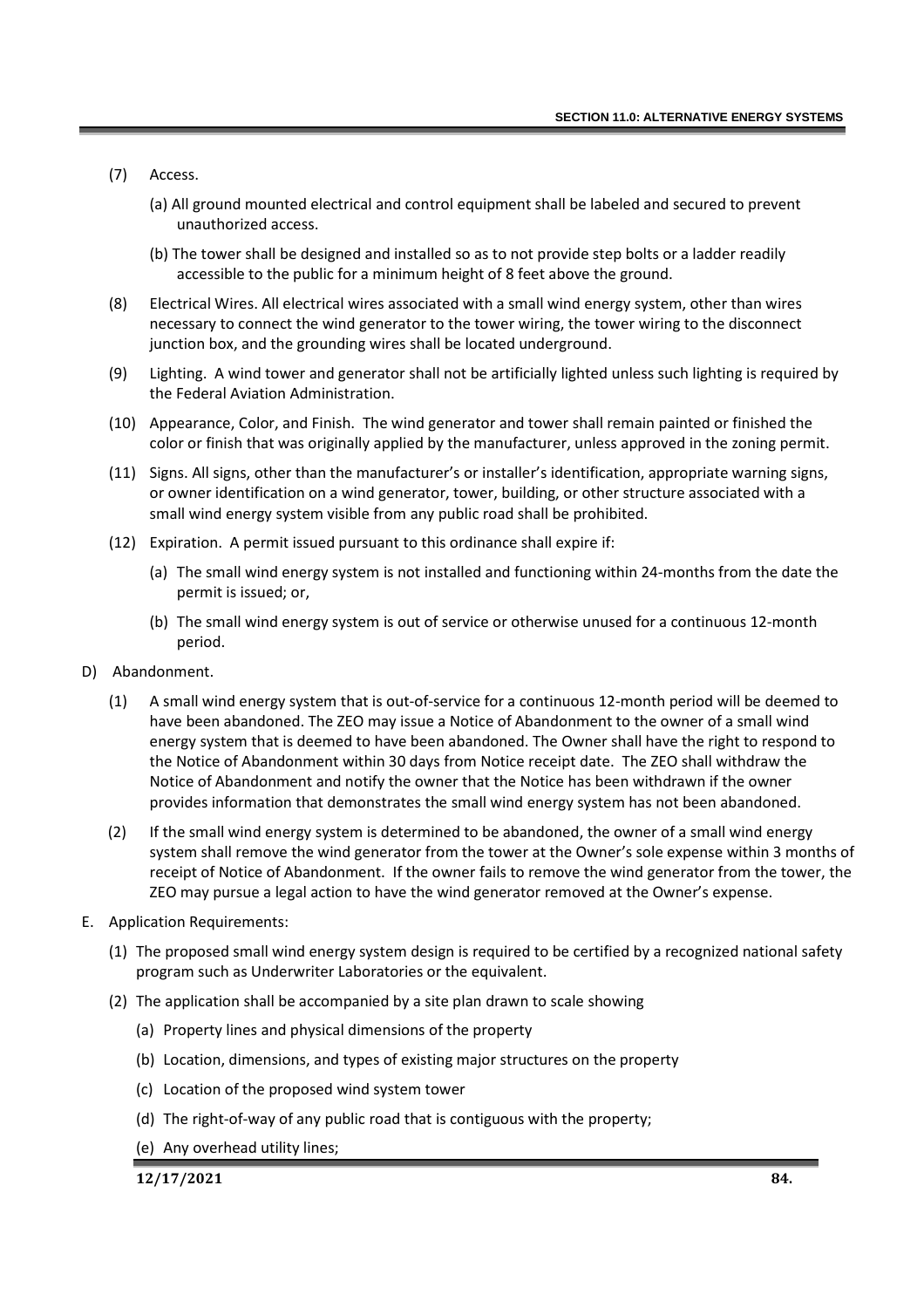(7) Access.

(a) All ground mounted electrical and control equipment shall be labeled and secured to prevent unauthorized access.

(b) The tower shall be designed and installed so as to not provide step bolts or a ladder readily accessible to the public for a minimum height of 8 feet above the ground.

(8) Electrical Wires. All electrical wires associated with a small wind energy system, other than wires necessary to connect the wind generator to the tower wiring, the tower wiring to the disconnect junction box, and the grounding wires shall be located underground.

(9) Lighting. A wind tower and generator shall not be artificially lighted unless such lighting is required by the Federal Aviation Administration.

(10) Appearance, Color, and Finish. The wind generator and tower shall remain painted or finished the color or finish that was originally applied by the manufacturer, unless approved in the zoning permit.

(11) Signs. All signs, other than the manufacturer's or installer's identification, appropriate warning signs, or owner identification on a wind generator, tower, building, or other structure associated with a small wind energy system visible from any public road shall be prohibited.

(12) Expiration. A permit issued pursuant to this ordinance shall expire if:

(a) The small wind energy system is not installed and functioning within 24-months from the date the permit is issued; or,

(b) The small wind energy system is out of service or otherwise unused for a continuous 12-month period.

D) Abandonment.

(1) A small wind energy system that is out-of-service for a continuous 12-month period will be deemed to have been abandoned. The ZEO may issue a Notice of Abandonment to the owner of a small wind energy system that is deemed to have been abandoned. The Owner shall have the right to respond to the Notice of Abandonment within 30 days from Notice receipt date. The ZEO shall withdraw the Notice of Abandonment and notify the owner that the Notice has been withdrawn if the owner provides information that demonstrates the small wind energy system has not been abandoned.

(2) If the small wind energy system is determined to be abandoned, the owner of a small wind energy system shall remove the wind generator from the tower at the Owner's sole expense within 3 months of receipt of Notice of Abandonment. If the owner fails to remove the wind generator from the tower, the ZEO may pursue a legal action to have the wind generator removed at the Owner's expense.

E. Application Requirements:

(1) The proposed small wind energy system design is required to be certified by a recognized national safety program such as Underwriter Laboratories or the equivalent.

(2) The application shall be accompanied by a site plan drawn to scale showing

(a) Property lines and physical dimensions of the property

(b) Location, dimensions, and types of existing major structures on the property

(c) Location of the proposed wind system tower

(d) The right-of-way of any public road that is contiguous with the property;

(e) Any overhead utility lines;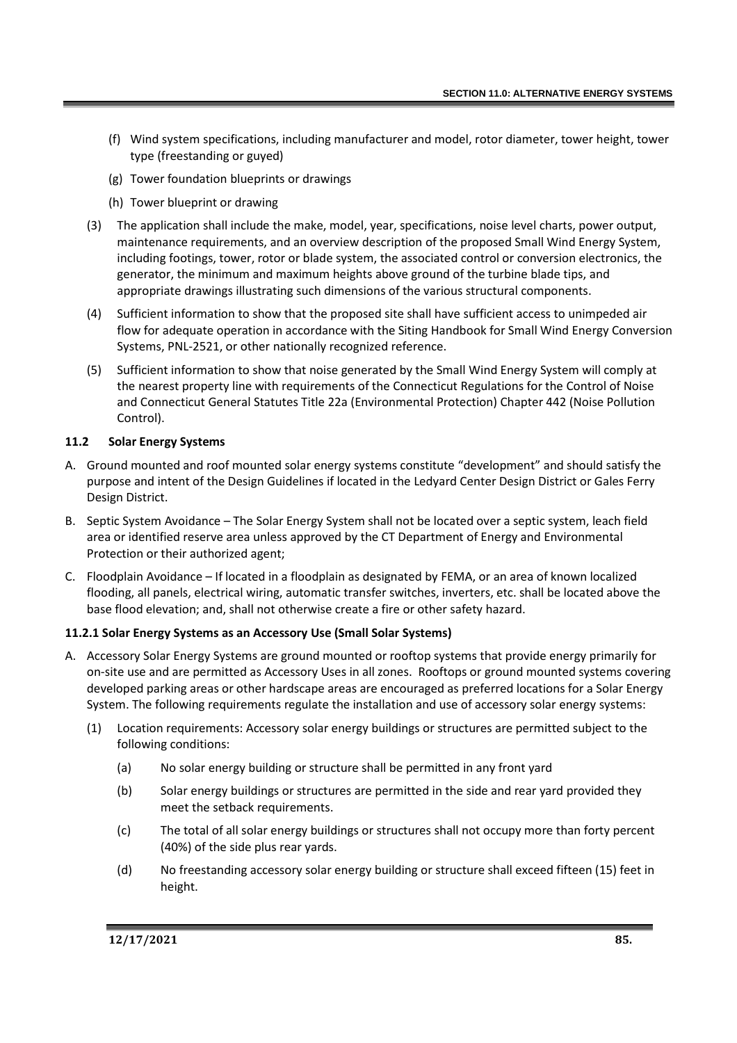(f) Wind system specifications, including manufacturer and model, rotor diameter, tower height, tower type (freestanding or guyed)

(g) Tower foundation blueprints or drawings

(h) Tower blueprint or drawing

(3) The application shall include the make, model, year, specifications, noise level charts, power output, maintenance requirements, and an overview description of the proposed Small Wind Energy System, including footings, tower, rotor or blade system, the associated control or conversion electronics, the generator, the minimum and maximum heights above ground of the turbine blade tips, and appropriate drawings illustrating such dimensions of the various structural components.

(4) Sufficient information to show that the proposed site shall have sufficient access to unimpeded air flow for adequate operation in accordance with the Siting Handbook for Small Wind Energy Conversion Systems, PNL-2521, or other nationally recognized reference.

(5) Sufficient information to show that noise generated by the Small Wind Energy System will comply at the nearest property line with requirements of the Connecticut Regulations for the Control of Noise and Connecticut General Statutes Title 22a (Environmental Protection) Chapter 442 (Noise Pollution Control).

### 11.2 Solar Energy Systems

A. Ground mounted and roof mounted solar energy systems constitute "development" and should satisfy the purpose and intent of the Design Guidelines if located in the Ledyard Center Design District or Gales Ferry Design District.

B. Septic System Avoidance – The Solar Energy System shall not be located over a septic system, leach field area or identified reserve area unless approved by the CT Department of Energy and Environmental Protection or their authorized agent;

C. Floodplain Avoidance – If located in a floodplain as designated by FEMA, or an area of known localized flooding, all panels, electrical wiring, automatic transfer switches, inverters, etc. shall be located above the base flood elevation; and, shall not otherwise create a fire or other safety hazard.

#### 11.2.1 Solar Energy Systems as an Accessory Use (Small Solar Systems)

A. Accessory Solar Energy Systems are ground mounted or rooftop systems that provide energy primarily for on-site use and are permitted as Accessory Uses in all zones. Rooftops or ground mounted systems covering developed parking areas or other hardscape areas are encouraged as preferred locations for a Solar Energy System. The following requirements regulate the installation and use of accessory solar energy systems:

(1) Location requirements: Accessory solar energy buildings or structures are permitted subject to the following conditions:

(a) No solar energy building or structure shall be permitted in any front yard

(b) Solar energy buildings or structures are permitted in the side and rear yard provided they meet the setback requirements.

(c) The total of all solar energy buildings or structures shall not occupy more than forty percent (40%) of the side plus rear yards.

(d) No freestanding accessory solar energy building or structure shall exceed fifteen (15) feet in height.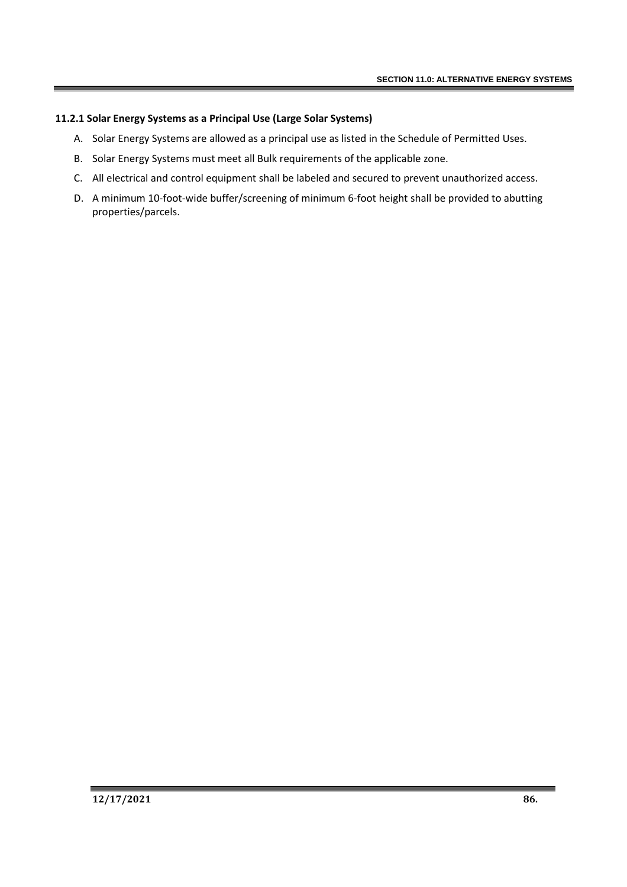### 11.2.1 Solar Energy Systems as a Principal Use (Large Solar Systems)

A. Solar Energy Systems are allowed as a principal use as listed in the Schedule of Permitted Uses.

B. Solar Energy Systems must meet all Bulk requirements of the applicable zone.

C. All electrical and control equipment shall be labeled and secured to prevent unauthorized access.

D. A minimum 10-foot-wide buffer/screening of minimum 6-foot height shall be provided to abutting properties/parcels.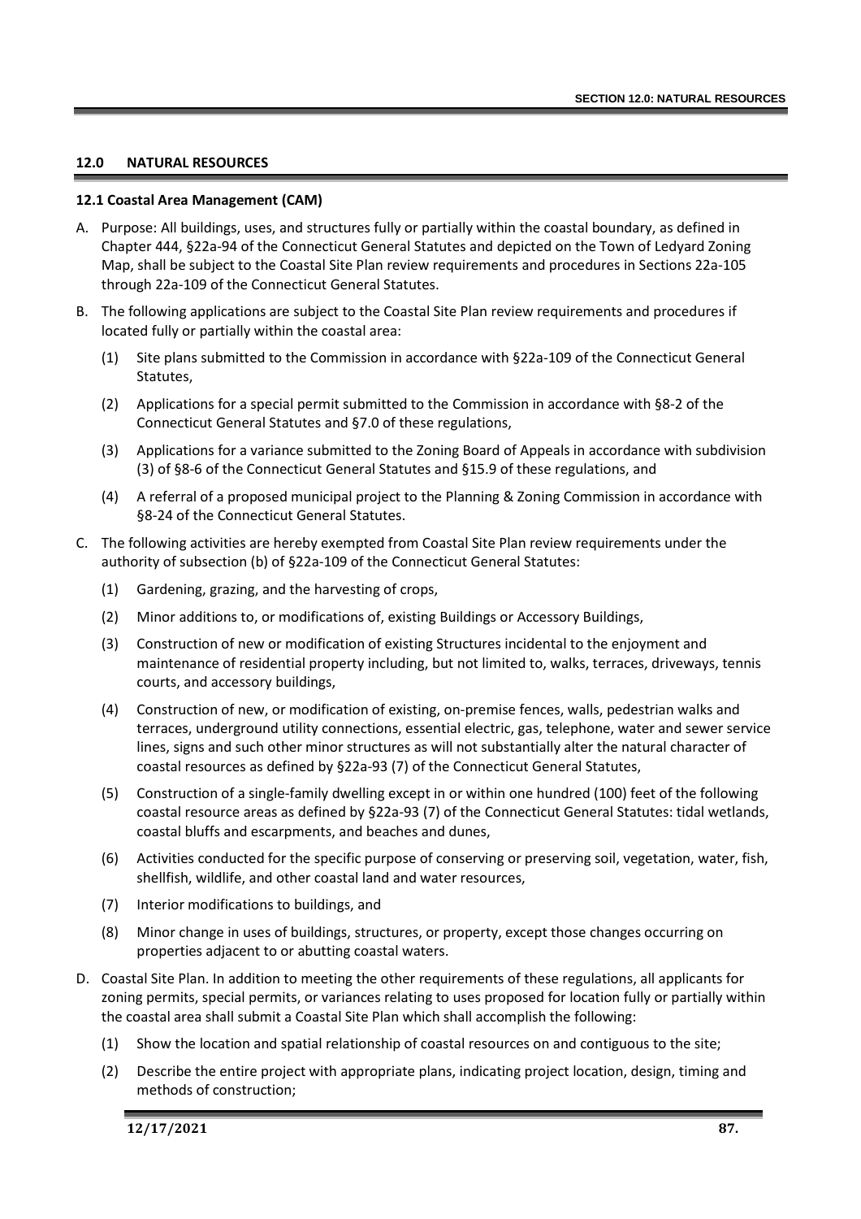## 12.0 NATURAL RESOURCES

### 12.1 Coastal Area Management (CAM)

A. Purpose: All buildings, uses, and structures fully or partially within the coastal boundary, as defined in Chapter 444, §22a-94 of the Connecticut General Statutes and depicted on the Town of Ledyard Zoning Map, shall be subject to the Coastal Site Plan review requirements and procedures in Sections 22a-105 through 22a-109 of the Connecticut General Statutes.

B. The following applications are subject to the Coastal Site Plan review requirements and procedures if located fully or partially within the coastal area:

   (1) Site plans submitted to the Commission in accordance with §22a-109 of the Connecticut General Statutes,

   (2) Applications for a special permit submitted to the Commission in accordance with §8-2 of the Connecticut General Statutes and §7.0 of these regulations,

   (3) Applications for a variance submitted to the Zoning Board of Appeals in accordance with subdivision (3) of §8-6 of the Connecticut General Statutes and §15.9 of these regulations, and

   (4) A referral of a proposed municipal project to the Planning & Zoning Commission in accordance with §8-24 of the Connecticut General Statutes.

C. The following activities are hereby exempted from Coastal Site Plan review requirements under the authority of subsection (b) of §22a-109 of the Connecticut General Statutes:

   (1) Gardening, grazing, and the harvesting of crops,

   (2) Minor additions to, or modifications of, existing Buildings or Accessory Buildings,

   (3) Construction of new or modification of existing Structures incidental to the enjoyment and maintenance of residential property including, but not limited to, walks, terraces, driveways, tennis courts, and accessory buildings,

   (4) Construction of new, or modification of existing, on-premise fences, walls, pedestrian walks and terraces, underground utility connections, essential electric, gas, telephone, water and sewer service lines, signs and such other minor structures as will not substantially alter the natural character of coastal resources as defined by §22a-93 (7) of the Connecticut General Statutes,

   (5) Construction of a single-family dwelling except in or within one hundred (100) feet of the following coastal resource areas as defined by §22a-93 (7) of the Connecticut General Statutes: tidal wetlands, coastal bluffs and escarpments, and beaches and dunes,

   (6) Activities conducted for the specific purpose of conserving or preserving soil, vegetation, water, fish, shellfish, wildlife, and other coastal land and water resources,

   (7) Interior modifications to buildings, and

   (8) Minor change in uses of buildings, structures, or property, except those changes occurring on properties adjacent to or abutting coastal waters.

D. Coastal Site Plan. In addition to meeting the other requirements of these regulations, all applicants for zoning permits, special permits, or variances relating to uses proposed for location fully or partially within the coastal area shall submit a Coastal Site Plan which shall accomplish the following:

   (1) Show the location and spatial relationship of coastal resources on and contiguous to the site;

   (2) Describe the entire project with appropriate plans, indicating project location, design, timing and methods of construction;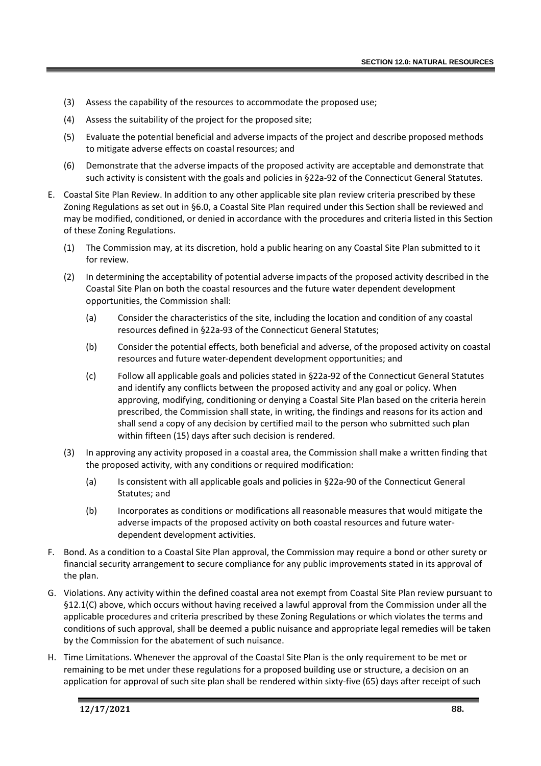(3) Assess the capability of the resources to accommodate the proposed use;

(4) Assess the suitability of the project for the proposed site;

(5) Evaluate the potential beneficial and adverse impacts of the project and describe proposed methods to mitigate adverse effects on coastal resources; and

(6) Demonstrate that the adverse impacts of the proposed activity are acceptable and demonstrate that such activity is consistent with the goals and policies in §22a-92 of the Connecticut General Statutes.

E. Coastal Site Plan Review. In addition to any other applicable site plan review criteria prescribed by these Zoning Regulations as set out in §6.0, a Coastal Site Plan required under this Section shall be reviewed and may be modified, conditioned, or denied in accordance with the procedures and criteria listed in this Section of these Zoning Regulations.

   (1) The Commission may, at its discretion, hold a public hearing on any Coastal Site Plan submitted to it for review.

   (2) In determining the acceptability of potential adverse impacts of the proposed activity described in the Coastal Site Plan on both the coastal resources and the future water dependent development opportunities, the Commission shall:

      (a) Consider the characteristics of the site, including the location and condition of any coastal resources defined in §22a-93 of the Connecticut General Statutes;

      (b) Consider the potential effects, both beneficial and adverse, of the proposed activity on coastal resources and future water-dependent development opportunities; and

      (c) Follow all applicable goals and policies stated in §22a-92 of the Connecticut General Statutes and identify any conflicts between the proposed activity and any goal or policy. When approving, modifying, conditioning or denying a Coastal Site Plan based on the criteria herein prescribed, the Commission shall state, in writing, the findings and reasons for its action and shall send a copy of any decision by certified mail to the person who submitted such plan within fifteen (15) days after such decision is rendered.

   (3) In approving any activity proposed in a coastal area, the Commission shall make a written finding that the proposed activity, with any conditions or required modification:

      (a) Is consistent with all applicable goals and policies in §22a-90 of the Connecticut General Statutes; and

      (b) Incorporates as conditions or modifications all reasonable measures that would mitigate the adverse impacts of the proposed activity on both coastal resources and future water-dependent development activities.

F. Bond. As a condition to a Coastal Site Plan approval, the Commission may require a bond or other surety or financial security arrangement to secure compliance for any public improvements stated in its approval of the plan.

G. Violations. Any activity within the defined coastal area not exempt from Coastal Site Plan review pursuant to §12.1(C) above, which occurs without having received a lawful approval from the Commission under all the applicable procedures and criteria prescribed by these Zoning Regulations or which violates the terms and conditions of such approval, shall be deemed a public nuisance and appropriate legal remedies will be taken by the Commission for the abatement of such nuisance.

H. Time Limitations. Whenever the approval of the Coastal Site Plan is the only requirement to be met or remaining to be met under these regulations for a proposed building use or structure, a decision on an application for approval of such site plan shall be rendered within sixty-five (65) days after receipt of such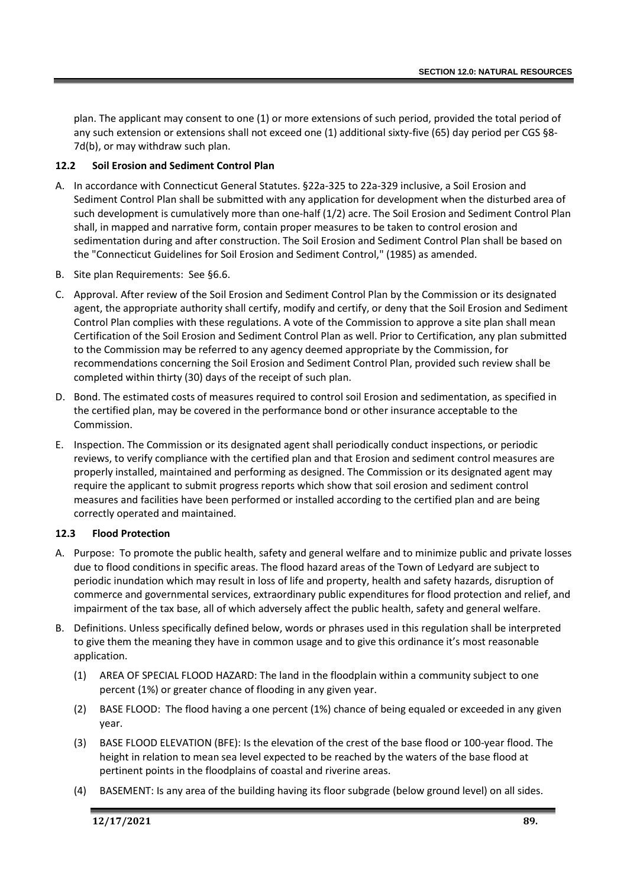plan. The applicant may consent to one (1) or more extensions of such period, provided the total period of any such extension or extensions shall not exceed one (1) additional sixty-five (65) day period per CGS §8-7d(b), or may withdraw such plan.

### 12.2 Soil Erosion and Sediment Control Plan

A. In accordance with Connecticut General Statutes. §22a-325 to 22a-329 inclusive, a Soil Erosion and Sediment Control Plan shall be submitted with any application for development when the disturbed area of such development is cumulatively more than one-half (1/2) acre. The Soil Erosion and Sediment Control Plan shall, in mapped and narrative form, contain proper measures to be taken to control erosion and sedimentation during and after construction. The Soil Erosion and Sediment Control Plan shall be based on the "Connecticut Guidelines for Soil Erosion and Sediment Control," (1985) as amended.

B. Site plan Requirements: See §6.6.

C. Approval. After review of the Soil Erosion and Sediment Control Plan by the Commission or its designated agent, the appropriate authority shall certify, modify and certify, or deny that the Soil Erosion and Sediment Control Plan complies with these regulations. A vote of the Commission to approve a site plan shall mean Certification of the Soil Erosion and Sediment Control Plan as well. Prior to Certification, any plan submitted to the Commission may be referred to any agency deemed appropriate by the Commission, for recommendations concerning the Soil Erosion and Sediment Control Plan, provided such review shall be completed within thirty (30) days of the receipt of such plan.

D. Bond. The estimated costs of measures required to control soil Erosion and sedimentation, as specified in the certified plan, may be covered in the performance bond or other insurance acceptable to the Commission.

E. Inspection. The Commission or its designated agent shall periodically conduct inspections, or periodic reviews, to verify compliance with the certified plan and that Erosion and sediment control measures are properly installed, maintained and performing as designed. The Commission or its designated agent may require the applicant to submit progress reports which show that soil erosion and sediment control measures and facilities have been performed or installed according to the certified plan and are being correctly operated and maintained.

### 12.3 Flood Protection

A. Purpose: To promote the public health, safety and general welfare and to minimize public and private losses due to flood conditions in specific areas. The flood hazard areas of the Town of Ledyard are subject to periodic inundation which may result in loss of life and property, health and safety hazards, disruption of commerce and governmental services, extraordinary public expenditures for flood protection and relief, and impairment of the tax base, all of which adversely affect the public health, safety and general welfare.

B. Definitions. Unless specifically defined below, words or phrases used in this regulation shall be interpreted to give them the meaning they have in common usage and to give this ordinance it's most reasonable application.

   (1) AREA OF SPECIAL FLOOD HAZARD: The land in the floodplain within a community subject to one percent (1%) or greater chance of flooding in any given year.

   (2) BASE FLOOD: The flood having a one percent (1%) chance of being equaled or exceeded in any given year.

   (3) BASE FLOOD ELEVATION (BFE): Is the elevation of the crest of the base flood or 100-year flood. The height in relation to mean sea level expected to be reached by the waters of the base flood at pertinent points in the floodplains of coastal and riverine areas.

   (4) BASEMENT: Is any area of the building having its floor subgrade (below ground level) on all sides.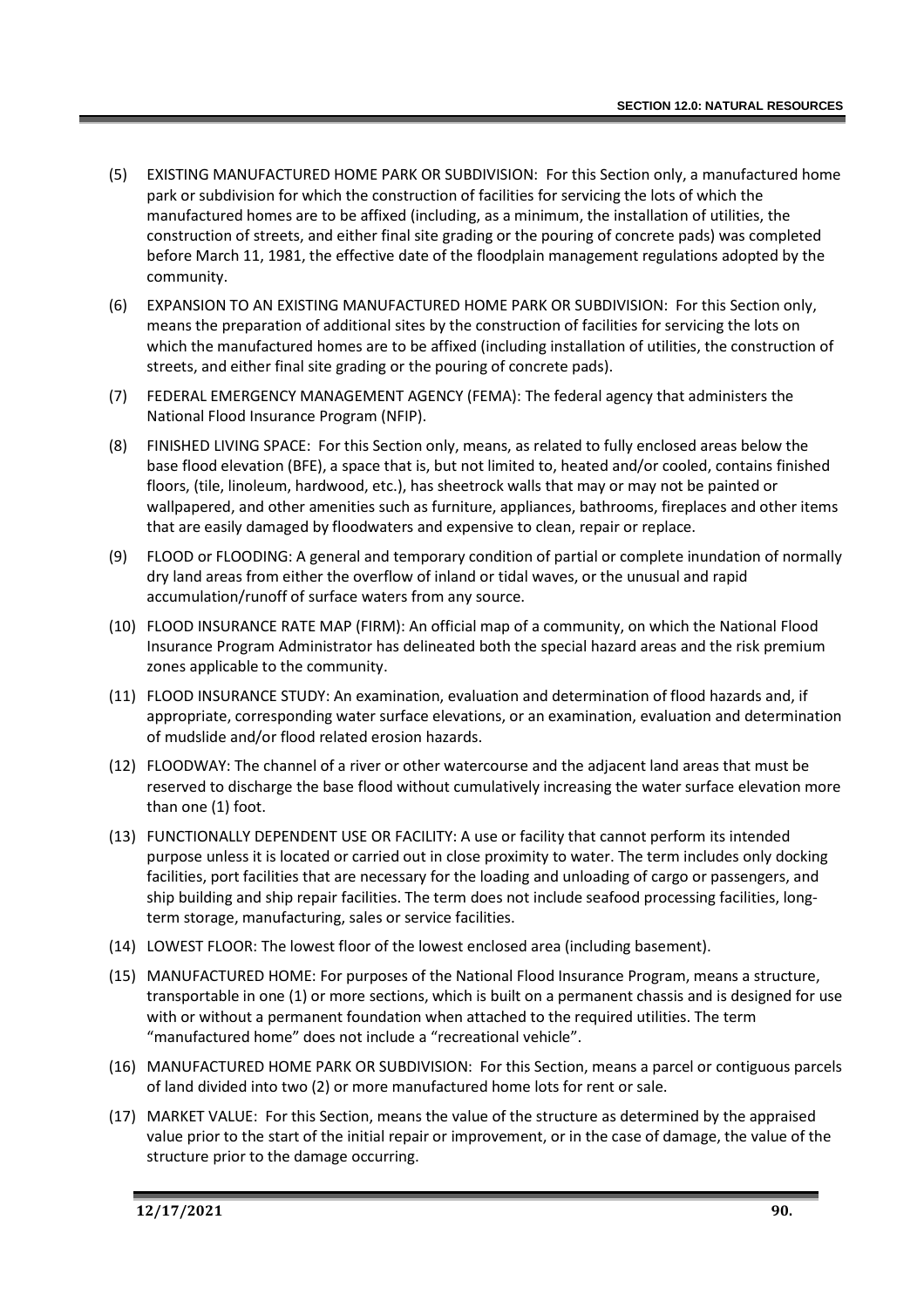(5) EXISTING MANUFACTURED HOME PARK OR SUBDIVISION: For this Section only, a manufactured home park or subdivision for which the construction of facilities for servicing the lots of which the manufactured homes are to be affixed (including, as a minimum, the installation of utilities, the construction of streets, and either final site grading or the pouring of concrete pads) was completed before March 11, 1981, the effective date of the floodplain management regulations adopted by the community.

(6) EXPANSION TO AN EXISTING MANUFACTURED HOME PARK OR SUBDIVISION: For this Section only, means the preparation of additional sites by the construction of facilities for servicing the lots on which the manufactured homes are to be affixed (including installation of utilities, the construction of streets, and either final site grading or the pouring of concrete pads).

(7) FEDERAL EMERGENCY MANAGEMENT AGENCY (FEMA): The federal agency that administers the National Flood Insurance Program (NFIP).

(8) FINISHED LIVING SPACE: For this Section only, means, as related to fully enclosed areas below the base flood elevation (BFE), a space that is, but not limited to, heated and/or cooled, contains finished floors, (tile, linoleum, hardwood, etc.), has sheetrock walls that may or may not be painted or wallpapered, and other amenities such as furniture, appliances, bathrooms, fireplaces and other items that are easily damaged by floodwaters and expensive to clean, repair or replace.

(9) FLOOD or FLOODING: A general and temporary condition of partial or complete inundation of normally dry land areas from either the overflow of inland or tidal waves, or the unusual and rapid accumulation/runoff of surface waters from any source.

(10) FLOOD INSURANCE RATE MAP (FIRM): An official map of a community, on which the National Flood Insurance Program Administrator has delineated both the special hazard areas and the risk premium zones applicable to the community.

(11) FLOOD INSURANCE STUDY: An examination, evaluation and determination of flood hazards and, if appropriate, corresponding water surface elevations, or an examination, evaluation and determination of mudslide and/or flood related erosion hazards.

(12) FLOODWAY: The channel of a river or other watercourse and the adjacent land areas that must be reserved to discharge the base flood without cumulatively increasing the water surface elevation more than one (1) foot.

(13) FUNCTIONALLY DEPENDENT USE OR FACILITY: A use or facility that cannot perform its intended purpose unless it is located or carried out in close proximity to water. The term includes only docking facilities, port facilities that are necessary for the loading and unloading of cargo or passengers, and ship building and ship repair facilities. The term does not include seafood processing facilities, long-term storage, manufacturing, sales or service facilities.

(14) LOWEST FLOOR: The lowest floor of the lowest enclosed area (including basement).

(15) MANUFACTURED HOME: For purposes of the National Flood Insurance Program, means a structure, transportable in one (1) or more sections, which is built on a permanent chassis and is designed for use with or without a permanent foundation when attached to the required utilities. The term "manufactured home" does not include a "recreational vehicle".

(16) MANUFACTURED HOME PARK OR SUBDIVISION: For this Section, means a parcel or contiguous parcels of land divided into two (2) or more manufactured home lots for rent or sale.

(17) MARKET VALUE: For this Section, means the value of the structure as determined by the appraised value prior to the start of the initial repair or improvement, or in the case of damage, the value of the structure prior to the damage occurring.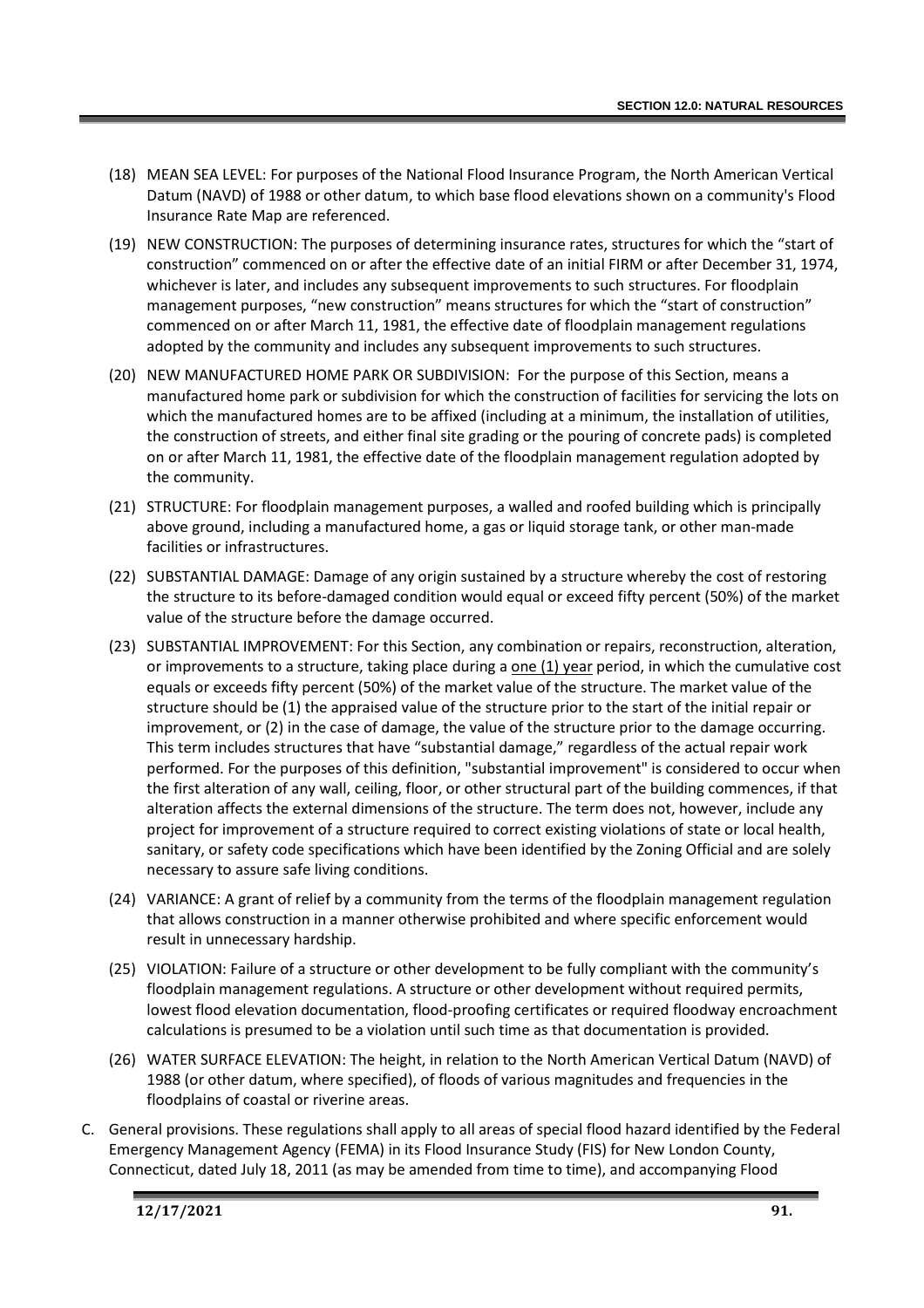(18) MEAN SEA LEVEL: For purposes of the National Flood Insurance Program, the North American Vertical Datum (NAVD) of 1988 or other datum, to which base flood elevations shown on a community's Flood Insurance Rate Map are referenced.

(19) NEW CONSTRUCTION: The purposes of determining insurance rates, structures for which the "start of construction" commenced on or after the effective date of an initial FIRM or after December 31, 1974, whichever is later, and includes any subsequent improvements to such structures. For floodplain management purposes, "new construction" means structures for which the "start of construction" commenced on or after March 11, 1981, the effective date of floodplain management regulations adopted by the community and includes any subsequent improvements to such structures.

(20) NEW MANUFACTURED HOME PARK OR SUBDIVISION: For the purpose of this Section, means a manufactured home park or subdivision for which the construction of facilities for servicing the lots on which the manufactured homes are to be affixed (including at a minimum, the installation of utilities, the construction of streets, and either final site grading or the pouring of concrete pads) is completed on or after March 11, 1981, the effective date of the floodplain management regulation adopted by the community.

(21) STRUCTURE: For floodplain management purposes, a walled and roofed building which is principally above ground, including a manufactured home, a gas or liquid storage tank, or other man-made facilities or infrastructures.

(22) SUBSTANTIAL DAMAGE: Damage of any origin sustained by a structure whereby the cost of restoring the structure to its before-damaged condition would equal or exceed fifty percent (50%) of the market value of the structure before the damage occurred.

(23) SUBSTANTIAL IMPROVEMENT: For this Section, any combination or repairs, reconstruction, alteration, or improvements to a structure, taking place during a one (1) year period, in which the cumulative cost equals or exceeds fifty percent (50%) of the market value of the structure. The market value of the structure should be (1) the appraised value of the structure prior to the start of the initial repair or improvement, or (2) in the case of damage, the value of the structure prior to the damage occurring. This term includes structures that have "substantial damage," regardless of the actual repair work performed. For the purposes of this definition, "substantial improvement" is considered to occur when the first alteration of any wall, ceiling, floor, or other structural part of the building commences, if that alteration affects the external dimensions of the structure. The term does not, however, include any project for improvement of a structure required to correct existing violations of state or local health, sanitary, or safety code specifications which have been identified by the Zoning Official and are solely necessary to assure safe living conditions.

(24) VARIANCE: A grant of relief by a community from the terms of the floodplain management regulation that allows construction in a manner otherwise prohibited and where specific enforcement would result in unnecessary hardship.

(25) VIOLATION: Failure of a structure or other development to be fully compliant with the community's floodplain management regulations. A structure or other development without required permits, lowest flood elevation documentation, flood-proofing certificates or required floodway encroachment calculations is presumed to be a violation until such time as that documentation is provided.

(26) WATER SURFACE ELEVATION: The height, in relation to the North American Vertical Datum (NAVD) of 1988 (or other datum, where specified), of floods of various magnitudes and frequencies in the floodplains of coastal or riverine areas.

C. General provisions. These regulations shall apply to all areas of special flood hazard identified by the Federal Emergency Management Agency (FEMA) in its Flood Insurance Study (FIS) for New London County, Connecticut, dated July 18, 2011 (as may be amended from time to time), and accompanying Flood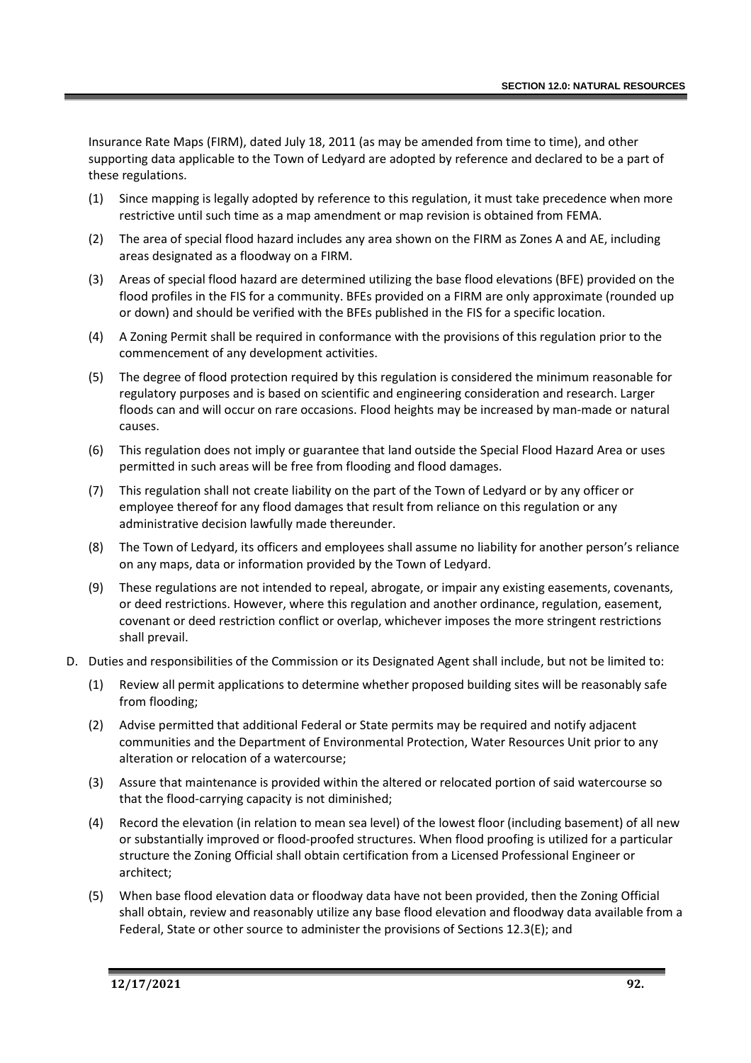Insurance Rate Maps (FIRM), dated July 18, 2011 (as may be amended from time to time), and other supporting data applicable to the Town of Ledyard are adopted by reference and declared to be a part of these regulations.

(1) Since mapping is legally adopted by reference to this regulation, it must take precedence when more restrictive until such time as a map amendment or map revision is obtained from FEMA.

(2) The area of special flood hazard includes any area shown on the FIRM as Zones A and AE, including areas designated as a floodway on a FIRM.

(3) Areas of special flood hazard are determined utilizing the base flood elevations (BFE) provided on the flood profiles in the FIS for a community. BFEs provided on a FIRM are only approximate (rounded up or down) and should be verified with the BFEs published in the FIS for a specific location.

(4) A Zoning Permit shall be required in conformance with the provisions of this regulation prior to the commencement of any development activities.

(5) The degree of flood protection required by this regulation is considered the minimum reasonable for regulatory purposes and is based on scientific and engineering consideration and research. Larger floods can and will occur on rare occasions. Flood heights may be increased by man-made or natural causes.

(6) This regulation does not imply or guarantee that land outside the Special Flood Hazard Area or uses permitted in such areas will be free from flooding and flood damages.

(7) This regulation shall not create liability on the part of the Town of Ledyard or by any officer or employee thereof for any flood damages that result from reliance on this regulation or any administrative decision lawfully made thereunder.

(8) The Town of Ledyard, its officers and employees shall assume no liability for another person's reliance on any maps, data or information provided by the Town of Ledyard.

(9) These regulations are not intended to repeal, abrogate, or impair any existing easements, covenants, or deed restrictions. However, where this regulation and another ordinance, regulation, easement, covenant or deed restriction conflict or overlap, whichever imposes the more stringent restrictions shall prevail.

D. Duties and responsibilities of the Commission or its Designated Agent shall include, but not be limited to:

(1) Review all permit applications to determine whether proposed building sites will be reasonably safe from flooding;

(2) Advise permitted that additional Federal or State permits may be required and notify adjacent communities and the Department of Environmental Protection, Water Resources Unit prior to any alteration or relocation of a watercourse;

(3) Assure that maintenance is provided within the altered or relocated portion of said watercourse so that the flood-carrying capacity is not diminished;

(4) Record the elevation (in relation to mean sea level) of the lowest floor (including basement) of all new or substantially improved or flood-proofed structures. When flood proofing is utilized for a particular structure the Zoning Official shall obtain certification from a Licensed Professional Engineer or architect;

(5) When base flood elevation data or floodway data have not been provided, then the Zoning Official shall obtain, review and reasonably utilize any base flood elevation and floodway data available from a Federal, State or other source to administer the provisions of Sections 12.3(E); and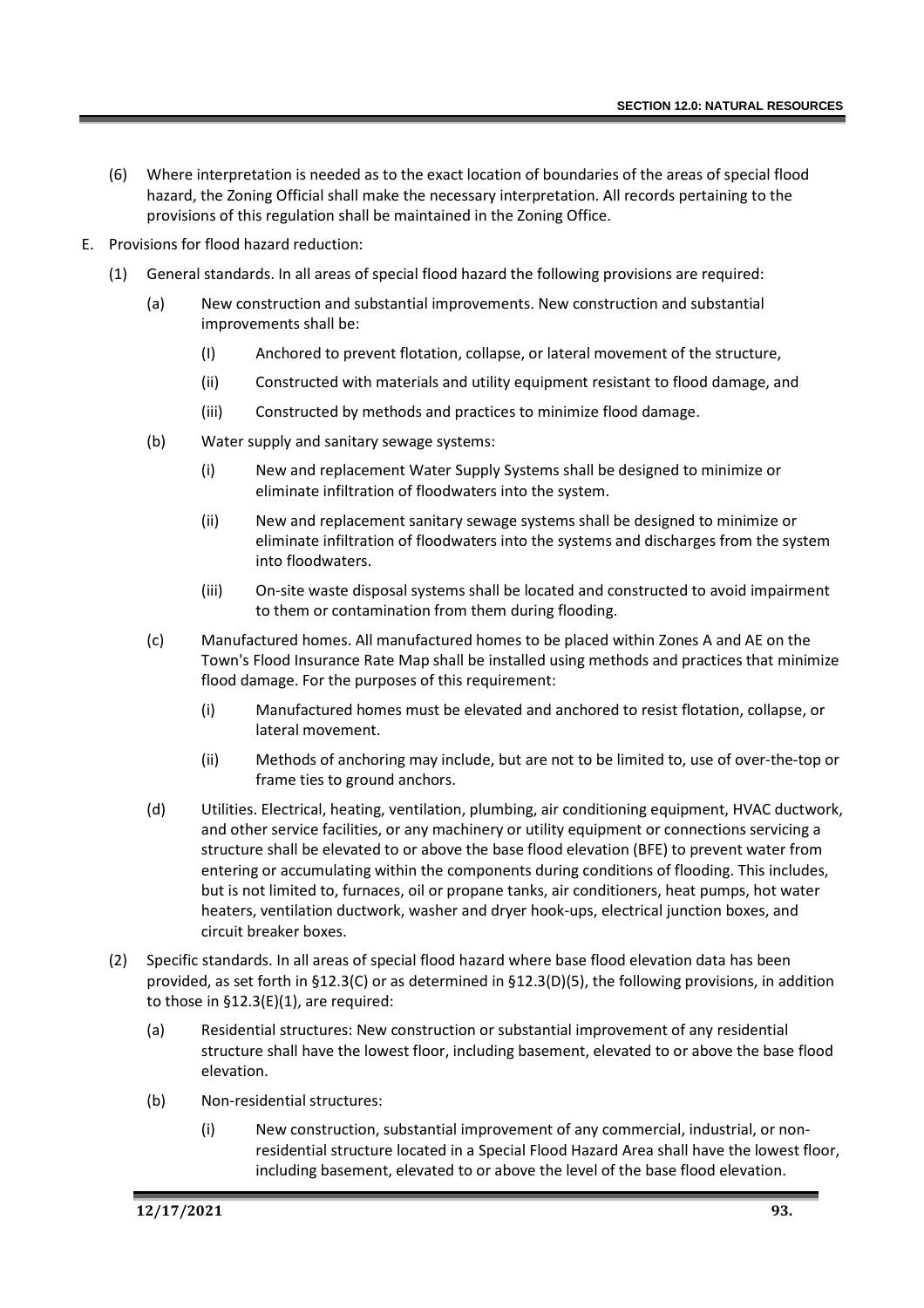(6) Where interpretation is needed as to the exact location of boundaries of the areas of special flood hazard, the Zoning Official shall make the necessary interpretation. All records pertaining to the provisions of this regulation shall be maintained in the Zoning Office.

E. Provisions for flood hazard reduction:

(1) General standards. In all areas of special flood hazard the following provisions are required:

(a) New construction and substantial improvements. New construction and substantial improvements shall be:

(I) Anchored to prevent flotation, collapse, or lateral movement of the structure,

(ii) Constructed with materials and utility equipment resistant to flood damage, and

(iii) Constructed by methods and practices to minimize flood damage.

(b) Water supply and sanitary sewage systems:

(i) New and replacement Water Supply Systems shall be designed to minimize or eliminate infiltration of floodwaters into the system.

(ii) New and replacement sanitary sewage systems shall be designed to minimize or eliminate infiltration of floodwaters into the systems and discharges from the system into floodwaters.

(iii) On-site waste disposal systems shall be located and constructed to avoid impairment to them or contamination from them during flooding.

(c) Manufactured homes. All manufactured homes to be placed within Zones A and AE on the Town's Flood Insurance Rate Map shall be installed using methods and practices that minimize flood damage. For the purposes of this requirement:

(i) Manufactured homes must be elevated and anchored to resist flotation, collapse, or lateral movement.

(ii) Methods of anchoring may include, but are not to be limited to, use of over-the-top or frame ties to ground anchors.

(d) Utilities. Electrical, heating, ventilation, plumbing, air conditioning equipment, HVAC ductwork, and other service facilities, or any machinery or utility equipment or connections servicing a structure shall be elevated to or above the base flood elevation (BFE) to prevent water from entering or accumulating within the components during conditions of flooding. This includes, but is not limited to, furnaces, oil or propane tanks, air conditioners, heat pumps, hot water heaters, ventilation ductwork, washer and dryer hook-ups, electrical junction boxes, and circuit breaker boxes.

(2) Specific standards. In all areas of special flood hazard where base flood elevation data has been provided, as set forth in §12.3(C) or as determined in §12.3(D)(5), the following provisions, in addition to those in §12.3(E)(1), are required:

(a) Residential structures: New construction or substantial improvement of any residential structure shall have the lowest floor, including basement, elevated to or above the base flood elevation.

(b) Non-residential structures:

(i) New construction, substantial improvement of any commercial, industrial, or non-residential structure located in a Special Flood Hazard Area shall have the lowest floor, including basement, elevated to or above the level of the base flood elevation.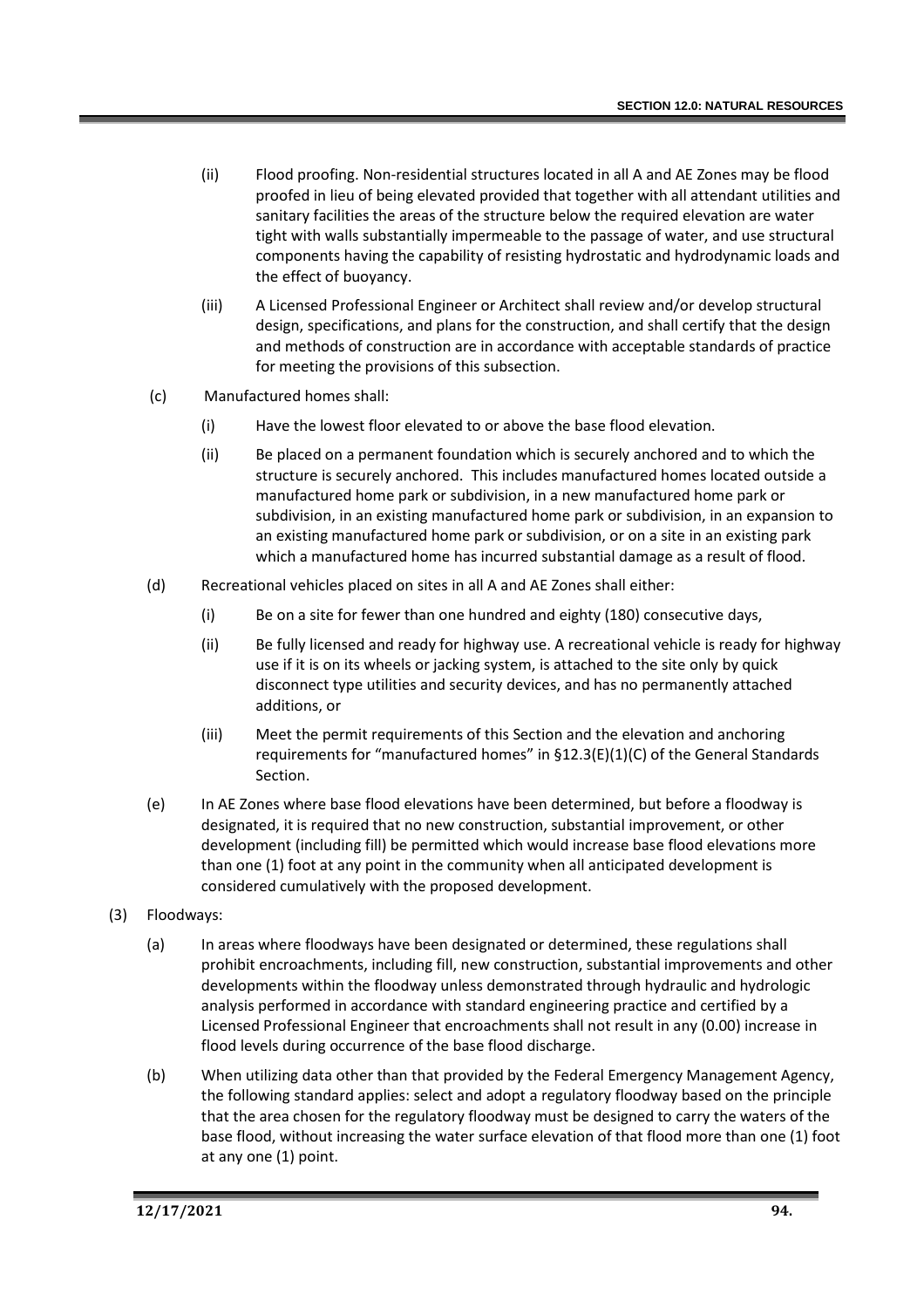(ii) Flood proofing. Non-residential structures located in all A and AE Zones may be flood proofed in lieu of being elevated provided that together with all attendant utilities and sanitary facilities the areas of the structure below the required elevation are water tight with walls substantially impermeable to the passage of water, and use structural components having the capability of resisting hydrostatic and hydrodynamic loads and the effect of buoyancy.

(iii) A Licensed Professional Engineer or Architect shall review and/or develop structural design, specifications, and plans for the construction, and shall certify that the design and methods of construction are in accordance with acceptable standards of practice for meeting the provisions of this subsection.

(c) Manufactured homes shall:

(i) Have the lowest floor elevated to or above the base flood elevation.

(ii) Be placed on a permanent foundation which is securely anchored and to which the structure is securely anchored. This includes manufactured homes located outside a manufactured home park or subdivision, in a new manufactured home park or subdivision, in an existing manufactured home park or subdivision, in an expansion to an existing manufactured home park or subdivision, or on a site in an existing park which a manufactured home has incurred substantial damage as a result of flood.

(d) Recreational vehicles placed on sites in all A and AE Zones shall either:

(i) Be on a site for fewer than one hundred and eighty (180) consecutive days,

(ii) Be fully licensed and ready for highway use. A recreational vehicle is ready for highway use if it is on its wheels or jacking system, is attached to the site only by quick disconnect type utilities and security devices, and has no permanently attached additions, or

(iii) Meet the permit requirements of this Section and the elevation and anchoring requirements for "manufactured homes" in §12.3(E)(1)(C) of the General Standards Section.

(e) In AE Zones where base flood elevations have been determined, but before a floodway is designated, it is required that no new construction, substantial improvement, or other development (including fill) be permitted which would increase base flood elevations more than one (1) foot at any point in the community when all anticipated development is considered cumulatively with the proposed development.

(3) Floodways:

(a) In areas where floodways have been designated or determined, these regulations shall prohibit encroachments, including fill, new construction, substantial improvements and other developments within the floodway unless demonstrated through hydraulic and hydrologic analysis performed in accordance with standard engineering practice and certified by a Licensed Professional Engineer that encroachments shall not result in any (0.00) increase in flood levels during occurrence of the base flood discharge.

(b) When utilizing data other than that provided by the Federal Emergency Management Agency, the following standard applies: select and adopt a regulatory floodway based on the principle that the area chosen for the regulatory floodway must be designed to carry the waters of the base flood, without increasing the water surface elevation of that flood more than one (1) foot at any one (1) point.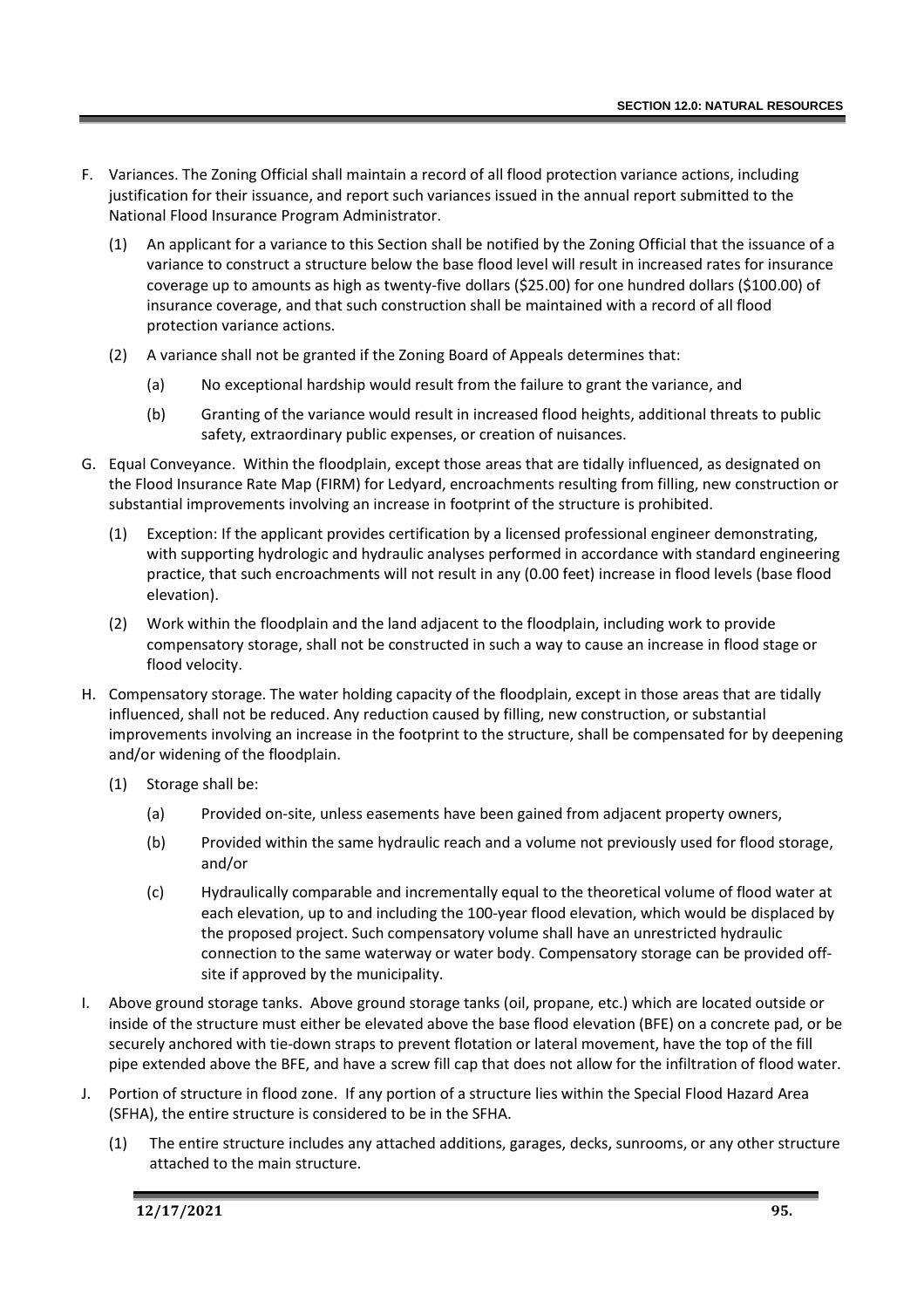F. Variances. The Zoning Official shall maintain a record of all flood protection variance actions, including justification for their issuance, and report such variances issued in the annual report submitted to the National Flood Insurance Program Administrator.

   (1) An applicant for a variance to this Section shall be notified by the Zoning Official that the issuance of a variance to construct a structure below the base flood level will result in increased rates for insurance coverage up to amounts as high as twenty-five dollars ($25.00) for one hundred dollars ($100.00) of insurance coverage, and that such construction shall be maintained with a record of all flood protection variance actions.

   (2) A variance shall not be granted if the Zoning Board of Appeals determines that:

      (a) No exceptional hardship would result from the failure to grant the variance, and

      (b) Granting of the variance would result in increased flood heights, additional threats to public safety, extraordinary public expenses, or creation of nuisances.

G. Equal Conveyance. Within the floodplain, except those areas that are tidally influenced, as designated on the Flood Insurance Rate Map (FIRM) for Ledyard, encroachments resulting from filling, new construction or substantial improvements involving an increase in footprint of the structure is prohibited.

   (1) Exception: If the applicant provides certification by a licensed professional engineer demonstrating, with supporting hydrologic and hydraulic analyses performed in accordance with standard engineering practice, that such encroachments will not result in any (0.00 feet) increase in flood levels (base flood elevation).

   (2) Work within the floodplain and the land adjacent to the floodplain, including work to provide compensatory storage, shall not be constructed in such a way to cause an increase in flood stage or flood velocity.

H. Compensatory storage. The water holding capacity of the floodplain, except in those areas that are tidally influenced, shall not be reduced. Any reduction caused by filling, new construction, or substantial improvements involving an increase in the footprint to the structure, shall be compensated for by deepening and/or widening of the floodplain.

   (1) Storage shall be:

      (a) Provided on-site, unless easements have been gained from adjacent property owners,

      (b) Provided within the same hydraulic reach and a volume not previously used for flood storage, and/or

      (c) Hydraulically comparable and incrementally equal to the theoretical volume of flood water at each elevation, up to and including the 100-year flood elevation, which would be displaced by the proposed project. Such compensatory volume shall have an unrestricted hydraulic connection to the same waterway or water body. Compensatory storage can be provided off-site if approved by the municipality.

I. Above ground storage tanks. Above ground storage tanks (oil, propane, etc.) which are located outside or inside of the structure must either be elevated above the base flood elevation (BFE) on a concrete pad, or be securely anchored with tie-down straps to prevent flotation or lateral movement, have the top of the fill pipe extended above the BFE, and have a screw fill cap that does not allow for the infiltration of flood water.

J. Portion of structure in flood zone. If any portion of a structure lies within the Special Flood Hazard Area (SFHA), the entire structure is considered to be in the SFHA.

   (1) The entire structure includes any attached additions, garages, decks, sunrooms, or any other structure attached to the main structure.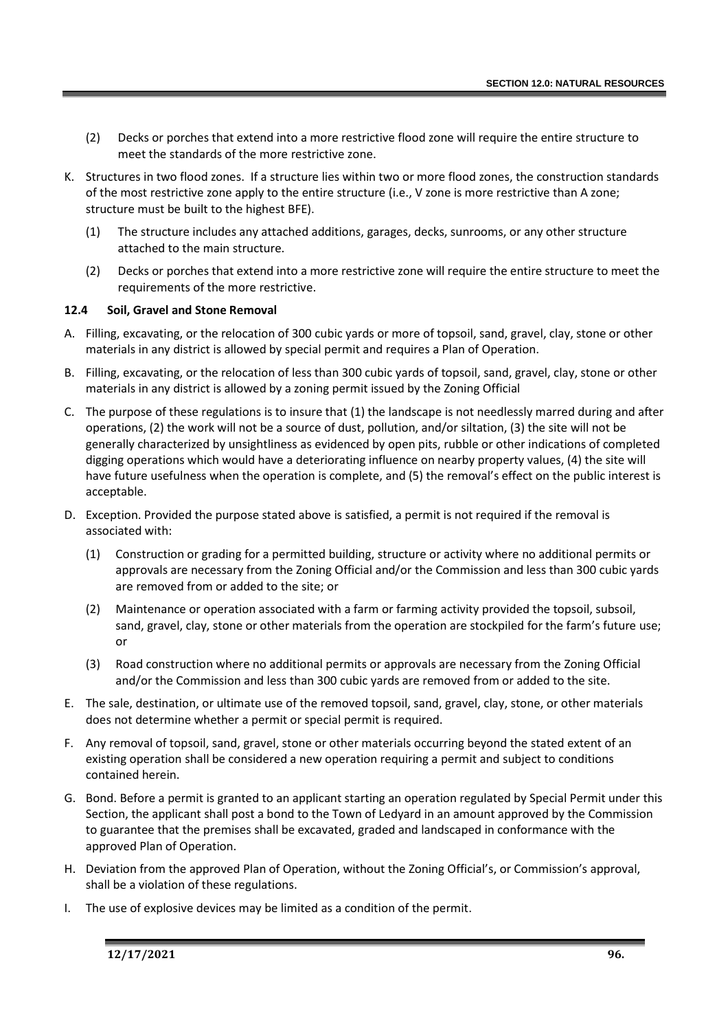(2) Decks or porches that extend into a more restrictive flood zone will require the entire structure to meet the standards of the more restrictive zone.

K. Structures in two flood zones. If a structure lies within two or more flood zones, the construction standards of the most restrictive zone apply to the entire structure (i.e., V zone is more restrictive than A zone; structure must be built to the highest BFE).

(1) The structure includes any attached additions, garages, decks, sunrooms, or any other structure attached to the main structure.

(2) Decks or porches that extend into a more restrictive zone will require the entire structure to meet the requirements of the more restrictive.

### 12.4 Soil, Gravel and Stone Removal

A. Filling, excavating, or the relocation of 300 cubic yards or more of topsoil, sand, gravel, clay, stone or other materials in any district is allowed by special permit and requires a Plan of Operation.

B. Filling, excavating, or the relocation of less than 300 cubic yards of topsoil, sand, gravel, clay, stone or other materials in any district is allowed by a zoning permit issued by the Zoning Official

C. The purpose of these regulations is to insure that (1) the landscape is not needlessly marred during and after operations, (2) the work will not be a source of dust, pollution, and/or siltation, (3) the site will not be generally characterized by unsightliness as evidenced by open pits, rubble or other indications of completed digging operations which would have a deteriorating influence on nearby property values, (4) the site will have future usefulness when the operation is complete, and (5) the removal's effect on the public interest is acceptable.

D. Exception. Provided the purpose stated above is satisfied, a permit is not required if the removal is associated with:

(1) Construction or grading for a permitted building, structure or activity where no additional permits or approvals are necessary from the Zoning Official and/or the Commission and less than 300 cubic yards are removed from or added to the site; or

(2) Maintenance or operation associated with a farm or farming activity provided the topsoil, subsoil, sand, gravel, clay, stone or other materials from the operation are stockpiled for the farm's future use; or

(3) Road construction where no additional permits or approvals are necessary from the Zoning Official and/or the Commission and less than 300 cubic yards are removed from or added to the site.

E. The sale, destination, or ultimate use of the removed topsoil, sand, gravel, clay, stone, or other materials does not determine whether a permit or special permit is required.

F. Any removal of topsoil, sand, gravel, stone or other materials occurring beyond the stated extent of an existing operation shall be considered a new operation requiring a permit and subject to conditions contained herein.

G. Bond. Before a permit is granted to an applicant starting an operation regulated by Special Permit under this Section, the applicant shall post a bond to the Town of Ledyard in an amount approved by the Commission to guarantee that the premises shall be excavated, graded and landscaped in conformance with the approved Plan of Operation.

H. Deviation from the approved Plan of Operation, without the Zoning Official's, or Commission's approval, shall be a violation of these regulations.

I. The use of explosive devices may be limited as a condition of the permit.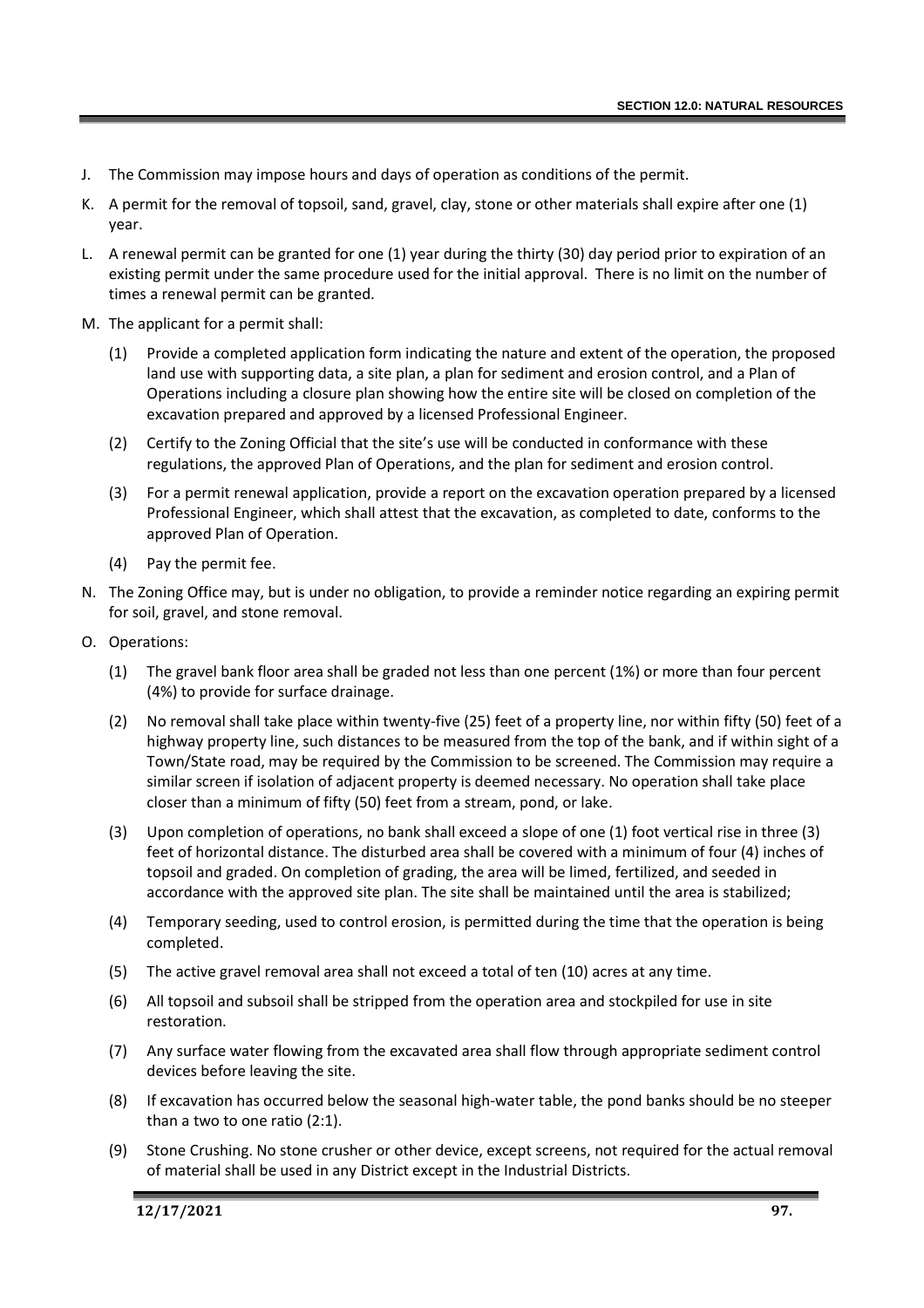J. The Commission may impose hours and days of operation as conditions of the permit.

K. A permit for the removal of topsoil, sand, gravel, clay, stone or other materials shall expire after one (1) year.

L. A renewal permit can be granted for one (1) year during the thirty (30) day period prior to expiration of an existing permit under the same procedure used for the initial approval. There is no limit on the number of times a renewal permit can be granted.

M. The applicant for a permit shall:

   (1) Provide a completed application form indicating the nature and extent of the operation, the proposed land use with supporting data, a site plan, a plan for sediment and erosion control, and a Plan of Operations including a closure plan showing how the entire site will be closed on completion of the excavation prepared and approved by a licensed Professional Engineer.

   (2) Certify to the Zoning Official that the site's use will be conducted in conformance with these regulations, the approved Plan of Operations, and the plan for sediment and erosion control.

   (3) For a permit renewal application, provide a report on the excavation operation prepared by a licensed Professional Engineer, which shall attest that the excavation, as completed to date, conforms to the approved Plan of Operation.

   (4) Pay the permit fee.

N. The Zoning Office may, but is under no obligation, to provide a reminder notice regarding an expiring permit for soil, gravel, and stone removal.

O. Operations:

   (1) The gravel bank floor area shall be graded not less than one percent (1%) or more than four percent (4%) to provide for surface drainage.

   (2) No removal shall take place within twenty-five (25) feet of a property line, nor within fifty (50) feet of a highway property line, such distances to be measured from the top of the bank, and if within sight of a Town/State road, may be required by the Commission to be screened. The Commission may require a similar screen if isolation of adjacent property is deemed necessary. No operation shall take place closer than a minimum of fifty (50) feet from a stream, pond, or lake.

   (3) Upon completion of operations, no bank shall exceed a slope of one (1) foot vertical rise in three (3) feet of horizontal distance. The disturbed area shall be covered with a minimum of four (4) inches of topsoil and graded. On completion of grading, the area will be limed, fertilized, and seeded in accordance with the approved site plan. The site shall be maintained until the area is stabilized;

   (4) Temporary seeding, used to control erosion, is permitted during the time that the operation is being completed.

   (5) The active gravel removal area shall not exceed a total of ten (10) acres at any time.

   (6) All topsoil and subsoil shall be stripped from the operation area and stockpiled for use in site restoration.

   (7) Any surface water flowing from the excavated area shall flow through appropriate sediment control devices before leaving the site.

   (8) If excavation has occurred below the seasonal high-water table, the pond banks should be no steeper than a two to one ratio (2:1).

   (9) Stone Crushing. No stone crusher or other device, except screens, not required for the actual removal of material shall be used in any District except in the Industrial Districts.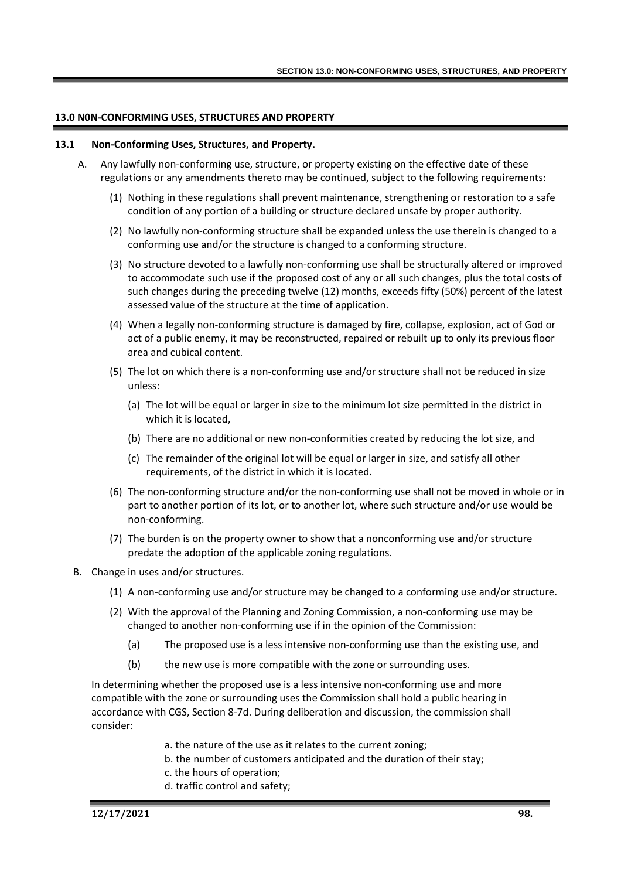## 13.0 N0N-CONFORMING USES, STRUCTURES AND PROPERTY

### 13.1 Non-Conforming Uses, Structures, and Property.

A. Any lawfully non-conforming use, structure, or property existing on the effective date of these regulations or any amendments thereto may be continued, subject to the following requirements:

   (1) Nothing in these regulations shall prevent maintenance, strengthening or restoration to a safe condition of any portion of a building or structure declared unsafe by proper authority.

   (2) No lawfully non-conforming structure shall be expanded unless the use therein is changed to a conforming use and/or the structure is changed to a conforming structure.

   (3) No structure devoted to a lawfully non-conforming use shall be structurally altered or improved to accommodate such use if the proposed cost of any or all such changes, plus the total costs of such changes during the preceding twelve (12) months, exceeds fifty (50%) percent of the latest assessed value of the structure at the time of application.

   (4) When a legally non-conforming structure is damaged by fire, collapse, explosion, act of God or act of a public enemy, it may be reconstructed, repaired or rebuilt up to only its previous floor area and cubical content.

   (5) The lot on which there is a non-conforming use and/or structure shall not be reduced in size unless:

      (a) The lot will be equal or larger in size to the minimum lot size permitted in the district in which it is located,

      (b) There are no additional or new non-conformities created by reducing the lot size, and

      (c) The remainder of the original lot will be equal or larger in size, and satisfy all other requirements, of the district in which it is located.

   (6) The non-conforming structure and/or the non-conforming use shall not be moved in whole or in part to another portion of its lot, or to another lot, where such structure and/or use would be non-conforming.

   (7) The burden is on the property owner to show that a nonconforming use and/or structure predate the adoption of the applicable zoning regulations.

B. Change in uses and/or structures.

   (1) A non-conforming use and/or structure may be changed to a conforming use and/or structure.

   (2) With the approval of the Planning and Zoning Commission, a non-conforming use may be changed to another non-conforming use if in the opinion of the Commission:

      (a) The proposed use is a less intensive non-conforming use than the existing use, and

      (b) the new use is more compatible with the zone or surrounding uses.

In determining whether the proposed use is a less intensive non-conforming use and more compatible with the zone or surrounding uses the Commission shall hold a public hearing in accordance with CGS, Section 8-7d. During deliberation and discussion, the commission shall consider:

a. the nature of the use as it relates to the current zoning;
b. the number of customers anticipated and the duration of their stay;
c. the hours of operation;
d. traffic control and safety;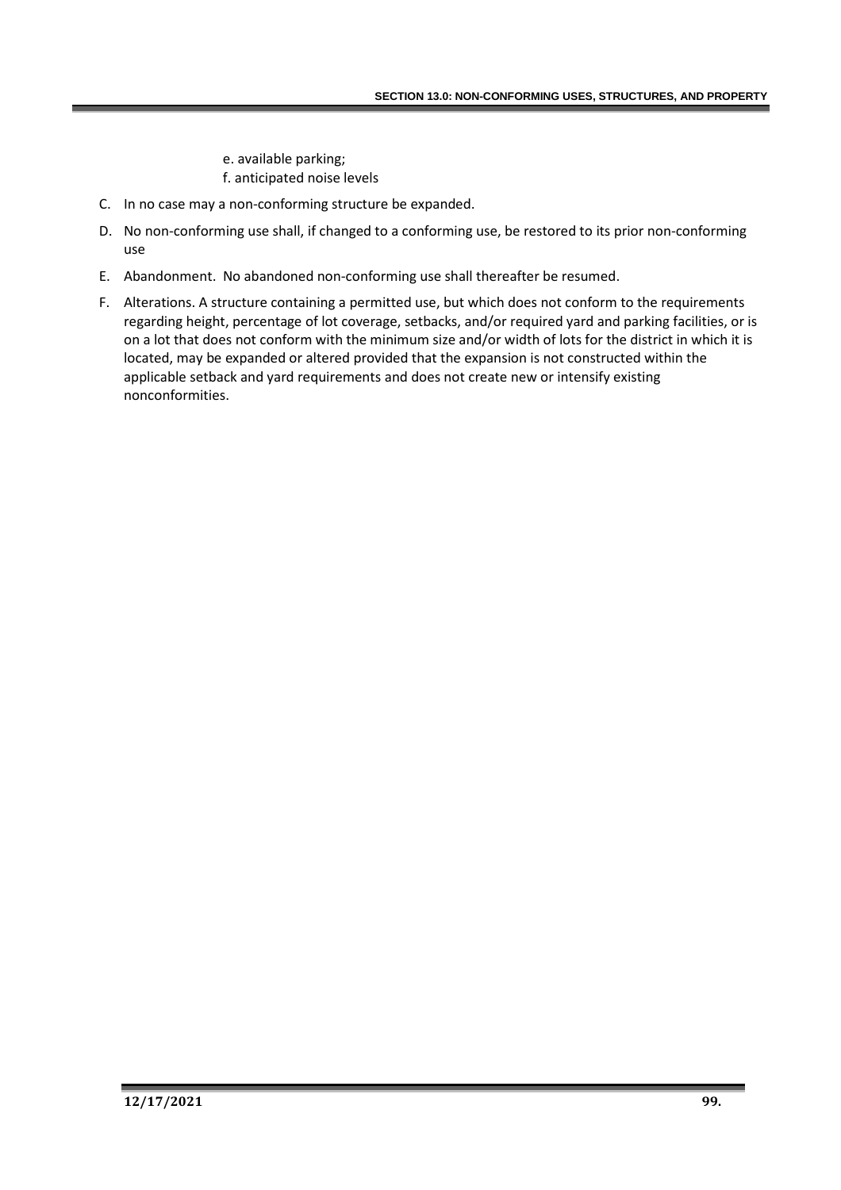e. available parking;
  f. anticipated noise levels

C. In no case may a non-conforming structure be expanded.

D. No non-conforming use shall, if changed to a conforming use, be restored to its prior non-conforming use

E. Abandonment. No abandoned non-conforming use shall thereafter be resumed.

F. Alterations. A structure containing a permitted use, but which does not conform to the requirements regarding height, percentage of lot coverage, setbacks, and/or required yard and parking facilities, or is on a lot that does not conform with the minimum size and/or width of lots for the district in which it is located, may be expanded or altered provided that the expansion is not constructed within the applicable setback and yard requirements and does not create new or intensify existing nonconformities.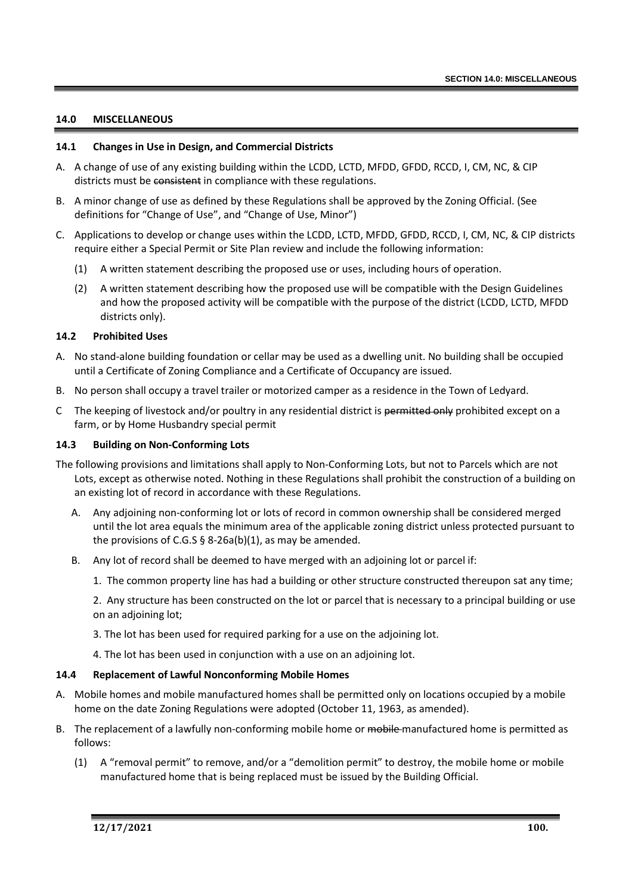## 14.0 MISCELLANEOUS

### 14.1 Changes in Use in Design, and Commercial Districts

A. A change of use of any existing building within the LCDD, LCTD, MFDD, GFDD, RCCD, I, CM, NC, & CIP districts must be ~~consistent~~ in compliance with these regulations.

B. A minor change of use as defined by these Regulations shall be approved by the Zoning Official. (See definitions for "Change of Use", and "Change of Use, Minor")

C. Applications to develop or change uses within the LCDD, LCTD, MFDD, GFDD, RCCD, I, CM, NC, & CIP districts require either a Special Permit or Site Plan review and include the following information:

  (1) A written statement describing the proposed use or uses, including hours of operation.

  (2) A written statement describing how the proposed use will be compatible with the Design Guidelines and how the proposed activity will be compatible with the purpose of the district (LCDD, LCTD, MFDD districts only).

### 14.2 Prohibited Uses

A. No stand-alone building foundation or cellar may be used as a dwelling unit. No building shall be occupied until a Certificate of Zoning Compliance and a Certificate of Occupancy are issued.

B. No person shall occupy a travel trailer or motorized camper as a residence in the Town of Ledyard.

C The keeping of livestock and/or poultry in any residential district is ~~permitted only~~ prohibited except on a farm, or by Home Husbandry special permit

### 14.3 Building on Non-Conforming Lots

The following provisions and limitations shall apply to Non-Conforming Lots, but not to Parcels which are not Lots, except as otherwise noted. Nothing in these Regulations shall prohibit the construction of a building on an existing lot of record in accordance with these Regulations.

A. Any adjoining non-conforming lot or lots of record in common ownership shall be considered merged until the lot area equals the minimum area of the applicable zoning district unless protected pursuant to the provisions of C.G.S § 8-26a(b)(1), as may be amended.

B. Any lot of record shall be deemed to have merged with an adjoining lot or parcel if:

  1. The common property line has had a building or other structure constructed thereupon sat any time;

  2. Any structure has been constructed on the lot or parcel that is necessary to a principal building or use on an adjoining lot;

  3. The lot has been used for required parking for a use on the adjoining lot.

  4. The lot has been used in conjunction with a use on an adjoining lot.

### 14.4 Replacement of Lawful Nonconforming Mobile Homes

A. Mobile homes and mobile manufactured homes shall be permitted only on locations occupied by a mobile home on the date Zoning Regulations were adopted (October 11, 1963, as amended).

B. The replacement of a lawfully non-conforming mobile home or ~~mobile~~ manufactured home is permitted as follows:

  (1) A "removal permit" to remove, and/or a "demolition permit" to destroy, the mobile home or mobile manufactured home that is being replaced must be issued by the Building Official.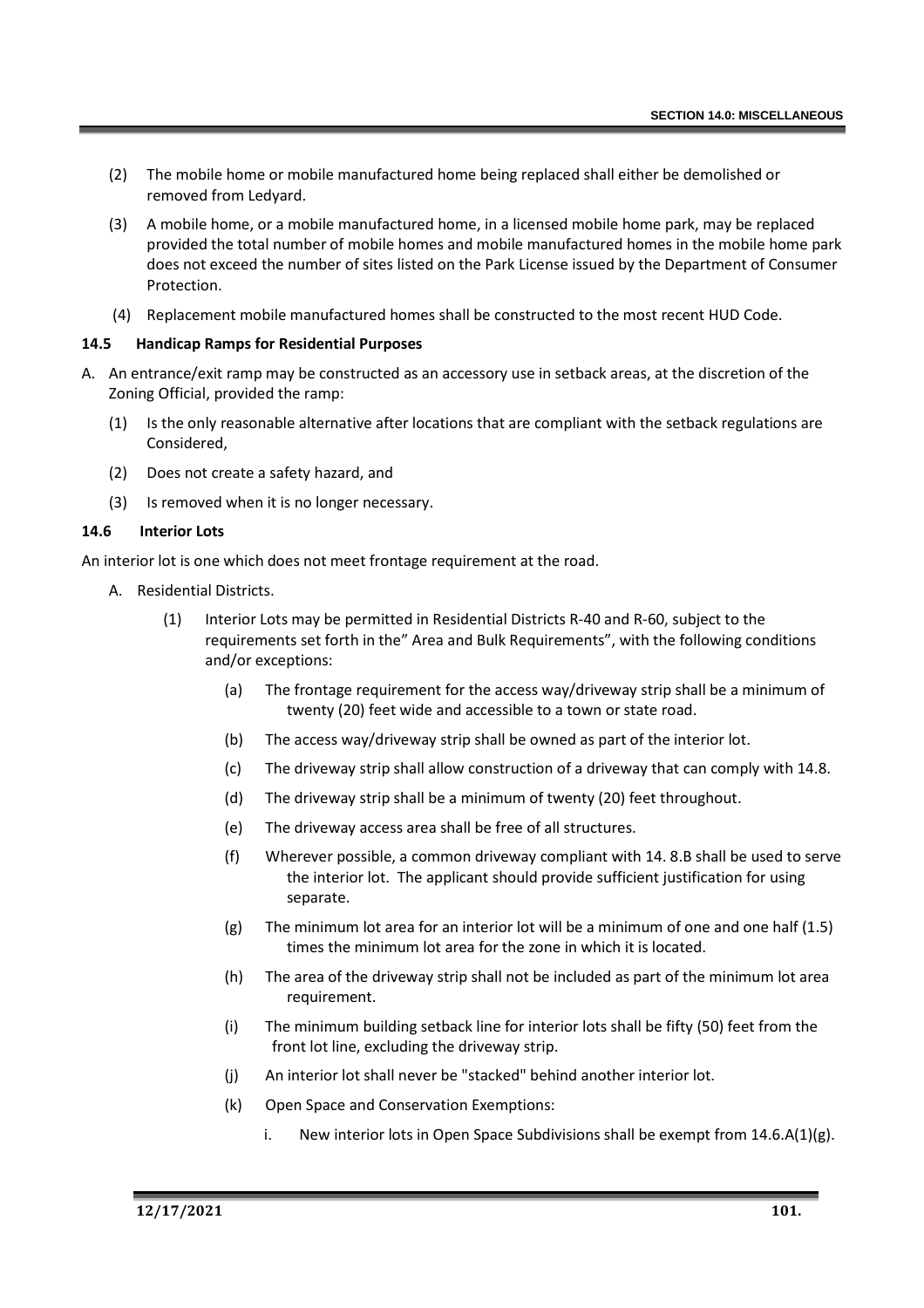(2) The mobile home or mobile manufactured home being replaced shall either be demolished or removed from Ledyard.

(3) A mobile home, or a mobile manufactured home, in a licensed mobile home park, may be replaced provided the total number of mobile homes and mobile manufactured homes in the mobile home park does not exceed the number of sites listed on the Park License issued by the Department of Consumer Protection.

(4) Replacement mobile manufactured homes shall be constructed to the most recent HUD Code.

### 14.5 Handicap Ramps for Residential Purposes

A. An entrance/exit ramp may be constructed as an accessory use in setback areas, at the discretion of the Zoning Official, provided the ramp:

   (1) Is the only reasonable alternative after locations that are compliant with the setback regulations are Considered,

   (2) Does not create a safety hazard, and

   (3) Is removed when it is no longer necessary.

### 14.6 Interior Lots

An interior lot is one which does not meet frontage requirement at the road.

A. Residential Districts.

   (1) Interior Lots may be permitted in Residential Districts R-40 and R-60, subject to the requirements set forth in the" Area and Bulk Requirements", with the following conditions and/or exceptions:

      (a) The frontage requirement for the access way/driveway strip shall be a minimum of twenty (20) feet wide and accessible to a town or state road.

      (b) The access way/driveway strip shall be owned as part of the interior lot.

      (c) The driveway strip shall allow construction of a driveway that can comply with 14.8.

      (d) The driveway strip shall be a minimum of twenty (20) feet throughout.

      (e) The driveway access area shall be free of all structures.

      (f) Wherever possible, a common driveway compliant with 14. 8.B shall be used to serve the interior lot. The applicant should provide sufficient justification for using separate.

      (g) The minimum lot area for an interior lot will be a minimum of one and one half (1.5) times the minimum lot area for the zone in which it is located.

      (h) The area of the driveway strip shall not be included as part of the minimum lot area requirement.

      (i) The minimum building setback line for interior lots shall be fifty (50) feet from the front lot line, excluding the driveway strip.

      (j) An interior lot shall never be "stacked" behind another interior lot.

      (k) Open Space and Conservation Exemptions:

         i. New interior lots in Open Space Subdivisions shall be exempt from 14.6.A(1)(g).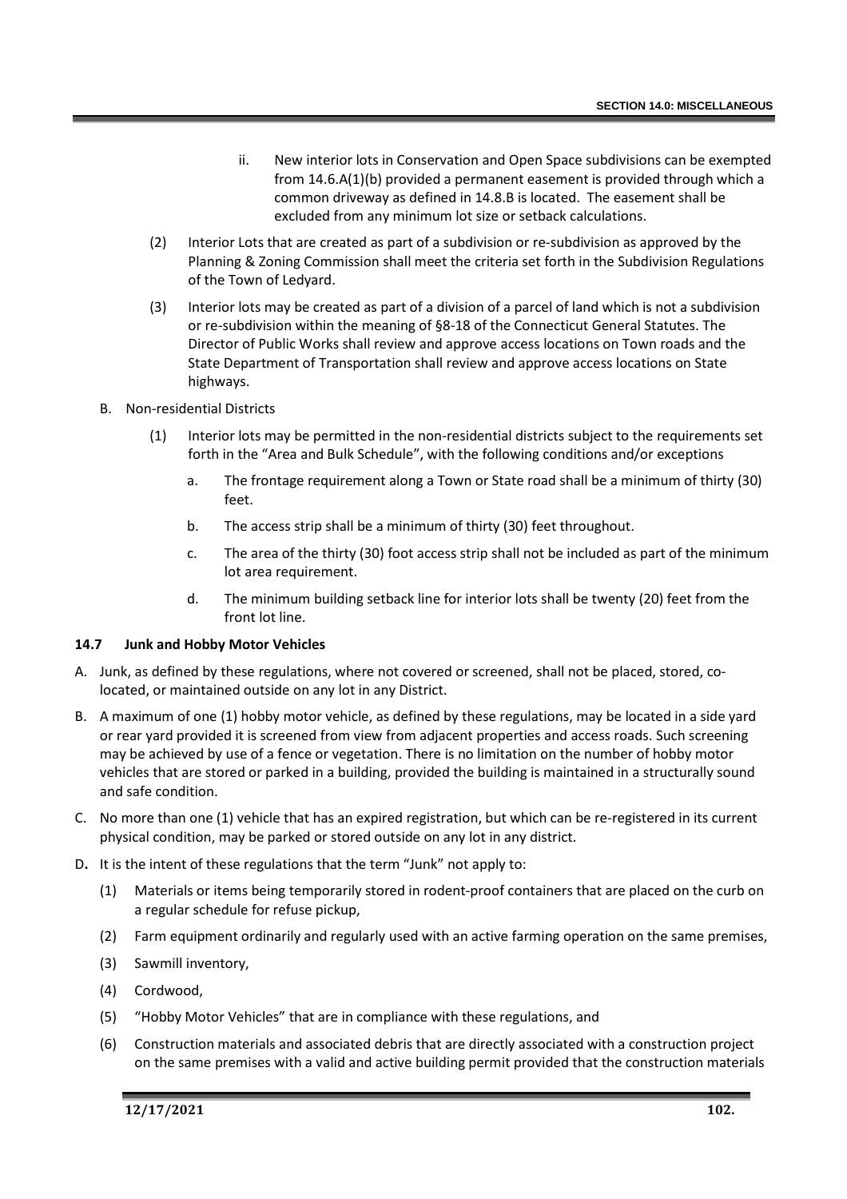ii. New interior lots in Conservation and Open Space subdivisions can be exempted from 14.6.A(1)(b) provided a permanent easement is provided through which a common driveway as defined in 14.8.B is located. The easement shall be excluded from any minimum lot size or setback calculations.

(2) Interior Lots that are created as part of a subdivision or re-subdivision as approved by the Planning & Zoning Commission shall meet the criteria set forth in the Subdivision Regulations of the Town of Ledyard.

(3) Interior lots may be created as part of a division of a parcel of land which is not a subdivision or re-subdivision within the meaning of §8-18 of the Connecticut General Statutes. The Director of Public Works shall review and approve access locations on Town roads and the State Department of Transportation shall review and approve access locations on State highways.

B. Non-residential Districts

(1) Interior lots may be permitted in the non-residential districts subject to the requirements set forth in the "Area and Bulk Schedule", with the following conditions and/or exceptions

a. The frontage requirement along a Town or State road shall be a minimum of thirty (30) feet.

b. The access strip shall be a minimum of thirty (30) feet throughout.

c. The area of the thirty (30) foot access strip shall not be included as part of the minimum lot area requirement.

d. The minimum building setback line for interior lots shall be twenty (20) feet from the front lot line.

### 14.7 Junk and Hobby Motor Vehicles

A. Junk, as defined by these regulations, where not covered or screened, shall not be placed, stored, co-located, or maintained outside on any lot in any District.

B. A maximum of one (1) hobby motor vehicle, as defined by these regulations, may be located in a side yard or rear yard provided it is screened from view from adjacent properties and access roads. Such screening may be achieved by use of a fence or vegetation. There is no limitation on the number of hobby motor vehicles that are stored or parked in a building, provided the building is maintained in a structurally sound and safe condition.

C. No more than one (1) vehicle that has an expired registration, but which can be re-registered in its current physical condition, may be parked or stored outside on any lot in any district.

D. It is the intent of these regulations that the term "Junk" not apply to:

(1) Materials or items being temporarily stored in rodent-proof containers that are placed on the curb on a regular schedule for refuse pickup,

(2) Farm equipment ordinarily and regularly used with an active farming operation on the same premises,

(3) Sawmill inventory,

(4) Cordwood,

(5) "Hobby Motor Vehicles" that are in compliance with these regulations, and

(6) Construction materials and associated debris that are directly associated with a construction project on the same premises with a valid and active building permit provided that the construction materials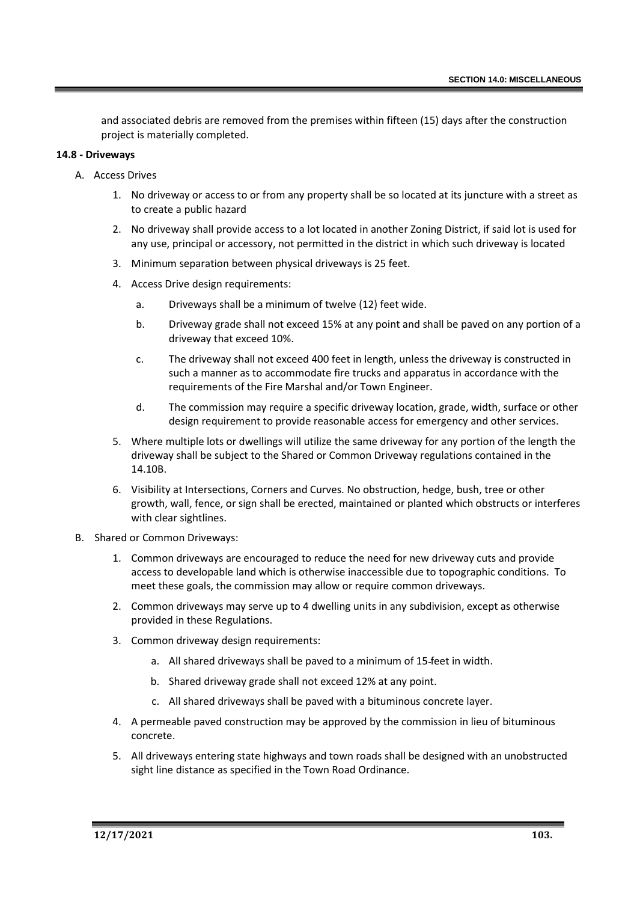and associated debris are removed from the premises within fifteen (15) days after the construction project is materially completed.

**14.8 - Driveways**

A. Access Drives

1. No driveway or access to or from any property shall be so located at its juncture with a street as to create a public hazard
2. No driveway shall provide access to a lot located in another Zoning District, if said lot is used for any use, principal or accessory, not permitted in the district in which such driveway is located
3. Minimum separation between physical driveways is 25 feet.
4. Access Drive design requirements:
   a. Driveways shall be a minimum of twelve (12) feet wide.
   b. Driveway grade shall not exceed 15% at any point and shall be paved on any portion of a driveway that exceed 10%.
   c. The driveway shall not exceed 400 feet in length, unless the driveway is constructed in such a manner as to accommodate fire trucks and apparatus in accordance with the requirements of the Fire Marshal and/or Town Engineer.
   d. The commission may require a specific driveway location, grade, width, surface or other design requirement to provide reasonable access for emergency and other services.
5. Where multiple lots or dwellings will utilize the same driveway for any portion of the length the driveway shall be subject to the Shared or Common Driveway regulations contained in the 14.10B.
6. Visibility at Intersections, Corners and Curves. No obstruction, hedge, bush, tree or other growth, wall, fence, or sign shall be erected, maintained or planted which obstructs or interferes with clear sightlines.

B. Shared or Common Driveways:

1. Common driveways are encouraged to reduce the need for new driveway cuts and provide access to developable land which is otherwise inaccessible due to topographic conditions. To meet these goals, the commission may allow or require common driveways.
2. Common driveways may serve up to 4 dwelling units in any subdivision, except as otherwise provided in these Regulations.
3. Common driveway design requirements:
   a. All shared driveways shall be paved to a minimum of 15-feet in width.
   b. Shared driveway grade shall not exceed 12% at any point.
   c. All shared driveways shall be paved with a bituminous concrete layer.
4. A permeable paved construction may be approved by the commission in lieu of bituminous concrete.
5. All driveways entering state highways and town roads shall be designed with an unobstructed sight line distance as specified in the Town Road Ordinance.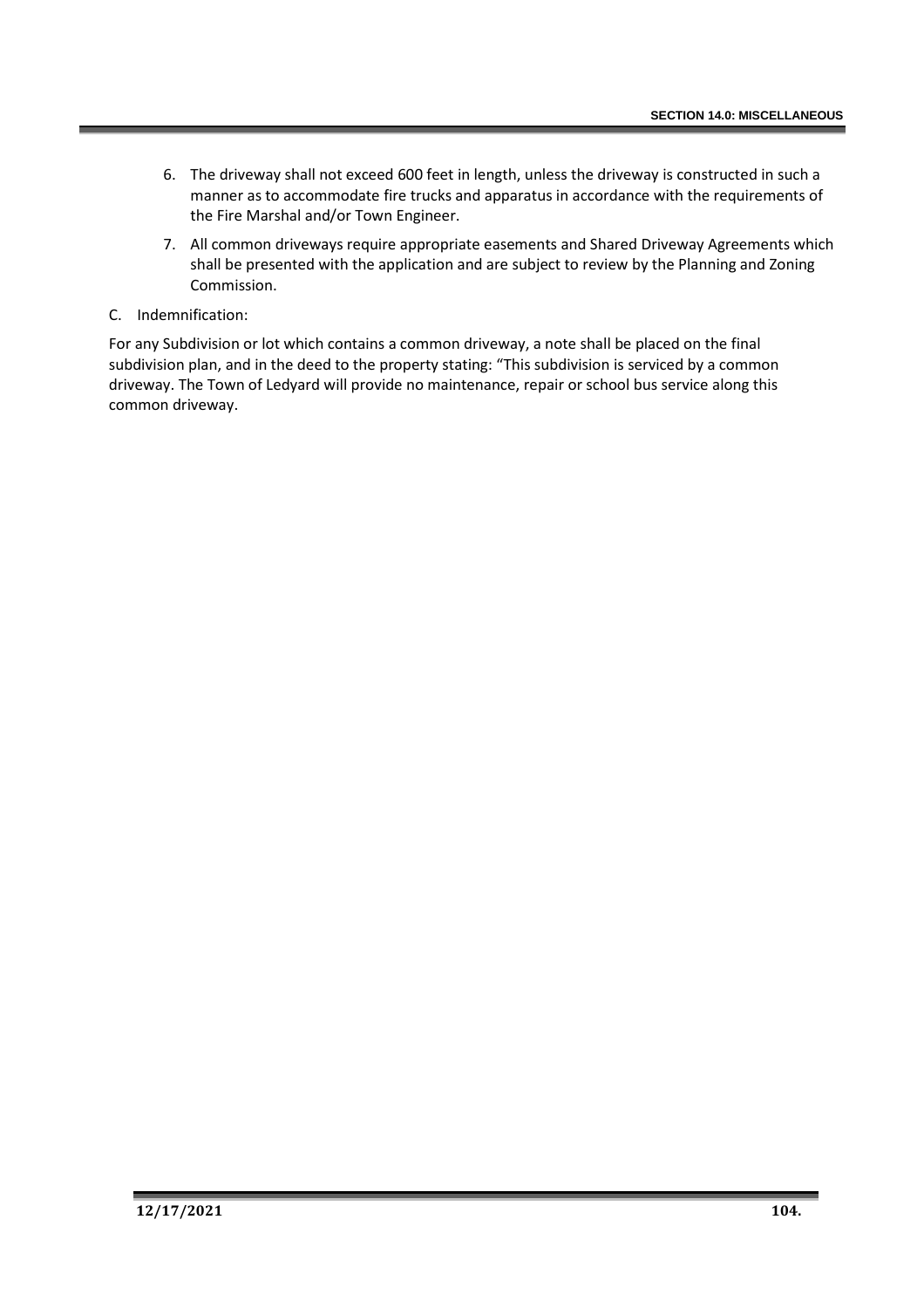6. The driveway shall not exceed 600 feet in length, unless the driveway is constructed in such a manner as to accommodate fire trucks and apparatus in accordance with the requirements of the Fire Marshal and/or Town Engineer.

7. All common driveways require appropriate easements and Shared Driveway Agreements which shall be presented with the application and are subject to review by the Planning and Zoning Commission.

C. Indemnification:

For any Subdivision or lot which contains a common driveway, a note shall be placed on the final subdivision plan, and in the deed to the property stating: "This subdivision is serviced by a common driveway. The Town of Ledyard will provide no maintenance, repair or school bus service along this common driveway.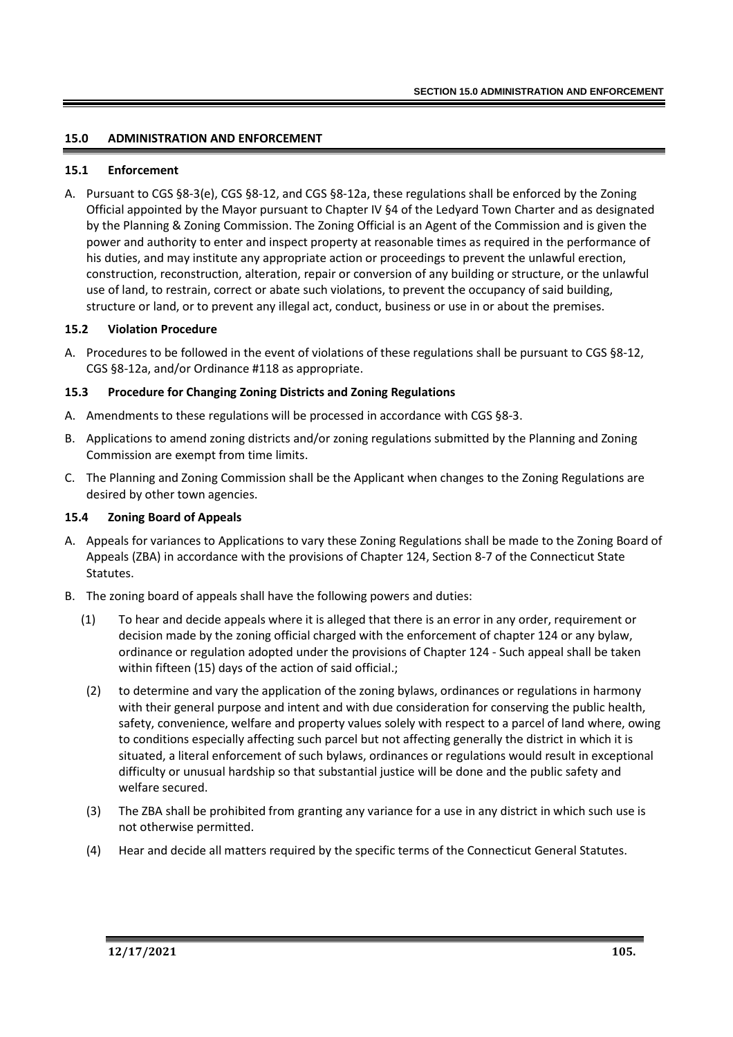## 15.0 ADMINISTRATION AND ENFORCEMENT

### 15.1 Enforcement

A. Pursuant to CGS §8-3(e), CGS §8-12, and CGS §8-12a, these regulations shall be enforced by the Zoning Official appointed by the Mayor pursuant to Chapter IV §4 of the Ledyard Town Charter and as designated by the Planning & Zoning Commission. The Zoning Official is an Agent of the Commission and is given the power and authority to enter and inspect property at reasonable times as required in the performance of his duties, and may institute any appropriate action or proceedings to prevent the unlawful erection, construction, reconstruction, alteration, repair or conversion of any building or structure, or the unlawful use of land, to restrain, correct or abate such violations, to prevent the occupancy of said building, structure or land, or to prevent any illegal act, conduct, business or use in or about the premises.

### 15.2 Violation Procedure

A. Procedures to be followed in the event of violations of these regulations shall be pursuant to CGS §8-12, CGS §8-12a, and/or Ordinance #118 as appropriate.

### 15.3 Procedure for Changing Zoning Districts and Zoning Regulations

A. Amendments to these regulations will be processed in accordance with CGS §8-3.

B. Applications to amend zoning districts and/or zoning regulations submitted by the Planning and Zoning Commission are exempt from time limits.

C. The Planning and Zoning Commission shall be the Applicant when changes to the Zoning Regulations are desired by other town agencies.

### 15.4 Zoning Board of Appeals

A. Appeals for variances to Applications to vary these Zoning Regulations shall be made to the Zoning Board of Appeals (ZBA) in accordance with the provisions of Chapter 124, Section 8-7 of the Connecticut State Statutes.

B. The zoning board of appeals shall have the following powers and duties:

(1) To hear and decide appeals where it is alleged that there is an error in any order, requirement or decision made by the zoning official charged with the enforcement of chapter 124 or any bylaw, ordinance or regulation adopted under the provisions of Chapter 124 - Such appeal shall be taken within fifteen (15) days of the action of said official.;

(2) to determine and vary the application of the zoning bylaws, ordinances or regulations in harmony with their general purpose and intent and with due consideration for conserving the public health, safety, convenience, welfare and property values solely with respect to a parcel of land where, owing to conditions especially affecting such parcel but not affecting generally the district in which it is situated, a literal enforcement of such bylaws, ordinances or regulations would result in exceptional difficulty or unusual hardship so that substantial justice will be done and the public safety and welfare secured.

(3) The ZBA shall be prohibited from granting any variance for a use in any district in which such use is not otherwise permitted.

(4) Hear and decide all matters required by the specific terms of the Connecticut General Statutes.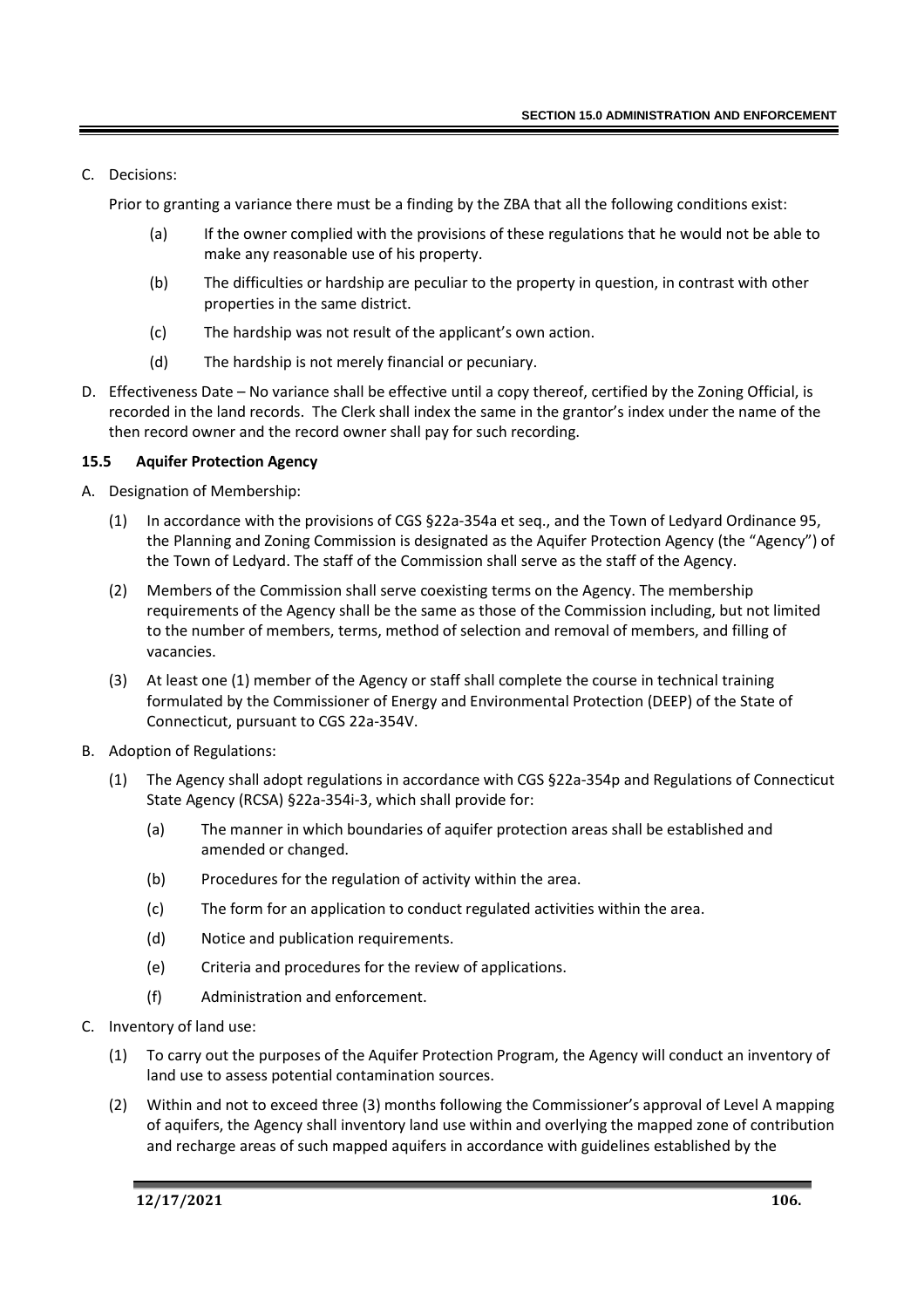C. Decisions:

Prior to granting a variance there must be a finding by the ZBA that all the following conditions exist:

(a) If the owner complied with the provisions of these regulations that he would not be able to make any reasonable use of his property.

(b) The difficulties or hardship are peculiar to the property in question, in contrast with other properties in the same district.

(c) The hardship was not result of the applicant's own action.

(d) The hardship is not merely financial or pecuniary.

D. Effectiveness Date – No variance shall be effective until a copy thereof, certified by the Zoning Official, is recorded in the land records. The Clerk shall index the same in the grantor's index under the name of the then record owner and the record owner shall pay for such recording.

### 15.5 Aquifer Protection Agency

A. Designation of Membership:

(1) In accordance with the provisions of CGS §22a-354a et seq., and the Town of Ledyard Ordinance 95, the Planning and Zoning Commission is designated as the Aquifer Protection Agency (the "Agency") of the Town of Ledyard. The staff of the Commission shall serve as the staff of the Agency.

(2) Members of the Commission shall serve coexisting terms on the Agency. The membership requirements of the Agency shall be the same as those of the Commission including, but not limited to the number of members, terms, method of selection and removal of members, and filling of vacancies.

(3) At least one (1) member of the Agency or staff shall complete the course in technical training formulated by the Commissioner of Energy and Environmental Protection (DEEP) of the State of Connecticut, pursuant to CGS 22a-354V.

B. Adoption of Regulations:

(1) The Agency shall adopt regulations in accordance with CGS §22a-354p and Regulations of Connecticut State Agency (RCSA) §22a-354i-3, which shall provide for:

(a) The manner in which boundaries of aquifer protection areas shall be established and amended or changed.

(b) Procedures for the regulation of activity within the area.

(c) The form for an application to conduct regulated activities within the area.

(d) Notice and publication requirements.

(e) Criteria and procedures for the review of applications.

(f) Administration and enforcement.

C. Inventory of land use:

(1) To carry out the purposes of the Aquifer Protection Program, the Agency will conduct an inventory of land use to assess potential contamination sources.

(2) Within and not to exceed three (3) months following the Commissioner's approval of Level A mapping of aquifers, the Agency shall inventory land use within and overlying the mapped zone of contribution and recharge areas of such mapped aquifers in accordance with guidelines established by the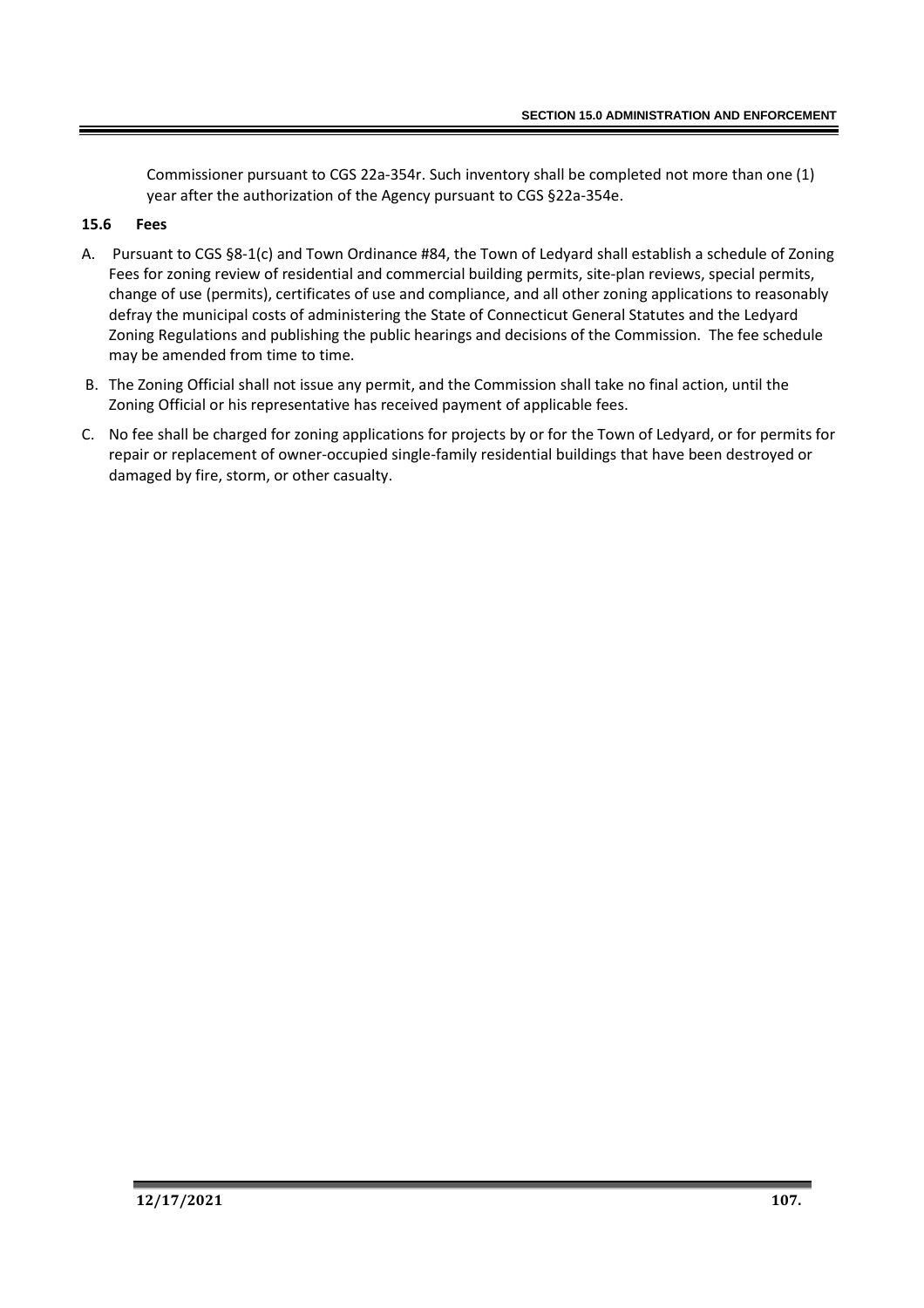Commissioner pursuant to CGS 22a-354r. Such inventory shall be completed not more than one (1) year after the authorization of the Agency pursuant to CGS §22a-354e.

### 15.6 Fees

A. Pursuant to CGS §8-1(c) and Town Ordinance #84, the Town of Ledyard shall establish a schedule of Zoning Fees for zoning review of residential and commercial building permits, site-plan reviews, special permits, change of use (permits), certificates of use and compliance, and all other zoning applications to reasonably defray the municipal costs of administering the State of Connecticut General Statutes and the Ledyard Zoning Regulations and publishing the public hearings and decisions of the Commission. The fee schedule may be amended from time to time.

B. The Zoning Official shall not issue any permit, and the Commission shall take no final action, until the Zoning Official or his representative has received payment of applicable fees.

C. No fee shall be charged for zoning applications for projects by or for the Town of Ledyard, or for permits for repair or replacement of owner-occupied single-family residential buildings that have been destroyed or damaged by fire, storm, or other casualty.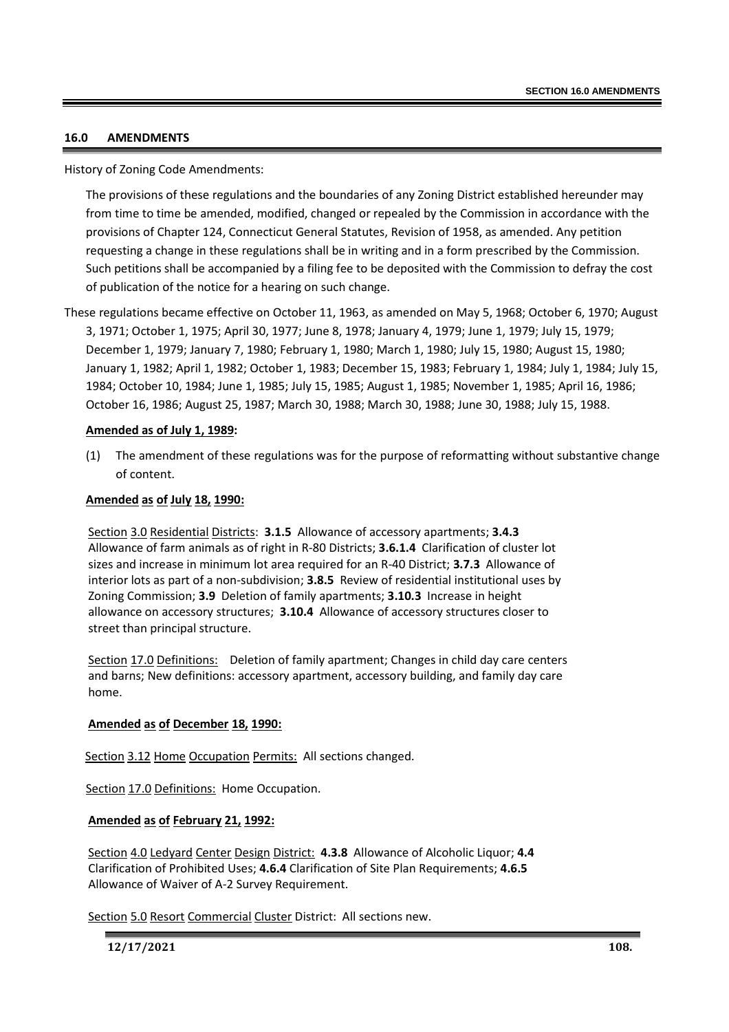## 16.0 AMENDMENTS

History of Zoning Code Amendments:

The provisions of these regulations and the boundaries of any Zoning District established hereunder may from time to time be amended, modified, changed or repealed by the Commission in accordance with the provisions of Chapter 124, Connecticut General Statutes, Revision of 1958, as amended. Any petition requesting a change in these regulations shall be in writing and in a form prescribed by the Commission. Such petitions shall be accompanied by a filing fee to be deposited with the Commission to defray the cost of publication of the notice for a hearing on such change.

These regulations became effective on October 11, 1963, as amended on May 5, 1968; October 6, 1970; August 3, 1971; October 1, 1975; April 30, 1977; June 8, 1978; January 4, 1979; June 1, 1979; July 15, 1979; December 1, 1979; January 7, 1980; February 1, 1980; March 1, 1980; July 15, 1980; August 15, 1980; January 1, 1982; April 1, 1982; October 1, 1983; December 15, 1983; February 1, 1984; July 1, 1984; July 15, 1984; October 10, 1984; June 1, 1985; July 15, 1985; August 1, 1985; November 1, 1985; April 16, 1986; October 16, 1986; August 25, 1987; March 30, 1988; March 30, 1988; June 30, 1988; July 15, 1988.

**Amended as of July 1, 1989:**

(1) The amendment of these regulations was for the purpose of reformatting without substantive change of content.

**Amended as of July 18, 1990:**

Section 3.0 Residential Districts: **3.1.5** Allowance of accessory apartments; **3.4.3** Allowance of farm animals as of right in R-80 Districts; **3.6.1.4** Clarification of cluster lot sizes and increase in minimum lot area required for an R-40 District; **3.7.3** Allowance of interior lots as part of a non-subdivision; **3.8.5** Review of residential institutional uses by Zoning Commission; **3.9** Deletion of family apartments; **3.10.3** Increase in height allowance on accessory structures; **3.10.4** Allowance of accessory structures closer to street than principal structure.

Section 17.0 Definitions: Deletion of family apartment; Changes in child day care centers and barns; New definitions: accessory apartment, accessory building, and family day care home.

**Amended as of December 18, 1990:**

Section 3.12 Home Occupation Permits: All sections changed.

Section 17.0 Definitions: Home Occupation.

**Amended as of February 21, 1992:**

Section 4.0 Ledyard Center Design District: **4.3.8** Allowance of Alcoholic Liquor; **4.4** Clarification of Prohibited Uses; **4.6.4** Clarification of Site Plan Requirements; **4.6.5** Allowance of Waiver of A-2 Survey Requirement.

Section 5.0 Resort Commercial Cluster District: All sections new.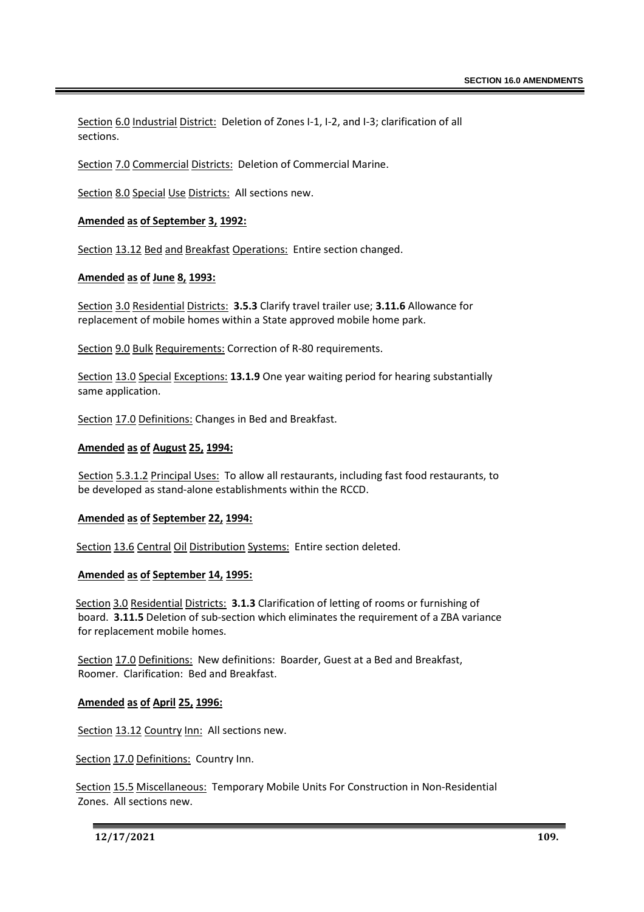Section 6.0 Industrial District: Deletion of Zones I-1, I-2, and I-3; clarification of all sections.

Section 7.0 Commercial Districts: Deletion of Commercial Marine.

Section 8.0 Special Use Districts: All sections new.

**Amended as of September 3, 1992:**

Section 13.12 Bed and Breakfast Operations: Entire section changed.

**Amended as of June 8, 1993:**

Section 3.0 Residential Districts: **3.5.3** Clarify travel trailer use; **3.11.6** Allowance for replacement of mobile homes within a State approved mobile home park.

Section 9.0 Bulk Requirements: Correction of R-80 requirements.

Section 13.0 Special Exceptions: **13.1.9** One year waiting period for hearing substantially same application.

Section 17.0 Definitions: Changes in Bed and Breakfast.

**Amended as of August 25, 1994:**

Section 5.3.1.2 Principal Uses: To allow all restaurants, including fast food restaurants, to be developed as stand-alone establishments within the RCCD.

**Amended as of September 22, 1994:**

Section 13.6 Central Oil Distribution Systems: Entire section deleted.

**Amended as of September 14, 1995:**

Section 3.0 Residential Districts: **3.1.3** Clarification of letting of rooms or furnishing of board. **3.11.5** Deletion of sub-section which eliminates the requirement of a ZBA variance for replacement mobile homes.

Section 17.0 Definitions: New definitions: Boarder, Guest at a Bed and Breakfast, Roomer. Clarification: Bed and Breakfast.

**Amended as of April 25, 1996:**

Section 13.12 Country Inn: All sections new.

Section 17.0 Definitions: Country Inn.

Section 15.5 Miscellaneous: Temporary Mobile Units For Construction in Non-Residential Zones. All sections new.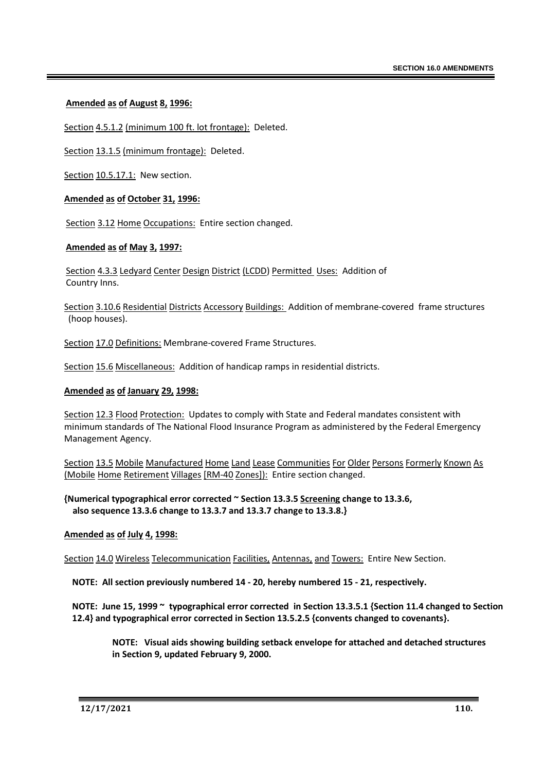**Amended as of August 8, 1996:**

Section 4.5.1.2 (minimum 100 ft. lot frontage): Deleted.

Section 13.1.5 (minimum frontage): Deleted.

Section 10.5.17.1: New section.

**Amended as of October 31, 1996:**

Section 3.12 Home Occupations: Entire section changed.

**Amended as of May 3, 1997:**

Section 4.3.3 Ledyard Center Design District (LCDD) Permitted Uses: Addition of Country Inns.

Section 3.10.6 Residential Districts Accessory Buildings: Addition of membrane-covered frame structures (hoop houses).

Section 17.0 Definitions: Membrane-covered Frame Structures.

Section 15.6 Miscellaneous: Addition of handicap ramps in residential districts.

**Amended as of January 29, 1998:**

Section 12.3 Flood Protection: Updates to comply with State and Federal mandates consistent with minimum standards of The National Flood Insurance Program as administered by the Federal Emergency Management Agency.

Section 13.5 Mobile Manufactured Home Land Lease Communities For Older Persons Formerly Known As (Mobile Home Retirement Villages [RM-40 Zones]): Entire section changed.

**{Numerical typographical error corrected ~ Section 13.3.5 Screening change to 13.3.6, also sequence 13.3.6 change to 13.3.7 and 13.3.7 change to 13.3.8.}**

**Amended as of July 4, 1998:**

Section 14.0 Wireless Telecommunication Facilities, Antennas, and Towers: Entire New Section.

**NOTE: All section previously numbered 14 - 20, hereby numbered 15 - 21, respectively.**

**NOTE: June 15, 1999 ~ typographical error corrected in Section 13.3.5.1 {Section 11.4 changed to Section 12.4} and typographical error corrected in Section 13.5.2.5 {convents changed to covenants}.**

**NOTE: Visual aids showing building setback envelope for attached and detached structures in Section 9, updated February 9, 2000.**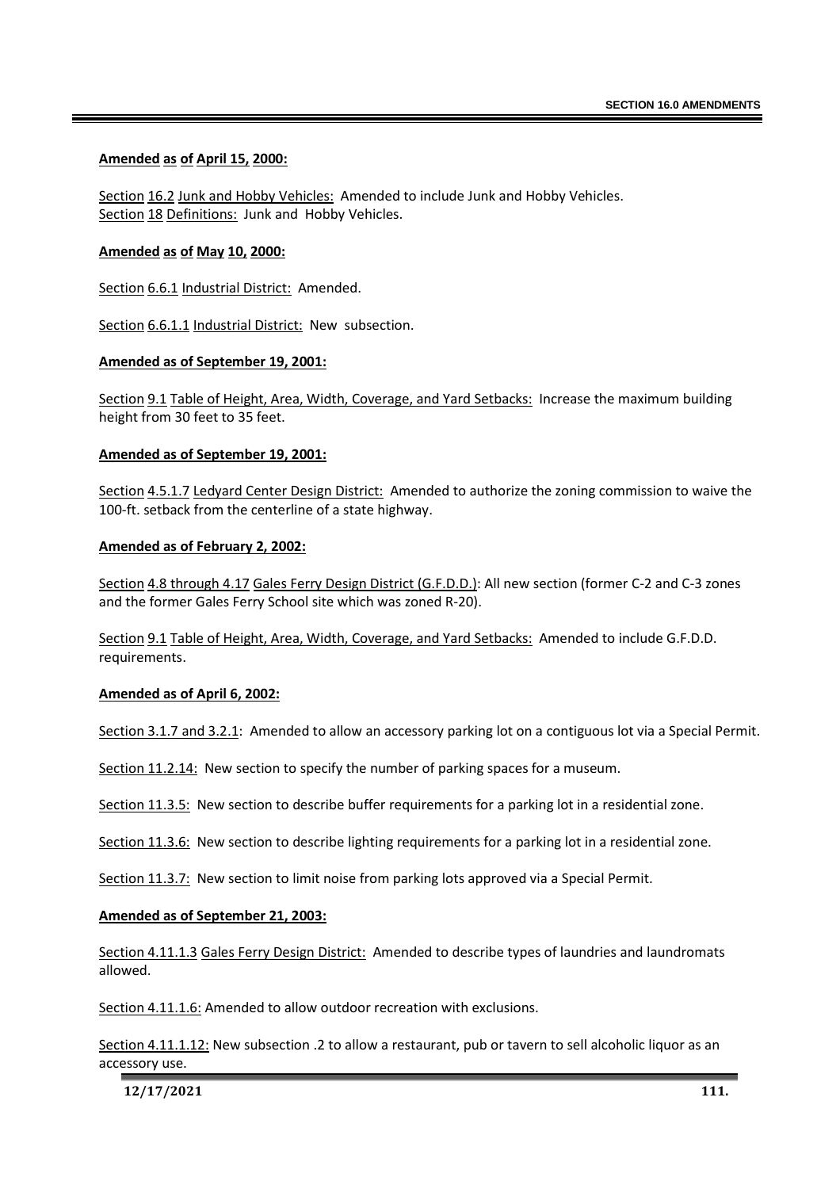**Amended as of April 15, 2000:**

Section 16.2 Junk and Hobby Vehicles: Amended to include Junk and Hobby Vehicles.
Section 18 Definitions: Junk and Hobby Vehicles.

**Amended as of May 10, 2000:**

Section 6.6.1 Industrial District: Amended.

Section 6.6.1.1 Industrial District: New subsection.

**Amended as of September 19, 2001:**

Section 9.1 Table of Height, Area, Width, Coverage, and Yard Setbacks: Increase the maximum building height from 30 feet to 35 feet.

**Amended as of September 19, 2001:**

Section 4.5.1.7 Ledyard Center Design District: Amended to authorize the zoning commission to waive the 100-ft. setback from the centerline of a state highway.

**Amended as of February 2, 2002:**

Section 4.8 through 4.17 Gales Ferry Design District (G.F.D.D.): All new section (former C-2 and C-3 zones and the former Gales Ferry School site which was zoned R-20).

Section 9.1 Table of Height, Area, Width, Coverage, and Yard Setbacks: Amended to include G.F.D.D. requirements.

**Amended as of April 6, 2002:**

Section 3.1.7 and 3.2.1: Amended to allow an accessory parking lot on a contiguous lot via a Special Permit.

Section 11.2.14: New section to specify the number of parking spaces for a museum.

Section 11.3.5: New section to describe buffer requirements for a parking lot in a residential zone.

Section 11.3.6: New section to describe lighting requirements for a parking lot in a residential zone.

Section 11.3.7: New section to limit noise from parking lots approved via a Special Permit.

**Amended as of September 21, 2003:**

Section 4.11.1.3 Gales Ferry Design District: Amended to describe types of laundries and laundromats allowed.

Section 4.11.1.6: Amended to allow outdoor recreation with exclusions.

Section 4.11.1.12: New subsection .2 to allow a restaurant, pub or tavern to sell alcoholic liquor as an accessory use.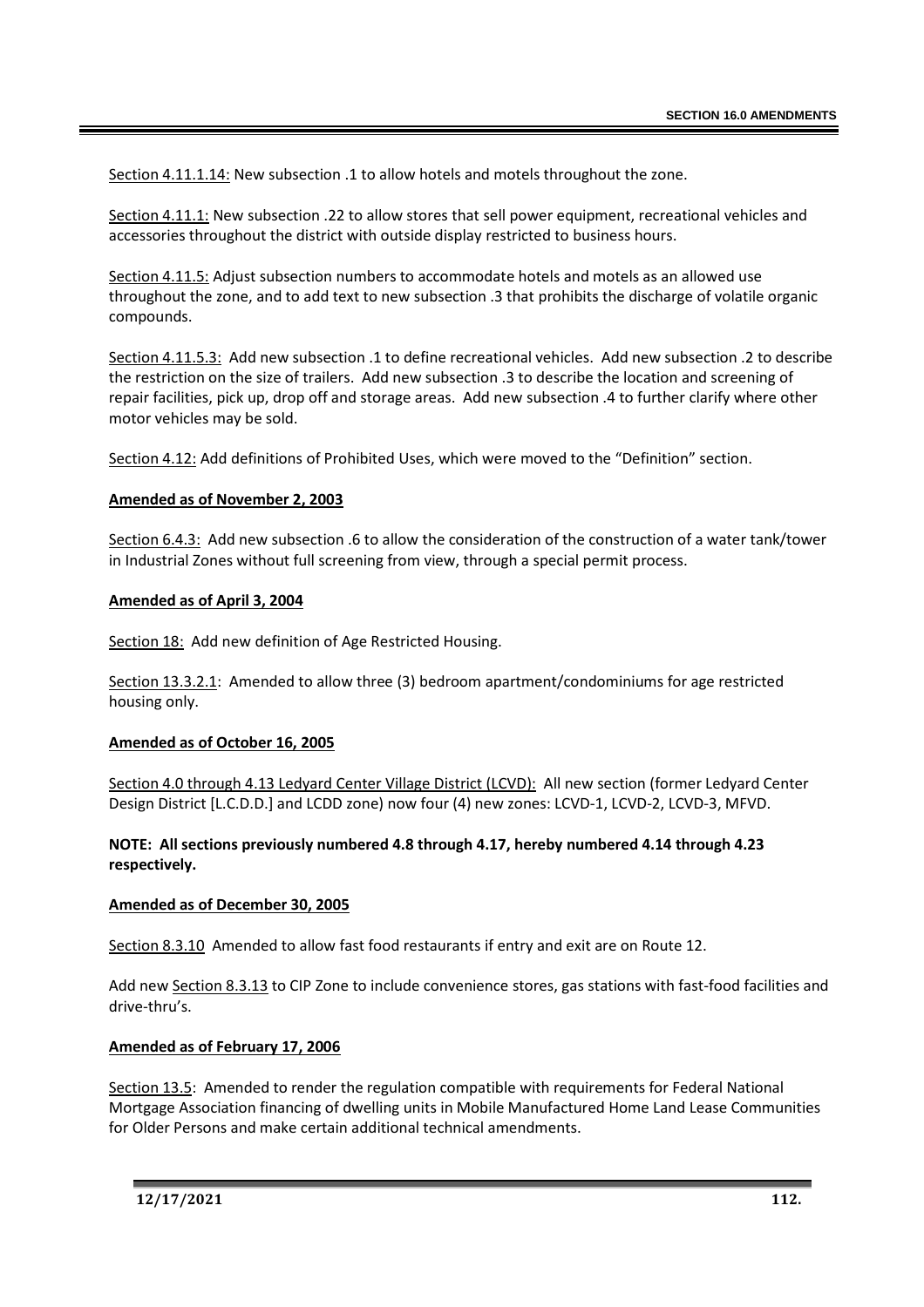Section 4.11.1.14: New subsection .1 to allow hotels and motels throughout the zone.

Section 4.11.1: New subsection .22 to allow stores that sell power equipment, recreational vehicles and accessories throughout the district with outside display restricted to business hours.

Section 4.11.5: Adjust subsection numbers to accommodate hotels and motels as an allowed use throughout the zone, and to add text to new subsection .3 that prohibits the discharge of volatile organic compounds.

Section 4.11.5.3: Add new subsection .1 to define recreational vehicles. Add new subsection .2 to describe the restriction on the size of trailers. Add new subsection .3 to describe the location and screening of repair facilities, pick up, drop off and storage areas. Add new subsection .4 to further clarify where other motor vehicles may be sold.

Section 4.12: Add definitions of Prohibited Uses, which were moved to the "Definition" section.

**Amended as of November 2, 2003**

Section 6.4.3: Add new subsection .6 to allow the consideration of the construction of a water tank/tower in Industrial Zones without full screening from view, through a special permit process.

**Amended as of April 3, 2004**

Section 18: Add new definition of Age Restricted Housing.

Section 13.3.2.1: Amended to allow three (3) bedroom apartment/condominiums for age restricted housing only.

**Amended as of October 16, 2005**

Section 4.0 through 4.13 Ledyard Center Village District (LCVD): All new section (former Ledyard Center Design District [L.C.D.D.] and LCDD zone) now four (4) new zones: LCVD-1, LCVD-2, LCVD-3, MFVD.

**NOTE: All sections previously numbered 4.8 through 4.17, hereby numbered 4.14 through 4.23 respectively.**

**Amended as of December 30, 2005**

Section 8.3.10 Amended to allow fast food restaurants if entry and exit are on Route 12.

Add new Section 8.3.13 to CIP Zone to include convenience stores, gas stations with fast-food facilities and drive-thru's.

**Amended as of February 17, 2006**

Section 13.5: Amended to render the regulation compatible with requirements for Federal National Mortgage Association financing of dwelling units in Mobile Manufactured Home Land Lease Communities for Older Persons and make certain additional technical amendments.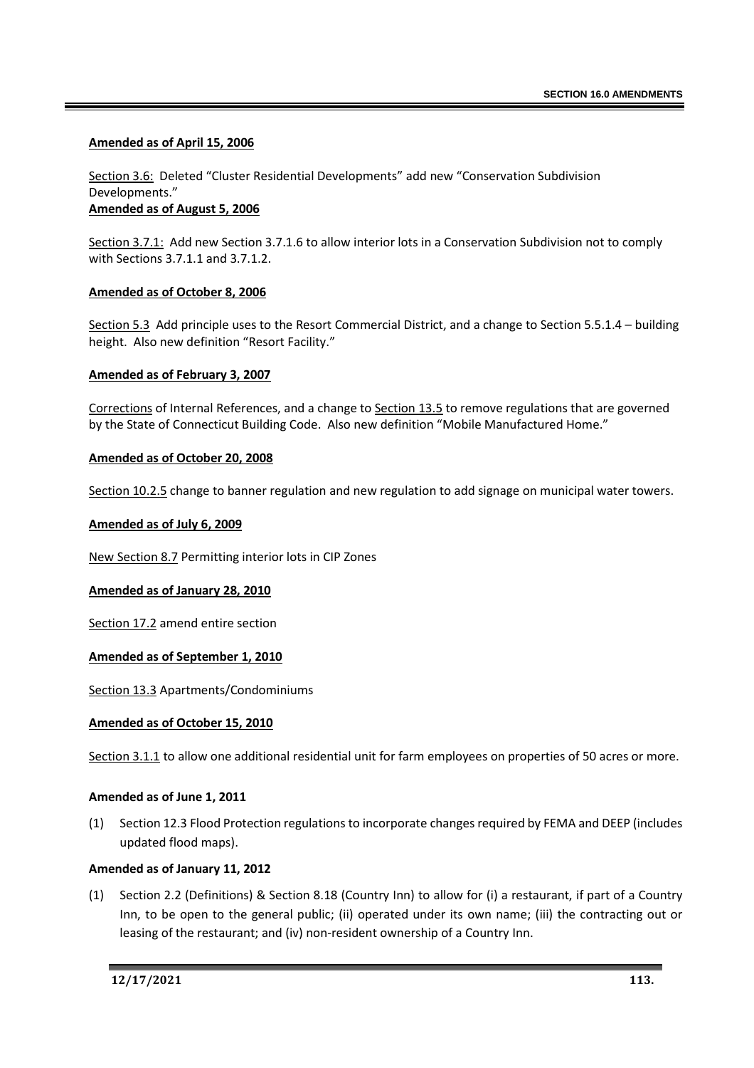**Amended as of April 15, 2006**

Section 3.6: Deleted "Cluster Residential Developments" add new "Conservation Subdivision Developments."

**Amended as of August 5, 2006**

Section 3.7.1: Add new Section 3.7.1.6 to allow interior lots in a Conservation Subdivision not to comply with Sections 3.7.1.1 and 3.7.1.2.

**Amended as of October 8, 2006**

Section 5.3 Add principle uses to the Resort Commercial District, and a change to Section 5.5.1.4 – building height. Also new definition "Resort Facility."

**Amended as of February 3, 2007**

Corrections of Internal References, and a change to Section 13.5 to remove regulations that are governed by the State of Connecticut Building Code. Also new definition "Mobile Manufactured Home."

**Amended as of October 20, 2008**

Section 10.2.5 change to banner regulation and new regulation to add signage on municipal water towers.

**Amended as of July 6, 2009**

New Section 8.7 Permitting interior lots in CIP Zones

**Amended as of January 28, 2010**

Section 17.2 amend entire section

**Amended as of September 1, 2010**

Section 13.3 Apartments/Condominiums

**Amended as of October 15, 2010**

Section 3.1.1 to allow one additional residential unit for farm employees on properties of 50 acres or more.

**Amended as of June 1, 2011**

(1) Section 12.3 Flood Protection regulations to incorporate changes required by FEMA and DEEP (includes updated flood maps).

**Amended as of January 11, 2012**

(1) Section 2.2 (Definitions) & Section 8.18 (Country Inn) to allow for (i) a restaurant, if part of a Country Inn, to be open to the general public; (ii) operated under its own name; (iii) the contracting out or leasing of the restaurant; and (iv) non-resident ownership of a Country Inn.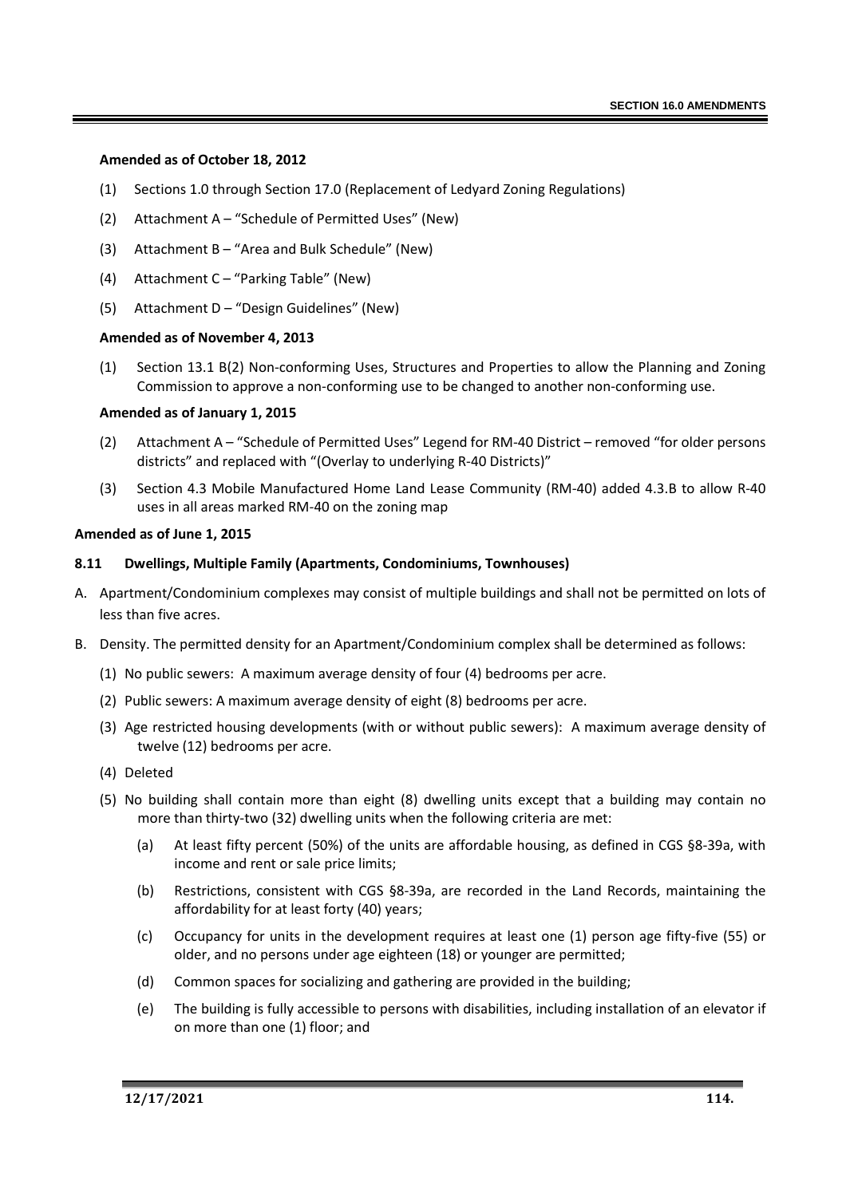**Amended as of October 18, 2012**

(1) Sections 1.0 through Section 17.0 (Replacement of Ledyard Zoning Regulations)

(2) Attachment A – "Schedule of Permitted Uses" (New)

(3) Attachment B – "Area and Bulk Schedule" (New)

(4) Attachment C – "Parking Table" (New)

(5) Attachment D – "Design Guidelines" (New)

**Amended as of November 4, 2013**

(1) Section 13.1 B(2) Non-conforming Uses, Structures and Properties to allow the Planning and Zoning Commission to approve a non-conforming use to be changed to another non-conforming use.

**Amended as of January 1, 2015**

(2) Attachment A – "Schedule of Permitted Uses" Legend for RM-40 District – removed "for older persons districts" and replaced with "(Overlay to underlying R-40 Districts)"

(3) Section 4.3 Mobile Manufactured Home Land Lease Community (RM-40) added 4.3.B to allow R-40 uses in all areas marked RM-40 on the zoning map

**Amended as of June 1, 2015**

**8.11 Dwellings, Multiple Family (Apartments, Condominiums, Townhouses)**

A. Apartment/Condominium complexes may consist of multiple buildings and shall not be permitted on lots of less than five acres.

B. Density. The permitted density for an Apartment/Condominium complex shall be determined as follows:

(1) No public sewers: A maximum average density of four (4) bedrooms per acre.

(2) Public sewers: A maximum average density of eight (8) bedrooms per acre.

(3) Age restricted housing developments (with or without public sewers): A maximum average density of twelve (12) bedrooms per acre.

(4) Deleted

(5) No building shall contain more than eight (8) dwelling units except that a building may contain no more than thirty-two (32) dwelling units when the following criteria are met:

(a) At least fifty percent (50%) of the units are affordable housing, as defined in CGS §8-39a, with income and rent or sale price limits;

(b) Restrictions, consistent with CGS §8-39a, are recorded in the Land Records, maintaining the affordability for at least forty (40) years;

(c) Occupancy for units in the development requires at least one (1) person age fifty-five (55) or older, and no persons under age eighteen (18) or younger are permitted;

(d) Common spaces for socializing and gathering are provided in the building;

(e) The building is fully accessible to persons with disabilities, including installation of an elevator if on more than one (1) floor; and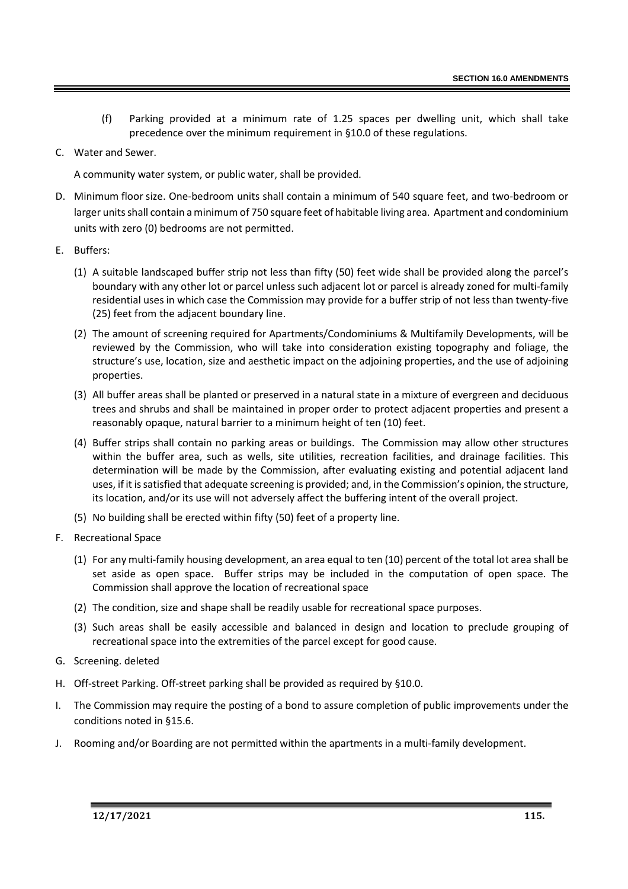(f) Parking provided at a minimum rate of 1.25 spaces per dwelling unit, which shall take precedence over the minimum requirement in §10.0 of these regulations.

C. Water and Sewer.

A community water system, or public water, shall be provided.

D. Minimum floor size. One-bedroom units shall contain a minimum of 540 square feet, and two-bedroom or larger units shall contain a minimum of 750 square feet of habitable living area. Apartment and condominium units with zero (0) bedrooms are not permitted.

E. Buffers:

(1) A suitable landscaped buffer strip not less than fifty (50) feet wide shall be provided along the parcel's boundary with any other lot or parcel unless such adjacent lot or parcel is already zoned for multi-family residential uses in which case the Commission may provide for a buffer strip of not less than twenty-five (25) feet from the adjacent boundary line.

(2) The amount of screening required for Apartments/Condominiums & Multifamily Developments, will be reviewed by the Commission, who will take into consideration existing topography and foliage, the structure's use, location, size and aesthetic impact on the adjoining properties, and the use of adjoining properties.

(3) All buffer areas shall be planted or preserved in a natural state in a mixture of evergreen and deciduous trees and shrubs and shall be maintained in proper order to protect adjacent properties and present a reasonably opaque, natural barrier to a minimum height of ten (10) feet.

(4) Buffer strips shall contain no parking areas or buildings. The Commission may allow other structures within the buffer area, such as wells, site utilities, recreation facilities, and drainage facilities. This determination will be made by the Commission, after evaluating existing and potential adjacent land uses, if it is satisfied that adequate screening is provided; and, in the Commission's opinion, the structure, its location, and/or its use will not adversely affect the buffering intent of the overall project.

(5) No building shall be erected within fifty (50) feet of a property line.

F. Recreational Space

(1) For any multi-family housing development, an area equal to ten (10) percent of the total lot area shall be set aside as open space. Buffer strips may be included in the computation of open space. The Commission shall approve the location of recreational space

(2) The condition, size and shape shall be readily usable for recreational space purposes.

(3) Such areas shall be easily accessible and balanced in design and location to preclude grouping of recreational space into the extremities of the parcel except for good cause.

G. Screening. deleted

H. Off-street Parking. Off-street parking shall be provided as required by §10.0.

I. The Commission may require the posting of a bond to assure completion of public improvements under the conditions noted in §15.6.

J. Rooming and/or Boarding are not permitted within the apartments in a multi-family development.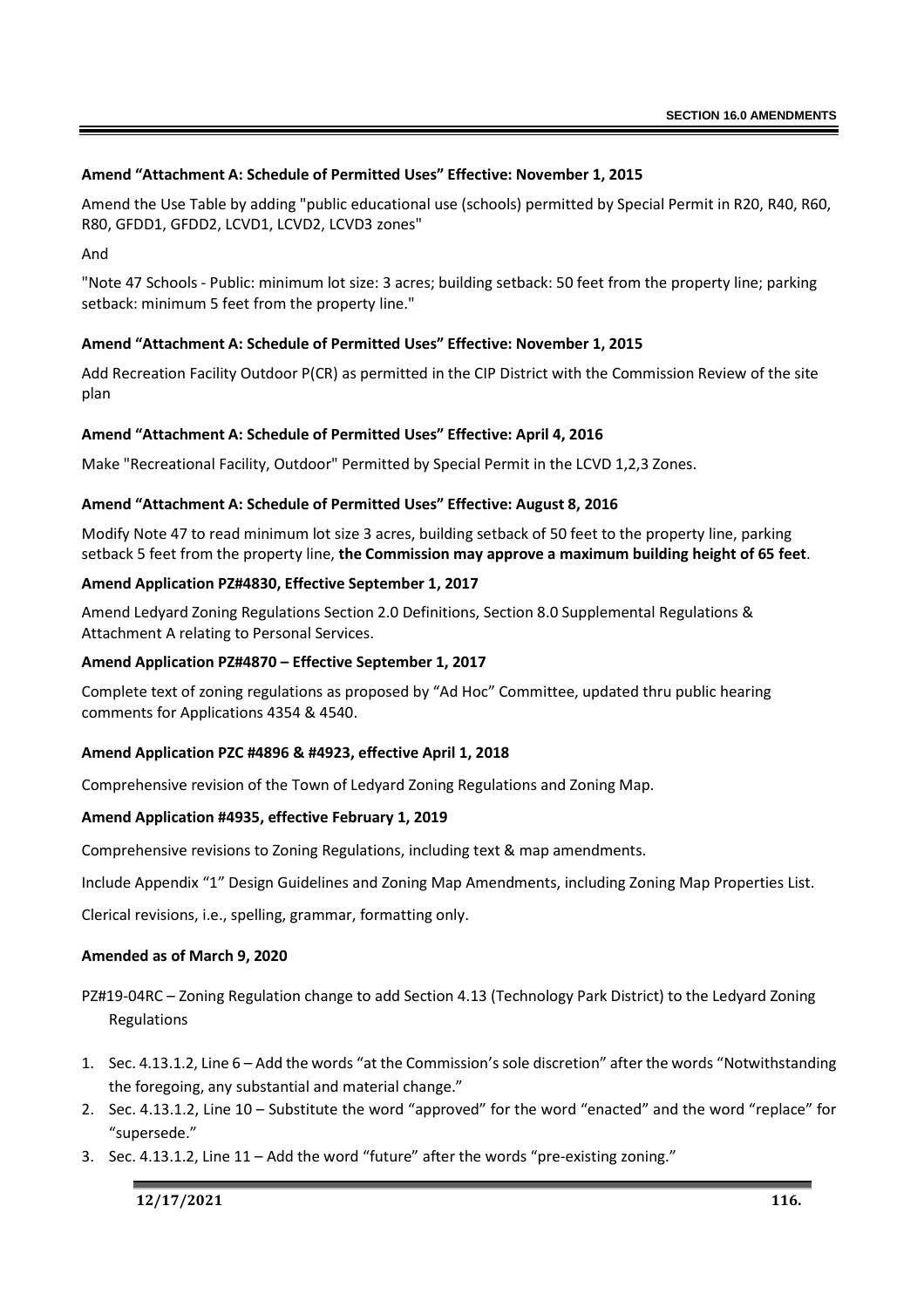**Amend "Attachment A: Schedule of Permitted Uses" Effective: November 1, 2015**

Amend the Use Table by adding "public educational use (schools) permitted by Special Permit in R20, R40, R60, R80, GFDD1, GFDD2, LCVD1, LCVD2, LCVD3 zones"

And

"Note 47 Schools - Public: minimum lot size: 3 acres; building setback: 50 feet from the property line; parking setback: minimum 5 feet from the property line."

**Amend "Attachment A: Schedule of Permitted Uses" Effective: November 1, 2015**

Add Recreation Facility Outdoor P(CR) as permitted in the CIP District with the Commission Review of the site plan

**Amend "Attachment A: Schedule of Permitted Uses" Effective: April 4, 2016**

Make "Recreational Facility, Outdoor" Permitted by Special Permit in the LCVD 1,2,3 Zones.

**Amend "Attachment A: Schedule of Permitted Uses" Effective: August 8, 2016**

Modify Note 47 to read minimum lot size 3 acres, building setback of 50 feet to the property line, parking setback 5 feet from the property line, **the Commission may approve a maximum building height of 65 feet**.

**Amend Application PZ#4830, Effective September 1, 2017**

Amend Ledyard Zoning Regulations Section 2.0 Definitions, Section 8.0 Supplemental Regulations & Attachment A relating to Personal Services.

**Amend Application PZ#4870 – Effective September 1, 2017**

Complete text of zoning regulations as proposed by "Ad Hoc" Committee, updated thru public hearing comments for Applications 4354 & 4540.

**Amend Application PZC #4896 & #4923, effective April 1, 2018**

Comprehensive revision of the Town of Ledyard Zoning Regulations and Zoning Map.

**Amend Application #4935, effective February 1, 2019**

Comprehensive revisions to Zoning Regulations, including text & map amendments.

Include Appendix "1" Design Guidelines and Zoning Map Amendments, including Zoning Map Properties List.

Clerical revisions, i.e., spelling, grammar, formatting only.

**Amended as of March 9, 2020**

PZ#19-04RC – Zoning Regulation change to add Section 4.13 (Technology Park District) to the Ledyard Zoning Regulations

1. Sec. 4.13.1.2, Line 6 – Add the words "at the Commission's sole discretion" after the words "Notwithstanding the foregoing, any substantial and material change."
2. Sec. 4.13.1.2, Line 10 – Substitute the word "approved" for the word "enacted" and the word "replace" for "supersede."
3. Sec. 4.13.1.2, Line 11 – Add the word "future" after the words "pre-existing zoning."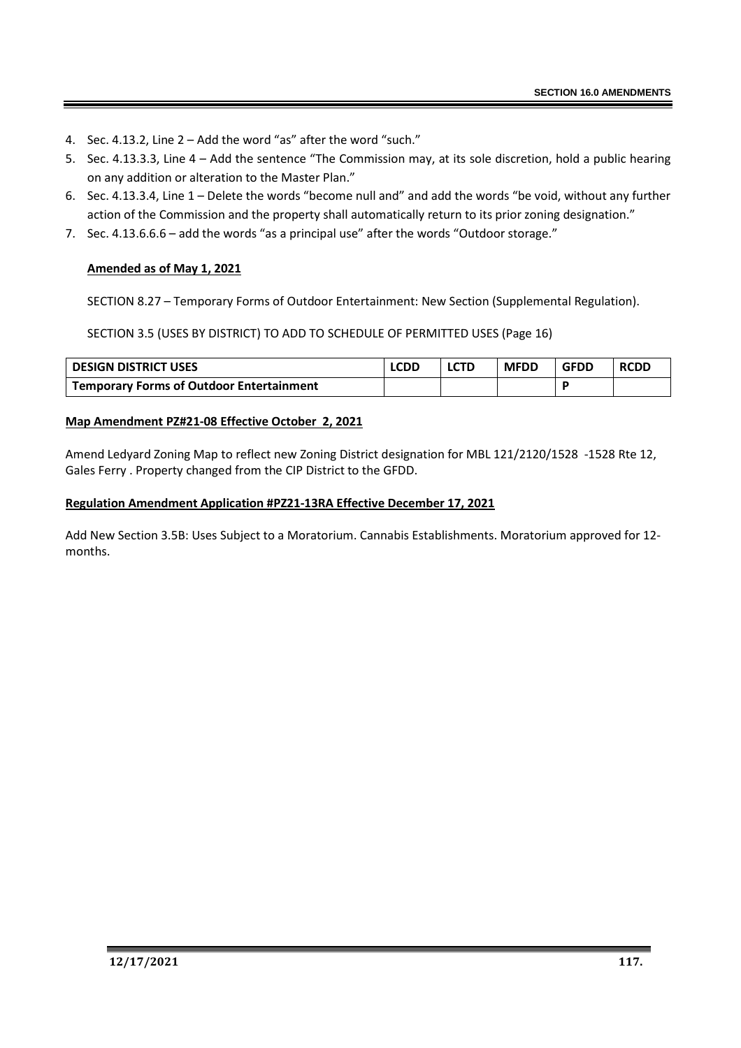4. Sec. 4.13.2, Line 2 – Add the word “as” after the word “such.”
5. Sec. 4.13.3.3, Line 4 – Add the sentence “The Commission may, at its sole discretion, hold a public hearing on any addition or alteration to the Master Plan.”
6. Sec. 4.13.3.4, Line 1 – Delete the words “become null and” and add the words “be void, without any further action of the Commission and the property shall automatically return to its prior zoning designation.”
7. Sec. 4.13.6.6.6 – add the words “as a principal use” after the words “Outdoor storage.”

**Amended as of May 1, 2021**

SECTION 8.27 – Temporary Forms of Outdoor Entertainment: New Section (Supplemental Regulation).

SECTION 3.5 (USES BY DISTRICT) TO ADD TO SCHEDULE OF PERMITTED USES (Page 16)

| DESIGN DISTRICT USES | LCDD | LCTD | MFDD | GFDD | RCDD |
|---|---|---|---|---|---|
| Temporary Forms of Outdoor Entertainment | | | | P | |

**Map Amendment PZ#21-08 Effective October 2, 2021**

Amend Ledyard Zoning Map to reflect new Zoning District designation for MBL 121/2120/1528 -1528 Rte 12, Gales Ferry . Property changed from the CIP District to the GFDD.

**Regulation Amendment Application #PZ21-13RA Effective December 17, 2021**

Add New Section 3.5B: Uses Subject to a Moratorium. Cannabis Establishments. Moratorium approved for 12-months.